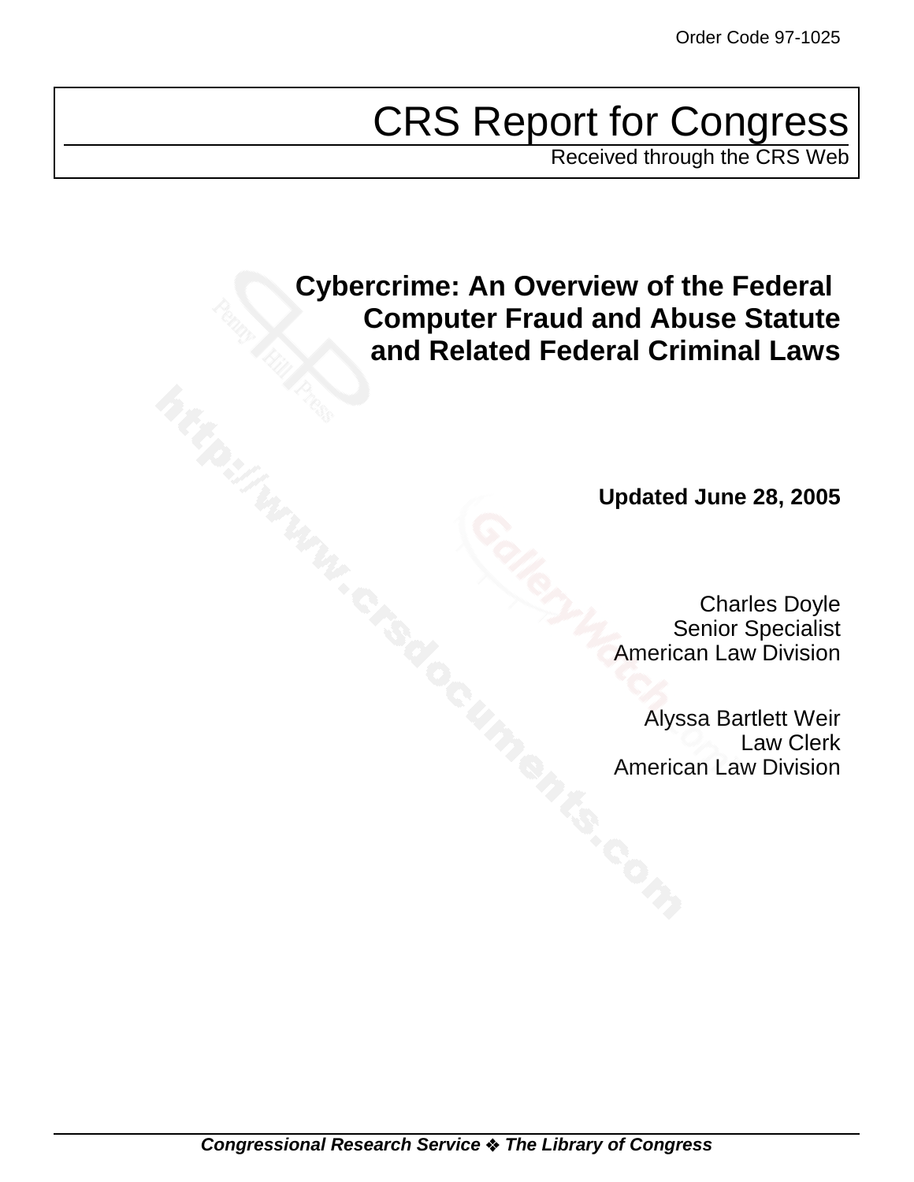Order Code 97-1025

# CRS Report for Congress

Received through the CRS Web

## Cybercrime: An Overview of the Federal Computer Fraud and Abuse Statute and Related Federal Criminal Laws

**Updated June 28, 2005**

Charles Doyle
Senior Specialist
American Law Division

Alyssa Bartlett Weir
Law Clerk
American Law Division

***Congressional Research Service ❖ The Library of Congress***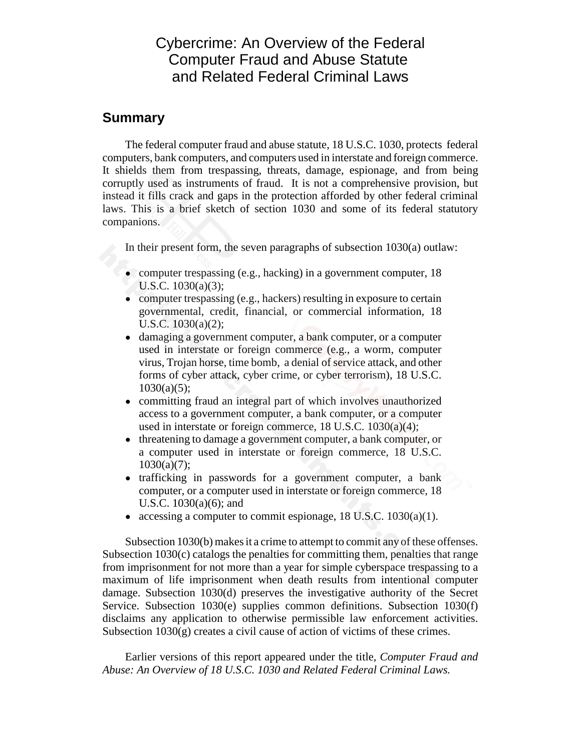# Cybercrime: An Overview of the Federal Computer Fraud and Abuse Statute and Related Federal Criminal Laws

## Summary

The federal computer fraud and abuse statute, 18 U.S.C. 1030, protects federal computers, bank computers, and computers used in interstate and foreign commerce. It shields them from trespassing, threats, damage, espionage, and from being corruptly used as instruments of fraud. It is not a comprehensive provision, but instead it fills crack and gaps in the protection afforded by other federal criminal laws. This is a brief sketch of section 1030 and some of its federal statutory companions.

In their present form, the seven paragraphs of subsection 1030(a) outlaw:

- computer trespassing (e.g., hacking) in a government computer, 18 U.S.C. 1030(a)(3);
- computer trespassing (e.g., hackers) resulting in exposure to certain governmental, credit, financial, or commercial information, 18 U.S.C. 1030(a)(2);
- damaging a government computer, a bank computer, or a computer used in interstate or foreign commerce (e.g., a worm, computer virus, Trojan horse, time bomb, a denial of service attack, and other forms of cyber attack, cyber crime, or cyber terrorism), 18 U.S.C. 1030(a)(5);
- committing fraud an integral part of which involves unauthorized access to a government computer, a bank computer, or a computer used in interstate or foreign commerce, 18 U.S.C. 1030(a)(4);
- threatening to damage a government computer, a bank computer, or a computer used in interstate or foreign commerce, 18 U.S.C. 1030(a)(7);
- trafficking in passwords for a government computer, a bank computer, or a computer used in interstate or foreign commerce, 18 U.S.C. 1030(a)(6); and
- accessing a computer to commit espionage, 18 U.S.C. 1030(a)(1).

Subsection 1030(b) makes it a crime to attempt to commit any of these offenses. Subsection 1030(c) catalogs the penalties for committing them, penalties that range from imprisonment for not more than a year for simple cyberspace trespassing to a maximum of life imprisonment when death results from intentional computer damage. Subsection 1030(d) preserves the investigative authority of the Secret Service. Subsection 1030(e) supplies common definitions. Subsection 1030(f) disclaims any application to otherwise permissible law enforcement activities. Subsection 1030(g) creates a civil cause of action of victims of these crimes.

Earlier versions of this report appeared under the title, *Computer Fraud and Abuse: An Overview of 18 U.S.C. 1030 and Related Federal Criminal Laws.*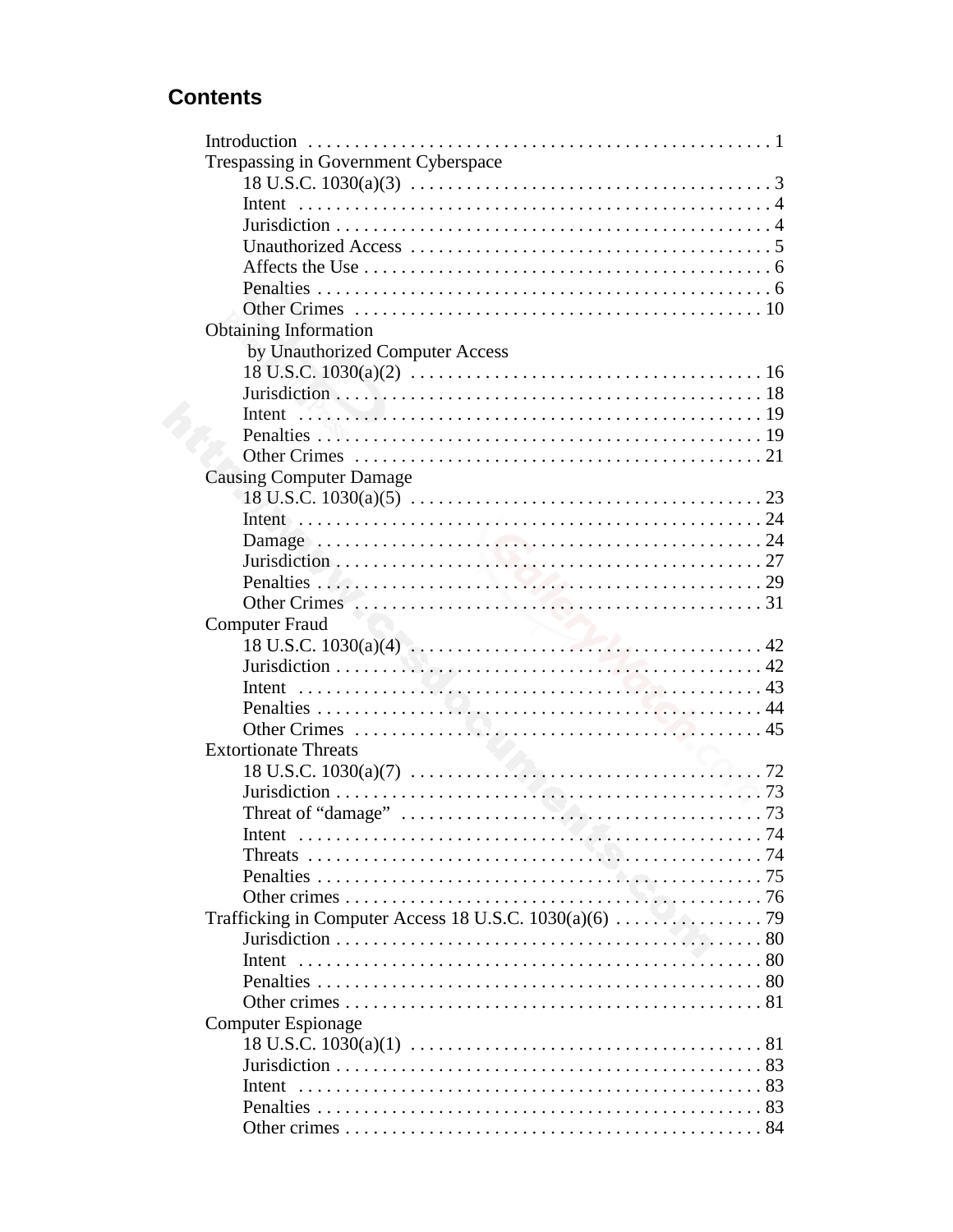## Contents

- Introduction . . . 1
- Trespassing in Government Cyberspace
  - 18 U.S.C. 1030(a)(3) . . . 3
  - Intent . . . 4
  - Jurisdiction . . . 4
  - Unauthorized Access . . . 5
  - Affects the Use . . . 6
  - Penalties . . . 6
  - Other Crimes . . . 10
- Obtaining Information by Unauthorized Computer Access
  - 18 U.S.C. 1030(a)(2) . . . 16
  - Jurisdiction . . . 18
  - Intent . . . 19
  - Penalties . . . 19
  - Other Crimes . . . 21
- Causing Computer Damage
  - 18 U.S.C. 1030(a)(5) . . . 23
  - Intent . . . 24
  - Damage . . . 24
  - Jurisdiction . . . 27
  - Penalties . . . 29
  - Other Crimes . . . 31
- Computer Fraud
  - 18 U.S.C. 1030(a)(4) . . . 42
  - Jurisdiction . . . 42
  - Intent . . . 43
  - Penalties . . . 44
  - Other Crimes . . . 45
- Extortionate Threats
  - 18 U.S.C. 1030(a)(7) . . . 72
  - Jurisdiction . . . 73
  - Threat of "damage" . . . 73
  - Intent . . . 74
  - Threats . . . 74
  - Penalties . . . 75
  - Other crimes . . . 76
- Trafficking in Computer Access 18 U.S.C. 1030(a)(6) . . . 79
  - Jurisdiction . . . 80
  - Intent . . . 80
  - Penalties . . . 80
  - Other crimes . . . 81
- Computer Espionage
  - 18 U.S.C. 1030(a)(1) . . . 81
  - Jurisdiction . . . 83
  - Intent . . . 83
  - Penalties . . . 83
  - Other crimes . . . 84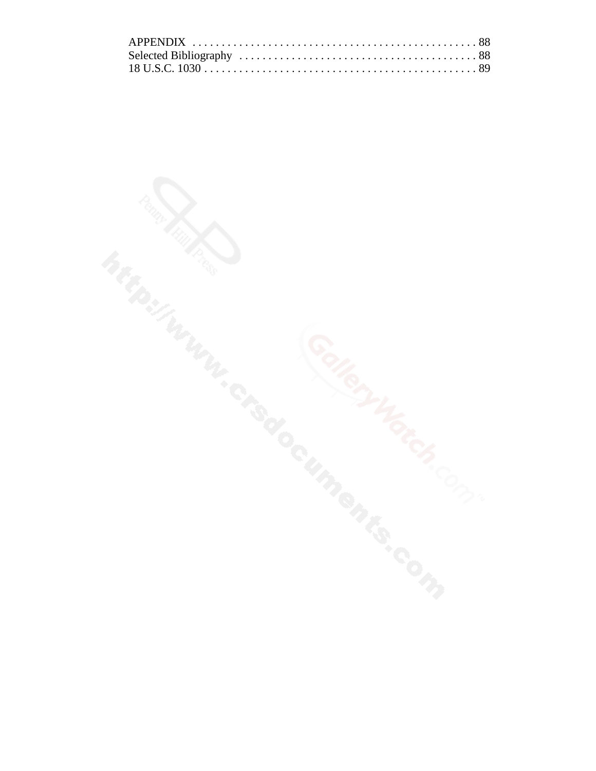APPENDIX . . . . . . . . . . . . . . . . . . . . . . . . . . . . . . . . . . . . . . . . . . . . . . . . 88
Selected Bibliography . . . . . . . . . . . . . . . . . . . . . . . . . . . . . . . . . . . . . . . . 88
18 U.S.C. 1030 . . . . . . . . . . . . . . . . . . . . . . . . . . . . . . . . . . . . . . . . . . . . . . . 89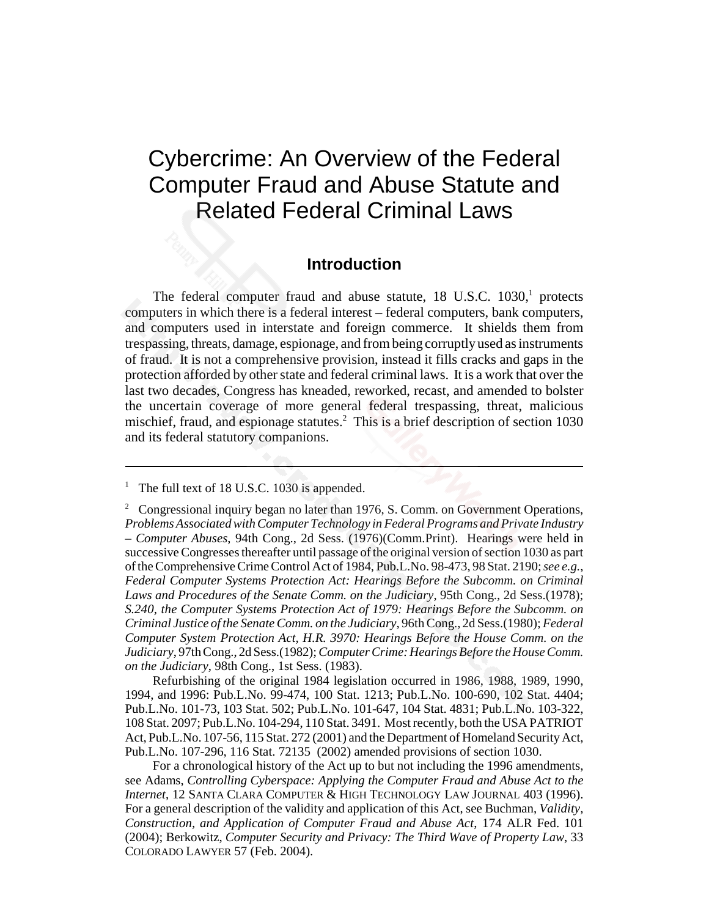# Cybercrime: An Overview of the Federal Computer Fraud and Abuse Statute and Related Federal Criminal Laws

## Introduction

The federal computer fraud and abuse statute, 18 U.S.C. 1030,[1] protects computers in which there is a federal interest – federal computers, bank computers, and computers used in interstate and foreign commerce. It shields them from trespassing, threats, damage, espionage, and from being corruptly used as instruments of fraud. It is not a comprehensive provision, instead it fills cracks and gaps in the protection afforded by other state and federal criminal laws. It is a work that over the last two decades, Congress has kneaded, reworked, recast, and amended to bolster the uncertain coverage of more general federal trespassing, threat, malicious mischief, fraud, and espionage statutes.[2] This is a brief description of section 1030 and its federal statutory companions.

---

[1] The full text of 18 U.S.C. 1030 is appended.

[2] Congressional inquiry began no later than 1976, S. Comm. on Government Operations, *Problems Associated with Computer Technology in Federal Programs and Private Industry – Computer Abuses*, 94th Cong., 2d Sess. (1976)(Comm.Print). Hearings were held in successive Congresses thereafter until passage of the original version of section 1030 as part of the Comprehensive Crime Control Act of 1984, Pub.L.No. 98-473, 98 Stat. 2190; *see e.g.*, *Federal Computer Systems Protection Act: Hearings Before the Subcomm. on Criminal Laws and Procedures of the Senate Comm. on the Judiciary*, 95th Cong., 2d Sess.(1978); *S.240, the Computer Systems Protection Act of 1979: Hearings Before the Subcomm. on Criminal Justice of the Senate Comm. on the Judiciary*, 96th Cong., 2d Sess.(1980); *Federal Computer System Protection Act, H.R. 3970: Hearings Before the House Comm. on the Judiciary*, 97th Cong., 2d Sess.(1982); *Computer Crime: Hearings Before the House Comm. on the Judiciary*, 98th Cong., 1st Sess. (1983).

Refurbishing of the original 1984 legislation occurred in 1986, 1988, 1989, 1990, 1994, and 1996: Pub.L.No. 99-474, 100 Stat. 1213; Pub.L.No. 100-690, 102 Stat. 4404; Pub.L.No. 101-73, 103 Stat. 502; Pub.L.No. 101-647, 104 Stat. 4831; Pub.L.No. 103-322, 108 Stat. 2097; Pub.L.No. 104-294, 110 Stat. 3491. Most recently, both the USA PATRIOT Act, Pub.L.No. 107-56, 115 Stat. 272 (2001) and the Department of Homeland Security Act, Pub.L.No. 107-296, 116 Stat. 72135 (2002) amended provisions of section 1030.

For a chronological history of the Act up to but not including the 1996 amendments, see Adams, *Controlling Cyberspace: Applying the Computer Fraud and Abuse Act to the Internet*, 12 SANTA CLARA COMPUTER & HIGH TECHNOLOGY LAW JOURNAL 403 (1996). For a general description of the validity and application of this Act, see Buchman, *Validity, Construction, and Application of Computer Fraud and Abuse Act*, 174 ALR Fed. 101 (2004); Berkowitz, *Computer Security and Privacy: The Third Wave of Property Law*, 33 COLORADO LAWYER 57 (Feb. 2004).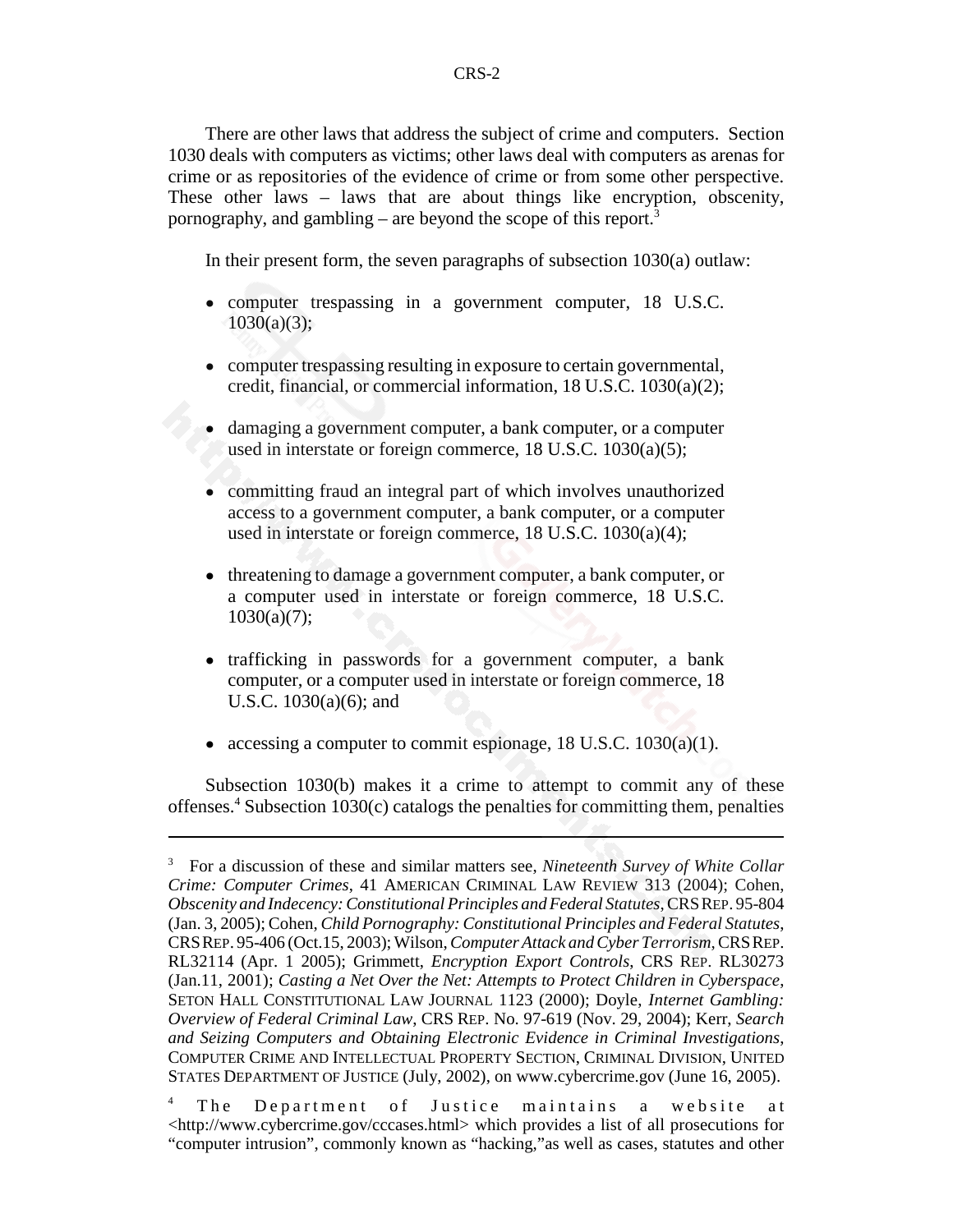There are other laws that address the subject of crime and computers. Section 1030 deals with computers as victims; other laws deal with computers as arenas for crime or as repositories of the evidence of crime or from some other perspective. These other laws – laws that are about things like encryption, obscenity, pornography, and gambling – are beyond the scope of this report.[3]

In their present form, the seven paragraphs of subsection 1030(a) outlaw:

- computer trespassing in a government computer, 18 U.S.C. 1030(a)(3);
- computer trespassing resulting in exposure to certain governmental, credit, financial, or commercial information, 18 U.S.C. 1030(a)(2);
- damaging a government computer, a bank computer, or a computer used in interstate or foreign commerce, 18 U.S.C. 1030(a)(5);
- committing fraud an integral part of which involves unauthorized access to a government computer, a bank computer, or a computer used in interstate or foreign commerce, 18 U.S.C. 1030(a)(4);
- threatening to damage a government computer, a bank computer, or a computer used in interstate or foreign commerce, 18 U.S.C. 1030(a)(7);
- trafficking in passwords for a government computer, a bank computer, or a computer used in interstate or foreign commerce, 18 U.S.C. 1030(a)(6); and
- accessing a computer to commit espionage, 18 U.S.C. 1030(a)(1).

Subsection 1030(b) makes it a crime to attempt to commit any of these offenses.[4] Subsection 1030(c) catalogs the penalties for committing them, penalties

---

[3] For a discussion of these and similar matters see, *Nineteenth Survey of White Collar Crime: Computer Crimes*, 41 AMERICAN CRIMINAL LAW REVIEW 313 (2004); Cohen, *Obscenity and Indecency: Constitutional Principles and Federal Statutes*, CRS REP. 95-804 (Jan. 3, 2005); Cohen, *Child Pornography: Constitutional Principles and Federal Statutes*, CRS REP. 95-406 (Oct.15, 2003); Wilson, *Computer Attack and Cyber Terrorism*, CRS REP. RL32114 (Apr. 1 2005); Grimmett, *Encryption Export Controls*, CRS REP. RL30273 (Jan.11, 2001); *Casting a Net Over the Net: Attempts to Protect Children in Cyberspace*, SETON HALL CONSTITUTIONAL LAW JOURNAL 1123 (2000); Doyle, *Internet Gambling: Overview of Federal Criminal Law*, CRS REP. No. 97-619 (Nov. 29, 2004); Kerr, *Search and Seizing Computers and Obtaining Electronic Evidence in Criminal Investigations*, COMPUTER CRIME AND INTELLECTUAL PROPERTY SECTION, CRIMINAL DIVISION, UNITED STATES DEPARTMENT OF JUSTICE (July, 2002), on www.cybercrime.gov (June 16, 2005).

[4] The Department of Justice maintains a website at <http://www.cybercrime.gov/cccases.html> which provides a list of all prosecutions for "computer intrusion", commonly known as "hacking,"as well as cases, statutes and other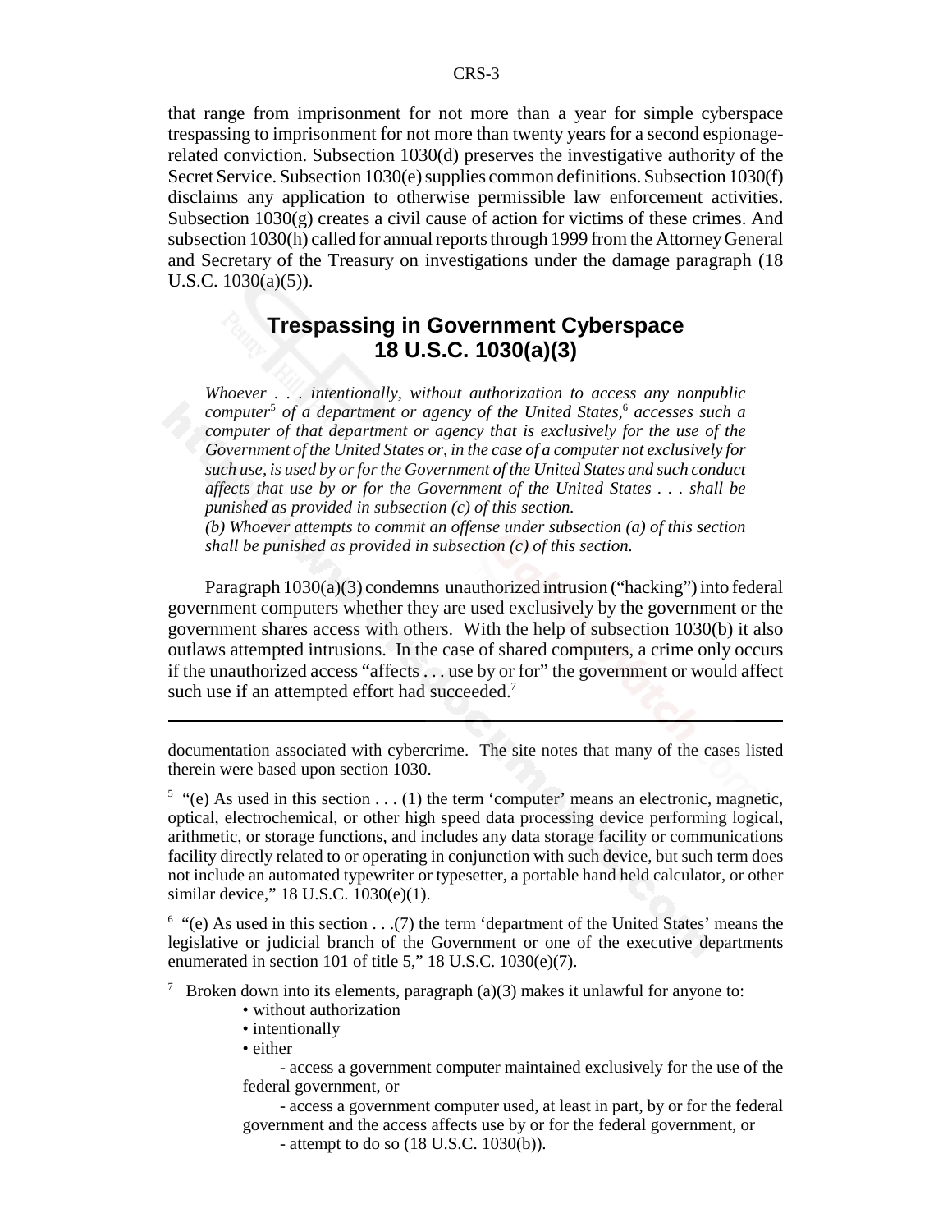that range from imprisonment for not more than a year for simple cyberspace trespassing to imprisonment for not more than twenty years for a second espionage-related conviction. Subsection 1030(d) preserves the investigative authority of the Secret Service. Subsection 1030(e) supplies common definitions. Subsection 1030(f) disclaims any application to otherwise permissible law enforcement activities. Subsection 1030(g) creates a civil cause of action for victims of these crimes. And subsection 1030(h) called for annual reports through 1999 from the Attorney General and Secretary of the Treasury on investigations under the damage paragraph (18 U.S.C. 1030(a)(5)).

## Trespassing in Government Cyberspace 18 U.S.C. 1030(a)(3)

*Whoever . . . intentionally, without authorization to access any nonpublic computer*[5] *of a department or agency of the United States,*[6] *accesses such a computer of that department or agency that is exclusively for the use of the Government of the United States or, in the case of a computer not exclusively for such use, is used by or for the Government of the United States and such conduct affects that use by or for the Government of the United States . . . shall be punished as provided in subsection (c) of this section.*

*(b) Whoever attempts to commit an offense under subsection (a) of this section shall be punished as provided in subsection (c) of this section.*

Paragraph 1030(a)(3) condemns unauthorized intrusion ("hacking") into federal government computers whether they are used exclusively by the government or the government shares access with others. With the help of subsection 1030(b) it also outlaws attempted intrusions. In the case of shared computers, a crime only occurs if the unauthorized access "affects . . . use by or for" the government or would affect such use if an attempted effort had succeeded.[7]

---

documentation associated with cybercrime. The site notes that many of the cases listed therein were based upon section 1030.

[5] "(e) As used in this section . . . (1) the term 'computer' means an electronic, magnetic, optical, electrochemical, or other high speed data processing device performing logical, arithmetic, or storage functions, and includes any data storage facility or communications facility directly related to or operating in conjunction with such device, but such term does not include an automated typewriter or typesetter, a portable hand held calculator, or other similar device," 18 U.S.C. 1030(e)(1).

[6] "(e) As used in this section . . .(7) the term 'department of the United States' means the legislative or judicial branch of the Government or one of the executive departments enumerated in section 101 of title 5," 18 U.S.C. 1030(e)(7).

[7] Broken down into its elements, paragraph (a)(3) makes it unlawful for anyone to:

- without authorization
- intentionally
- either
  - access a government computer maintained exclusively for the use of the federal government, or
  - access a government computer used, at least in part, by or for the federal government and the access affects use by or for the federal government, or
  - attempt to do so (18 U.S.C. 1030(b)).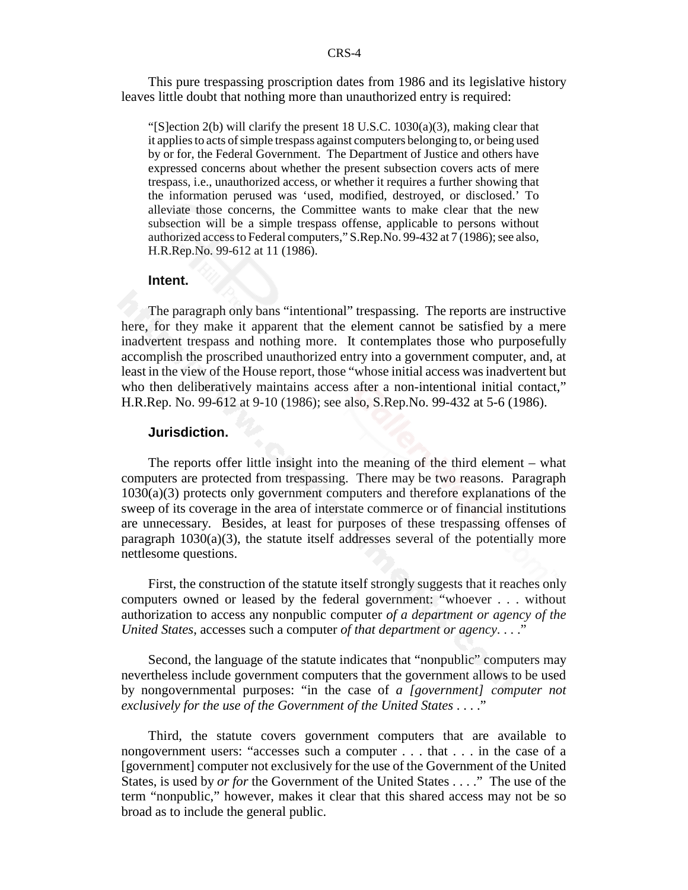This pure trespassing proscription dates from 1986 and its legislative history leaves little doubt that nothing more than unauthorized entry is required:

> "[S]ection 2(b) will clarify the present 18 U.S.C. 1030(a)(3), making clear that it applies to acts of simple trespass against computers belonging to, or being used by or for, the Federal Government. The Department of Justice and others have expressed concerns about whether the present subsection covers acts of mere trespass, i.e., unauthorized access, or whether it requires a further showing that the information perused was 'used, modified, destroyed, or disclosed.' To alleviate those concerns, the Committee wants to make clear that the new subsection will be a simple trespass offense, applicable to persons without authorized access to Federal computers," S.Rep.No. 99-432 at 7 (1986); see also, H.R.Rep.No. 99-612 at 11 (1986).

### Intent.

The paragraph only bans "intentional" trespassing. The reports are instructive here, for they make it apparent that the element cannot be satisfied by a mere inadvertent trespass and nothing more. It contemplates those who purposefully accomplish the proscribed unauthorized entry into a government computer, and, at least in the view of the House report, those "whose initial access was inadvertent but who then deliberatively maintains access after a non-intentional initial contact," H.R.Rep. No. 99-612 at 9-10 (1986); see also, S.Rep.No. 99-432 at 5-6 (1986).

### Jurisdiction.

The reports offer little insight into the meaning of the third element – what computers are protected from trespassing. There may be two reasons. Paragraph 1030(a)(3) protects only government computers and therefore explanations of the sweep of its coverage in the area of interstate commerce or of financial institutions are unnecessary. Besides, at least for purposes of these trespassing offenses of paragraph 1030(a)(3), the statute itself addresses several of the potentially more nettlesome questions.

First, the construction of the statute itself strongly suggests that it reaches only computers owned or leased by the federal government: "whoever . . . without authorization to access any nonpublic computer *of a department or agency of the United States*, accesses such a computer *of that department or agency*. . . ."

Second, the language of the statute indicates that "nonpublic" computers may nevertheless include government computers that the government allows to be used by nongovernmental purposes: "in the case of *a [government] computer not exclusively for the use of the Government of the United States* . . . ."

Third, the statute covers government computers that are available to nongovernment users: "accesses such a computer . . . that . . . in the case of a [government] computer not exclusively for the use of the Government of the United States, is used by *or for* the Government of the United States . . . ." The use of the term "nonpublic," however, makes it clear that this shared access may not be so broad as to include the general public.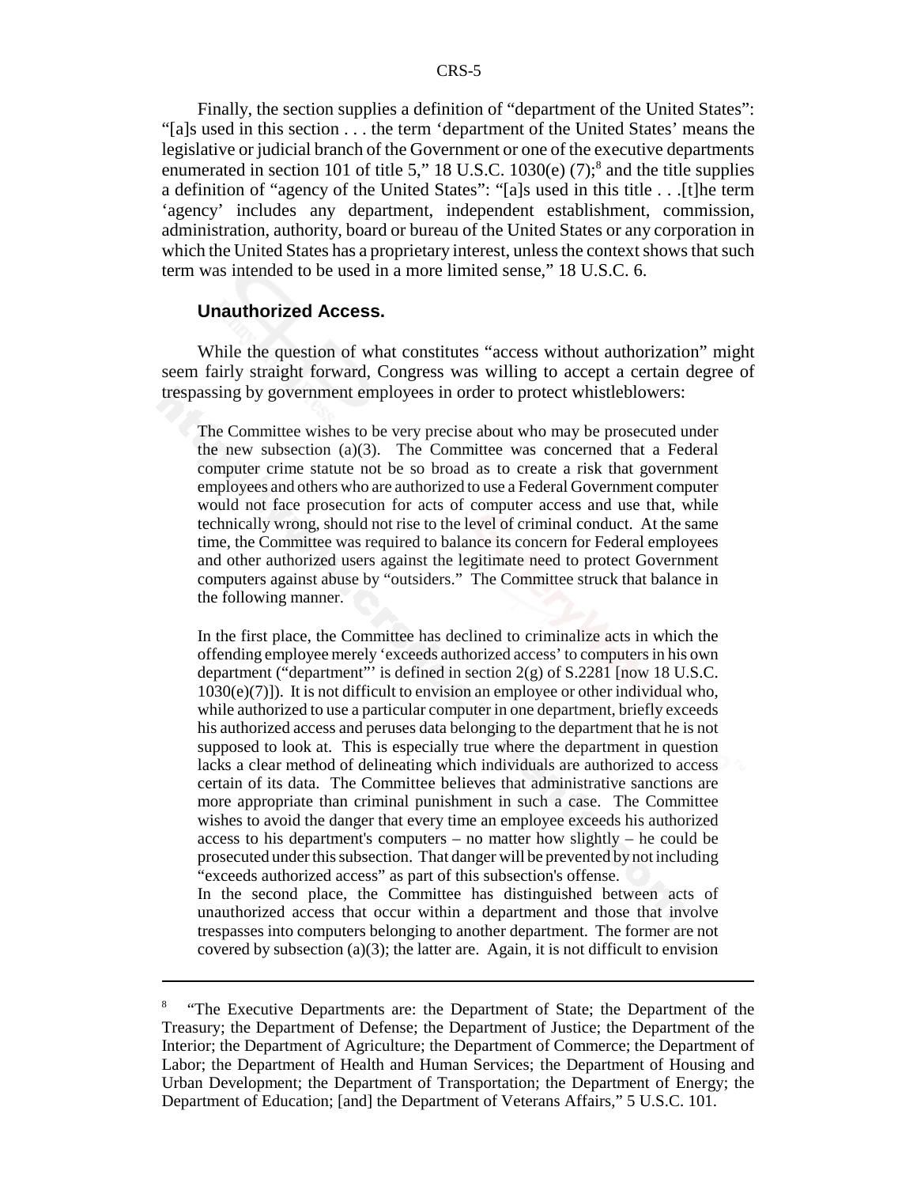Finally, the section supplies a definition of "department of the United States": "[a]s used in this section . . . the term 'department of the United States' means the legislative or judicial branch of the Government or one of the executive departments enumerated in section 101 of title 5," 18 U.S.C. 1030(e) (7);[8] and the title supplies a definition of "agency of the United States": "[a]s used in this title . . .[t]he term 'agency' includes any department, independent establishment, commission, administration, authority, board or bureau of the United States or any corporation in which the United States has a proprietary interest, unless the context shows that such term was intended to be used in a more limited sense," 18 U.S.C. 6.

### Unauthorized Access.

While the question of what constitutes "access without authorization" might seem fairly straight forward, Congress was willing to accept a certain degree of trespassing by government employees in order to protect whistleblowers:

> The Committee wishes to be very precise about who may be prosecuted under the new subsection (a)(3). The Committee was concerned that a Federal computer crime statute not be so broad as to create a risk that government employees and others who are authorized to use a Federal Government computer would not face prosecution for acts of computer access and use that, while technically wrong, should not rise to the level of criminal conduct. At the same time, the Committee was required to balance its concern for Federal employees and other authorized users against the legitimate need to protect Government computers against abuse by "outsiders." The Committee struck that balance in the following manner.
>
> In the first place, the Committee has declined to criminalize acts in which the offending employee merely 'exceeds authorized access' to computers in his own department ("department"' is defined in section 2(g) of S.2281 [now 18 U.S.C. 1030(e)(7)]). It is not difficult to envision an employee or other individual who, while authorized to use a particular computer in one department, briefly exceeds his authorized access and peruses data belonging to the department that he is not supposed to look at. This is especially true where the department in question lacks a clear method of delineating which individuals are authorized to access certain of its data. The Committee believes that administrative sanctions are more appropriate than criminal punishment in such a case. The Committee wishes to avoid the danger that every time an employee exceeds his authorized access to his department's computers – no matter how slightly – he could be prosecuted under this subsection. That danger will be prevented by not including "exceeds authorized access" as part of this subsection's offense.
>
> In the second place, the Committee has distinguished between acts of unauthorized access that occur within a department and those that involve trespasses into computers belonging to another department. The former are not covered by subsection (a)(3); the latter are. Again, it is not difficult to envision

---

[8] "The Executive Departments are: the Department of State; the Department of the Treasury; the Department of Defense; the Department of Justice; the Department of the Interior; the Department of Agriculture; the Department of Commerce; the Department of Labor; the Department of Health and Human Services; the Department of Housing and Urban Development; the Department of Transportation; the Department of Energy; the Department of Education; [and] the Department of Veterans Affairs," 5 U.S.C. 101.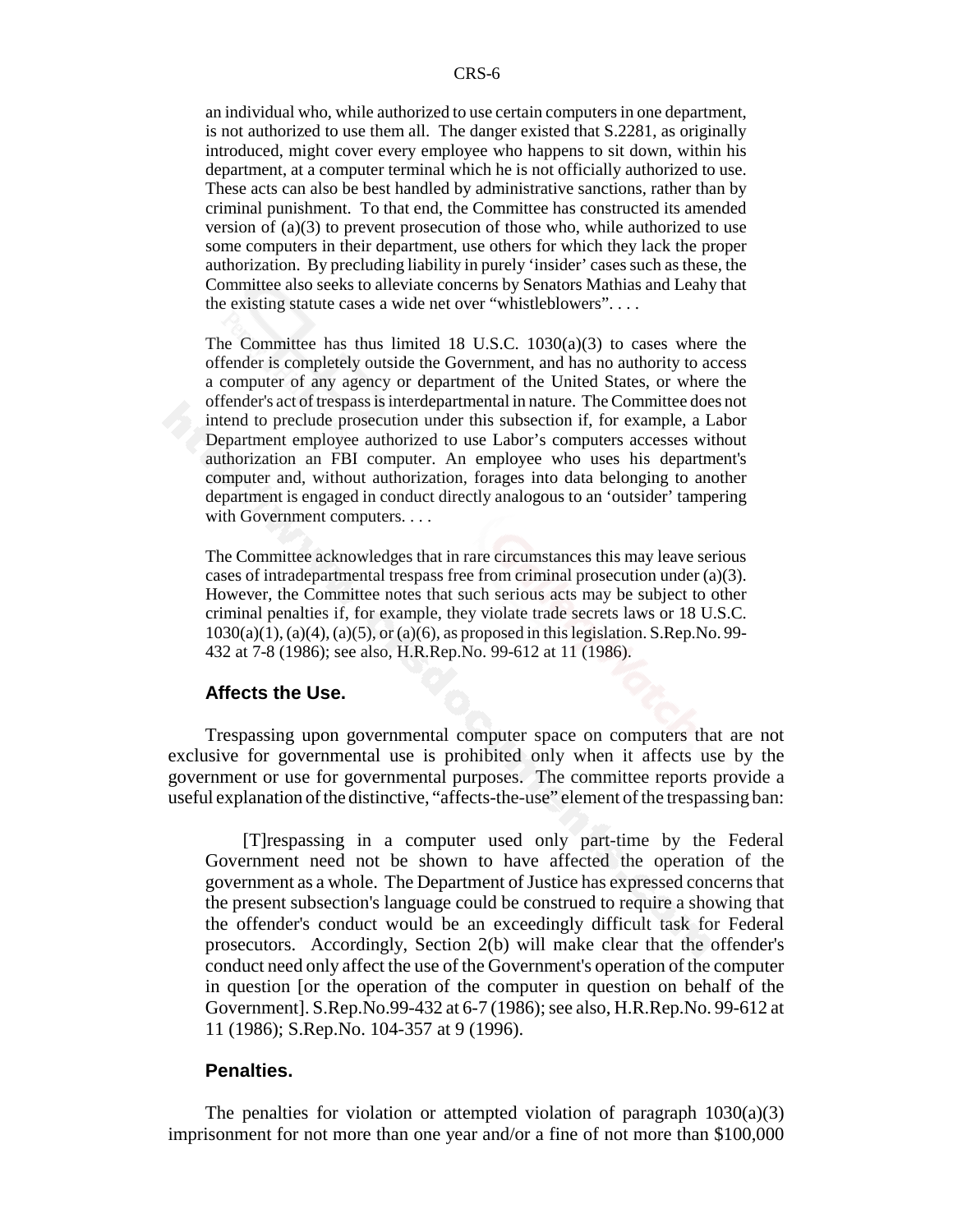an individual who, while authorized to use certain computers in one department, is not authorized to use them all. The danger existed that S.2281, as originally introduced, might cover every employee who happens to sit down, within his department, at a computer terminal which he is not officially authorized to use. These acts can also be best handled by administrative sanctions, rather than by criminal punishment. To that end, the Committee has constructed its amended version of (a)(3) to prevent prosecution of those who, while authorized to use some computers in their department, use others for which they lack the proper authorization. By precluding liability in purely 'insider' cases such as these, the Committee also seeks to alleviate concerns by Senators Mathias and Leahy that the existing statute cases a wide net over "whistleblowers". . . .

> The Committee has thus limited 18 U.S.C. 1030(a)(3) to cases where the offender is completely outside the Government, and has no authority to access a computer of any agency or department of the United States, or where the offender's act of trespass is interdepartmental in nature. The Committee does not intend to preclude prosecution under this subsection if, for example, a Labor Department employee authorized to use Labor's computers accesses without authorization an FBI computer. An employee who uses his department's computer and, without authorization, forages into data belonging to another department is engaged in conduct directly analogous to an 'outsider' tampering with Government computers. . . .

> The Committee acknowledges that in rare circumstances this may leave serious cases of intradepartmental trespass free from criminal prosecution under (a)(3). However, the Committee notes that such serious acts may be subject to other criminal penalties if, for example, they violate trade secrets laws or 18 U.S.C. 1030(a)(1), (a)(4), (a)(5), or (a)(6), as proposed in this legislation. S.Rep.No. 99-432 at 7-8 (1986); see also, H.R.Rep.No. 99-612 at 11 (1986).

### Affects the Use.

Trespassing upon governmental computer space on computers that are not exclusive for governmental use is prohibited only when it affects use by the government or use for governmental purposes. The committee reports provide a useful explanation of the distinctive, "affects-the-use" element of the trespassing ban:

> [T]respassing in a computer used only part-time by the Federal Government need not be shown to have affected the operation of the government as a whole. The Department of Justice has expressed concerns that the present subsection's language could be construed to require a showing that the offender's conduct would be an exceedingly difficult task for Federal prosecutors. Accordingly, Section 2(b) will make clear that the offender's conduct need only affect the use of the Government's operation of the computer in question [or the operation of the computer in question on behalf of the Government]. S.Rep.No.99-432 at 6-7 (1986); see also, H.R.Rep.No. 99-612 at 11 (1986); S.Rep.No. 104-357 at 9 (1996).

### Penalties.

The penalties for violation or attempted violation of paragraph 1030(a)(3) imprisonment for not more than one year and/or a fine of not more than $100,000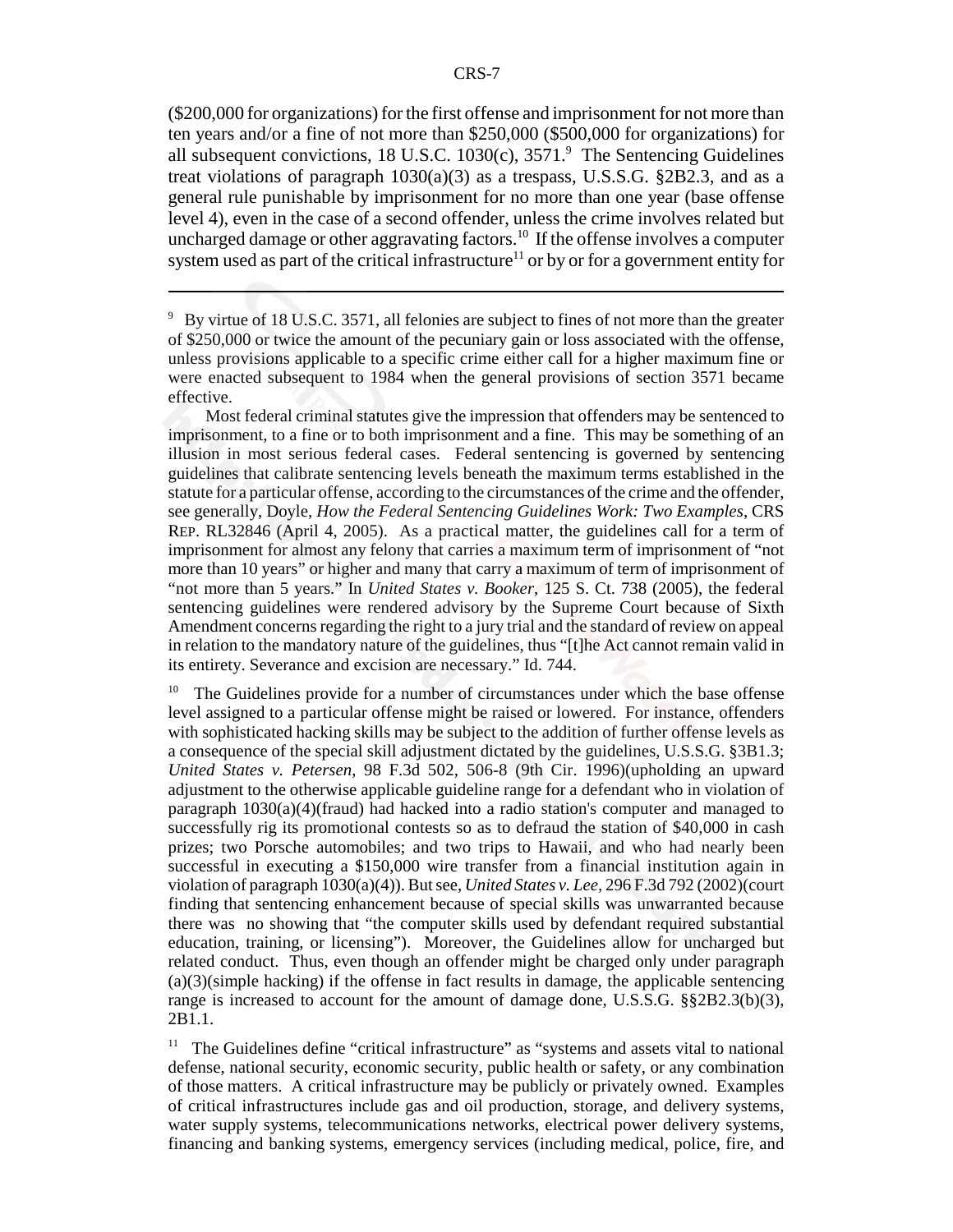($200,000 for organizations) for the first offense and imprisonment for not more than ten years and/or a fine of not more than $250,000 ($500,000 for organizations) for all subsequent convictions, 18 U.S.C. 1030(c), 3571.[9] The Sentencing Guidelines treat violations of paragraph 1030(a)(3) as a trespass, U.S.S.G. §2B2.3, and as a general rule punishable by imprisonment for no more than one year (base offense level 4), even in the case of a second offender, unless the crime involves related but uncharged damage or other aggravating factors.[10] If the offense involves a computer system used as part of the critical infrastructure[11] or by or for a government entity for

---

[9] By virtue of 18 U.S.C. 3571, all felonies are subject to fines of not more than the greater of $250,000 or twice the amount of the pecuniary gain or loss associated with the offense, unless provisions applicable to a specific crime either call for a higher maximum fine or were enacted subsequent to 1984 when the general provisions of section 3571 became effective.

Most federal criminal statutes give the impression that offenders may be sentenced to imprisonment, to a fine or to both imprisonment and a fine. This may be something of an illusion in most serious federal cases. Federal sentencing is governed by sentencing guidelines that calibrate sentencing levels beneath the maximum terms established in the statute for a particular offense, according to the circumstances of the crime and the offender, see generally, Doyle, *How the Federal Sentencing Guidelines Work: Two Examples*, CRS REP. RL32846 (April 4, 2005). As a practical matter, the guidelines call for a term of imprisonment for almost any felony that carries a maximum term of imprisonment of "not more than 10 years" or higher and many that carry a maximum of term of imprisonment of "not more than 5 years." In *United States v. Booker*, 125 S. Ct. 738 (2005), the federal sentencing guidelines were rendered advisory by the Supreme Court because of Sixth Amendment concerns regarding the right to a jury trial and the standard of review on appeal in relation to the mandatory nature of the guidelines, thus "[t]he Act cannot remain valid in its entirety. Severance and excision are necessary." Id. 744.

[10] The Guidelines provide for a number of circumstances under which the base offense level assigned to a particular offense might be raised or lowered. For instance, offenders with sophisticated hacking skills may be subject to the addition of further offense levels as a consequence of the special skill adjustment dictated by the guidelines, U.S.S.G. §3B1.3; *United States v. Petersen*, 98 F.3d 502, 506-8 (9th Cir. 1996)(upholding an upward adjustment to the otherwise applicable guideline range for a defendant who in violation of paragraph 1030(a)(4)(fraud) had hacked into a radio station's computer and managed to successfully rig its promotional contests so as to defraud the station of $40,000 in cash prizes; two Porsche automobiles; and two trips to Hawaii, and who had nearly been successful in executing a $150,000 wire transfer from a financial institution again in violation of paragraph 1030(a)(4)). But see, *United States v. Lee*, 296 F.3d 792 (2002)(court finding that sentencing enhancement because of special skills was unwarranted because there was no showing that "the computer skills used by defendant required substantial education, training, or licensing"). Moreover, the Guidelines allow for uncharged but related conduct. Thus, even though an offender might be charged only under paragraph (a)(3)(simple hacking) if the offense in fact results in damage, the applicable sentencing range is increased to account for the amount of damage done, U.S.S.G. §§2B2.3(b)(3), 2B1.1.

[11] The Guidelines define "critical infrastructure" as "systems and assets vital to national defense, national security, economic security, public health or safety, or any combination of those matters. A critical infrastructure may be publicly or privately owned. Examples of critical infrastructures include gas and oil production, storage, and delivery systems, water supply systems, telecommunications networks, electrical power delivery systems, financing and banking systems, emergency services (including medical, police, fire, and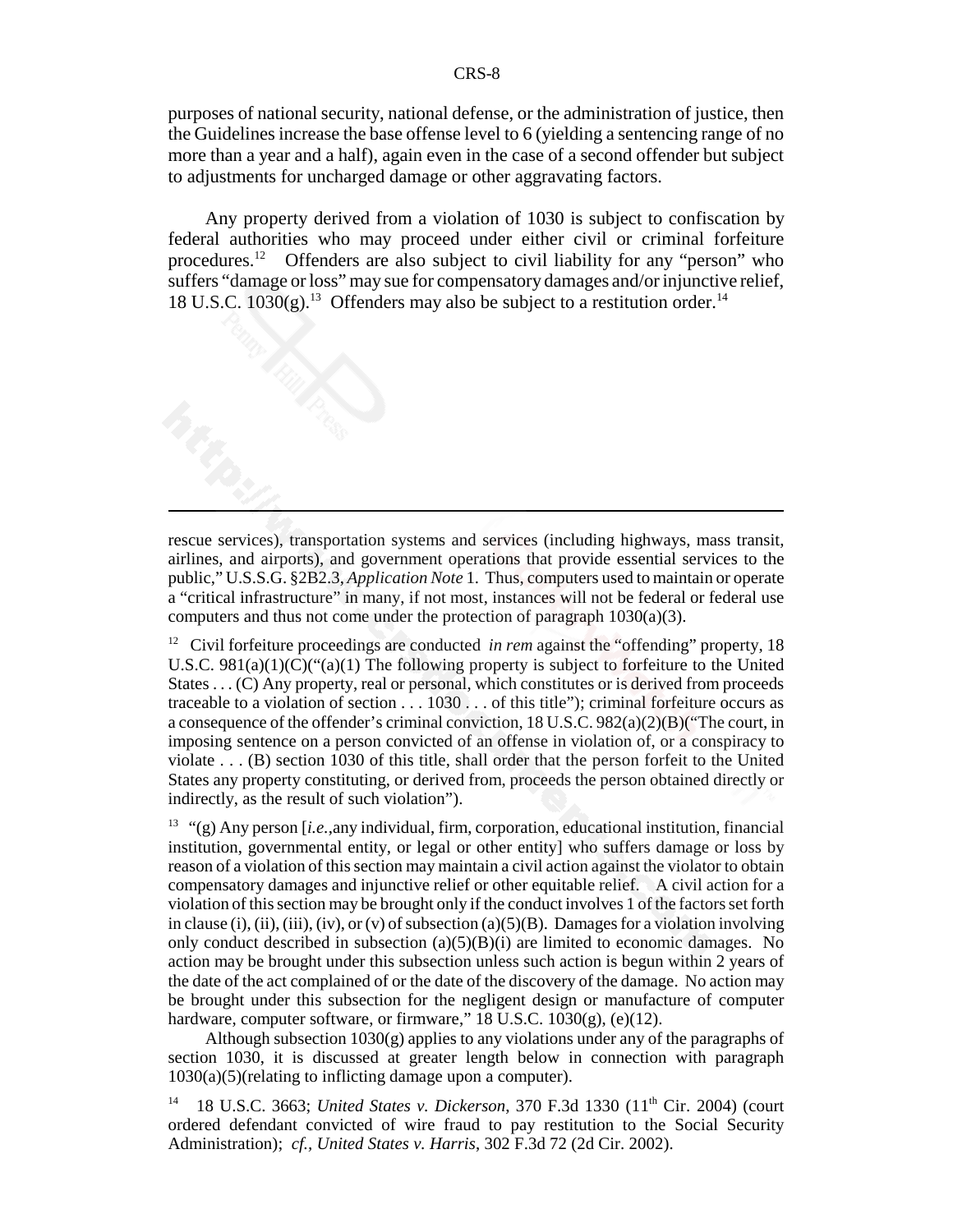purposes of national security, national defense, or the administration of justice, then the Guidelines increase the base offense level to 6 (yielding a sentencing range of no more than a year and a half), again even in the case of a second offender but subject to adjustments for uncharged damage or other aggravating factors.

Any property derived from a violation of 1030 is subject to confiscation by federal authorities who may proceed under either civil or criminal forfeiture procedures.[12] Offenders are also subject to civil liability for any "person" who suffers "damage or loss" may sue for compensatory damages and/or injunctive relief, 18 U.S.C. 1030(g).[13] Offenders may also be subject to a restitution order.[14]

---

rescue services), transportation systems and services (including highways, mass transit, airlines, and airports), and government operations that provide essential services to the public," U.S.S.G. §2B2.3, *Application Note* 1. Thus, computers used to maintain or operate a "critical infrastructure" in many, if not most, instances will not be federal or federal use computers and thus not come under the protection of paragraph 1030(a)(3).

[12] Civil forfeiture proceedings are conducted *in rem* against the "offending" property, 18 U.S.C. 981(a)(1)(C)("(a)(1) The following property is subject to forfeiture to the United States . . . (C) Any property, real or personal, which constitutes or is derived from proceeds traceable to a violation of section . . . 1030 . . . of this title"); criminal forfeiture occurs as a consequence of the offender's criminal conviction, 18 U.S.C. 982(a)(2)(B)("The court, in imposing sentence on a person convicted of an offense in violation of, or a conspiracy to violate . . . (B) section 1030 of this title, shall order that the person forfeit to the United States any property constituting, or derived from, proceeds the person obtained directly or indirectly, as the result of such violation").

[13] "(g) Any person [*i.e.*,any individual, firm, corporation, educational institution, financial institution, governmental entity, or legal or other entity] who suffers damage or loss by reason of a violation of this section may maintain a civil action against the violator to obtain compensatory damages and injunctive relief or other equitable relief. A civil action for a violation of this section may be brought only if the conduct involves 1 of the factors set forth in clause (i), (ii), (iii), (iv), or (v) of subsection (a)(5)(B). Damages for a violation involving only conduct described in subsection (a)(5)(B)(i) are limited to economic damages. No action may be brought under this subsection unless such action is begun within 2 years of the date of the act complained of or the date of the discovery of the damage. No action may be brought under this subsection for the negligent design or manufacture of computer hardware, computer software, or firmware," 18 U.S.C. 1030(g), (e)(12).

Although subsection 1030(g) applies to any violations under any of the paragraphs of section 1030, it is discussed at greater length below in connection with paragraph 1030(a)(5)(relating to inflicting damage upon a computer).

[14] 18 U.S.C. 3663; *United States v. Dickerson*, 370 F.3d 1330 (11th Cir. 2004) (court ordered defendant convicted of wire fraud to pay restitution to the Social Security Administration); *cf., United States v. Harris*, 302 F.3d 72 (2d Cir. 2002).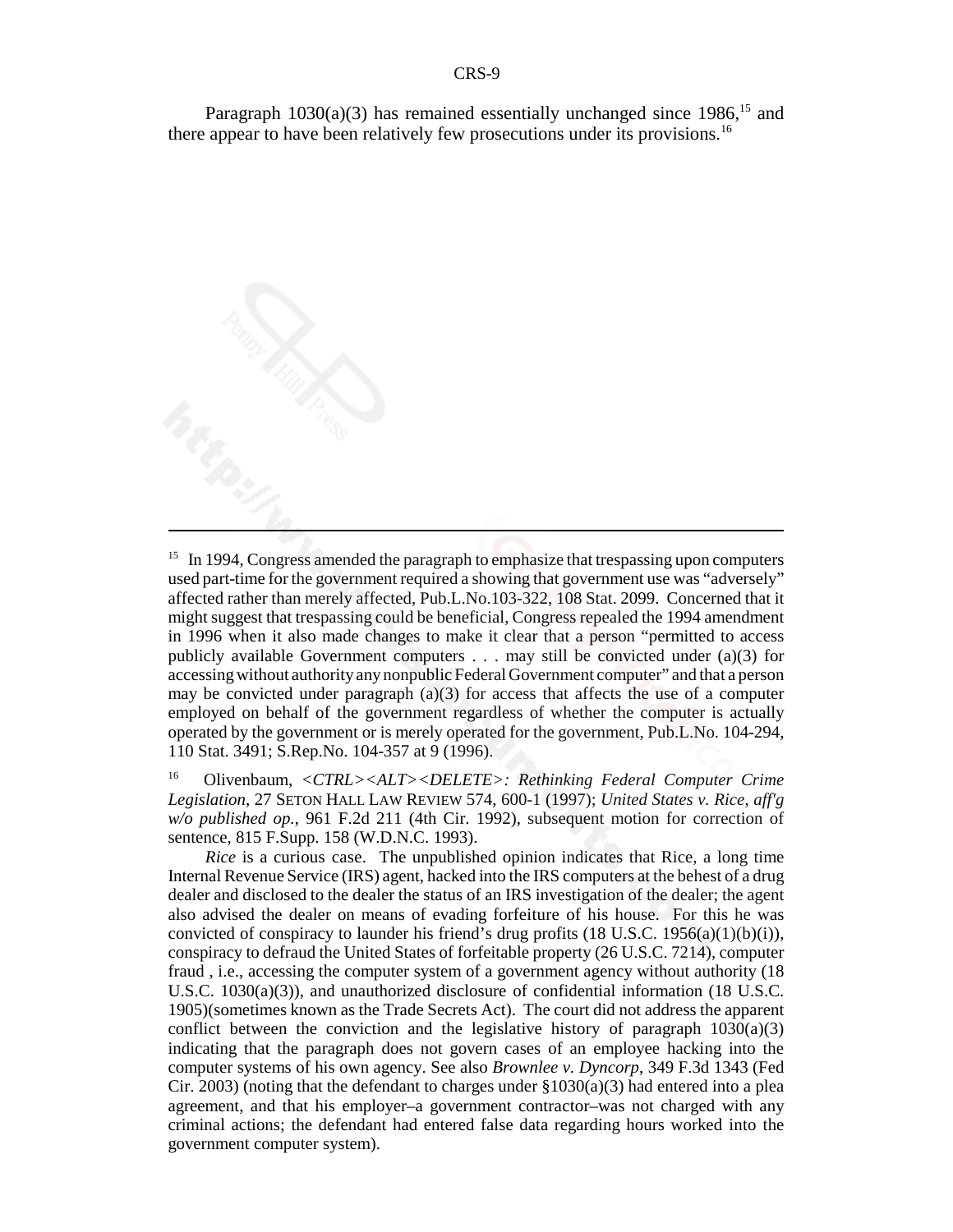Paragraph 1030(a)(3) has remained essentially unchanged since 1986,[15] and there appear to have been relatively few prosecutions under its provisions.[16]

---

[15] In 1994, Congress amended the paragraph to emphasize that trespassing upon computers used part-time for the government required a showing that government use was "adversely" affected rather than merely affected, Pub.L.No.103-322, 108 Stat. 2099. Concerned that it might suggest that trespassing could be beneficial, Congress repealed the 1994 amendment in 1996 when it also made changes to make it clear that a person "permitted to access publicly available Government computers . . . may still be convicted under (a)(3) for accessing without authority any nonpublic Federal Government computer" and that a person may be convicted under paragraph (a)(3) for access that affects the use of a computer employed on behalf of the government regardless of whether the computer is actually operated by the government or is merely operated for the government, Pub.L.No. 104-294, 110 Stat. 3491; S.Rep.No. 104-357 at 9 (1996).

[16] Olivenbaum, *<CTRL><ALT><DELETE>: Rethinking Federal Computer Crime Legislation*, 27 SETON HALL LAW REVIEW 574, 600-1 (1997); *United States v. Rice*, *aff'g w/o published op.*, 961 F.2d 211 (4th Cir. 1992), subsequent motion for correction of sentence, 815 F.Supp. 158 (W.D.N.C. 1993).

*Rice* is a curious case. The unpublished opinion indicates that Rice, a long time Internal Revenue Service (IRS) agent, hacked into the IRS computers at the behest of a drug dealer and disclosed to the dealer the status of an IRS investigation of the dealer; the agent also advised the dealer on means of evading forfeiture of his house. For this he was convicted of conspiracy to launder his friend's drug profits (18 U.S.C. 1956(a)(1)(b)(i)), conspiracy to defraud the United States of forfeitable property (26 U.S.C. 7214), computer fraud , i.e., accessing the computer system of a government agency without authority (18 U.S.C. 1030(a)(3)), and unauthorized disclosure of confidential information (18 U.S.C. 1905)(sometimes known as the Trade Secrets Act). The court did not address the apparent conflict between the conviction and the legislative history of paragraph 1030(a)(3) indicating that the paragraph does not govern cases of an employee hacking into the computer systems of his own agency. See also *Brownlee v. Dyncorp*, 349 F.3d 1343 (Fed Cir. 2003) (noting that the defendant to charges under §1030(a)(3) had entered into a plea agreement, and that his employer–a government contractor–was not charged with any criminal actions; the defendant had entered false data regarding hours worked into the government computer system).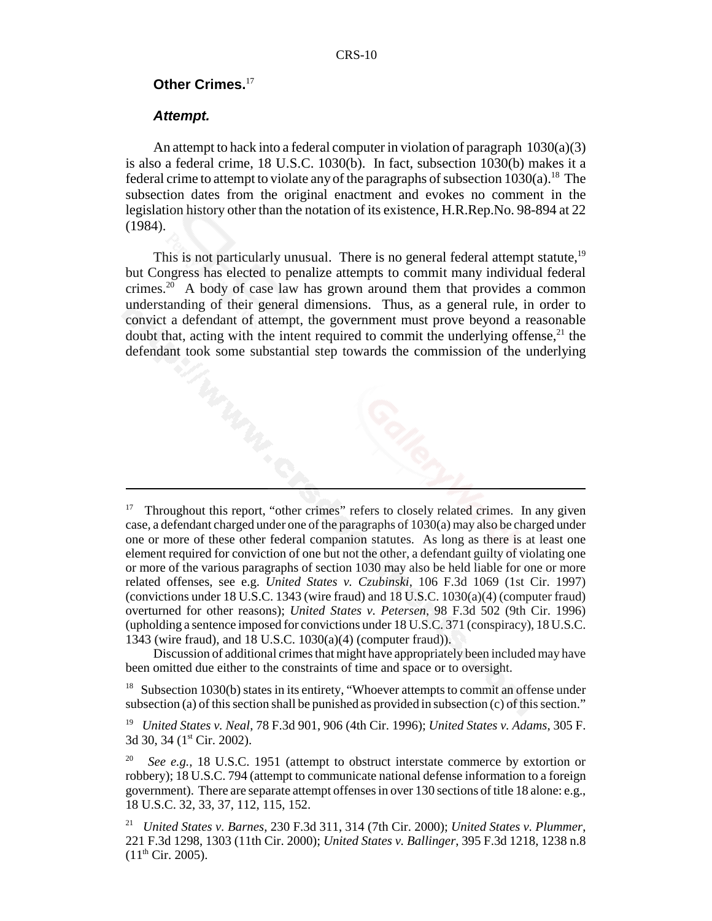**Other Crimes.**[17]

***Attempt.***

An attempt to hack into a federal computer in violation of paragraph 1030(a)(3) is also a federal crime, 18 U.S.C. 1030(b). In fact, subsection 1030(b) makes it a federal crime to attempt to violate any of the paragraphs of subsection 1030(a).[18] The subsection dates from the original enactment and evokes no comment in the legislation history other than the notation of its existence, H.R.Rep.No. 98-894 at 22 (1984).

This is not particularly unusual. There is no general federal attempt statute,[19] but Congress has elected to penalize attempts to commit many individual federal crimes.[20] A body of case law has grown around them that provides a common understanding of their general dimensions. Thus, as a general rule, in order to convict a defendant of attempt, the government must prove beyond a reasonable doubt that, acting with the intent required to commit the underlying offense,[21] the defendant took some substantial step towards the commission of the underlying

---

[17] Throughout this report, "other crimes" refers to closely related crimes. In any given case, a defendant charged under one of the paragraphs of 1030(a) may also be charged under one or more of these other federal companion statutes. As long as there is at least one element required for conviction of one but not the other, a defendant guilty of violating one or more of the various paragraphs of section 1030 may also be held liable for one or more related offenses, see e.g. *United States v. Czubinski*, 106 F.3d 1069 (1st Cir. 1997) (convictions under 18 U.S.C. 1343 (wire fraud) and 18 U.S.C. 1030(a)(4) (computer fraud) overturned for other reasons); *United States v. Petersen*, 98 F.3d 502 (9th Cir. 1996) (upholding a sentence imposed for convictions under 18 U.S.C. 371 (conspiracy), 18 U.S.C. 1343 (wire fraud), and 18 U.S.C. 1030(a)(4) (computer fraud)).

Discussion of additional crimes that might have appropriately been included may have been omitted due either to the constraints of time and space or to oversight.

[18] Subsection 1030(b) states in its entirety, "Whoever attempts to commit an offense under subsection (a) of this section shall be punished as provided in subsection (c) of this section."

[19] *United States v. Neal*, 78 F.3d 901, 906 (4th Cir. 1996); *United States v. Adams*, 305 F. 3d 30, 34 (1st Cir. 2002).

[20] *See e.g.*, 18 U.S.C. 1951 (attempt to obstruct interstate commerce by extortion or robbery); 18 U.S.C. 794 (attempt to communicate national defense information to a foreign government). There are separate attempt offenses in over 130 sections of title 18 alone: e.g., 18 U.S.C. 32, 33, 37, 112, 115, 152.

[21] *United States v. Barnes*, 230 F.3d 311, 314 (7th Cir. 2000); *United States v. Plummer*, 221 F.3d 1298, 1303 (11th Cir. 2000); *United States v. Ballinger*, 395 F.3d 1218, 1238 n.8 (11th Cir. 2005).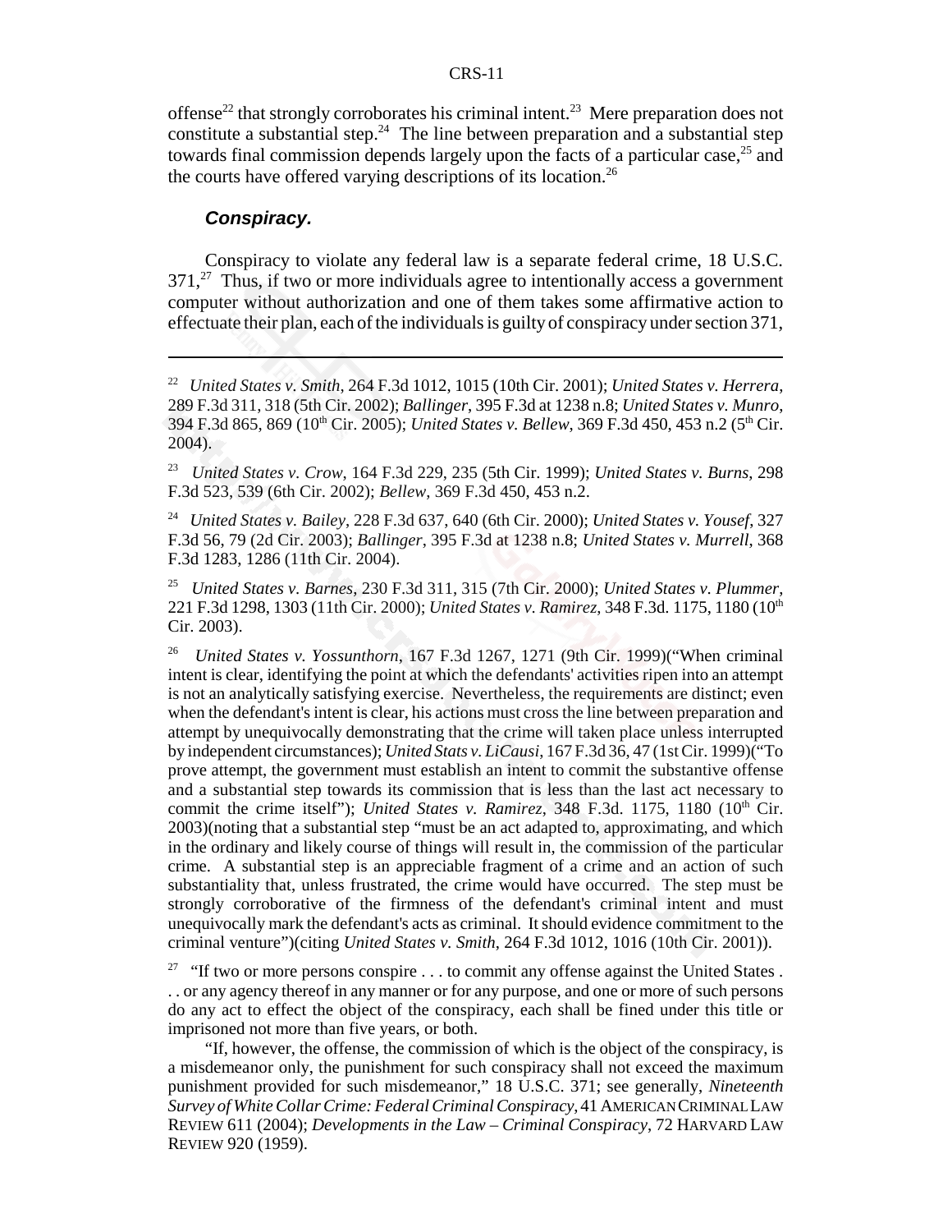offense[22] that strongly corroborates his criminal intent.[23] Mere preparation does not constitute a substantial step.[24] The line between preparation and a substantial step towards final commission depends largely upon the facts of a particular case,[25] and the courts have offered varying descriptions of its location.[26]

### *Conspiracy.*

Conspiracy to violate any federal law is a separate federal crime, 18 U.S.C. 371,[27] Thus, if two or more individuals agree to intentionally access a government computer without authorization and one of them takes some affirmative action to effectuate their plan, each of the individuals is guilty of conspiracy under section 371,

---

[22] *United States v. Smith*, 264 F.3d 1012, 1015 (10th Cir. 2001); *United States v. Herrera*, 289 F.3d 311, 318 (5th Cir. 2002); *Ballinger*, 395 F.3d at 1238 n.8; *United States v. Munro*, 394 F.3d 865, 869 (10th Cir. 2005); *United States v. Bellew*, 369 F.3d 450, 453 n.2 (5th Cir. 2004).

[23] *United States v. Crow*, 164 F.3d 229, 235 (5th Cir. 1999); *United States v. Burns*, 298 F.3d 523, 539 (6th Cir. 2002); *Bellew*, 369 F.3d 450, 453 n.2.

[24] *United States v. Bailey*, 228 F.3d 637, 640 (6th Cir. 2000); *United States v. Yousef*, 327 F.3d 56, 79 (2d Cir. 2003); *Ballinger*, 395 F.3d at 1238 n.8; *United States v. Murrell*, 368 F.3d 1283, 1286 (11th Cir. 2004).

[25] *United States v. Barnes*, 230 F.3d 311, 315 (7th Cir. 2000); *United States v. Plummer*, 221 F.3d 1298, 1303 (11th Cir. 2000); *United States v. Ramirez*, 348 F.3d. 1175, 1180 (10th Cir. 2003).

[26] *United States v. Yossunthorn*, 167 F.3d 1267, 1271 (9th Cir. 1999)("When criminal intent is clear, identifying the point at which the defendants' activities ripen into an attempt is not an analytically satisfying exercise. Nevertheless, the requirements are distinct; even when the defendant's intent is clear, his actions must cross the line between preparation and attempt by unequivocally demonstrating that the crime will taken place unless interrupted by independent circumstances); *United Stats v. LiCausi*, 167 F.3d 36, 47 (1st Cir. 1999)("To prove attempt, the government must establish an intent to commit the substantive offense and a substantial step towards its commission that is less than the last act necessary to commit the crime itself"); *United States v. Ramirez*, 348 F.3d. 1175, 1180 (10th Cir. 2003)(noting that a substantial step "must be an act adapted to, approximating, and which in the ordinary and likely course of things will result in, the commission of the particular crime. A substantial step is an appreciable fragment of a crime and an action of such substantiality that, unless frustrated, the crime would have occurred. The step must be strongly corroborative of the firmness of the defendant's criminal intent and must unequivocally mark the defendant's acts as criminal. It should evidence commitment to the criminal venture")(citing *United States v. Smith*, 264 F.3d 1012, 1016 (10th Cir. 2001)).

[27] "If two or more persons conspire . . . to commit any offense against the United States . . . or any agency thereof in any manner or for any purpose, and one or more of such persons do any act to effect the object of the conspiracy, each shall be fined under this title or imprisoned not more than five years, or both.

"If, however, the offense, the commission of which is the object of the conspiracy, is a misdemeanor only, the punishment for such conspiracy shall not exceed the maximum punishment provided for such misdemeanor," 18 U.S.C. 371; see generally, *Nineteenth Survey of White Collar Crime: Federal Criminal Conspiracy*, 41 AMERICAN CRIMINAL LAW REVIEW 611 (2004); *Developments in the Law – Criminal Conspiracy*, 72 HARVARD LAW REVIEW 920 (1959).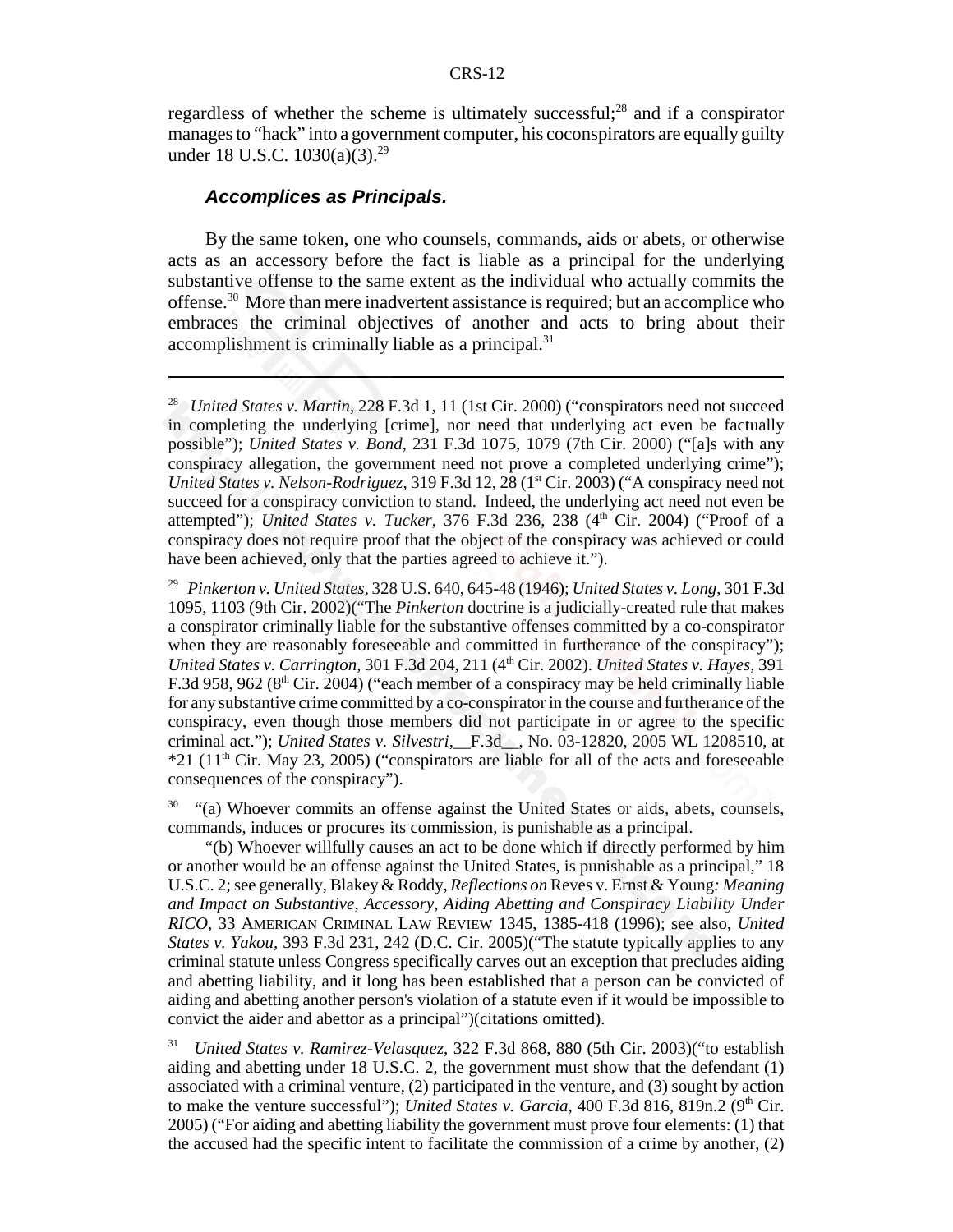regardless of whether the scheme is ultimately successful;[28] and if a conspirator manages to "hack" into a government computer, his coconspirators are equally guilty under 18 U.S.C. 1030(a)(3).[29]

### *Accomplices as Principals.*

By the same token, one who counsels, commands, aids or abets, or otherwise acts as an accessory before the fact is liable as a principal for the underlying substantive offense to the same extent as the individual who actually commits the offense.[30] More than mere inadvertent assistance is required; but an accomplice who embraces the criminal objectives of another and acts to bring about their accomplishment is criminally liable as a principal.[31]

---

[28] *United States v. Martin*, 228 F.3d 1, 11 (1st Cir. 2000) ("conspirators need not succeed in completing the underlying [crime], nor need that underlying act even be factually possible"); *United States v. Bond*, 231 F.3d 1075, 1079 (7th Cir. 2000) ("[a]s with any conspiracy allegation, the government need not prove a completed underlying crime"); *United States v. Nelson-Rodriguez*, 319 F.3d 12, 28 (1st Cir. 2003) ("A conspiracy need not succeed for a conspiracy conviction to stand. Indeed, the underlying act need not even be attempted"); *United States v. Tucker*, 376 F.3d 236, 238 (4th Cir. 2004) ("Proof of a conspiracy does not require proof that the object of the conspiracy was achieved or could have been achieved, only that the parties agreed to achieve it.").

[29] *Pinkerton v. United States*, 328 U.S. 640, 645-48 (1946); *United States v. Long*, 301 F.3d 1095, 1103 (9th Cir. 2002)("The *Pinkerton* doctrine is a judicially-created rule that makes a conspirator criminally liable for the substantive offenses committed by a co-conspirator when they are reasonably foreseeable and committed in furtherance of the conspiracy"); *United States v. Carrington*, 301 F.3d 204, 211 (4th Cir. 2002). *United States v. Hayes*, 391 F.3d 958, 962 (8th Cir. 2004) ("each member of a conspiracy may be held criminally liable for any substantive crime committed by a co-conspirator in the course and furtherance of the conspiracy, even though those members did not participate in or agree to the specific criminal act."); *United States v. Silvestri*, __F.3d__, No. 03-12820, 2005 WL 1208510, at *21 (11th Cir. May 23, 2005) ("conspirators are liable for all of the acts and foreseeable consequences of the conspiracy").

[30] "(a) Whoever commits an offense against the United States or aids, abets, counsels, commands, induces or procures its commission, is punishable as a principal.

"(b) Whoever willfully causes an act to be done which if directly performed by him or another would be an offense against the United States, is punishable as a principal," 18 U.S.C. 2; see generally, Blakey & Roddy, *Reflections on* Reves v. Ernst & Young*: Meaning and Impact on Substantive, Accessory, Aiding Abetting and Conspiracy Liability Under RICO*, 33 AMERICAN CRIMINAL LAW REVIEW 1345, 1385-418 (1996); see also, *United States v. Yakou*, 393 F.3d 231, 242 (D.C. Cir. 2005)("The statute typically applies to any criminal statute unless Congress specifically carves out an exception that precludes aiding and abetting liability, and it long has been established that a person can be convicted of aiding and abetting another person's violation of a statute even if it would be impossible to convict the aider and abettor as a principal")(citations omitted).

[31] *United States v. Ramirez-Velasquez*, 322 F.3d 868, 880 (5th Cir. 2003)("to establish aiding and abetting under 18 U.S.C. 2, the government must show that the defendant (1) associated with a criminal venture, (2) participated in the venture, and (3) sought by action to make the venture successful"); *United States v. Garcia*, 400 F.3d 816, 819n.2 (9th Cir. 2005) ("For aiding and abetting liability the government must prove four elements: (1) that the accused had the specific intent to facilitate the commission of a crime by another, (2)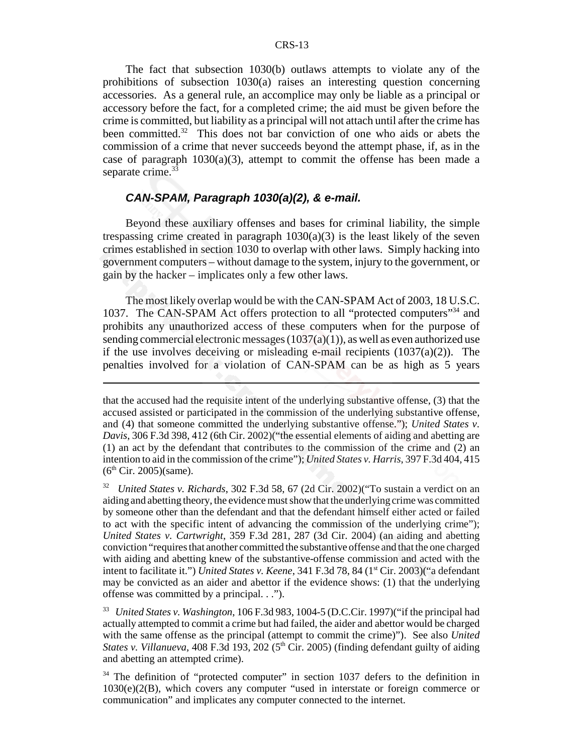The fact that subsection 1030(b) outlaws attempts to violate any of the prohibitions of subsection 1030(a) raises an interesting question concerning accessories. As a general rule, an accomplice may only be liable as a principal or accessory before the fact, for a completed crime; the aid must be given before the crime is committed, but liability as a principal will not attach until after the crime has been committed.[32] This does not bar conviction of one who aids or abets the commission of a crime that never succeeds beyond the attempt phase, if, as in the case of paragraph 1030(a)(3), attempt to commit the offense has been made a separate crime.[33]

### *CAN-SPAM, Paragraph 1030(a)(2), & e-mail.*

Beyond these auxiliary offenses and bases for criminal liability, the simple trespassing crime created in paragraph 1030(a)(3) is the least likely of the seven crimes established in section 1030 to overlap with other laws. Simply hacking into government computers – without damage to the system, injury to the government, or gain by the hacker – implicates only a few other laws.

The most likely overlap would be with the CAN-SPAM Act of 2003, 18 U.S.C. 1037. The CAN-SPAM Act offers protection to all "protected computers"[34] and prohibits any unauthorized access of these computers when for the purpose of sending commercial electronic messages (1037(a)(1)), as well as even authorized use if the use involves deceiving or misleading e-mail recipients (1037(a)(2)). The penalties involved for a violation of CAN-SPAM can be as high as 5 years

---

that the accused had the requisite intent of the underlying substantive offense, (3) that the accused assisted or participated in the commission of the underlying substantive offense, and (4) that someone committed the underlying substantive offense."); *United States v. Davis*, 306 F.3d 398, 412 (6th Cir. 2002)("the essential elements of aiding and abetting are (1) an act by the defendant that contributes to the commission of the crime and (2) an intention to aid in the commission of the crime"); *United States v. Harris*, 397 F.3d 404, 415 (6th Cir. 2005)(same).

[32] *United States v. Richards*, 302 F.3d 58, 67 (2d Cir. 2002)("To sustain a verdict on an aiding and abetting theory, the evidence must show that the underlying crime was committed by someone other than the defendant and that the defendant himself either acted or failed to act with the specific intent of advancing the commission of the underlying crime"); *United States v. Cartwright*, 359 F.3d 281, 287 (3d Cir. 2004) (an aiding and abetting conviction "requires that another committed the substantive offense and that the one charged with aiding and abetting knew of the substantive-offense commission and acted with the intent to facilitate it.") *United States v. Keene*, 341 F.3d 78, 84 (1st Cir. 2003)("a defendant may be convicted as an aider and abettor if the evidence shows: (1) that the underlying offense was committed by a principal. . .").

[33] *United States v. Washington*, 106 F.3d 983, 1004-5 (D.C.Cir. 1997)("if the principal had actually attempted to commit a crime but had failed, the aider and abettor would be charged with the same offense as the principal (attempt to commit the crime)"). See also *United States v. Villanueva*, 408 F.3d 193, 202 (5th Cir. 2005) (finding defendant guilty of aiding and abetting an attempted crime).

[34] The definition of "protected computer" in section 1037 defers to the definition in 1030(e)(2(B), which covers any computer "used in interstate or foreign commerce or communication" and implicates any computer connected to the internet.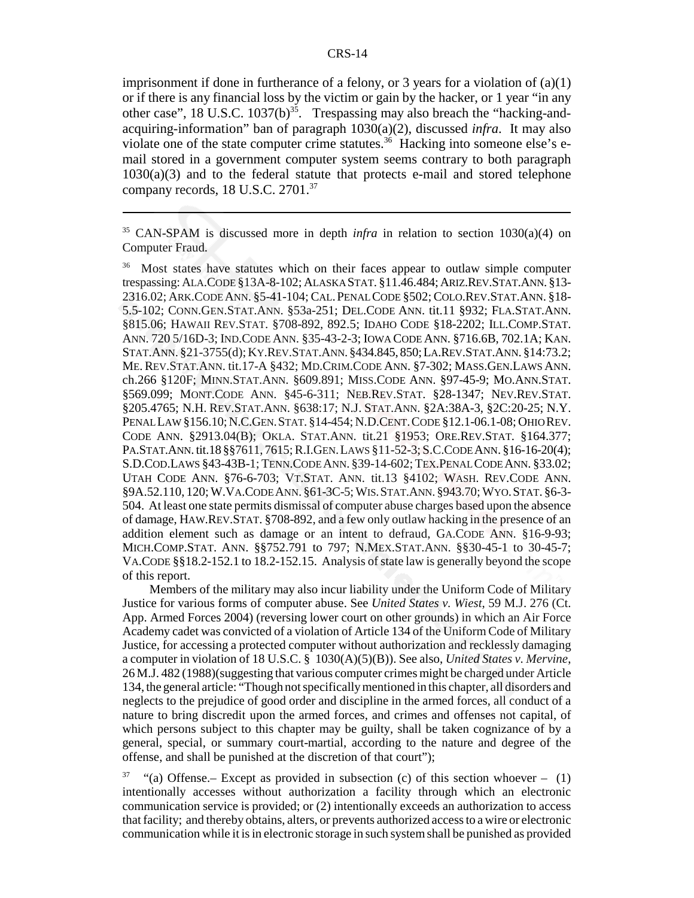imprisonment if done in furtherance of a felony, or 3 years for a violation of (a)(1) or if there is any financial loss by the victim or gain by the hacker, or 1 year "in any other case", 18 U.S.C. 1037(b)[35]. Trespassing may also breach the "hacking-and-acquiring-information" ban of paragraph 1030(a)(2), discussed *infra*. It may also violate one of the state computer crime statutes.[36] Hacking into someone else's e-mail stored in a government computer system seems contrary to both paragraph 1030(a)(3) and to the federal statute that protects e-mail and stored telephone company records, 18 U.S.C. 2701.[37]

---

[35] CAN-SPAM is discussed more in depth *infra* in relation to section 1030(a)(4) on Computer Fraud.

[36] Most states have statutes which on their faces appear to outlaw simple computer trespassing: ALA.CODE §13A-8-102; ALASKA STAT. §11.46.484; ARIZ.REV.STAT.ANN. §13-2316.02; ARK.CODE ANN. §5-41-104; CAL.PENAL CODE §502; COLO.REV.STAT.ANN. §18-5.5-102; CONN.GEN.STAT.ANN. §53a-251; DEL.CODE ANN. tit.11 §932; FLA.STAT.ANN. §815.06; HAWAII REV.STAT. §708-892, 892.5; IDAHO CODE §18-2202; ILL.COMP.STAT. ANN. 720 5/16D-3; IND.CODE ANN. §35-43-2-3; IOWA CODE ANN. §716.6B, 702.1A; KAN. STAT.ANN. §21-3755(d); KY.REV.STAT.ANN. §434.845, 850; LA.REV.STAT.ANN. §14:73.2; ME. REV.STAT.ANN. tit.17-A §432; MD.CRIM.CODE ANN. §7-302; MASS.GEN.LAWS ANN. ch.266 §120F; MINN.STAT.ANN. §609.891; MISS.CODE ANN. §97-45-9; MO.ANN.STAT. §569.099; MONT.CODE ANN. §45-6-311; NEB.REV.STAT. §28-1347; NEV.REV.STAT. §205.4765; N.H. REV.STAT.ANN. §638:17; N.J. STAT.ANN. §2A:38A-3, §2C:20-25; N.Y. PENAL LAW §156.10; N.C.GEN.STAT. §14-454; N.D.CENT.CODE §12.1-06.1-08; OHIO REV. CODE ANN. §2913.04(B); OKLA. STAT.ANN. tit.21 §1953; ORE.REV.STAT. §164.377; PA.STAT.ANN. tit.18 §§7611, 7615; R.I.GEN. LAWS §11-52-3; S.C.CODE ANN. §16-16-20(4); S.D.COD.LAWS §43-43B-1; TENN.CODE ANN. §39-14-602; TEX.PENAL CODE ANN. §33.02; UTAH CODE ANN. §76-6-703; VT.STAT. ANN. tit.13 §4102; WASH. REV.CODE ANN. §9A.52.110, 120; W.VA.CODE ANN. §61-3C-5; WIS. STAT.ANN. §943.70; WYO. STAT. §6-3-504. At least one state permits dismissal of computer abuse charges based upon the absence of damage, HAW.REV.STAT. §708-892, and a few only outlaw hacking in the presence of an addition element such as damage or an intent to defraud, GA.CODE ANN. §16-9-93; MICH.COMP.STAT. ANN. §§752.791 to 797; N.MEX.STAT.ANN. §§30-45-1 to 30-45-7; VA.CODE §§18.2-152.1 to 18.2-152.15. Analysis of state law is generally beyond the scope of this report.

Members of the military may also incur liability under the Uniform Code of Military Justice for various forms of computer abuse. See *United States v. Wiest*, 59 M.J. 276 (Ct. App. Armed Forces 2004) (reversing lower court on other grounds) in which an Air Force Academy cadet was convicted of a violation of Article 134 of the Uniform Code of Military Justice, for accessing a protected computer without authorization and recklessly damaging a computer in violation of 18 U.S.C. § 1030(A)(5)(B)). See also, *United States v. Mervine*, 26 M.J. 482 (1988)(suggesting that various computer crimes might be charged under Article 134, the general article: "Though not specifically mentioned in this chapter, all disorders and neglects to the prejudice of good order and discipline in the armed forces, all conduct of a nature to bring discredit upon the armed forces, and crimes and offenses not capital, of which persons subject to this chapter may be guilty, shall be taken cognizance of by a general, special, or summary court-martial, according to the nature and degree of the offense, and shall be punished at the discretion of that court");

[37] "(a) Offense.– Except as provided in subsection (c) of this section whoever – (1) intentionally accesses without authorization a facility through which an electronic communication service is provided; or (2) intentionally exceeds an authorization to access that facility; and thereby obtains, alters, or prevents authorized access to a wire or electronic communication while it is in electronic storage in such system shall be punished as provided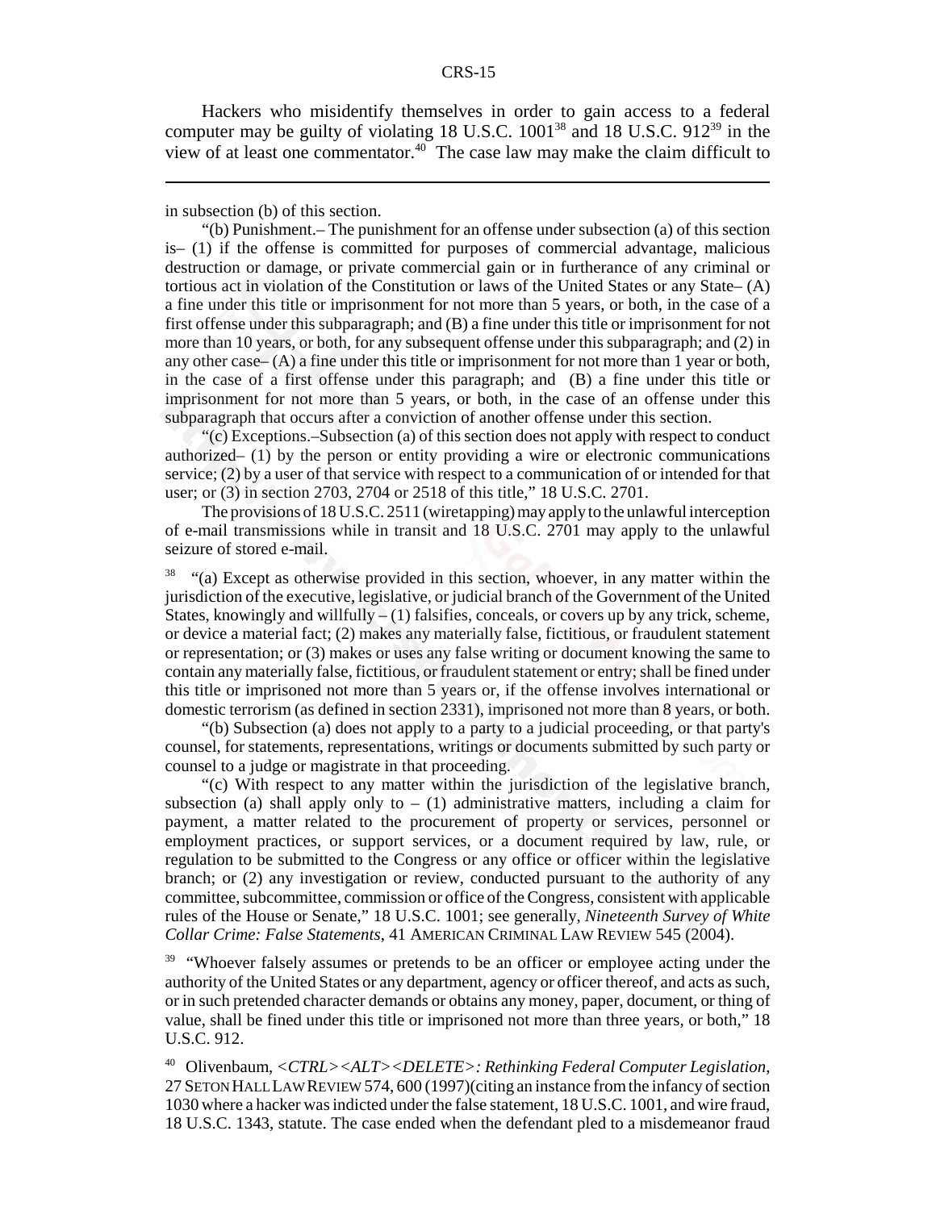Hackers who misidentify themselves in order to gain access to a federal computer may be guilty of violating 18 U.S.C. 1001[38] and 18 U.S.C. 912[39] in the view of at least one commentator.[40] The case law may make the claim difficult to

---

in subsection (b) of this section.

"(b) Punishment.– The punishment for an offense under subsection (a) of this section is– (1) if the offense is committed for purposes of commercial advantage, malicious destruction or damage, or private commercial gain or in furtherance of any criminal or tortious act in violation of the Constitution or laws of the United States or any State– (A) a fine under this title or imprisonment for not more than 5 years, or both, in the case of a first offense under this subparagraph; and (B) a fine under this title or imprisonment for not more than 10 years, or both, for any subsequent offense under this subparagraph; and (2) in any other case– (A) a fine under this title or imprisonment for not more than 1 year or both, in the case of a first offense under this paragraph; and (B) a fine under this title or imprisonment for not more than 5 years, or both, in the case of an offense under this subparagraph that occurs after a conviction of another offense under this section.

"(c) Exceptions.–Subsection (a) of this section does not apply with respect to conduct authorized– (1) by the person or entity providing a wire or electronic communications service; (2) by a user of that service with respect to a communication of or intended for that user; or (3) in section 2703, 2704 or 2518 of this title," 18 U.S.C. 2701.

The provisions of 18 U.S.C. 2511 (wiretapping) may apply to the unlawful interception of e-mail transmissions while in transit and 18 U.S.C. 2701 may apply to the unlawful seizure of stored e-mail.

[38] "(a) Except as otherwise provided in this section, whoever, in any matter within the jurisdiction of the executive, legislative, or judicial branch of the Government of the United States, knowingly and willfully – (1) falsifies, conceals, or covers up by any trick, scheme, or device a material fact; (2) makes any materially false, fictitious, or fraudulent statement or representation; or (3) makes or uses any false writing or document knowing the same to contain any materially false, fictitious, or fraudulent statement or entry; shall be fined under this title or imprisoned not more than 5 years or, if the offense involves international or domestic terrorism (as defined in section 2331), imprisoned not more than 8 years, or both.

"(b) Subsection (a) does not apply to a party to a judicial proceeding, or that party's counsel, for statements, representations, writings or documents submitted by such party or counsel to a judge or magistrate in that proceeding.

"(c) With respect to any matter within the jurisdiction of the legislative branch, subsection (a) shall apply only to – (1) administrative matters, including a claim for payment, a matter related to the procurement of property or services, personnel or employment practices, or support services, or a document required by law, rule, or regulation to be submitted to the Congress or any office or officer within the legislative branch; or (2) any investigation or review, conducted pursuant to the authority of any committee, subcommittee, commission or office of the Congress, consistent with applicable rules of the House or Senate," 18 U.S.C. 1001; see generally, *Nineteenth Survey of White Collar Crime: False Statements*, 41 AMERICAN CRIMINAL LAW REVIEW 545 (2004).

[39] "Whoever falsely assumes or pretends to be an officer or employee acting under the authority of the United States or any department, agency or officer thereof, and acts as such, or in such pretended character demands or obtains any money, paper, document, or thing of value, shall be fined under this title or imprisoned not more than three years, or both," 18 U.S.C. 912.

[40] Olivenbaum, *<CTRL><ALT><DELETE>: Rethinking Federal Computer Legislation*, 27 SETON HALL LAW REVIEW 574, 600 (1997)(citing an instance from the infancy of section 1030 where a hacker was indicted under the false statement, 18 U.S.C. 1001, and wire fraud, 18 U.S.C. 1343, statute. The case ended when the defendant pled to a misdemeanor fraud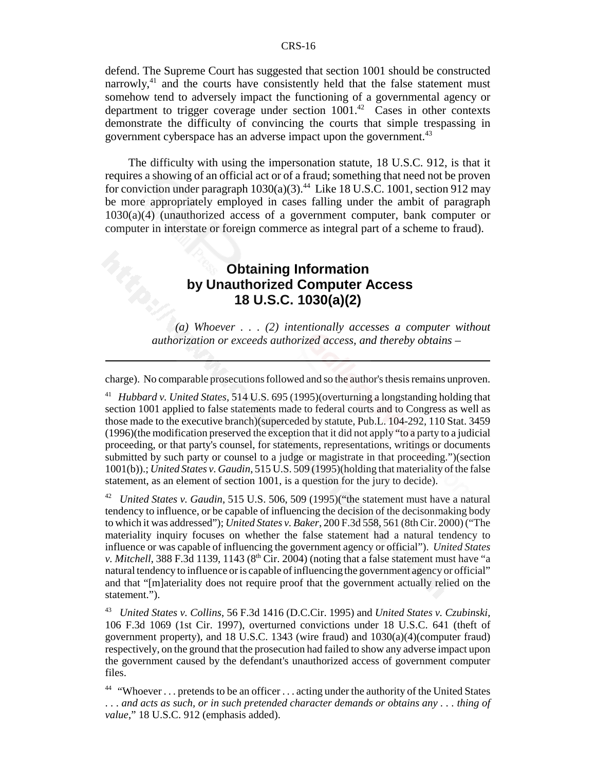defend. The Supreme Court has suggested that section 1001 should be constructed narrowly,[41] and the courts have consistently held that the false statement must somehow tend to adversely impact the functioning of a governmental agency or department to trigger coverage under section 1001.[42] Cases in other contexts demonstrate the difficulty of convincing the courts that simple trespassing in government cyberspace has an adverse impact upon the government.[43]

The difficulty with using the impersonation statute, 18 U.S.C. 912, is that it requires a showing of an official act or of a fraud; something that need not be proven for conviction under paragraph 1030(a)(3).[44] Like 18 U.S.C. 1001, section 912 may be more appropriately employed in cases falling under the ambit of paragraph 1030(a)(4) (unauthorized access of a government computer, bank computer or computer in interstate or foreign commerce as integral part of a scheme to fraud).

## Obtaining Information by Unauthorized Computer Access 18 U.S.C. 1030(a)(2)

> *(a) Whoever . . . (2) intentionally accesses a computer without authorization or exceeds authorized access, and thereby obtains –*

---

charge). No comparable prosecutions followed and so the author's thesis remains unproven.

[41] *Hubbard v. United States*, 514 U.S. 695 (1995)(overturning a longstanding holding that section 1001 applied to false statements made to federal courts and to Congress as well as those made to the executive branch)(superceded by statute, Pub.L. 104-292, 110 Stat. 3459 (1996)(the modification preserved the exception that it did not apply "to a party to a judicial proceeding, or that party's counsel, for statements, representations, writings or documents submitted by such party or counsel to a judge or magistrate in that proceeding.")(section 1001(b)).; *United States v. Gaudin*, 515 U.S. 509 (1995)(holding that materiality of the false statement, as an element of section 1001, is a question for the jury to decide).

[42] *United States v. Gaudin*, 515 U.S. 506, 509 (1995)("the statement must have a natural tendency to influence, or be capable of influencing the decision of the decisonmaking body to which it was addressed"); *United States v. Baker*, 200 F.3d 558, 561 (8th Cir. 2000) ("The materiality inquiry focuses on whether the false statement had a natural tendency to influence or was capable of influencing the government agency or official"). *United States v. Mitchell*, 388 F.3d 1139, 1143 (8th Cir. 2004) (noting that a false statement must have "a natural tendency to influence or is capable of influencing the government agency or official" and that "[m]ateriality does not require proof that the government actually relied on the statement.").

[43] *United States v. Collins*, 56 F.3d 1416 (D.C.Cir. 1995) and *United States v. Czubinski*, 106 F.3d 1069 (1st Cir. 1997), overturned convictions under 18 U.S.C. 641 (theft of government property), and 18 U.S.C. 1343 (wire fraud) and 1030(a)(4)(computer fraud) respectively, on the ground that the prosecution had failed to show any adverse impact upon the government caused by the defendant's unauthorized access of government computer files.

[44] "Whoever . . . pretends to be an officer . . . acting under the authority of the United States . . . *and acts as such, or in such pretended character demands or obtains any . . . thing of value*," 18 U.S.C. 912 (emphasis added).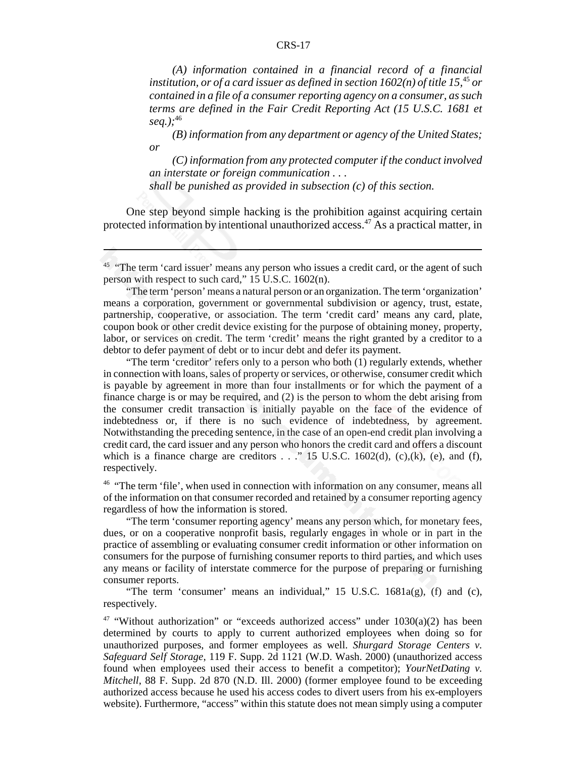*(A) information contained in a financial record of a financial institution, or of a card issuer as defined in section 1602(n) of title 15,*[45] *or contained in a file of a consumer reporting agency on a consumer, as such terms are defined in the Fair Credit Reporting Act (15 U.S.C. 1681 et seq.);*[46]

*(B) information from any department or agency of the United States; or*

*(C) information from any protected computer if the conduct involved an interstate or foreign communication . . .*

*shall be punished as provided in subsection (c) of this section.*

One step beyond simple hacking is the prohibition against acquiring certain protected information by intentional unauthorized access.[47] As a practical matter, in

---

[45] "The term 'card issuer' means any person who issues a credit card, or the agent of such person with respect to such card," 15 U.S.C. 1602(n).

"The term 'person' means a natural person or an organization. The term 'organization' means a corporation, government or governmental subdivision or agency, trust, estate, partnership, cooperative, or association. The term 'credit card' means any card, plate, coupon book or other credit device existing for the purpose of obtaining money, property, labor, or services on credit. The term 'credit' means the right granted by a creditor to a debtor to defer payment of debt or to incur debt and defer its payment.

"The term 'creditor' refers only to a person who both (1) regularly extends, whether in connection with loans, sales of property or services, or otherwise, consumer credit which is payable by agreement in more than four installments or for which the payment of a finance charge is or may be required, and (2) is the person to whom the debt arising from the consumer credit transaction is initially payable on the face of the evidence of indebtedness or, if there is no such evidence of indebtedness, by agreement. Notwithstanding the preceding sentence, in the case of an open-end credit plan involving a credit card, the card issuer and any person who honors the credit card and offers a discount which is a finance charge are creditors . . ." 15 U.S.C. 1602(d), (c),(k), (e), and (f), respectively.

[46] "The term 'file', when used in connection with information on any consumer, means all of the information on that consumer recorded and retained by a consumer reporting agency regardless of how the information is stored.

"The term 'consumer reporting agency' means any person which, for monetary fees, dues, or on a cooperative nonprofit basis, regularly engages in whole or in part in the practice of assembling or evaluating consumer credit information or other information on consumers for the purpose of furnishing consumer reports to third parties, and which uses any means or facility of interstate commerce for the purpose of preparing or furnishing consumer reports.

"The term 'consumer' means an individual," 15 U.S.C. 1681a(g), (f) and (c), respectively.

[47] "Without authorization" or "exceeds authorized access" under 1030(a)(2) has been determined by courts to apply to current authorized employees when doing so for unauthorized purposes, and former employees as well. *Shurgard Storage Centers v. Safeguard Self Storage*, 119 F. Supp. 2d 1121 (W.D. Wash. 2000) (unauthorized access found when employees used their access to benefit a competitor); *YourNetDating v. Mitchell*, 88 F. Supp. 2d 870 (N.D. Ill. 2000) (former employee found to be exceeding authorized access because he used his access codes to divert users from his ex-employers website). Furthermore, "access" within this statute does not mean simply using a computer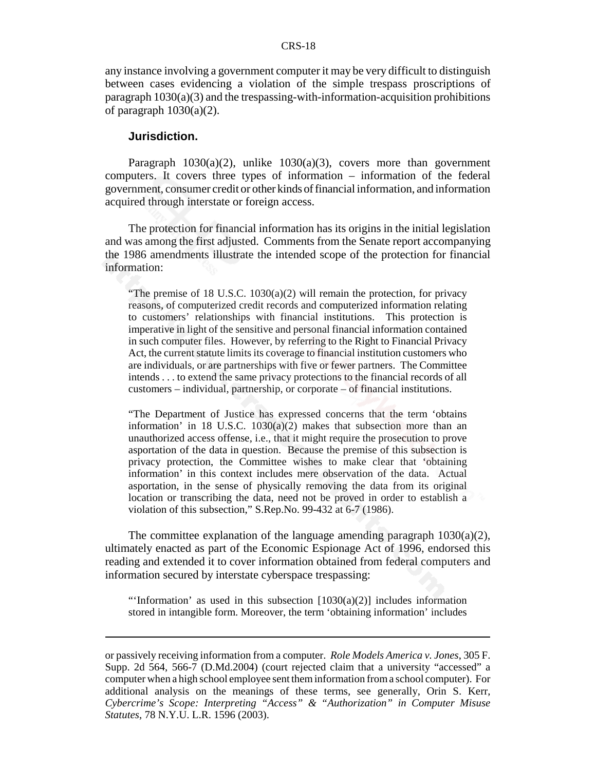any instance involving a government computer it may be very difficult to distinguish between cases evidencing a violation of the simple trespass proscriptions of paragraph 1030(a)(3) and the trespassing-with-information-acquisition prohibitions of paragraph 1030(a)(2).

### Jurisdiction.

Paragraph 1030(a)(2), unlike 1030(a)(3), covers more than government computers. It covers three types of information – information of the federal government, consumer credit or other kinds of financial information, and information acquired through interstate or foreign access.

The protection for financial information has its origins in the initial legislation and was among the first adjusted. Comments from the Senate report accompanying the 1986 amendments illustrate the intended scope of the protection for financial information:

> "The premise of 18 U.S.C. 1030(a)(2) will remain the protection, for privacy reasons, of computerized credit records and computerized information relating to customers' relationships with financial institutions. This protection is imperative in light of the sensitive and personal financial information contained in such computer files. However, by referring to the Right to Financial Privacy Act, the current statute limits its coverage to financial institution customers who are individuals, or are partnerships with five or fewer partners. The Committee intends . . . to extend the same privacy protections to the financial records of all customers – individual, partnership, or corporate – of financial institutions.
>
> "The Department of Justice has expressed concerns that the term 'obtains information' in 18 U.S.C. 1030(a)(2) makes that subsection more than an unauthorized access offense, i.e., that it might require the prosecution to prove asportation of the data in question. Because the premise of this subsection is privacy protection, the Committee wishes to make clear that 'obtaining information' in this context includes mere observation of the data. Actual asportation, in the sense of physically removing the data from its original location or transcribing the data, need not be proved in order to establish a violation of this subsection," S.Rep.No. 99-432 at 6-7 (1986).

The committee explanation of the language amending paragraph 1030(a)(2), ultimately enacted as part of the Economic Espionage Act of 1996, endorsed this reading and extended it to cover information obtained from federal computers and information secured by interstate cyberspace trespassing:

> "'Information' as used in this subsection [1030(a)(2)] includes information stored in intangible form. Moreover, the term 'obtaining information' includes

---

or passively receiving information from a computer. *Role Models America v. Jones*, 305 F. Supp. 2d 564, 566-7 (D.Md.2004) (court rejected claim that a university "accessed" a computer when a high school employee sent them information from a school computer). For additional analysis on the meanings of these terms, see generally, Orin S. Kerr, *Cybercrime's Scope: Interpreting "Access" & "Authorization" in Computer Misuse Statutes*, 78 N.Y.U. L.R. 1596 (2003).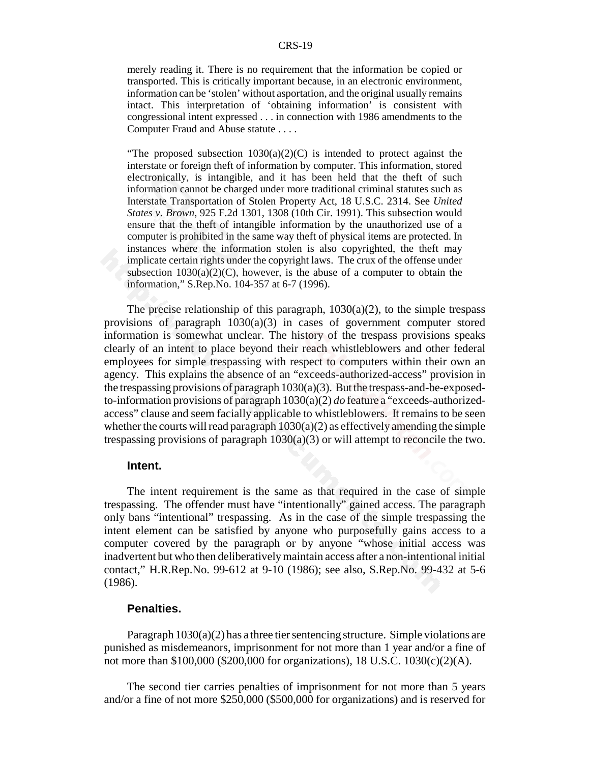merely reading it. There is no requirement that the information be copied or transported. This is critically important because, in an electronic environment, information can be 'stolen' without asportation, and the original usually remains intact. This interpretation of 'obtaining information' is consistent with congressional intent expressed . . . in connection with 1986 amendments to the Computer Fraud and Abuse statute . . . .

"The proposed subsection 1030(a)(2)(C) is intended to protect against the interstate or foreign theft of information by computer. This information, stored electronically, is intangible, and it has been held that the theft of such information cannot be charged under more traditional criminal statutes such as Interstate Transportation of Stolen Property Act, 18 U.S.C. 2314. See *United States v. Brown*, 925 F.2d 1301, 1308 (10th Cir. 1991). This subsection would ensure that the theft of intangible information by the unauthorized use of a computer is prohibited in the same way theft of physical items are protected. In instances where the information stolen is also copyrighted, the theft may implicate certain rights under the copyright laws. The crux of the offense under subsection 1030(a)(2)(C), however, is the abuse of a computer to obtain the information," S.Rep.No. 104-357 at 6-7 (1996).

The precise relationship of this paragraph, 1030(a)(2), to the simple trespass provisions of paragraph 1030(a)(3) in cases of government computer stored information is somewhat unclear. The history of the trespass provisions speaks clearly of an intent to place beyond their reach whistleblowers and other federal employees for simple trespassing with respect to computers within their own an agency. This explains the absence of an "exceeds-authorized-access" provision in the trespassing provisions of paragraph 1030(a)(3). But the trespass-and-be-exposed-to-information provisions of paragraph 1030(a)(2) *do* feature a "exceeds-authorized-access" clause and seem facially applicable to whistleblowers. It remains to be seen whether the courts will read paragraph 1030(a)(2) as effectively amending the simple trespassing provisions of paragraph 1030(a)(3) or will attempt to reconcile the two.

### Intent.

The intent requirement is the same as that required in the case of simple trespassing. The offender must have "intentionally" gained access. The paragraph only bans "intentional" trespassing. As in the case of the simple trespassing the intent element can be satisfied by anyone who purposefully gains access to a computer covered by the paragraph or by anyone "whose initial access was inadvertent but who then deliberatively maintain access after a non-intentional initial contact," H.R.Rep.No. 99-612 at 9-10 (1986); see also, S.Rep.No. 99-432 at 5-6 (1986).

### Penalties.

Paragraph 1030(a)(2) has a three tier sentencing structure. Simple violations are punished as misdemeanors, imprisonment for not more than 1 year and/or a fine of not more than $100,000 ($200,000 for organizations), 18 U.S.C. 1030(c)(2)(A).

The second tier carries penalties of imprisonment for not more than 5 years and/or a fine of not more $250,000 ($500,000 for organizations) and is reserved for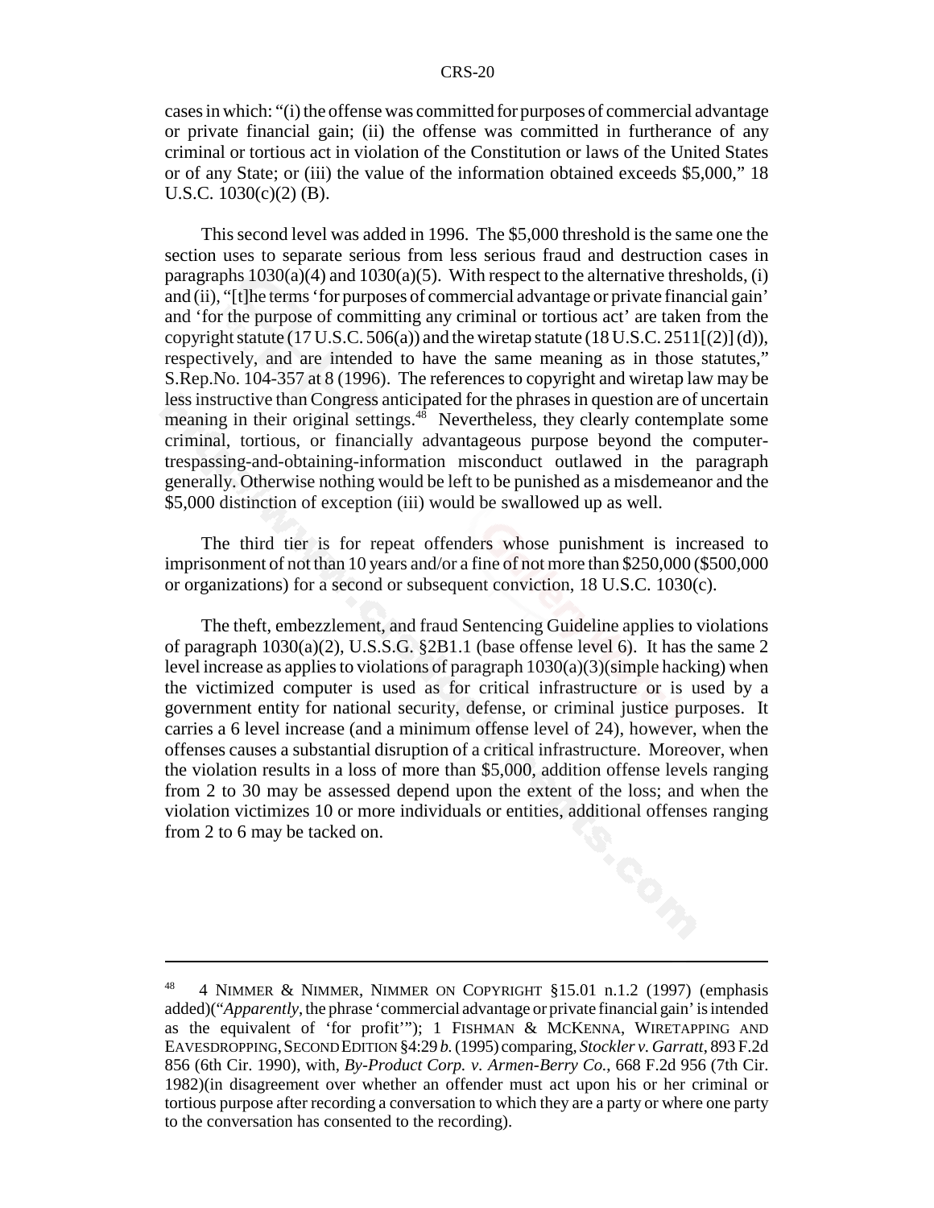cases in which: "(i) the offense was committed for purposes of commercial advantage or private financial gain; (ii) the offense was committed in furtherance of any criminal or tortious act in violation of the Constitution or laws of the United States or of any State; or (iii) the value of the information obtained exceeds $5,000," 18 U.S.C. 1030(c)(2) (B).

This second level was added in 1996. The $5,000 threshold is the same one the section uses to separate serious from less serious fraud and destruction cases in paragraphs 1030(a)(4) and 1030(a)(5). With respect to the alternative thresholds, (i) and (ii), "[t]he terms 'for purposes of commercial advantage or private financial gain' and 'for the purpose of committing any criminal or tortious act' are taken from the copyright statute (17 U.S.C. 506(a)) and the wiretap statute (18 U.S.C. 2511[(2)] (d)), respectively, and are intended to have the same meaning as in those statutes," S.Rep.No. 104-357 at 8 (1996). The references to copyright and wiretap law may be less instructive than Congress anticipated for the phrases in question are of uncertain meaning in their original settings.[48] Nevertheless, they clearly contemplate some criminal, tortious, or financially advantageous purpose beyond the computer-trespassing-and-obtaining-information misconduct outlawed in the paragraph generally. Otherwise nothing would be left to be punished as a misdemeanor and the $5,000 distinction of exception (iii) would be swallowed up as well.

The third tier is for repeat offenders whose punishment is increased to imprisonment of not than 10 years and/or a fine of not more than $250,000 ($500,000 or organizations) for a second or subsequent conviction, 18 U.S.C. 1030(c).

The theft, embezzlement, and fraud Sentencing Guideline applies to violations of paragraph 1030(a)(2), U.S.S.G. §2B1.1 (base offense level 6). It has the same 2 level increase as applies to violations of paragraph 1030(a)(3)(simple hacking) when the victimized computer is used as for critical infrastructure or is used by a government entity for national security, defense, or criminal justice purposes. It carries a 6 level increase (and a minimum offense level of 24), however, when the offenses causes a substantial disruption of a critical infrastructure. Moreover, when the violation results in a loss of more than $5,000, addition offense levels ranging from 2 to 30 may be assessed depend upon the extent of the loss; and when the violation victimizes 10 or more individuals or entities, additional offenses ranging from 2 to 6 may be tacked on.

---

[48] 4 NIMMER & NIMMER, NIMMER ON COPYRIGHT §15.01 n.1.2 (1997) (emphasis added)("*Apparently*, the phrase 'commercial advantage or private financial gain' is intended as the equivalent of 'for profit'"); 1 FISHMAN & MCKENNA, WIRETAPPING AND EAVESDROPPING, SECOND EDITION §4:29 *b.* (1995) comparing, *Stockler v. Garratt*, 893 F.2d 856 (6th Cir. 1990), with, *By-Product Corp. v. Armen-Berry Co.*, 668 F.2d 956 (7th Cir. 1982)(in disagreement over whether an offender must act upon his or her criminal or tortious purpose after recording a conversation to which they are a party or where one party to the conversation has consented to the recording).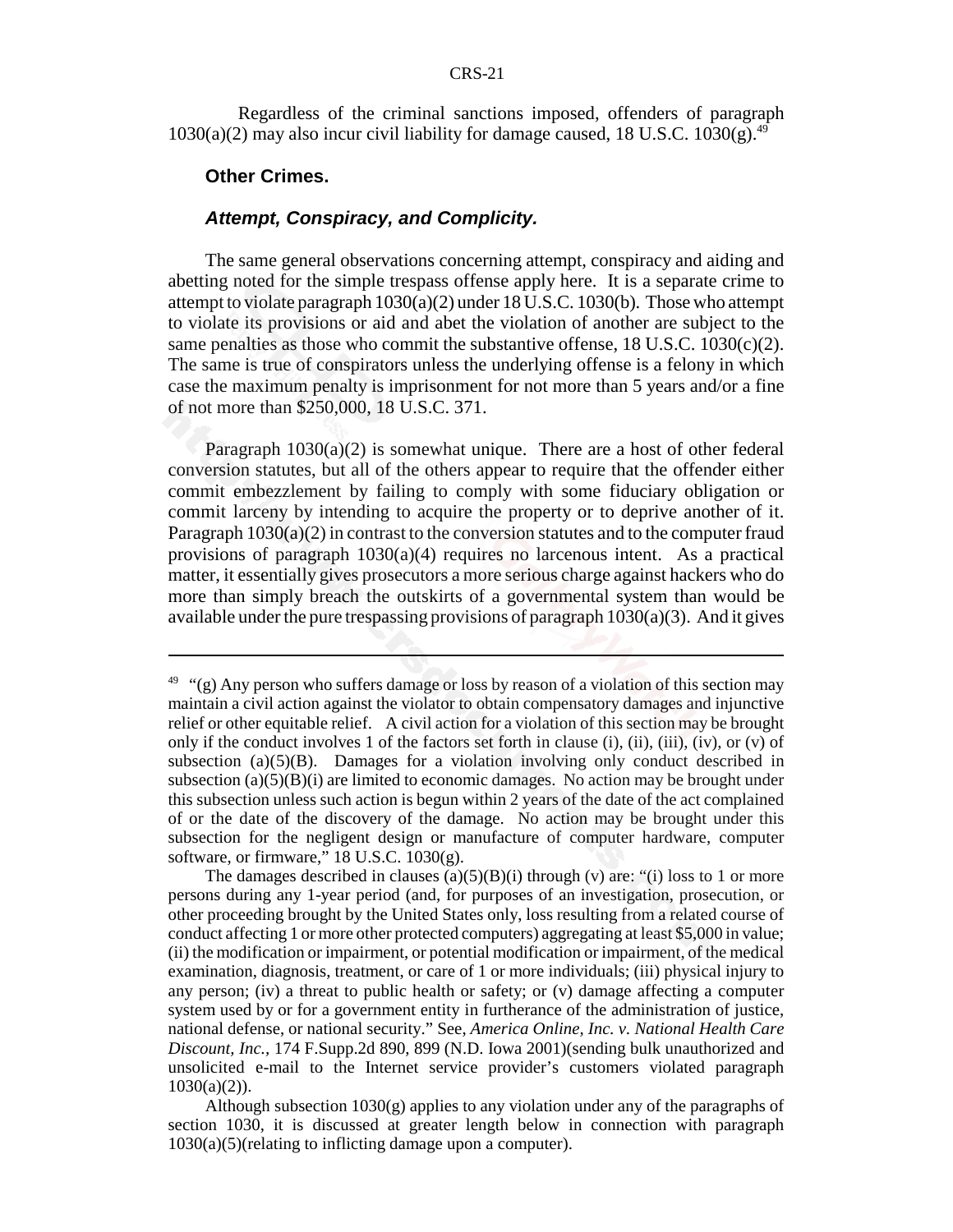Regardless of the criminal sanctions imposed, offenders of paragraph 1030(a)(2) may also incur civil liability for damage caused, 18 U.S.C. 1030(g).[49]

### Other Crimes.

#### *Attempt, Conspiracy, and Complicity.*

The same general observations concerning attempt, conspiracy and aiding and abetting noted for the simple trespass offense apply here. It is a separate crime to attempt to violate paragraph 1030(a)(2) under 18 U.S.C. 1030(b). Those who attempt to violate its provisions or aid and abet the violation of another are subject to the same penalties as those who commit the substantive offense, 18 U.S.C. 1030(c)(2). The same is true of conspirators unless the underlying offense is a felony in which case the maximum penalty is imprisonment for not more than 5 years and/or a fine of not more than $250,000, 18 U.S.C. 371.

Paragraph 1030(a)(2) is somewhat unique. There are a host of other federal conversion statutes, but all of the others appear to require that the offender either commit embezzlement by failing to comply with some fiduciary obligation or commit larceny by intending to acquire the property or to deprive another of it. Paragraph 1030(a)(2) in contrast to the conversion statutes and to the computer fraud provisions of paragraph 1030(a)(4) requires no larcenous intent. As a practical matter, it essentially gives prosecutors a more serious charge against hackers who do more than simply breach the outskirts of a governmental system than would be available under the pure trespassing provisions of paragraph 1030(a)(3). And it gives

---

[49] "(g) Any person who suffers damage or loss by reason of a violation of this section may maintain a civil action against the violator to obtain compensatory damages and injunctive relief or other equitable relief. A civil action for a violation of this section may be brought only if the conduct involves 1 of the factors set forth in clause (i), (ii), (iii), (iv), or (v) of subsection (a)(5)(B). Damages for a violation involving only conduct described in subsection (a)(5)(B)(i) are limited to economic damages. No action may be brought under this subsection unless such action is begun within 2 years of the date of the act complained of or the date of the discovery of the damage. No action may be brought under this subsection for the negligent design or manufacture of computer hardware, computer software, or firmware," 18 U.S.C. 1030(g).

The damages described in clauses (a)(5)(B)(i) through (v) are: "(i) loss to 1 or more persons during any 1-year period (and, for purposes of an investigation, prosecution, or other proceeding brought by the United States only, loss resulting from a related course of conduct affecting 1 or more other protected computers) aggregating at least $5,000 in value; (ii) the modification or impairment, or potential modification or impairment, of the medical examination, diagnosis, treatment, or care of 1 or more individuals; (iii) physical injury to any person; (iv) a threat to public health or safety; or (v) damage affecting a computer system used by or for a government entity in furtherance of the administration of justice, national defense, or national security." See, *America Online, Inc. v. National Health Care Discount, Inc.,* 174 F.Supp.2d 890, 899 (N.D. Iowa 2001)(sending bulk unauthorized and unsolicited e-mail to the Internet service provider's customers violated paragraph 1030(a)(2)).

Although subsection 1030(g) applies to any violation under any of the paragraphs of section 1030, it is discussed at greater length below in connection with paragraph 1030(a)(5)(relating to inflicting damage upon a computer).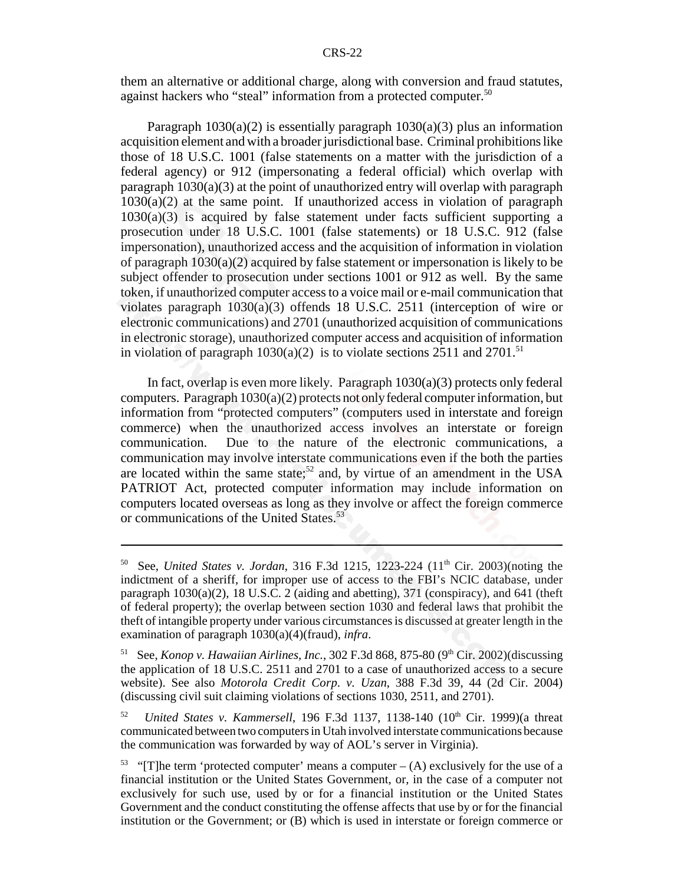them an alternative or additional charge, along with conversion and fraud statutes, against hackers who "steal" information from a protected computer.[50]

Paragraph 1030(a)(2) is essentially paragraph 1030(a)(3) plus an information acquisition element and with a broader jurisdictional base. Criminal prohibitions like those of 18 U.S.C. 1001 (false statements on a matter with the jurisdiction of a federal agency) or 912 (impersonating a federal official) which overlap with paragraph 1030(a)(3) at the point of unauthorized entry will overlap with paragraph 1030(a)(2) at the same point. If unauthorized access in violation of paragraph 1030(a)(3) is acquired by false statement under facts sufficient supporting a prosecution under 18 U.S.C. 1001 (false statements) or 18 U.S.C. 912 (false impersonation), unauthorized access and the acquisition of information in violation of paragraph 1030(a)(2) acquired by false statement or impersonation is likely to be subject offender to prosecution under sections 1001 or 912 as well. By the same token, if unauthorized computer access to a voice mail or e-mail communication that violates paragraph 1030(a)(3) offends 18 U.S.C. 2511 (interception of wire or electronic communications) and 2701 (unauthorized acquisition of communications in electronic storage), unauthorized computer access and acquisition of information in violation of paragraph 1030(a)(2) is to violate sections 2511 and 2701.[51]

In fact, overlap is even more likely. Paragraph 1030(a)(3) protects only federal computers. Paragraph 1030(a)(2) protects not only federal computer information, but information from "protected computers" (computers used in interstate and foreign commerce) when the unauthorized access involves an interstate or foreign communication. Due to the nature of the electronic communications, a communication may involve interstate communications even if the both the parties are located within the same state;[52] and, by virtue of an amendment in the USA PATRIOT Act, protected computer information may include information on computers located overseas as long as they involve or affect the foreign commerce or communications of the United States.[53]

---

[50] See, *United States v. Jordan*, 316 F.3d 1215, 1223-224 (11th Cir. 2003)(noting the indictment of a sheriff, for improper use of access to the FBI's NCIC database, under paragraph 1030(a)(2), 18 U.S.C. 2 (aiding and abetting), 371 (conspiracy), and 641 (theft of federal property); the overlap between section 1030 and federal laws that prohibit the theft of intangible property under various circumstances is discussed at greater length in the examination of paragraph 1030(a)(4)(fraud), *infra*.

[51] See, *Konop v. Hawaiian Airlines, Inc.*, 302 F.3d 868, 875-80 (9th Cir. 2002)(discussing the application of 18 U.S.C. 2511 and 2701 to a case of unauthorized access to a secure website). See also *Motorola Credit Corp. v. Uzan*, 388 F.3d 39, 44 (2d Cir. 2004) (discussing civil suit claiming violations of sections 1030, 2511, and 2701).

[52] *United States v. Kammersell*, 196 F.3d 1137, 1138-140 (10th Cir. 1999)(a threat communicated between two computers in Utah involved interstate communications because the communication was forwarded by way of AOL's server in Virginia).

[53] "[T]he term 'protected computer' means a computer – (A) exclusively for the use of a financial institution or the United States Government, or, in the case of a computer not exclusively for such use, used by or for a financial institution or the United States Government and the conduct constituting the offense affects that use by or for the financial institution or the Government; or (B) which is used in interstate or foreign commerce or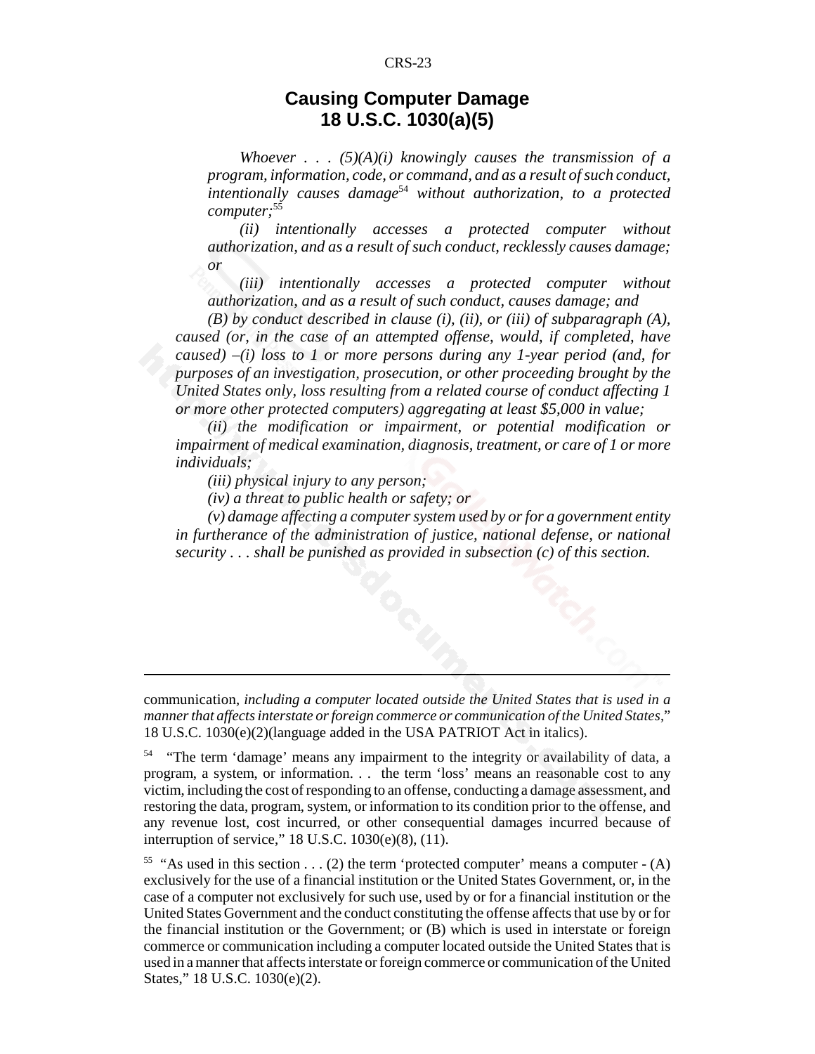## Causing Computer Damage
## 18 U.S.C. 1030(a)(5)

> *Whoever . . . (5)(A)(i) knowingly causes the transmission of a program, information, code, or command, and as a result of such conduct, intentionally causes damage*[54] *without authorization, to a protected computer;*[55]
>
> *(ii) intentionally accesses a protected computer without authorization, and as a result of such conduct, recklessly causes damage; or*
>
> *(iii) intentionally accesses a protected computer without authorization, and as a result of such conduct, causes damage; and*
>
> *(B) by conduct described in clause (i), (ii), or (iii) of subparagraph (A), caused (or, in the case of an attempted offense, would, if completed, have caused) –(i) loss to 1 or more persons during any 1-year period (and, for purposes of an investigation, prosecution, or other proceeding brought by the United States only, loss resulting from a related course of conduct affecting 1 or more other protected computers) aggregating at least $5,000 in value;*
>
> *(ii) the modification or impairment, or potential modification or impairment of medical examination, diagnosis, treatment, or care of 1 or more individuals;*
>
> *(iii) physical injury to any person;*
>
> *(iv) a threat to public health or safety; or*
>
> *(v) damage affecting a computer system used by or for a government entity in furtherance of the administration of justice, national defense, or national security . . . shall be punished as provided in subsection (c) of this section.*

---

communication, *including a computer located outside the United States that is used in a manner that affects interstate or foreign commerce or communication of the United States*," 18 U.S.C. 1030(e)(2)(language added in the USA PATRIOT Act in italics).

[54] "The term 'damage' means any impairment to the integrity or availability of data, a program, a system, or information. . . the term 'loss' means an reasonable cost to any victim, including the cost of responding to an offense, conducting a damage assessment, and restoring the data, program, system, or information to its condition prior to the offense, and any revenue lost, cost incurred, or other consequential damages incurred because of interruption of service," 18 U.S.C. 1030(e)(8), (11).

[55] "As used in this section . . . (2) the term 'protected computer' means a computer - (A) exclusively for the use of a financial institution or the United States Government, or, in the case of a computer not exclusively for such use, used by or for a financial institution or the United States Government and the conduct constituting the offense affects that use by or for the financial institution or the Government; or (B) which is used in interstate or foreign commerce or communication including a computer located outside the United States that is used in a manner that affects interstate or foreign commerce or communication of the United States," 18 U.S.C. 1030(e)(2).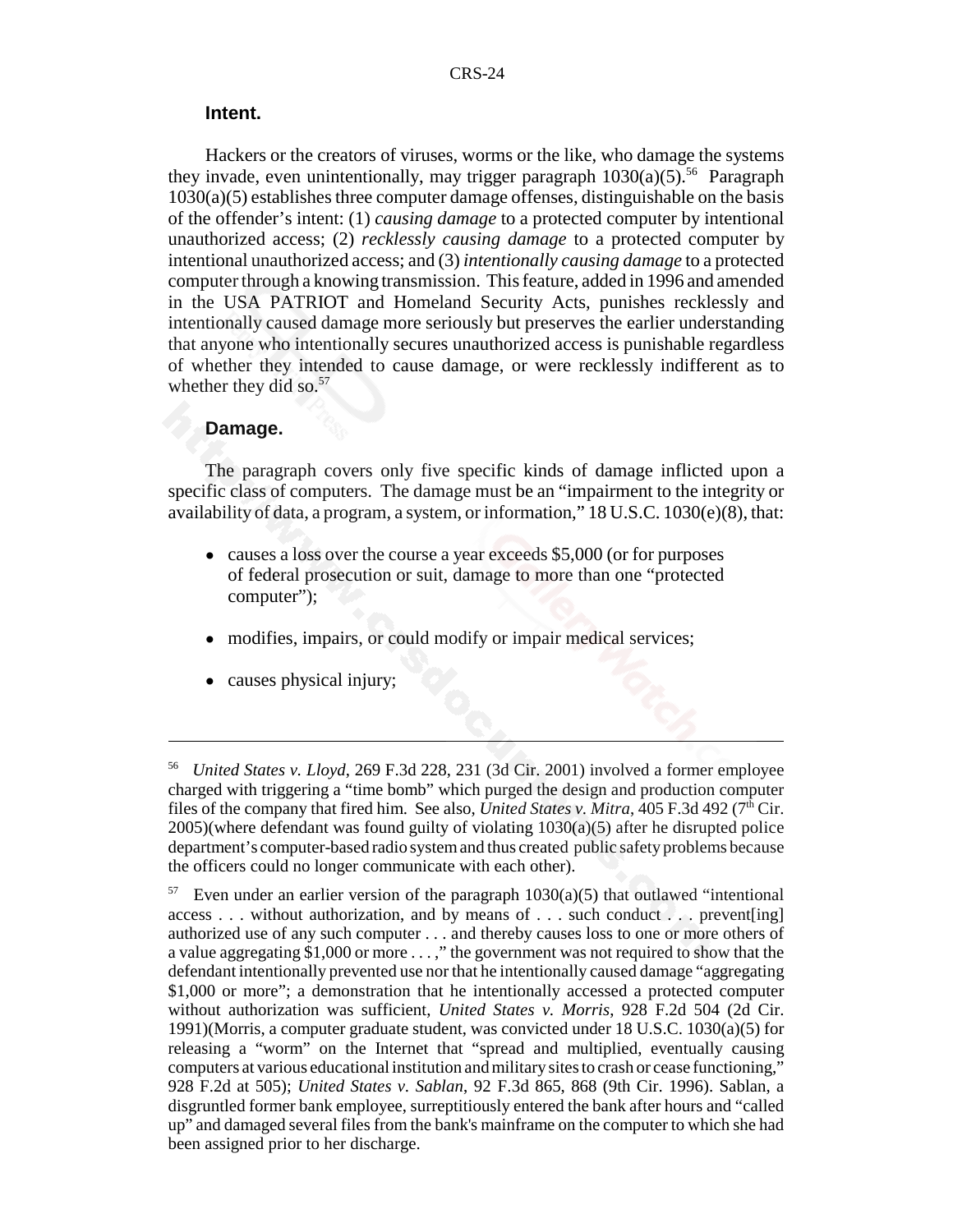**Intent.**

Hackers or the creators of viruses, worms or the like, who damage the systems they invade, even unintentionally, may trigger paragraph 1030(a)(5).[56] Paragraph 1030(a)(5) establishes three computer damage offenses, distinguishable on the basis of the offender's intent: (1) *causing damage* to a protected computer by intentional unauthorized access; (2) *recklessly causing damage* to a protected computer by intentional unauthorized access; and (3) *intentionally causing damage* to a protected computer through a knowing transmission. This feature, added in 1996 and amended in the USA PATRIOT and Homeland Security Acts, punishes recklessly and intentionally caused damage more seriously but preserves the earlier understanding that anyone who intentionally secures unauthorized access is punishable regardless of whether they intended to cause damage, or were recklessly indifferent as to whether they did so.[57]

**Damage.**

The paragraph covers only five specific kinds of damage inflicted upon a specific class of computers. The damage must be an "impairment to the integrity or availability of data, a program, a system, or information," 18 U.S.C. 1030(e)(8), that:

- causes a loss over the course a year exceeds $5,000 (or for purposes of federal prosecution or suit, damage to more than one "protected computer");
- modifies, impairs, or could modify or impair medical services;
- causes physical injury;

---

[56] *United States v. Lloyd*, 269 F.3d 228, 231 (3d Cir. 2001) involved a former employee charged with triggering a "time bomb" which purged the design and production computer files of the company that fired him. See also, *United States v. Mitra*, 405 F.3d 492 (7th Cir. 2005)(where defendant was found guilty of violating 1030(a)(5) after he disrupted police department's computer-based radio system and thus created public safety problems because the officers could no longer communicate with each other).

[57] Even under an earlier version of the paragraph 1030(a)(5) that outlawed "intentional access . . . without authorization, and by means of . . . such conduct . . . prevent[ing] authorized use of any such computer . . . and thereby causes loss to one or more others of a value aggregating $1,000 or more . . . ," the government was not required to show that the defendant intentionally prevented use nor that he intentionally caused damage "aggregating $1,000 or more"; a demonstration that he intentionally accessed a protected computer without authorization was sufficient, *United States v. Morris*, 928 F.2d 504 (2d Cir. 1991)(Morris, a computer graduate student, was convicted under 18 U.S.C. 1030(a)(5) for releasing a "worm" on the Internet that "spread and multiplied, eventually causing computers at various educational institution and military sites to crash or cease functioning," 928 F.2d at 505); *United States v. Sablan*, 92 F.3d 865, 868 (9th Cir. 1996). Sablan, a disgruntled former bank employee, surreptitiously entered the bank after hours and "called up" and damaged several files from the bank's mainframe on the computer to which she had been assigned prior to her discharge.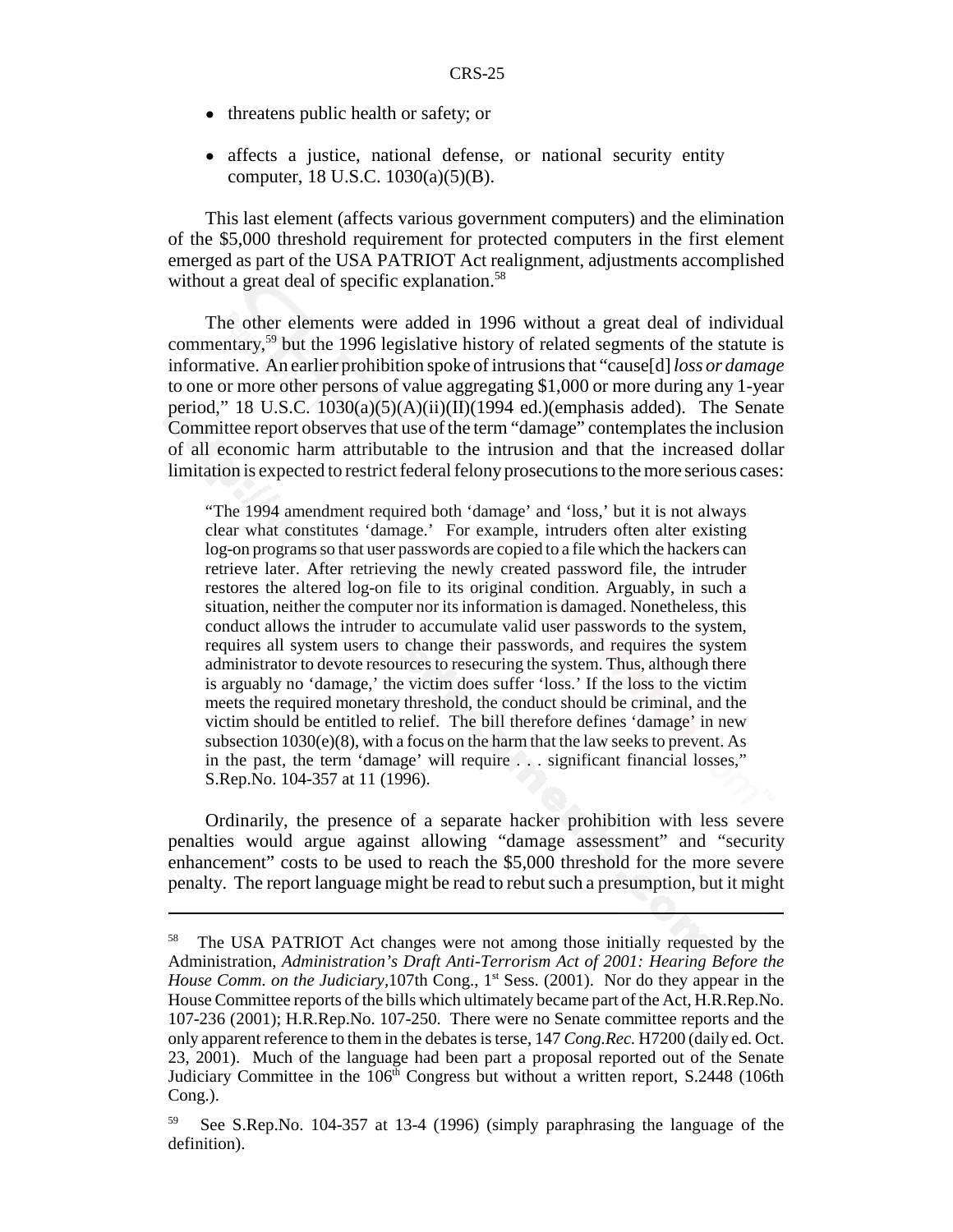- threatens public health or safety; or
- affects a justice, national defense, or national security entity computer, 18 U.S.C. 1030(a)(5)(B).

This last element (affects various government computers) and the elimination of the $5,000 threshold requirement for protected computers in the first element emerged as part of the USA PATRIOT Act realignment, adjustments accomplished without a great deal of specific explanation.[58]

The other elements were added in 1996 without a great deal of individual commentary,[59] but the 1996 legislative history of related segments of the statute is informative. An earlier prohibition spoke of intrusions that "cause[d] *loss or damage* to one or more other persons of value aggregating $1,000 or more during any 1-year period," 18 U.S.C. 1030(a)(5)(A)(ii)(II)(1994 ed.)(emphasis added). The Senate Committee report observes that use of the term "damage" contemplates the inclusion of all economic harm attributable to the intrusion and that the increased dollar limitation is expected to restrict federal felony prosecutions to the more serious cases:

> "The 1994 amendment required both 'damage' and 'loss,' but it is not always clear what constitutes 'damage.' For example, intruders often alter existing log-on programs so that user passwords are copied to a file which the hackers can retrieve later. After retrieving the newly created password file, the intruder restores the altered log-on file to its original condition. Arguably, in such a situation, neither the computer nor its information is damaged. Nonetheless, this conduct allows the intruder to accumulate valid user passwords to the system, requires all system users to change their passwords, and requires the system administrator to devote resources to resecuring the system. Thus, although there is arguably no 'damage,' the victim does suffer 'loss.' If the loss to the victim meets the required monetary threshold, the conduct should be criminal, and the victim should be entitled to relief. The bill therefore defines 'damage' in new subsection 1030(e)(8), with a focus on the harm that the law seeks to prevent. As in the past, the term 'damage' will require . . . significant financial losses," S.Rep.No. 104-357 at 11 (1996).

Ordinarily, the presence of a separate hacker prohibition with less severe penalties would argue against allowing "damage assessment" and "security enhancement" costs to be used to reach the $5,000 threshold for the more severe penalty. The report language might be read to rebut such a presumption, but it might

---

[58] The USA PATRIOT Act changes were not among those initially requested by the Administration, *Administration's Draft Anti-Terrorism Act of 2001: Hearing Before the House Comm. on the Judiciary*,107th Cong., 1st Sess. (2001). Nor do they appear in the House Committee reports of the bills which ultimately became part of the Act, H.R.Rep.No. 107-236 (2001); H.R.Rep.No. 107-250. There were no Senate committee reports and the only apparent reference to them in the debates is terse, 147 *Cong.Rec.* H7200 (daily ed. Oct. 23, 2001). Much of the language had been part a proposal reported out of the Senate Judiciary Committee in the 106th Congress but without a written report, S.2448 (106th Cong.).

[59] See S.Rep.No. 104-357 at 13-4 (1996) (simply paraphrasing the language of the definition).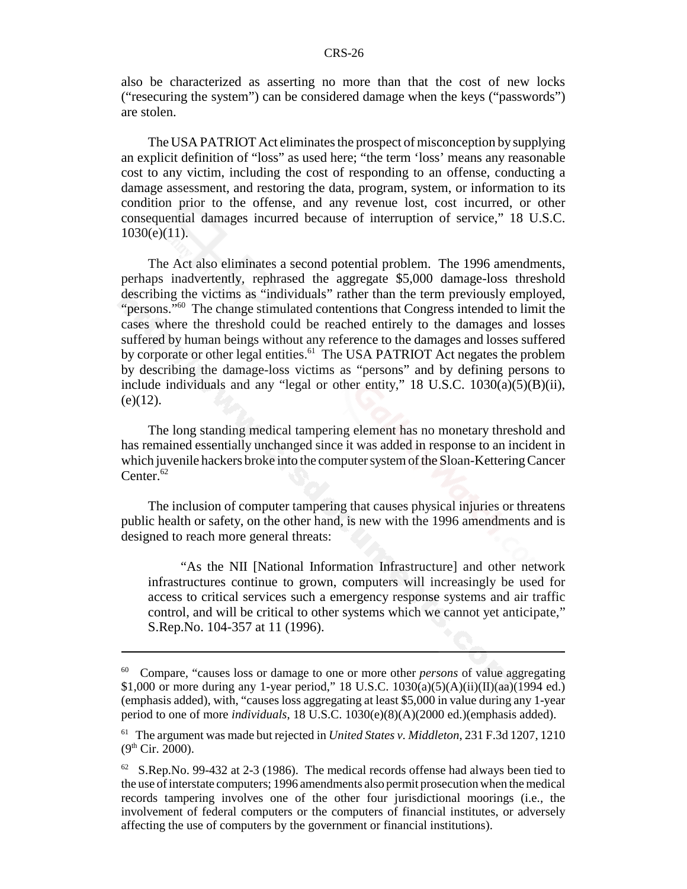also be characterized as asserting no more than that the cost of new locks ("resecuring the system") can be considered damage when the keys ("passwords") are stolen.

The USA PATRIOT Act eliminates the prospect of misconception by supplying an explicit definition of "loss" as used here; "the term 'loss' means any reasonable cost to any victim, including the cost of responding to an offense, conducting a damage assessment, and restoring the data, program, system, or information to its condition prior to the offense, and any revenue lost, cost incurred, or other consequential damages incurred because of interruption of service," 18 U.S.C. 1030(e)(11).

The Act also eliminates a second potential problem. The 1996 amendments, perhaps inadvertently, rephrased the aggregate $5,000 damage-loss threshold describing the victims as "individuals" rather than the term previously employed, "persons."[60] The change stimulated contentions that Congress intended to limit the cases where the threshold could be reached entirely to the damages and losses suffered by human beings without any reference to the damages and losses suffered by corporate or other legal entities.[61] The USA PATRIOT Act negates the problem by describing the damage-loss victims as "persons" and by defining persons to include individuals and any "legal or other entity," 18 U.S.C. 1030(a)(5)(B)(ii), (e)(12).

The long standing medical tampering element has no monetary threshold and has remained essentially unchanged since it was added in response to an incident in which juvenile hackers broke into the computer system of the Sloan-Kettering Cancer Center.[62]

The inclusion of computer tampering that causes physical injuries or threatens public health or safety, on the other hand, is new with the 1996 amendments and is designed to reach more general threats:

> "As the NII [National Information Infrastructure] and other network infrastructures continue to grown, computers will increasingly be used for access to critical services such a emergency response systems and air traffic control, and will be critical to other systems which we cannot yet anticipate," S.Rep.No. 104-357 at 11 (1996).

---

[60] Compare, "causes loss or damage to one or more other *persons* of value aggregating $1,000 or more during any 1-year period," 18 U.S.C. 1030(a)(5)(A)(ii)(II)(aa)(1994 ed.) (emphasis added), with, "causes loss aggregating at least $5,000 in value during any 1-year period to one of more *individuals*, 18 U.S.C. 1030(e)(8)(A)(2000 ed.)(emphasis added).

[61] The argument was made but rejected in *United States v. Middleton*, 231 F.3d 1207, 1210 (9th Cir. 2000).

[62] S.Rep.No. 99-432 at 2-3 (1986). The medical records offense had always been tied to the use of interstate computers; 1996 amendments also permit prosecution when the medical records tampering involves one of the other four jurisdictional moorings (i.e., the involvement of federal computers or the computers of financial institutes, or adversely affecting the use of computers by the government or financial institutions).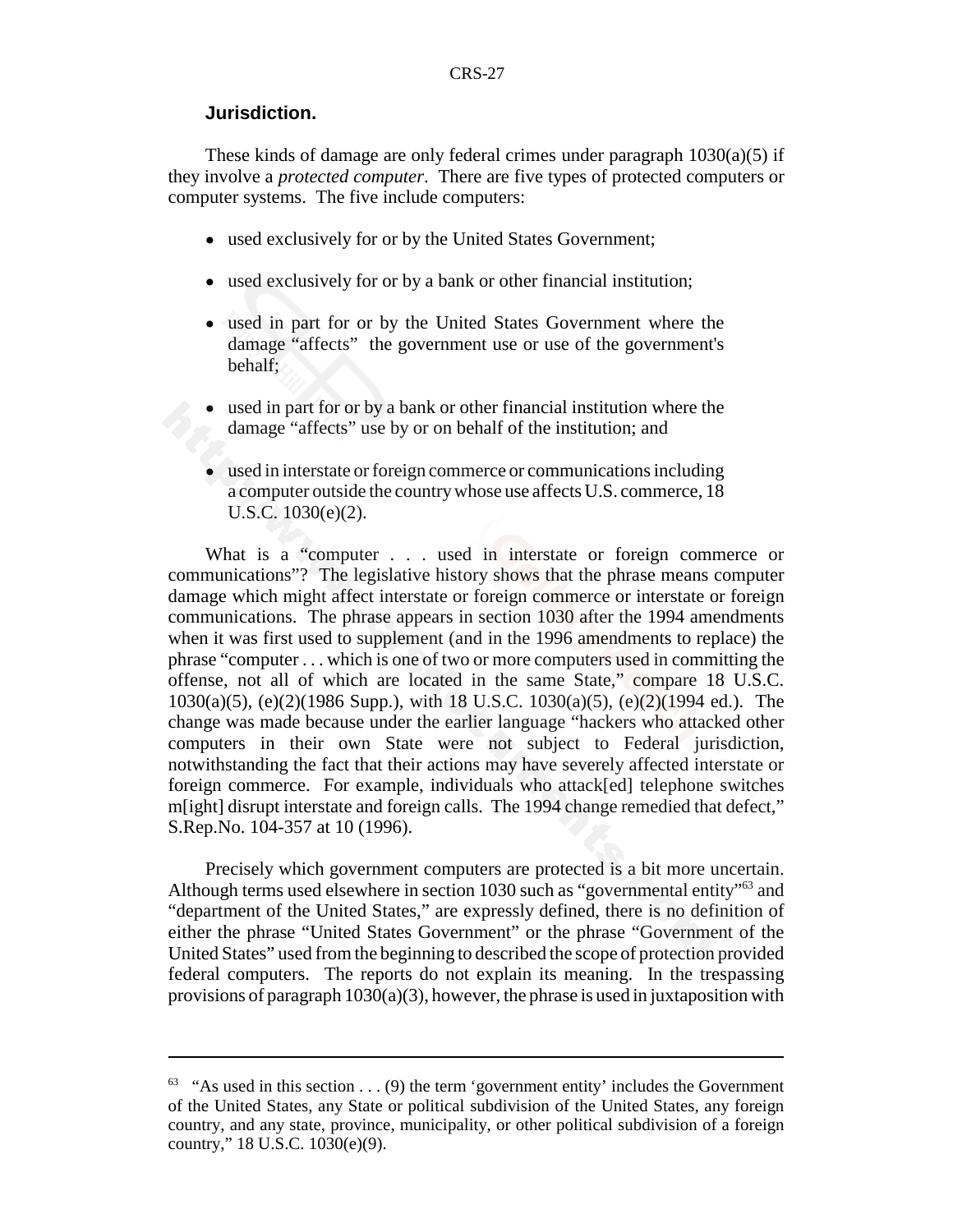**Jurisdiction.**

These kinds of damage are only federal crimes under paragraph 1030(a)(5) if they involve a *protected computer*. There are five types of protected computers or computer systems. The five include computers:

- used exclusively for or by the United States Government;
- used exclusively for or by a bank or other financial institution;
- used in part for or by the United States Government where the damage "affects" the government use or use of the government's behalf;
- used in part for or by a bank or other financial institution where the damage "affects" use by or on behalf of the institution; and
- used in interstate or foreign commerce or communications including a computer outside the country whose use affects U.S. commerce, 18 U.S.C. 1030(e)(2).

What is a "computer . . . used in interstate or foreign commerce or communications"? The legislative history shows that the phrase means computer damage which might affect interstate or foreign commerce or interstate or foreign communications. The phrase appears in section 1030 after the 1994 amendments when it was first used to supplement (and in the 1996 amendments to replace) the phrase "computer . . . which is one of two or more computers used in committing the offense, not all of which are located in the same State," compare 18 U.S.C. 1030(a)(5), (e)(2)(1986 Supp.), with 18 U.S.C. 1030(a)(5), (e)(2)(1994 ed.). The change was made because under the earlier language "hackers who attacked other computers in their own State were not subject to Federal jurisdiction, notwithstanding the fact that their actions may have severely affected interstate or foreign commerce. For example, individuals who attack[ed] telephone switches m[ight] disrupt interstate and foreign calls. The 1994 change remedied that defect," S.Rep.No. 104-357 at 10 (1996).

Precisely which government computers are protected is a bit more uncertain. Although terms used elsewhere in section 1030 such as "governmental entity"[63] and "department of the United States," are expressly defined, there is no definition of either the phrase "United States Government" or the phrase "Government of the United States" used from the beginning to described the scope of protection provided federal computers. The reports do not explain its meaning. In the trespassing provisions of paragraph 1030(a)(3), however, the phrase is used in juxtaposition with

---

[63] "As used in this section . . . (9) the term 'government entity' includes the Government of the United States, any State or political subdivision of the United States, any foreign country, and any state, province, municipality, or other political subdivision of a foreign country," 18 U.S.C. 1030(e)(9).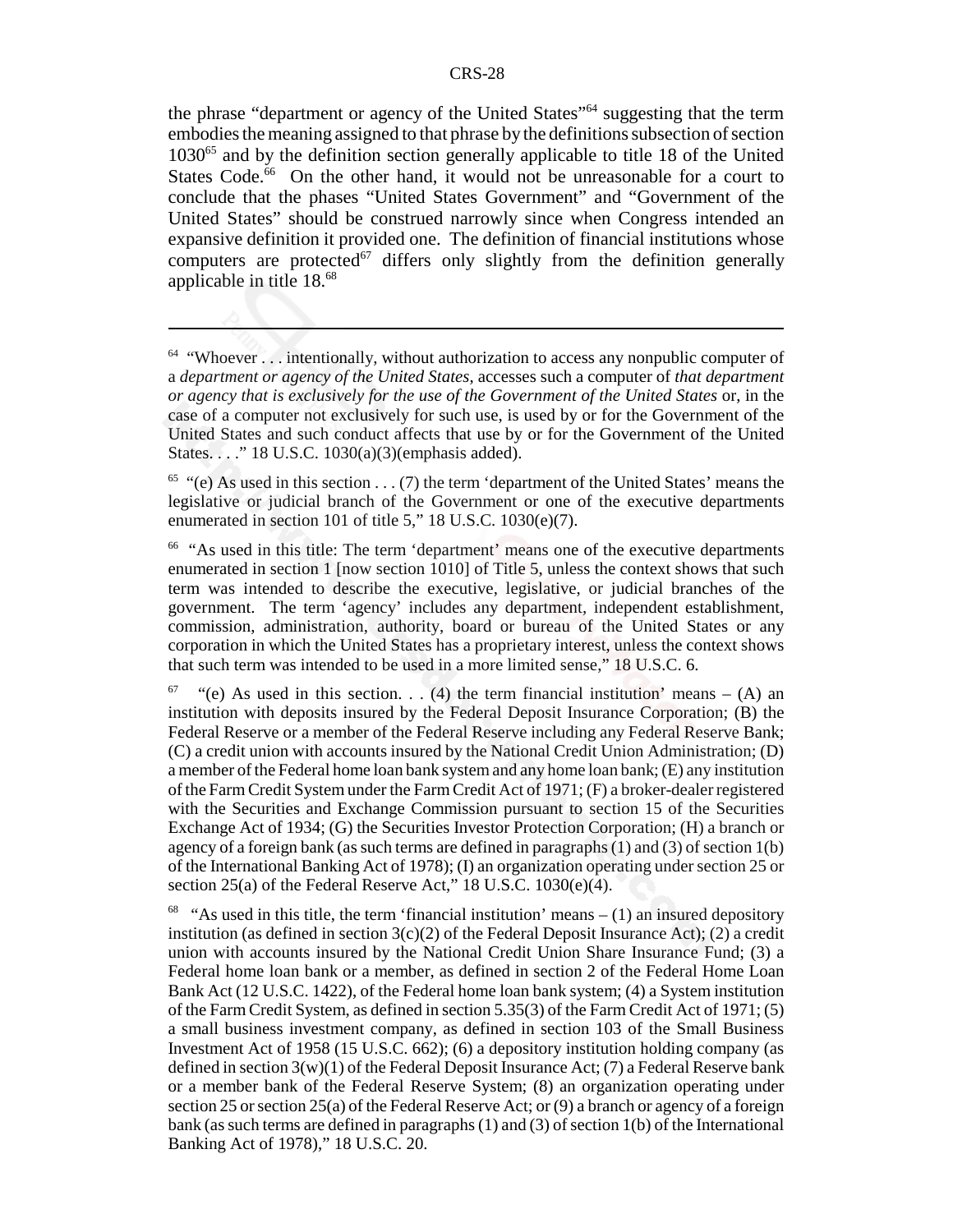the phrase "department or agency of the United States"[64] suggesting that the term embodies the meaning assigned to that phrase by the definitions subsection of section 1030[65] and by the definition section generally applicable to title 18 of the United States Code.[66] On the other hand, it would not be unreasonable for a court to conclude that the phases "United States Government" and "Government of the United States" should be construed narrowly since when Congress intended an expansive definition it provided one. The definition of financial institutions whose computers are protected[67] differs only slightly from the definition generally applicable in title 18.[68]

---

[64] "Whoever . . . intentionally, without authorization to access any nonpublic computer of a *department or agency of the United States*, accesses such a computer of *that department or agency that is exclusively for the use of the Government of the United States* or, in the case of a computer not exclusively for such use, is used by or for the Government of the United States and such conduct affects that use by or for the Government of the United States. . . ." 18 U.S.C. 1030(a)(3)(emphasis added).

[65] "(e) As used in this section . . . (7) the term 'department of the United States' means the legislative or judicial branch of the Government or one of the executive departments enumerated in section 101 of title 5," 18 U.S.C. 1030(e)(7).

[66] "As used in this title: The term 'department' means one of the executive departments enumerated in section 1 [now section 1010] of Title 5, unless the context shows that such term was intended to describe the executive, legislative, or judicial branches of the government. The term 'agency' includes any department, independent establishment, commission, administration, authority, board or bureau of the United States or any corporation in which the United States has a proprietary interest, unless the context shows that such term was intended to be used in a more limited sense," 18 U.S.C. 6.

[67] "(e) As used in this section. . . (4) the term financial institution' means – (A) an institution with deposits insured by the Federal Deposit Insurance Corporation; (B) the Federal Reserve or a member of the Federal Reserve including any Federal Reserve Bank; (C) a credit union with accounts insured by the National Credit Union Administration; (D) a member of the Federal home loan bank system and any home loan bank; (E) any institution of the Farm Credit System under the Farm Credit Act of 1971; (F) a broker-dealer registered with the Securities and Exchange Commission pursuant to section 15 of the Securities Exchange Act of 1934; (G) the Securities Investor Protection Corporation; (H) a branch or agency of a foreign bank (as such terms are defined in paragraphs (1) and (3) of section 1(b) of the International Banking Act of 1978); (I) an organization operating under section 25 or section 25(a) of the Federal Reserve Act," 18 U.S.C. 1030(e)(4).

[68] "As used in this title, the term 'financial institution' means – (1) an insured depository institution (as defined in section 3(c)(2) of the Federal Deposit Insurance Act); (2) a credit union with accounts insured by the National Credit Union Share Insurance Fund; (3) a Federal home loan bank or a member, as defined in section 2 of the Federal Home Loan Bank Act (12 U.S.C. 1422), of the Federal home loan bank system; (4) a System institution of the Farm Credit System, as defined in section 5.35(3) of the Farm Credit Act of 1971; (5) a small business investment company, as defined in section 103 of the Small Business Investment Act of 1958 (15 U.S.C. 662); (6) a depository institution holding company (as defined in section 3(w)(1) of the Federal Deposit Insurance Act; (7) a Federal Reserve bank or a member bank of the Federal Reserve System; (8) an organization operating under section 25 or section 25(a) of the Federal Reserve Act; or (9) a branch or agency of a foreign bank (as such terms are defined in paragraphs (1) and (3) of section 1(b) of the International Banking Act of 1978)," 18 U.S.C. 20.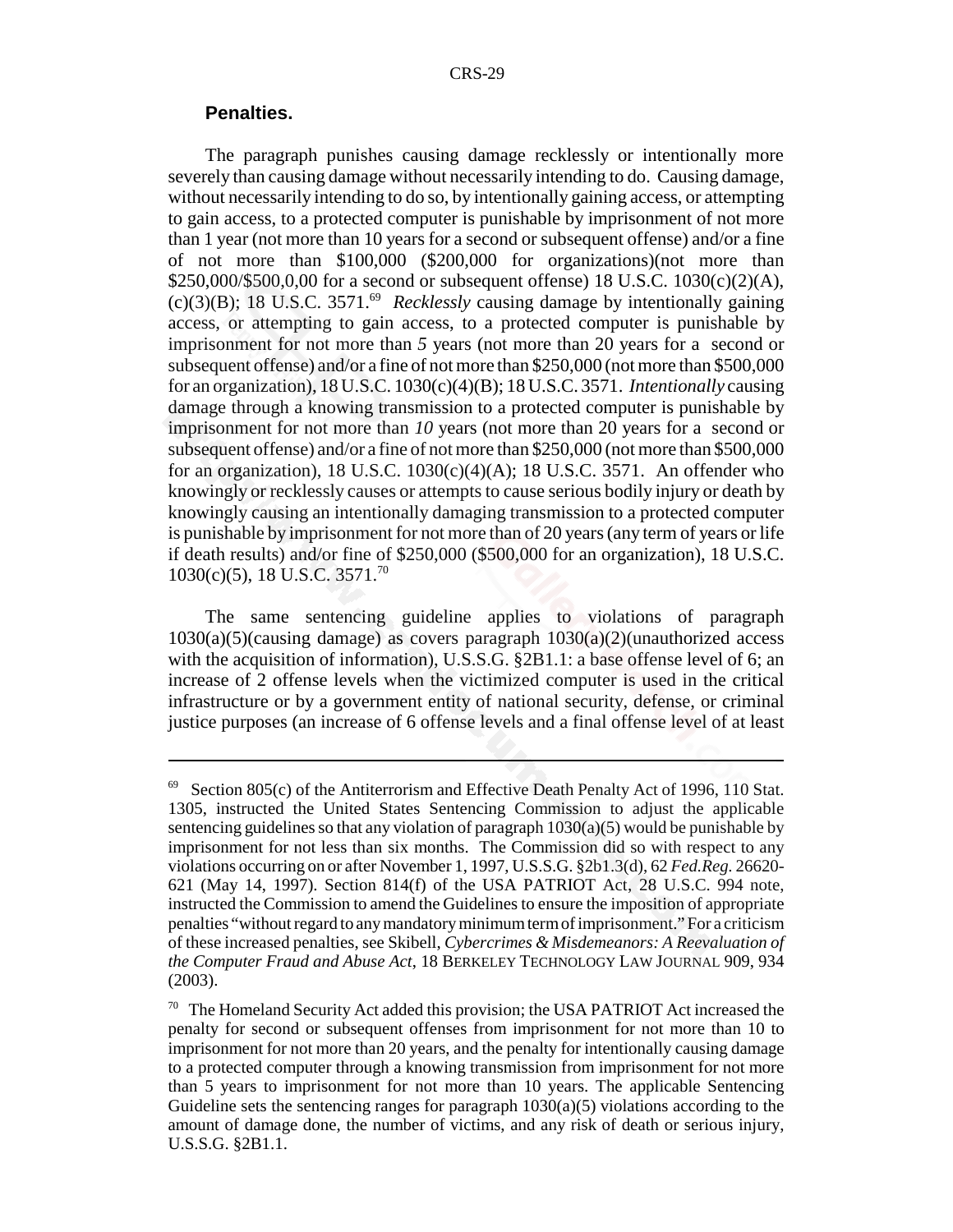**Penalties.**

The paragraph punishes causing damage recklessly or intentionally more severely than causing damage without necessarily intending to do. Causing damage, without necessarily intending to do so, by intentionally gaining access, or attempting to gain access, to a protected computer is punishable by imprisonment of not more than 1 year (not more than 10 years for a second or subsequent offense) and/or a fine of not more than $100,000 ($200,000 for organizations)(not more than $250,000/$500,0,00 for a second or subsequent offense) 18 U.S.C. 1030(c)(2)(A), (c)(3)(B); 18 U.S.C. 3571.[69] *Recklessly* causing damage by intentionally gaining access, or attempting to gain access, to a protected computer is punishable by imprisonment for not more than *5* years (not more than 20 years for a second or subsequent offense) and/or a fine of not more than $250,000 (not more than $500,000 for an organization), 18 U.S.C. 1030(c)(4)(B); 18 U.S.C. 3571. *Intentionally* causing damage through a knowing transmission to a protected computer is punishable by imprisonment for not more than *10* years (not more than 20 years for a second or subsequent offense) and/or a fine of not more than $250,000 (not more than $500,000 for an organization), 18 U.S.C. 1030(c)(4)(A); 18 U.S.C. 3571. An offender who knowingly or recklessly causes or attempts to cause serious bodily injury or death by knowingly causing an intentionally damaging transmission to a protected computer is punishable by imprisonment for not more than of 20 years (any term of years or life if death results) and/or fine of $250,000 ($500,000 for an organization), 18 U.S.C. 1030(c)(5), 18 U.S.C. 3571.[70]

The same sentencing guideline applies to violations of paragraph 1030(a)(5)(causing damage) as covers paragraph 1030(a)(2)(unauthorized access with the acquisition of information), U.S.S.G. §2B1.1: a base offense level of 6; an increase of 2 offense levels when the victimized computer is used in the critical infrastructure or by a government entity of national security, defense, or criminal justice purposes (an increase of 6 offense levels and a final offense level of at least

---

[69] Section 805(c) of the Antiterrorism and Effective Death Penalty Act of 1996, 110 Stat. 1305, instructed the United States Sentencing Commission to adjust the applicable sentencing guidelines so that any violation of paragraph 1030(a)(5) would be punishable by imprisonment for not less than six months. The Commission did so with respect to any violations occurring on or after November 1, 1997, U.S.S.G. §2b1.3(d), 62 *Fed.Reg.* 26620-621 (May 14, 1997). Section 814(f) of the USA PATRIOT Act, 28 U.S.C. 994 note, instructed the Commission to amend the Guidelines to ensure the imposition of appropriate penalties "without regard to any mandatory minimum term of imprisonment." For a criticism of these increased penalties, see Skibell, *Cybercrimes & Misdemeanors: A Reevaluation of the Computer Fraud and Abuse Act*, 18 BERKELEY TECHNOLOGY LAW JOURNAL 909, 934 (2003).

[70] The Homeland Security Act added this provision; the USA PATRIOT Act increased the penalty for second or subsequent offenses from imprisonment for not more than 10 to imprisonment for not more than 20 years, and the penalty for intentionally causing damage to a protected computer through a knowing transmission from imprisonment for not more than 5 years to imprisonment for not more than 10 years. The applicable Sentencing Guideline sets the sentencing ranges for paragraph 1030(a)(5) violations according to the amount of damage done, the number of victims, and any risk of death or serious injury, U.S.S.G. §2B1.1.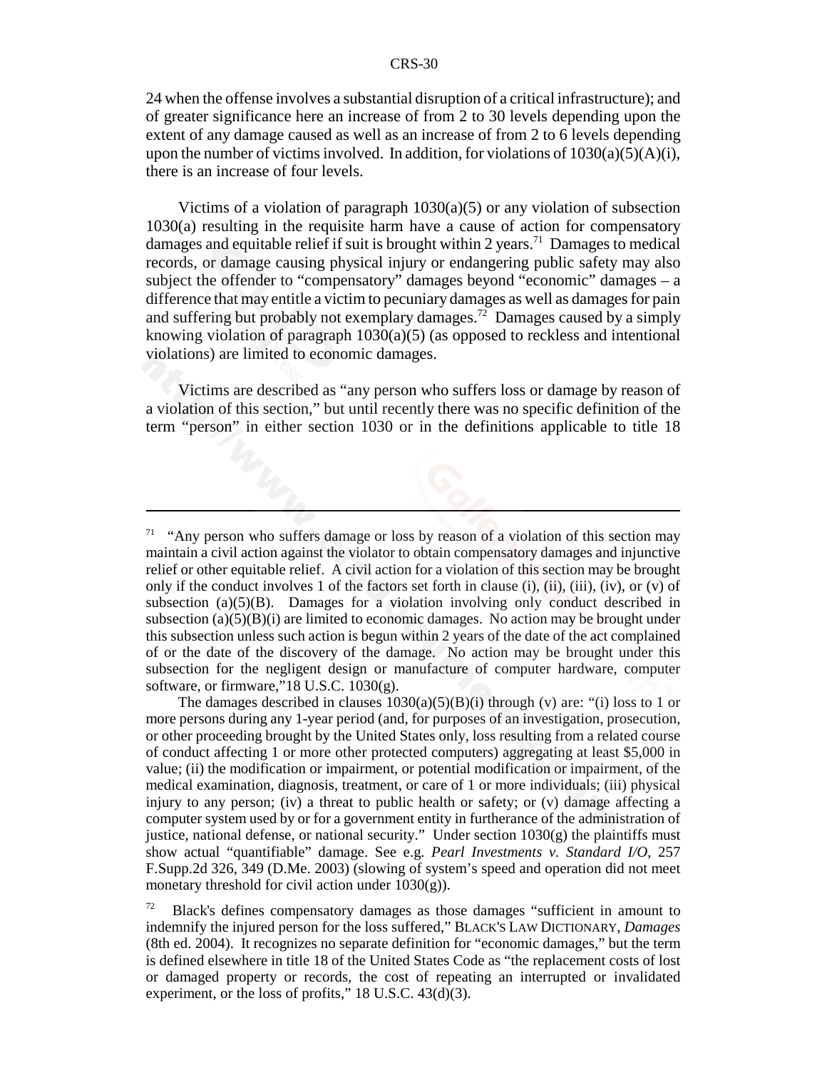24 when the offense involves a substantial disruption of a critical infrastructure); and of greater significance here an increase of from 2 to 30 levels depending upon the extent of any damage caused as well as an increase of from 2 to 6 levels depending upon the number of victims involved. In addition, for violations of 1030(a)(5)(A)(i), there is an increase of four levels.

Victims of a violation of paragraph 1030(a)(5) or any violation of subsection 1030(a) resulting in the requisite harm have a cause of action for compensatory damages and equitable relief if suit is brought within 2 years.[71] Damages to medical records, or damage causing physical injury or endangering public safety may also subject the offender to "compensatory" damages beyond "economic" damages – a difference that may entitle a victim to pecuniary damages as well as damages for pain and suffering but probably not exemplary damages.[72] Damages caused by a simply knowing violation of paragraph 1030(a)(5) (as opposed to reckless and intentional violations) are limited to economic damages.

Victims are described as "any person who suffers loss or damage by reason of a violation of this section," but until recently there was no specific definition of the term "person" in either section 1030 or in the definitions applicable to title 18

---

[71] "Any person who suffers damage or loss by reason of a violation of this section may maintain a civil action against the violator to obtain compensatory damages and injunctive relief or other equitable relief. A civil action for a violation of this section may be brought only if the conduct involves 1 of the factors set forth in clause (i), (ii), (iii), (iv), or (v) of subsection (a)(5)(B). Damages for a violation involving only conduct described in subsection (a)(5)(B)(i) are limited to economic damages. No action may be brought under this subsection unless such action is begun within 2 years of the date of the act complained of or the date of the discovery of the damage. No action may be brought under this subsection for the negligent design or manufacture of computer hardware, computer software, or firmware,"18 U.S.C. 1030(g).

The damages described in clauses 1030(a)(5)(B)(i) through (v) are: "(i) loss to 1 or more persons during any 1-year period (and, for purposes of an investigation, prosecution, or other proceeding brought by the United States only, loss resulting from a related course of conduct affecting 1 or more other protected computers) aggregating at least $5,000 in value; (ii) the modification or impairment, or potential modification or impairment, of the medical examination, diagnosis, treatment, or care of 1 or more individuals; (iii) physical injury to any person; (iv) a threat to public health or safety; or (v) damage affecting a computer system used by or for a government entity in furtherance of the administration of justice, national defense, or national security." Under section 1030(g) the plaintiffs must show actual "quantifiable" damage. See e.g. *Pearl Investments v. Standard I/O*, 257 F.Supp.2d 326, 349 (D.Me. 2003) (slowing of system's speed and operation did not meet monetary threshold for civil action under 1030(g)).

[72] Black's defines compensatory damages as those damages "sufficient in amount to indemnify the injured person for the loss suffered," BLACK'S LAW DICTIONARY, *Damages* (8th ed. 2004). It recognizes no separate definition for "economic damages," but the term is defined elsewhere in title 18 of the United States Code as "the replacement costs of lost or damaged property or records, the cost of repeating an interrupted or invalidated experiment, or the loss of profits," 18 U.S.C. 43(d)(3).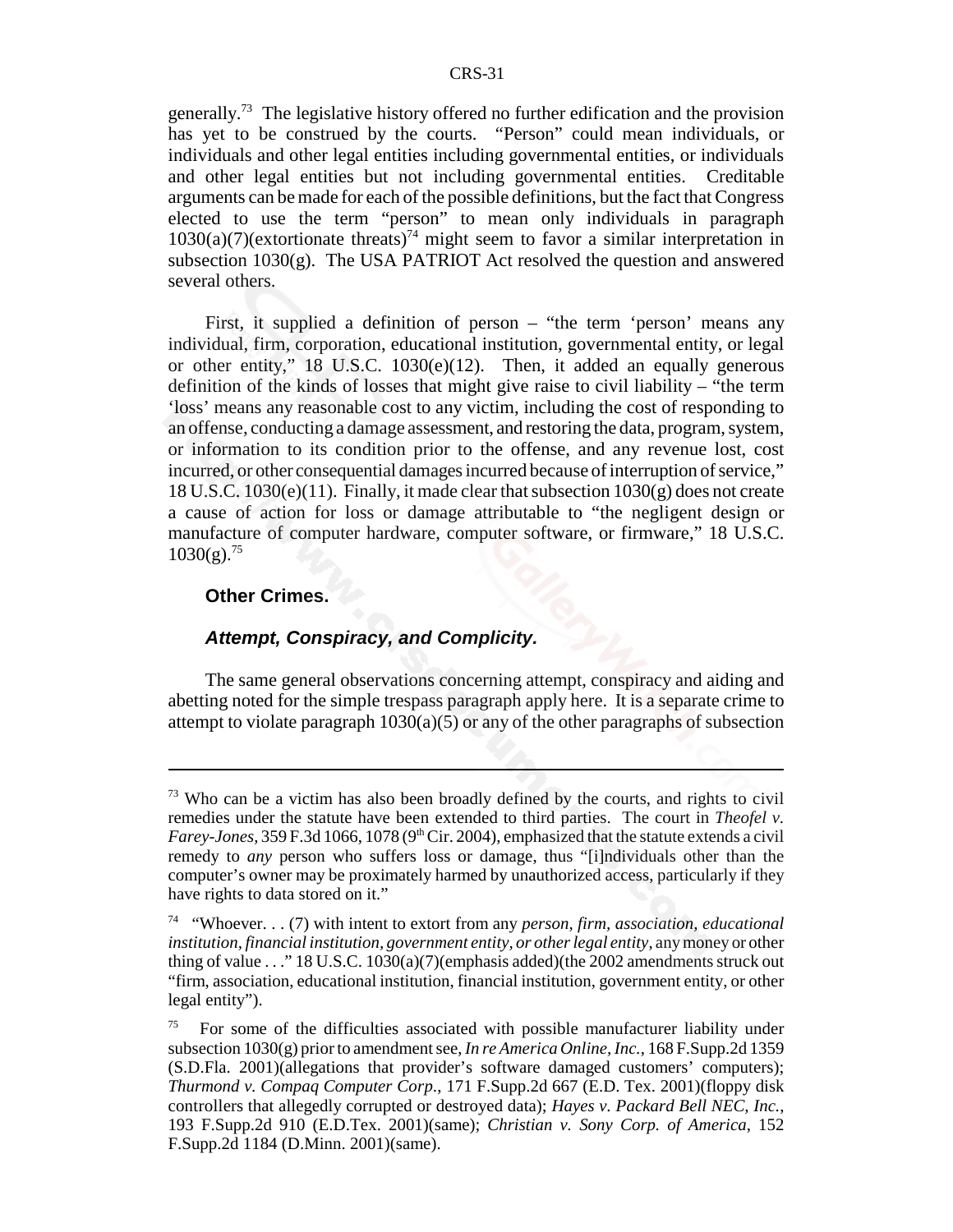generally.[73] The legislative history offered no further edification and the provision has yet to be construed by the courts. "Person" could mean individuals, or individuals and other legal entities including governmental entities, or individuals and other legal entities but not including governmental entities. Creditable arguments can be made for each of the possible definitions, but the fact that Congress elected to use the term "person" to mean only individuals in paragraph 1030(a)(7)(extortionate threats)[74] might seem to favor a similar interpretation in subsection 1030(g). The USA PATRIOT Act resolved the question and answered several others.

First, it supplied a definition of person – "the term 'person' means any individual, firm, corporation, educational institution, governmental entity, or legal or other entity," 18 U.S.C. 1030(e)(12). Then, it added an equally generous definition of the kinds of losses that might give raise to civil liability – "the term 'loss' means any reasonable cost to any victim, including the cost of responding to an offense, conducting a damage assessment, and restoring the data, program, system, or information to its condition prior to the offense, and any revenue lost, cost incurred, or other consequential damages incurred because of interruption of service," 18 U.S.C. 1030(e)(11). Finally, it made clear that subsection 1030(g) does not create a cause of action for loss or damage attributable to "the negligent design or manufacture of computer hardware, computer software, or firmware," 18 U.S.C. 1030(g).[75]

### Other Crimes.

#### *Attempt, Conspiracy, and Complicity.*

The same general observations concerning attempt, conspiracy and aiding and abetting noted for the simple trespass paragraph apply here. It is a separate crime to attempt to violate paragraph 1030(a)(5) or any of the other paragraphs of subsection

---

[73] Who can be a victim has also been broadly defined by the courts, and rights to civil remedies under the statute have been extended to third parties. The court in *Theofel v. Farey-Jones*, 359 F.3d 1066, 1078 (9th Cir. 2004), emphasized that the statute extends a civil remedy to *any* person who suffers loss or damage, thus "[i]ndividuals other than the computer's owner may be proximately harmed by unauthorized access, particularly if they have rights to data stored on it."

[74] "Whoever. . . (7) with intent to extort from any *person, firm, association, educational institution, financial institution, government entity, or other legal entity*, any money or other thing of value . . ." 18 U.S.C. 1030(a)(7)(emphasis added)(the 2002 amendments struck out "firm, association, educational institution, financial institution, government entity, or other legal entity").

[75] For some of the difficulties associated with possible manufacturer liability under subsection 1030(g) prior to amendment see, *In re America Online, Inc.*, 168 F.Supp.2d 1359 (S.D.Fla. 2001)(allegations that provider's software damaged customers' computers); *Thurmond v. Compaq Computer Corp.*, 171 F.Supp.2d 667 (E.D. Tex. 2001)(floppy disk controllers that allegedly corrupted or destroyed data); *Hayes v. Packard Bell NEC, Inc.*, 193 F.Supp.2d 910 (E.D.Tex. 2001)(same); *Christian v. Sony Corp. of America*, 152 F.Supp.2d 1184 (D.Minn. 2001)(same).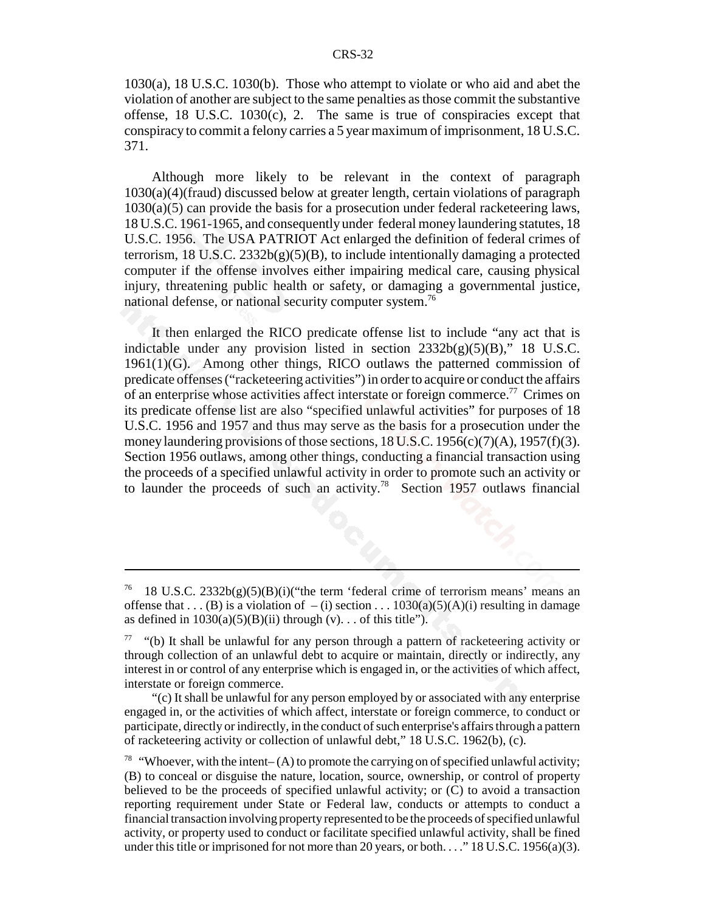1030(a), 18 U.S.C. 1030(b). Those who attempt to violate or who aid and abet the violation of another are subject to the same penalties as those commit the substantive offense, 18 U.S.C. 1030(c), 2. The same is true of conspiracies except that conspiracy to commit a felony carries a 5 year maximum of imprisonment, 18 U.S.C. 371.

Although more likely to be relevant in the context of paragraph 1030(a)(4)(fraud) discussed below at greater length, certain violations of paragraph 1030(a)(5) can provide the basis for a prosecution under federal racketeering laws, 18 U.S.C. 1961-1965, and consequently under federal money laundering statutes, 18 U.S.C. 1956. The USA PATRIOT Act enlarged the definition of federal crimes of terrorism, 18 U.S.C. 2332b(g)(5)(B), to include intentionally damaging a protected computer if the offense involves either impairing medical care, causing physical injury, threatening public health or safety, or damaging a governmental justice, national defense, or national security computer system.[76]

It then enlarged the RICO predicate offense list to include "any act that is indictable under any provision listed in section 2332b(g)(5)(B)," 18 U.S.C. 1961(1)(G). Among other things, RICO outlaws the patterned commission of predicate offenses ("racketeering activities") in order to acquire or conduct the affairs of an enterprise whose activities affect interstate or foreign commerce.[77] Crimes on its predicate offense list are also "specified unlawful activities" for purposes of 18 U.S.C. 1956 and 1957 and thus may serve as the basis for a prosecution under the money laundering provisions of those sections, 18 U.S.C. 1956(c)(7)(A), 1957(f)(3). Section 1956 outlaws, among other things, conducting a financial transaction using the proceeds of a specified unlawful activity in order to promote such an activity or to launder the proceeds of such an activity.[78] Section 1957 outlaws financial

---

[76] 18 U.S.C. 2332b(g)(5)(B)(i)("the term 'federal crime of terrorism means' means an offense that . . . (B) is a violation of – (i) section . . . 1030(a)(5)(A)(i) resulting in damage as defined in 1030(a)(5)(B)(ii) through (v). . . of this title").

[77] "(b) It shall be unlawful for any person through a pattern of racketeering activity or through collection of an unlawful debt to acquire or maintain, directly or indirectly, any interest in or control of any enterprise which is engaged in, or the activities of which affect, interstate or foreign commerce.

"(c) It shall be unlawful for any person employed by or associated with any enterprise engaged in, or the activities of which affect, interstate or foreign commerce, to conduct or participate, directly or indirectly, in the conduct of such enterprise's affairs through a pattern of racketeering activity or collection of unlawful debt," 18 U.S.C. 1962(b), (c).

[78] "Whoever, with the intent– (A) to promote the carrying on of specified unlawful activity; (B) to conceal or disguise the nature, location, source, ownership, or control of property believed to be the proceeds of specified unlawful activity; or (C) to avoid a transaction reporting requirement under State or Federal law, conducts or attempts to conduct a financial transaction involving property represented to be the proceeds of specified unlawful activity, or property used to conduct or facilitate specified unlawful activity, shall be fined under this title or imprisoned for not more than 20 years, or both. . . ." 18 U.S.C. 1956(a)(3).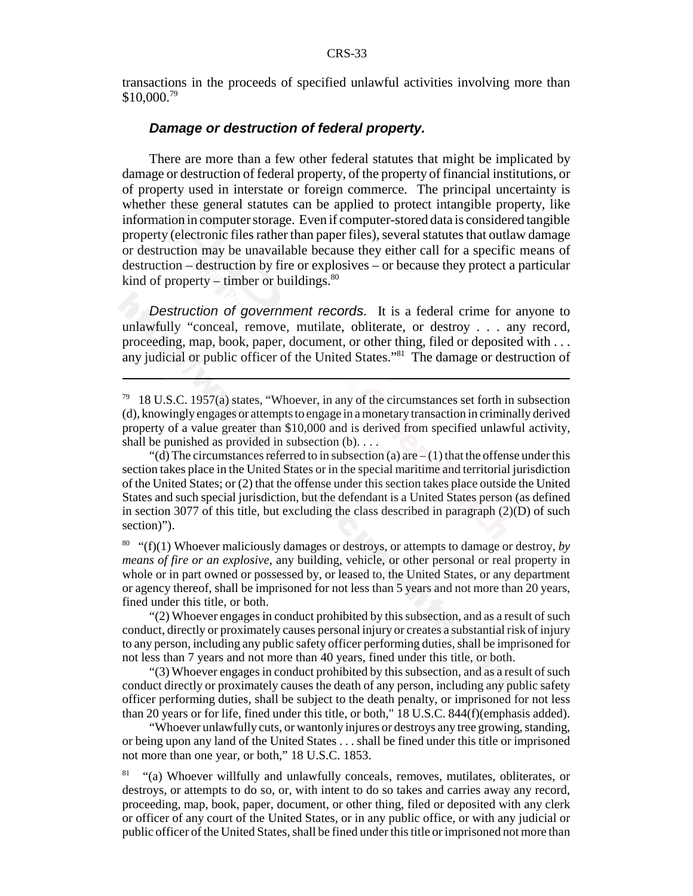transactions in the proceeds of specified unlawful activities involving more than \$10,000.[79]

### *Damage or destruction of federal property.*

There are more than a few other federal statutes that might be implicated by damage or destruction of federal property, of the property of financial institutions, or of property used in interstate or foreign commerce. The principal uncertainty is whether these general statutes can be applied to protect intangible property, like information in computer storage. Even if computer-stored data is considered tangible property (electronic files rather than paper files), several statutes that outlaw damage or destruction may be unavailable because they either call for a specific means of destruction – destruction by fire or explosives – or because they protect a particular kind of property – timber or buildings.[80]

*Destruction of government records.* It is a federal crime for anyone to unlawfully "conceal, remove, mutilate, obliterate, or destroy . . . any record, proceeding, map, book, paper, document, or other thing, filed or deposited with . . . any judicial or public officer of the United States."[81] The damage or destruction of

---

[79] 18 U.S.C. 1957(a) states, "Whoever, in any of the circumstances set forth in subsection (d), knowingly engages or attempts to engage in a monetary transaction in criminally derived property of a value greater than \$10,000 and is derived from specified unlawful activity, shall be punished as provided in subsection (b). . . .

"(d) The circumstances referred to in subsection (a) are – (1) that the offense under this section takes place in the United States or in the special maritime and territorial jurisdiction of the United States; or (2) that the offense under this section takes place outside the United States and such special jurisdiction, but the defendant is a United States person (as defined in section 3077 of this title, but excluding the class described in paragraph (2)(D) of such section)").

[80] "(f)(1) Whoever maliciously damages or destroys, or attempts to damage or destroy, *by means of fire or an explosive*, any building, vehicle, or other personal or real property in whole or in part owned or possessed by, or leased to, the United States, or any department or agency thereof, shall be imprisoned for not less than 5 years and not more than 20 years, fined under this title, or both.

"(2) Whoever engages in conduct prohibited by this subsection, and as a result of such conduct, directly or proximately causes personal injury or creates a substantial risk of injury to any person, including any public safety officer performing duties, shall be imprisoned for not less than 7 years and not more than 40 years, fined under this title, or both.

"(3) Whoever engages in conduct prohibited by this subsection, and as a result of such conduct directly or proximately causes the death of any person, including any public safety officer performing duties, shall be subject to the death penalty, or imprisoned for not less than 20 years or for life, fined under this title, or both," 18 U.S.C. 844(f)(emphasis added).

"Whoever unlawfully cuts, or wantonly injures or destroys any tree growing, standing, or being upon any land of the United States . . . shall be fined under this title or imprisoned not more than one year, or both," 18 U.S.C. 1853.

[81] "(a) Whoever willfully and unlawfully conceals, removes, mutilates, obliterates, or destroys, or attempts to do so, or, with intent to do so takes and carries away any record, proceeding, map, book, paper, document, or other thing, filed or deposited with any clerk or officer of any court of the United States, or in any public office, or with any judicial or public officer of the United States, shall be fined under this title or imprisoned not more than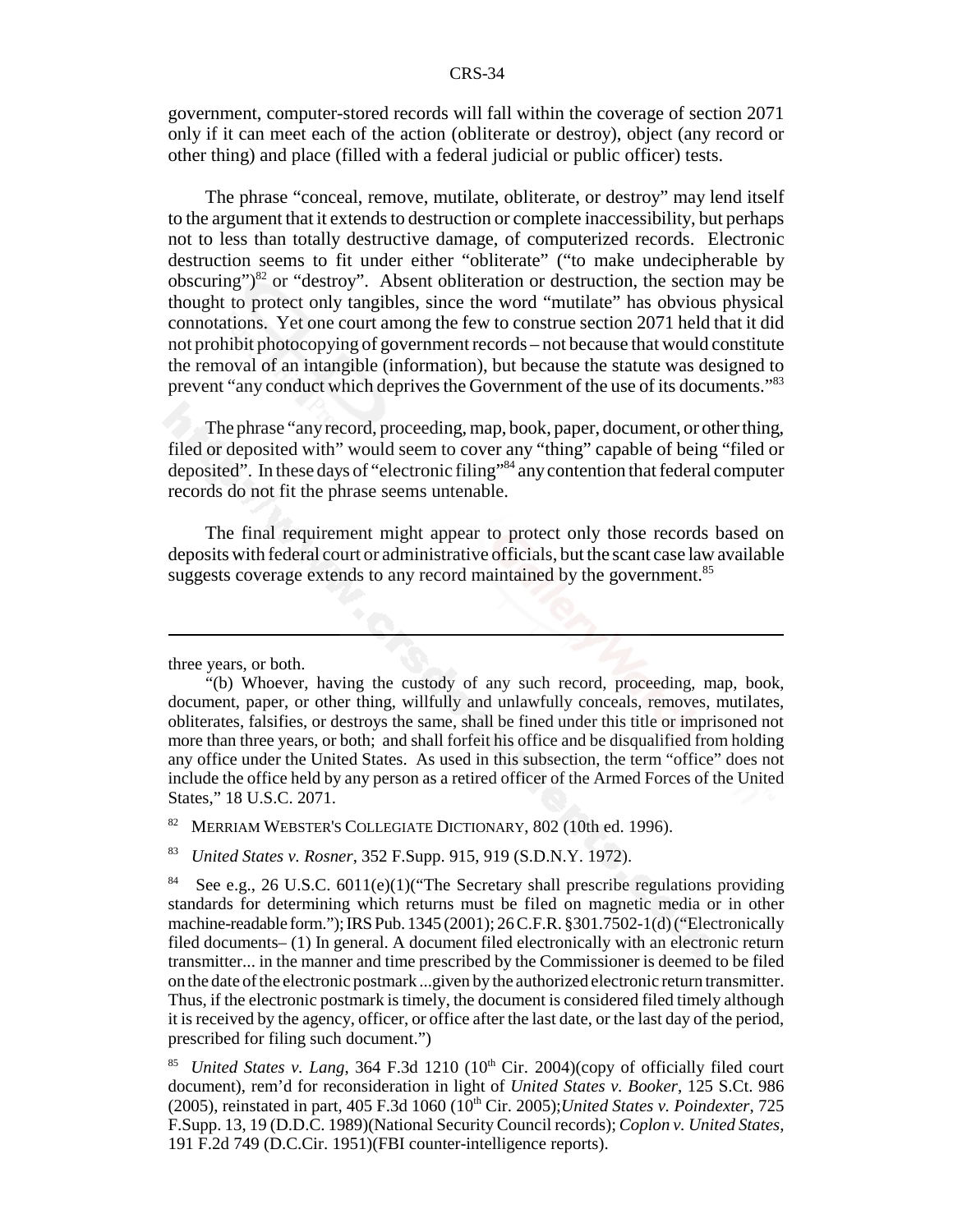government, computer-stored records will fall within the coverage of section 2071 only if it can meet each of the action (obliterate or destroy), object (any record or other thing) and place (filled with a federal judicial or public officer) tests.

The phrase "conceal, remove, mutilate, obliterate, or destroy" may lend itself to the argument that it extends to destruction or complete inaccessibility, but perhaps not to less than totally destructive damage, of computerized records. Electronic destruction seems to fit under either "obliterate" ("to make undecipherable by obscuring")[82] or "destroy". Absent obliteration or destruction, the section may be thought to protect only tangibles, since the word "mutilate" has obvious physical connotations. Yet one court among the few to construe section 2071 held that it did not prohibit photocopying of government records – not because that would constitute the removal of an intangible (information), but because the statute was designed to prevent "any conduct which deprives the Government of the use of its documents."[83]

The phrase "any record, proceeding, map, book, paper, document, or other thing, filed or deposited with" would seem to cover any "thing" capable of being "filed or deposited". In these days of "electronic filing"[84] any contention that federal computer records do not fit the phrase seems untenable.

The final requirement might appear to protect only those records based on deposits with federal court or administrative officials, but the scant case law available suggests coverage extends to any record maintained by the government.[85]

---

three years, or both.

"(b) Whoever, having the custody of any such record, proceeding, map, book, document, paper, or other thing, willfully and unlawfully conceals, removes, mutilates, obliterates, falsifies, or destroys the same, shall be fined under this title or imprisoned not more than three years, or both; and shall forfeit his office and be disqualified from holding any office under the United States. As used in this subsection, the term "office" does not include the office held by any person as a retired officer of the Armed Forces of the United States," 18 U.S.C. 2071.

[82] MERRIAM WEBSTER'S COLLEGIATE DICTIONARY, 802 (10th ed. 1996).

[83] *United States v. Rosner*, 352 F.Supp. 915, 919 (S.D.N.Y. 1972).

[84] See e.g., 26 U.S.C. 6011(e)(1)("The Secretary shall prescribe regulations providing standards for determining which returns must be filed on magnetic media or in other machine-readable form."); IRS Pub. 1345 (2001); 26 C.F.R. §301.7502-1(d) ("Electronically filed documents– (1) In general. A document filed electronically with an electronic return transmitter... in the manner and time prescribed by the Commissioner is deemed to be filed on the date of the electronic postmark ...given by the authorized electronic return transmitter. Thus, if the electronic postmark is timely, the document is considered filed timely although it is received by the agency, officer, or office after the last date, or the last day of the period, prescribed for filing such document.")

[85] *United States v. Lang*, 364 F.3d 1210 (10th Cir. 2004)(copy of officially filed court document), rem'd for reconsideration in light of *United States v. Booker*, 125 S.Ct. 986 (2005), reinstated in part, 405 F.3d 1060 (10th Cir. 2005);*United States v. Poindexter*, 725 F.Supp. 13, 19 (D.D.C. 1989)(National Security Council records); *Coplon v. United States*, 191 F.2d 749 (D.C.Cir. 1951)(FBI counter-intelligence reports).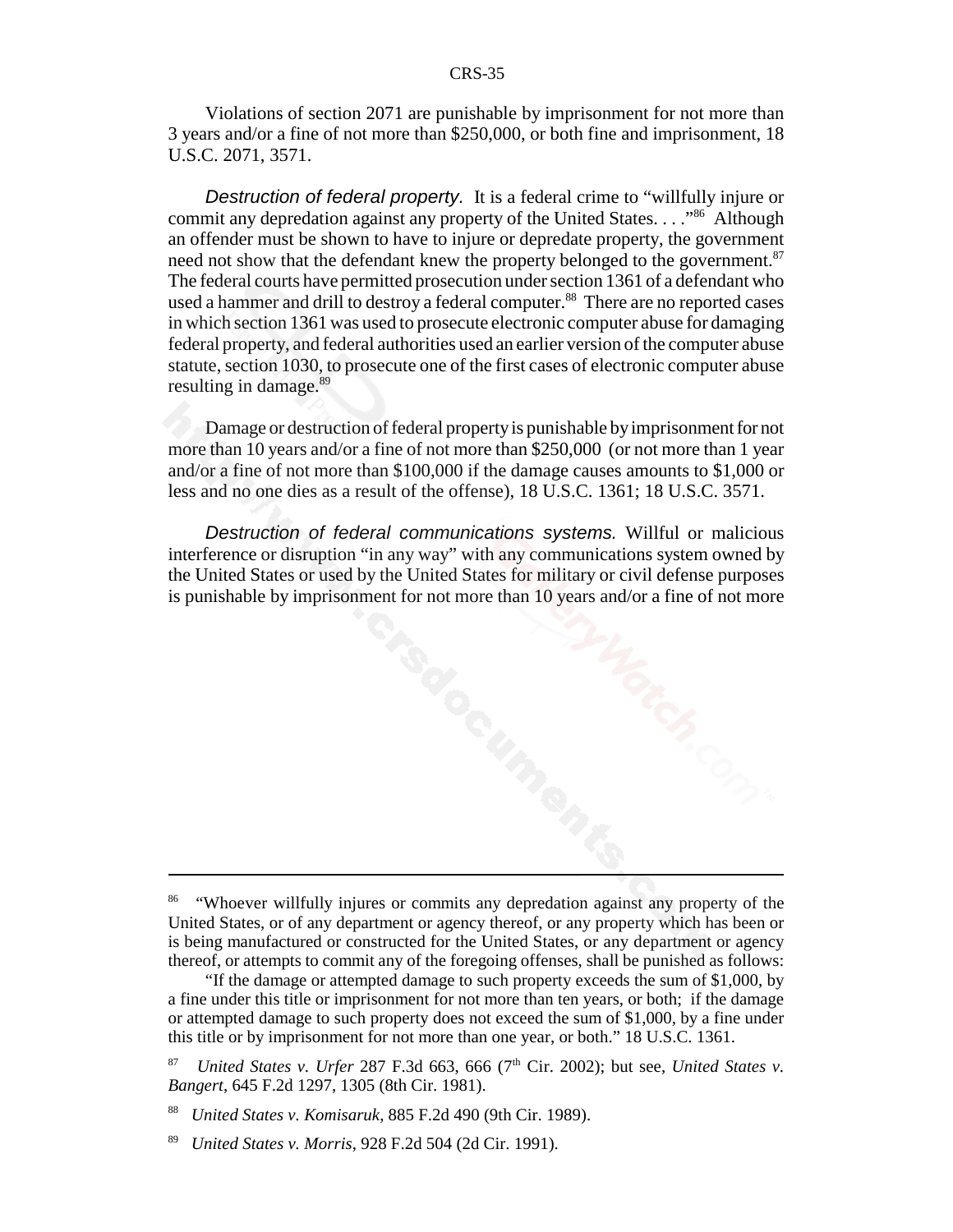Violations of section 2071 are punishable by imprisonment for not more than 3 years and/or a fine of not more than $250,000, or both fine and imprisonment, 18 U.S.C. 2071, 3571.

*Destruction of federal property.* It is a federal crime to "willfully injure or commit any depredation against any property of the United States. . . ."[86] Although an offender must be shown to have to injure or depredate property, the government need not show that the defendant knew the property belonged to the government.[87] The federal courts have permitted prosecution under section 1361 of a defendant who used a hammer and drill to destroy a federal computer.[88] There are no reported cases in which section 1361 was used to prosecute electronic computer abuse for damaging federal property, and federal authorities used an earlier version of the computer abuse statute, section 1030, to prosecute one of the first cases of electronic computer abuse resulting in damage.[89]

Damage or destruction of federal property is punishable by imprisonment for not more than 10 years and/or a fine of not more than $250,000 (or not more than 1 year and/or a fine of not more than $100,000 if the damage causes amounts to $1,000 or less and no one dies as a result of the offense), 18 U.S.C. 1361; 18 U.S.C. 3571.

*Destruction of federal communications systems.* Willful or malicious interference or disruption "in any way" with any communications system owned by the United States or used by the United States for military or civil defense purposes is punishable by imprisonment for not more than 10 years and/or a fine of not more

---

[86] "Whoever willfully injures or commits any depredation against any property of the United States, or of any department or agency thereof, or any property which has been or is being manufactured or constructed for the United States, or any department or agency thereof, or attempts to commit any of the foregoing offenses, shall be punished as follows:

"If the damage or attempted damage to such property exceeds the sum of $1,000, by a fine under this title or imprisonment for not more than ten years, or both; if the damage or attempted damage to such property does not exceed the sum of $1,000, by a fine under this title or by imprisonment for not more than one year, or both." 18 U.S.C. 1361.

[87] *United States v. Urfer* 287 F.3d 663, 666 (7th Cir. 2002); but see, *United States v. Bangert*, 645 F.2d 1297, 1305 (8th Cir. 1981).

[88] *United States v. Komisaruk*, 885 F.2d 490 (9th Cir. 1989).

[89] *United States v. Morris*, 928 F.2d 504 (2d Cir. 1991).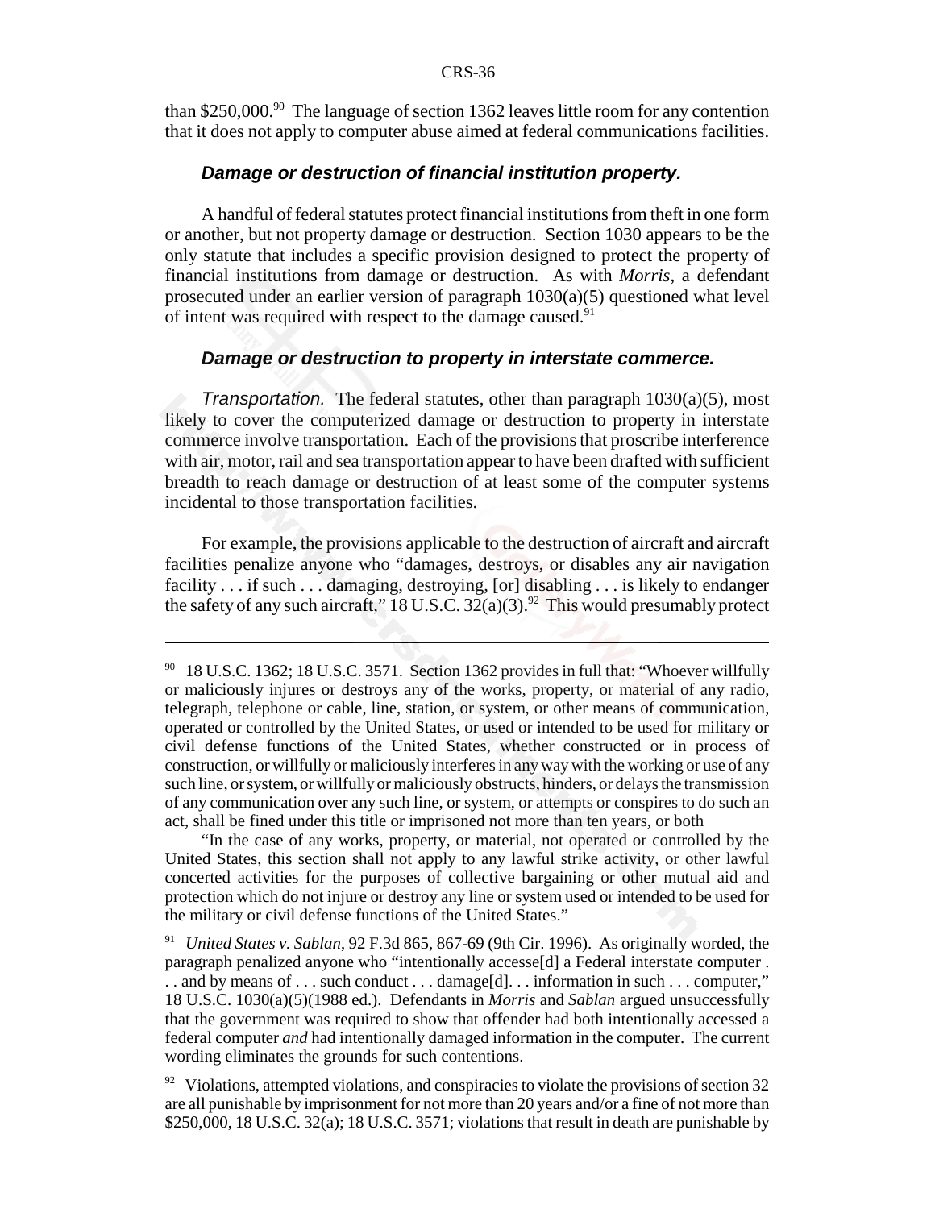than $250,000.[90] The language of section 1362 leaves little room for any contention that it does not apply to computer abuse aimed at federal communications facilities.

### *Damage or destruction of financial institution property.*

A handful of federal statutes protect financial institutions from theft in one form or another, but not property damage or destruction. Section 1030 appears to be the only statute that includes a specific provision designed to protect the property of financial institutions from damage or destruction. As with *Morris*, a defendant prosecuted under an earlier version of paragraph 1030(a)(5) questioned what level of intent was required with respect to the damage caused.[91]

### *Damage or destruction to property in interstate commerce.*

*Transportation.* The federal statutes, other than paragraph 1030(a)(5), most likely to cover the computerized damage or destruction to property in interstate commerce involve transportation. Each of the provisions that proscribe interference with air, motor, rail and sea transportation appear to have been drafted with sufficient breadth to reach damage or destruction of at least some of the computer systems incidental to those transportation facilities.

For example, the provisions applicable to the destruction of aircraft and aircraft facilities penalize anyone who "damages, destroys, or disables any air navigation facility . . . if such . . . damaging, destroying, [or] disabling . . . is likely to endanger the safety of any such aircraft," 18 U.S.C. 32(a)(3).[92] This would presumably protect

---

[90] 18 U.S.C. 1362; 18 U.S.C. 3571. Section 1362 provides in full that: "Whoever willfully or maliciously injures or destroys any of the works, property, or material of any radio, telegraph, telephone or cable, line, station, or system, or other means of communication, operated or controlled by the United States, or used or intended to be used for military or civil defense functions of the United States, whether constructed or in process of construction, or willfully or maliciously interferes in any way with the working or use of any such line, or system, or willfully or maliciously obstructs, hinders, or delays the transmission of any communication over any such line, or system, or attempts or conspires to do such an act, shall be fined under this title or imprisoned not more than ten years, or both

"In the case of any works, property, or material, not operated or controlled by the United States, this section shall not apply to any lawful strike activity, or other lawful concerted activities for the purposes of collective bargaining or other mutual aid and protection which do not injure or destroy any line or system used or intended to be used for the military or civil defense functions of the United States."

[91] *United States v. Sablan*, 92 F.3d 865, 867-69 (9th Cir. 1996). As originally worded, the paragraph penalized anyone who "intentionally accesse[d] a Federal interstate computer . . . and by means of . . . such conduct . . . damage[d]. . . information in such . . . computer," 18 U.S.C. 1030(a)(5)(1988 ed.). Defendants in *Morris* and *Sablan* argued unsuccessfully that the government was required to show that offender had both intentionally accessed a federal computer *and* had intentionally damaged information in the computer. The current wording eliminates the grounds for such contentions.

[92] Violations, attempted violations, and conspiracies to violate the provisions of section 32 are all punishable by imprisonment for not more than 20 years and/or a fine of not more than $250,000, 18 U.S.C. 32(a); 18 U.S.C. 3571; violations that result in death are punishable by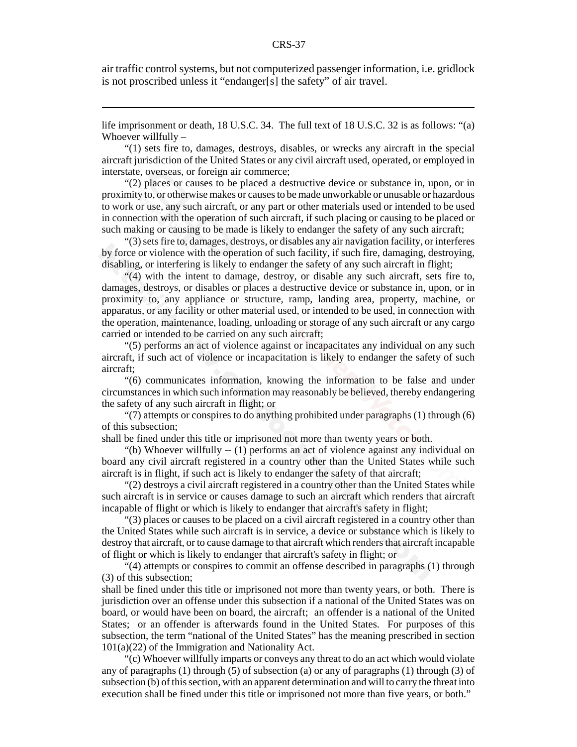air traffic control systems, but not computerized passenger information, i.e. gridlock is not proscribed unless it "endanger[s] the safety" of air travel.

---

life imprisonment or death, 18 U.S.C. 34. The full text of 18 U.S.C. 32 is as follows: "(a) Whoever willfully –

"(1) sets fire to, damages, destroys, disables, or wrecks any aircraft in the special aircraft jurisdiction of the United States or any civil aircraft used, operated, or employed in interstate, overseas, or foreign air commerce;

"(2) places or causes to be placed a destructive device or substance in, upon, or in proximity to, or otherwise makes or causes to be made unworkable or unusable or hazardous to work or use, any such aircraft, or any part or other materials used or intended to be used in connection with the operation of such aircraft, if such placing or causing to be placed or such making or causing to be made is likely to endanger the safety of any such aircraft;

"(3) sets fire to, damages, destroys, or disables any air navigation facility, or interferes by force or violence with the operation of such facility, if such fire, damaging, destroying, disabling, or interfering is likely to endanger the safety of any such aircraft in flight;

"(4) with the intent to damage, destroy, or disable any such aircraft, sets fire to, damages, destroys, or disables or places a destructive device or substance in, upon, or in proximity to, any appliance or structure, ramp, landing area, property, machine, or apparatus, or any facility or other material used, or intended to be used, in connection with the operation, maintenance, loading, unloading or storage of any such aircraft or any cargo carried or intended to be carried on any such aircraft;

"(5) performs an act of violence against or incapacitates any individual on any such aircraft, if such act of violence or incapacitation is likely to endanger the safety of such aircraft;

"(6) communicates information, knowing the information to be false and under circumstances in which such information may reasonably be believed, thereby endangering the safety of any such aircraft in flight; or

"(7) attempts or conspires to do anything prohibited under paragraphs (1) through (6) of this subsection;

shall be fined under this title or imprisoned not more than twenty years or both.

"(b) Whoever willfully -- (1) performs an act of violence against any individual on board any civil aircraft registered in a country other than the United States while such aircraft is in flight, if such act is likely to endanger the safety of that aircraft;

"(2) destroys a civil aircraft registered in a country other than the United States while such aircraft is in service or causes damage to such an aircraft which renders that aircraft incapable of flight or which is likely to endanger that aircraft's safety in flight;

"(3) places or causes to be placed on a civil aircraft registered in a country other than the United States while such aircraft is in service, a device or substance which is likely to destroy that aircraft, or to cause damage to that aircraft which renders that aircraft incapable of flight or which is likely to endanger that aircraft's safety in flight; or

"(4) attempts or conspires to commit an offense described in paragraphs (1) through (3) of this subsection;

shall be fined under this title or imprisoned not more than twenty years, or both. There is jurisdiction over an offense under this subsection if a national of the United States was on board, or would have been on board, the aircraft; an offender is a national of the United States; or an offender is afterwards found in the United States. For purposes of this subsection, the term "national of the United States" has the meaning prescribed in section 101(a)(22) of the Immigration and Nationality Act.

"(c) Whoever willfully imparts or conveys any threat to do an act which would violate any of paragraphs (1) through (5) of subsection (a) or any of paragraphs (1) through (3) of subsection (b) of this section, with an apparent determination and will to carry the threat into execution shall be fined under this title or imprisoned not more than five years, or both."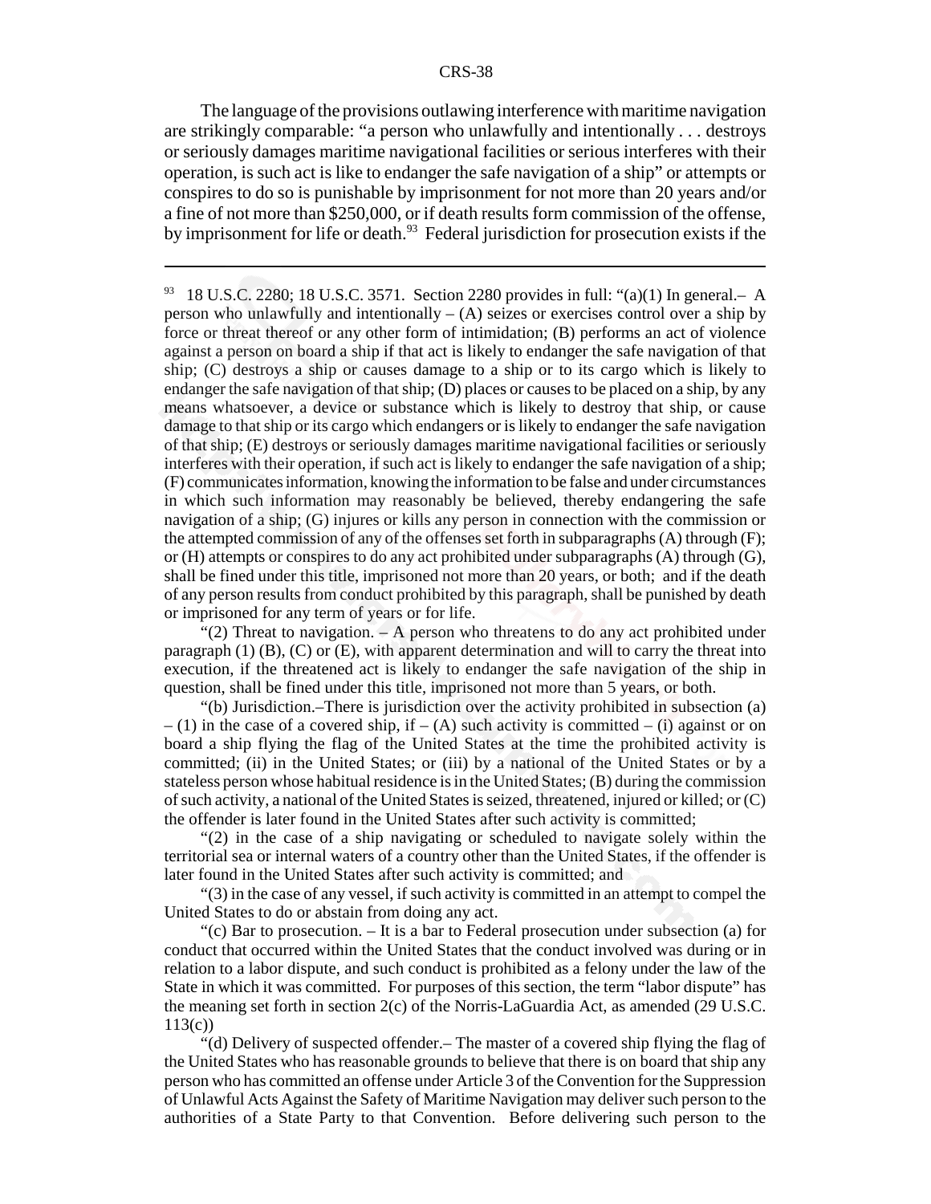The language of the provisions outlawing interference with maritime navigation are strikingly comparable: "a person who unlawfully and intentionally . . . destroys or seriously damages maritime navigational facilities or serious interferes with their operation, is such act is like to endanger the safe navigation of a ship" or attempts or conspires to do so is punishable by imprisonment for not more than 20 years and/or a fine of not more than $250,000, or if death results form commission of the offense, by imprisonment for life or death.[93] Federal jurisdiction for prosecution exists if the

---

[93] 18 U.S.C. 2280; 18 U.S.C. 3571. Section 2280 provides in full: "(a)(1) In general.– A person who unlawfully and intentionally – (A) seizes or exercises control over a ship by force or threat thereof or any other form of intimidation; (B) performs an act of violence against a person on board a ship if that act is likely to endanger the safe navigation of that ship; (C) destroys a ship or causes damage to a ship or to its cargo which is likely to endanger the safe navigation of that ship; (D) places or causes to be placed on a ship, by any means whatsoever, a device or substance which is likely to destroy that ship, or cause damage to that ship or its cargo which endangers or is likely to endanger the safe navigation of that ship; (E) destroys or seriously damages maritime navigational facilities or seriously interferes with their operation, if such act is likely to endanger the safe navigation of a ship; (F) communicates information, knowing the information to be false and under circumstances in which such information may reasonably be believed, thereby endangering the safe navigation of a ship; (G) injures or kills any person in connection with the commission or the attempted commission of any of the offenses set forth in subparagraphs (A) through (F); or (H) attempts or conspires to do any act prohibited under subparagraphs (A) through (G), shall be fined under this title, imprisoned not more than 20 years, or both; and if the death of any person results from conduct prohibited by this paragraph, shall be punished by death or imprisoned for any term of years or for life.

"(2) Threat to navigation. – A person who threatens to do any act prohibited under paragraph (1) (B), (C) or (E), with apparent determination and will to carry the threat into execution, if the threatened act is likely to endanger the safe navigation of the ship in question, shall be fined under this title, imprisoned not more than 5 years, or both.

"(b) Jurisdiction.–There is jurisdiction over the activity prohibited in subsection (a) – (1) in the case of a covered ship, if – (A) such activity is committed – (i) against or on board a ship flying the flag of the United States at the time the prohibited activity is committed; (ii) in the United States; or (iii) by a national of the United States or by a stateless person whose habitual residence is in the United States; (B) during the commission of such activity, a national of the United States is seized, threatened, injured or killed; or (C) the offender is later found in the United States after such activity is committed;

"(2) in the case of a ship navigating or scheduled to navigate solely within the territorial sea or internal waters of a country other than the United States, if the offender is later found in the United States after such activity is committed; and

"(3) in the case of any vessel, if such activity is committed in an attempt to compel the United States to do or abstain from doing any act.

"(c) Bar to prosecution. – It is a bar to Federal prosecution under subsection (a) for conduct that occurred within the United States that the conduct involved was during or in relation to a labor dispute, and such conduct is prohibited as a felony under the law of the State in which it was committed. For purposes of this section, the term "labor dispute" has the meaning set forth in section 2(c) of the Norris-LaGuardia Act, as amended (29 U.S.C. 113(c))

"(d) Delivery of suspected offender.– The master of a covered ship flying the flag of the United States who has reasonable grounds to believe that there is on board that ship any person who has committed an offense under Article 3 of the Convention for the Suppression of Unlawful Acts Against the Safety of Maritime Navigation may deliver such person to the authorities of a State Party to that Convention. Before delivering such person to the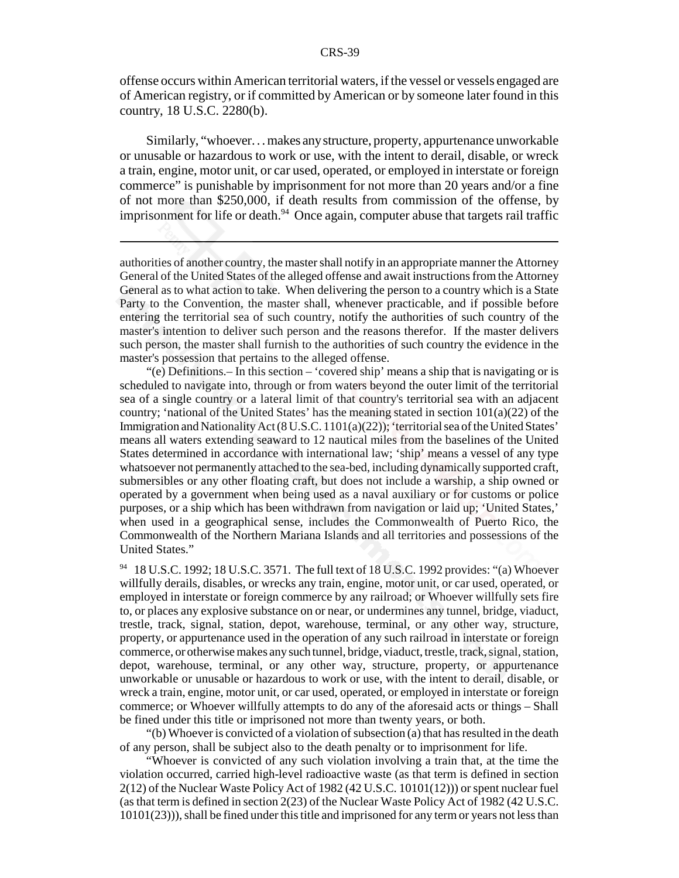offense occurs within American territorial waters, if the vessel or vessels engaged are of American registry, or if committed by American or by someone later found in this country, 18 U.S.C. 2280(b).

Similarly, "whoever. . . makes any structure, property, appurtenance unworkable or unusable or hazardous to work or use, with the intent to derail, disable, or wreck a train, engine, motor unit, or car used, operated, or employed in interstate or foreign commerce" is punishable by imprisonment for not more than 20 years and/or a fine of not more than $250,000, if death results from commission of the offense, by imprisonment for life or death.[94] Once again, computer abuse that targets rail traffic

---

authorities of another country, the master shall notify in an appropriate manner the Attorney General of the United States of the alleged offense and await instructions from the Attorney General as to what action to take. When delivering the person to a country which is a State Party to the Convention, the master shall, whenever practicable, and if possible before entering the territorial sea of such country, notify the authorities of such country of the master's intention to deliver such person and the reasons therefor. If the master delivers such person, the master shall furnish to the authorities of such country the evidence in the master's possession that pertains to the alleged offense.

"(e) Definitions.– In this section – 'covered ship' means a ship that is navigating or is scheduled to navigate into, through or from waters beyond the outer limit of the territorial sea of a single country or a lateral limit of that country's territorial sea with an adjacent country; 'national of the United States' has the meaning stated in section 101(a)(22) of the Immigration and Nationality Act (8 U.S.C. 1101(a)(22)); 'territorial sea of the United States' means all waters extending seaward to 12 nautical miles from the baselines of the United States determined in accordance with international law; 'ship' means a vessel of any type whatsoever not permanently attached to the sea-bed, including dynamically supported craft, submersibles or any other floating craft, but does not include a warship, a ship owned or operated by a government when being used as a naval auxiliary or for customs or police purposes, or a ship which has been withdrawn from navigation or laid up; 'United States,' when used in a geographical sense, includes the Commonwealth of Puerto Rico, the Commonwealth of the Northern Mariana Islands and all territories and possessions of the United States."

[94] 18 U.S.C. 1992; 18 U.S.C. 3571. The full text of 18 U.S.C. 1992 provides: "(a) Whoever willfully derails, disables, or wrecks any train, engine, motor unit, or car used, operated, or employed in interstate or foreign commerce by any railroad; or Whoever willfully sets fire to, or places any explosive substance on or near, or undermines any tunnel, bridge, viaduct, trestle, track, signal, station, depot, warehouse, terminal, or any other way, structure, property, or appurtenance used in the operation of any such railroad in interstate or foreign commerce, or otherwise makes any such tunnel, bridge, viaduct, trestle, track, signal, station, depot, warehouse, terminal, or any other way, structure, property, or appurtenance unworkable or unusable or hazardous to work or use, with the intent to derail, disable, or wreck a train, engine, motor unit, or car used, operated, or employed in interstate or foreign commerce; or Whoever willfully attempts to do any of the aforesaid acts or things – Shall be fined under this title or imprisoned not more than twenty years, or both.

"(b) Whoever is convicted of a violation of subsection (a) that has resulted in the death of any person, shall be subject also to the death penalty or to imprisonment for life.

"Whoever is convicted of any such violation involving a train that, at the time the violation occurred, carried high-level radioactive waste (as that term is defined in section 2(12) of the Nuclear Waste Policy Act of 1982 (42 U.S.C. 10101(12))) or spent nuclear fuel (as that term is defined in section 2(23) of the Nuclear Waste Policy Act of 1982 (42 U.S.C. 10101(23))), shall be fined under this title and imprisoned for any term or years not less than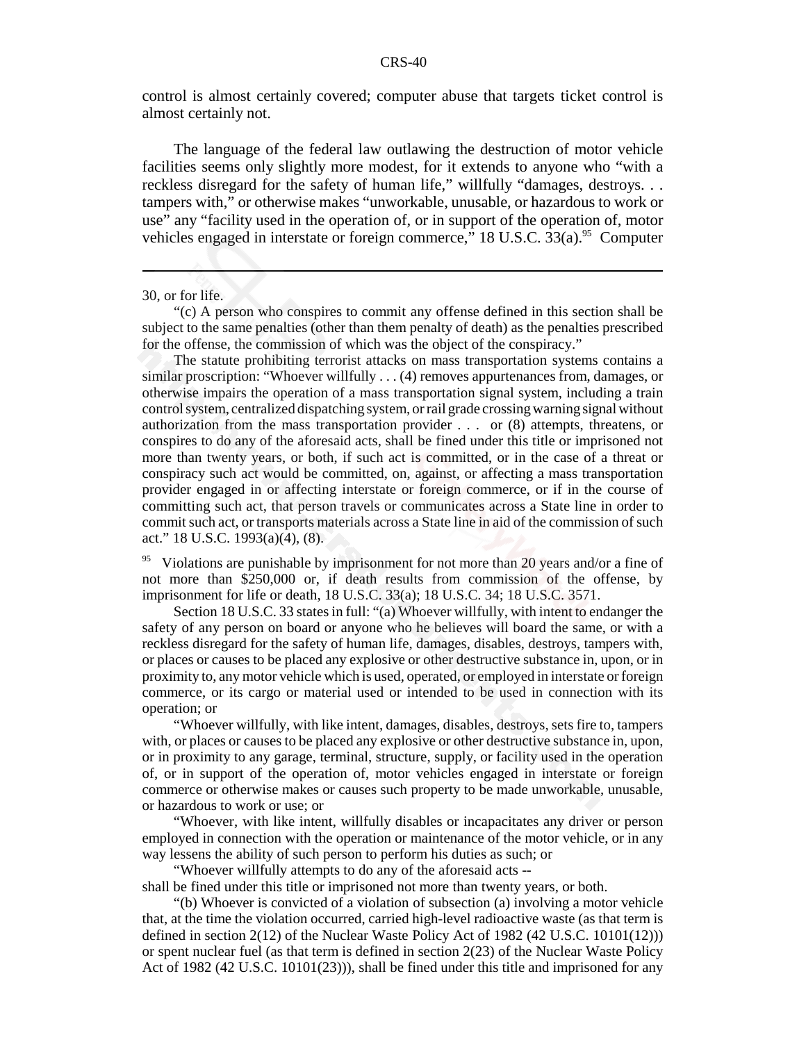control is almost certainly covered; computer abuse that targets ticket control is almost certainly not.

The language of the federal law outlawing the destruction of motor vehicle facilities seems only slightly more modest, for it extends to anyone who "with a reckless disregard for the safety of human life," willfully "damages, destroys. . . tampers with," or otherwise makes "unworkable, unusable, or hazardous to work or use" any "facility used in the operation of, or in support of the operation of, motor vehicles engaged in interstate or foreign commerce," 18 U.S.C. 33(a).[95] Computer

---

30, or for life.

"(c) A person who conspires to commit any offense defined in this section shall be subject to the same penalties (other than them penalty of death) as the penalties prescribed for the offense, the commission of which was the object of the conspiracy."

The statute prohibiting terrorist attacks on mass transportation systems contains a similar proscription: "Whoever willfully . . . (4) removes appurtenances from, damages, or otherwise impairs the operation of a mass transportation signal system, including a train control system, centralized dispatching system, or rail grade crossing warning signal without authorization from the mass transportation provider . . . or (8) attempts, threatens, or conspires to do any of the aforesaid acts, shall be fined under this title or imprisoned not more than twenty years, or both, if such act is committed, or in the case of a threat or conspiracy such act would be committed, on, against, or affecting a mass transportation provider engaged in or affecting interstate or foreign commerce, or if in the course of committing such act, that person travels or communicates across a State line in order to commit such act, or transports materials across a State line in aid of the commission of such act." 18 U.S.C. 1993(a)(4), (8).

[95] Violations are punishable by imprisonment for not more than 20 years and/or a fine of not more than $250,000 or, if death results from commission of the offense, by imprisonment for life or death, 18 U.S.C. 33(a); 18 U.S.C. 34; 18 U.S.C. 3571.

Section 18 U.S.C. 33 states in full: "(a) Whoever willfully, with intent to endanger the safety of any person on board or anyone who he believes will board the same, or with a reckless disregard for the safety of human life, damages, disables, destroys, tampers with, or places or causes to be placed any explosive or other destructive substance in, upon, or in proximity to, any motor vehicle which is used, operated, or employed in interstate or foreign commerce, or its cargo or material used or intended to be used in connection with its operation; or

"Whoever willfully, with like intent, damages, disables, destroys, sets fire to, tampers with, or places or causes to be placed any explosive or other destructive substance in, upon, or in proximity to any garage, terminal, structure, supply, or facility used in the operation of, or in support of the operation of, motor vehicles engaged in interstate or foreign commerce or otherwise makes or causes such property to be made unworkable, unusable, or hazardous to work or use; or

"Whoever, with like intent, willfully disables or incapacitates any driver or person employed in connection with the operation or maintenance of the motor vehicle, or in any way lessens the ability of such person to perform his duties as such; or

"Whoever willfully attempts to do any of the aforesaid acts --
shall be fined under this title or imprisoned not more than twenty years, or both.

"(b) Whoever is convicted of a violation of subsection (a) involving a motor vehicle that, at the time the violation occurred, carried high-level radioactive waste (as that term is defined in section 2(12) of the Nuclear Waste Policy Act of 1982 (42 U.S.C. 10101(12))) or spent nuclear fuel (as that term is defined in section 2(23) of the Nuclear Waste Policy Act of 1982 (42 U.S.C. 10101(23))), shall be fined under this title and imprisoned for any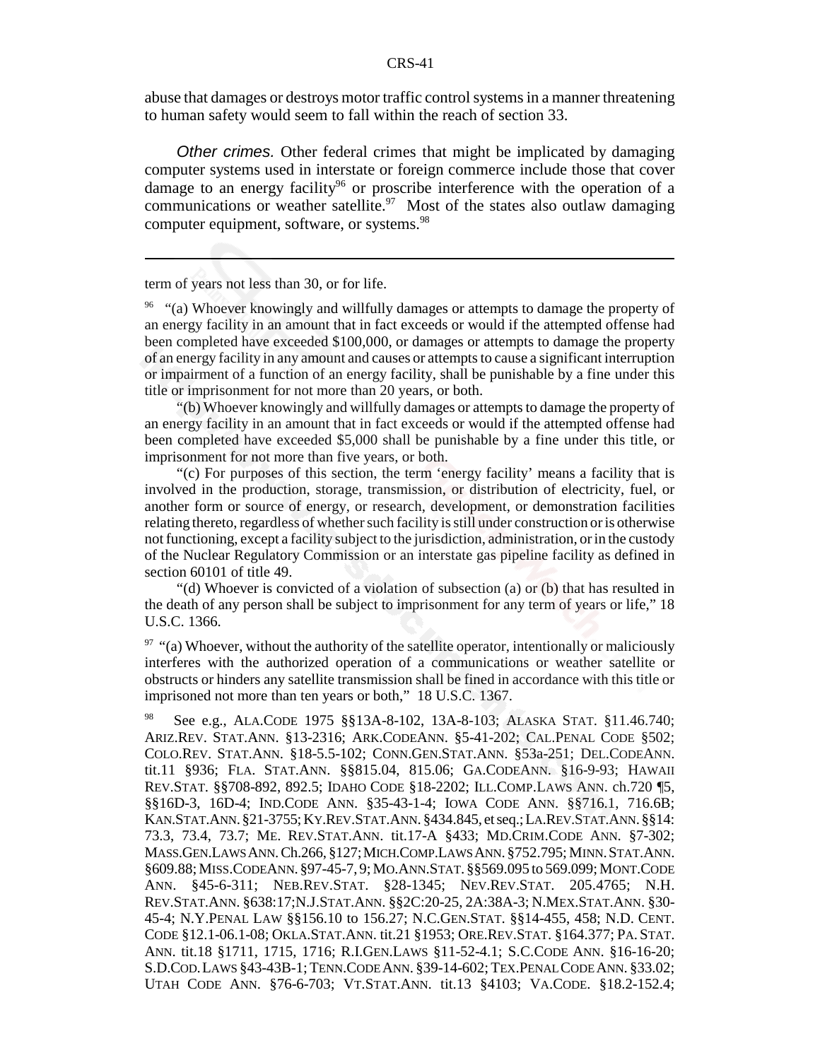abuse that damages or destroys motor traffic control systems in a manner threatening to human safety would seem to fall within the reach of section 33.

*Other crimes.* Other federal crimes that might be implicated by damaging computer systems used in interstate or foreign commerce include those that cover damage to an energy facility[96] or proscribe interference with the operation of a communications or weather satellite.[97] Most of the states also outlaw damaging computer equipment, software, or systems.[98]

---

term of years not less than 30, or for life.

[96] "(a) Whoever knowingly and willfully damages or attempts to damage the property of an energy facility in an amount that in fact exceeds or would if the attempted offense had been completed have exceeded $100,000, or damages or attempts to damage the property of an energy facility in any amount and causes or attempts to cause a significant interruption or impairment of a function of an energy facility, shall be punishable by a fine under this title or imprisonment for not more than 20 years, or both.

"(b) Whoever knowingly and willfully damages or attempts to damage the property of an energy facility in an amount that in fact exceeds or would if the attempted offense had been completed have exceeded $5,000 shall be punishable by a fine under this title, or imprisonment for not more than five years, or both.

"(c) For purposes of this section, the term 'energy facility' means a facility that is involved in the production, storage, transmission, or distribution of electricity, fuel, or another form or source of energy, or research, development, or demonstration facilities relating thereto, regardless of whether such facility is still under construction or is otherwise not functioning, except a facility subject to the jurisdiction, administration, or in the custody of the Nuclear Regulatory Commission or an interstate gas pipeline facility as defined in section 60101 of title 49.

"(d) Whoever is convicted of a violation of subsection (a) or (b) that has resulted in the death of any person shall be subject to imprisonment for any term of years or life," 18 U.S.C. 1366.

[97] "(a) Whoever, without the authority of the satellite operator, intentionally or maliciously interferes with the authorized operation of a communications or weather satellite or obstructs or hinders any satellite transmission shall be fined in accordance with this title or imprisoned not more than ten years or both," 18 U.S.C. 1367.

[98] See e.g., ALA.CODE 1975 §§13A-8-102, 13A-8-103; ALASKA STAT. §11.46.740; ARIZ.REV. STAT.ANN. §13-2316; ARK.CODEANN. §5-41-202; CAL.PENAL CODE §502; COLO.REV. STAT.ANN. §18-5.5-102; CONN.GEN.STAT.ANN. §53a-251; DEL.CODEANN. tit.11 §936; FLA. STAT.ANN. §§815.04, 815.06; GA.CODEANN. §16-9-93; HAWAII REV.STAT. §§708-892, 892.5; IDAHO CODE §18-2202; ILL.COMP.LAWS ANN. ch.720 ¶5, §§16D-3, 16D-4; IND.CODE ANN. §35-43-1-4; IOWA CODE ANN. §§716.1, 716.6B; KAN.STAT.ANN. §21-3755; KY.REV.STAT.ANN. §434.845, et seq.; LA.REV.STAT.ANN. §§14: 73.3, 73.4, 73.7; ME. REV.STAT.ANN. tit.17-A §433; MD.CRIM.CODE ANN. §7-302; MASS.GEN.LAWS ANN. Ch.266, §127; MICH.COMP.LAWS ANN. §752.795; MINN. STAT.ANN. §609.88; MISS.CODEANN. §97-45-7, 9; MO.ANN.STAT. §§569.095 to 569.099; MONT.CODE ANN. §45-6-311; NEB.REV.STAT. §28-1345; NEV.REV.STAT. 205.4765; N.H. REV.STAT.ANN. §638:17;N.J.STAT.ANN. §§2C:20-25, 2A:38A-3; N.MEX.STAT.ANN. §30-45-4; N.Y.PENAL LAW §§156.10 to 156.27; N.C.GEN.STAT. §§14-455, 458; N.D. CENT. CODE §12.1-06.1-08; OKLA.STAT.ANN. tit.21 §1953; ORE.REV.STAT. §164.377; PA. STAT. ANN. tit.18 §1711, 1715, 1716; R.I.GEN.LAWS §11-52-4.1; S.C.CODE ANN. §16-16-20; S.D.COD.LAWS §43-43B-1; TENN.CODE ANN. §39-14-602; TEX.PENAL CODE ANN. §33.02; UTAH CODE ANN. §76-6-703; VT.STAT.ANN. tit.13 §4103; VA.CODE. §18.2-152.4;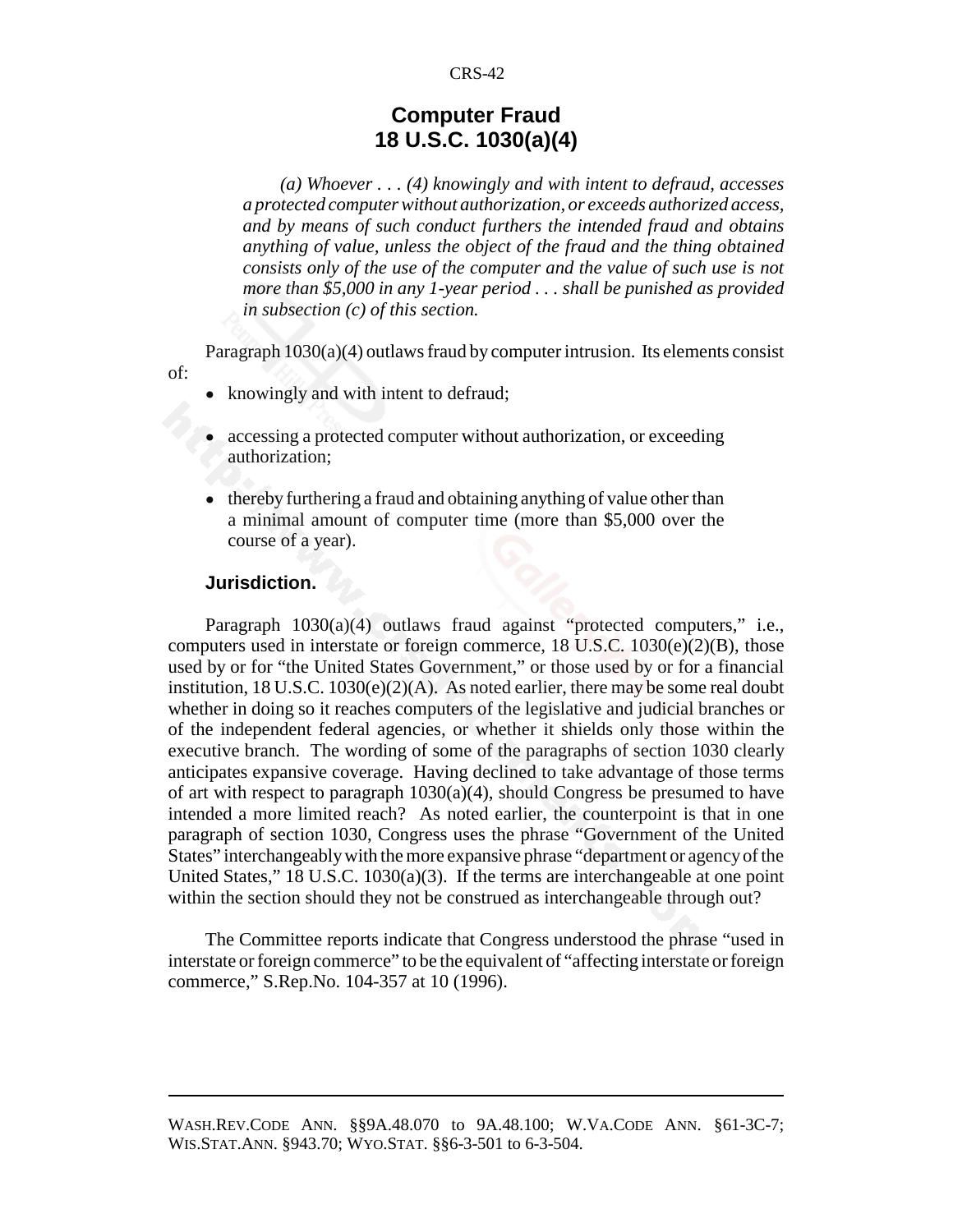# Computer Fraud
# 18 U.S.C. 1030(a)(4)

> *(a) Whoever . . . (4) knowingly and with intent to defraud, accesses a protected computer without authorization, or exceeds authorized access, and by means of such conduct furthers the intended fraud and obtains anything of value, unless the object of the fraud and the thing obtained consists only of the use of the computer and the value of such use is not more than $5,000 in any 1-year period . . . shall be punished as provided in subsection (c) of this section.*

Paragraph 1030(a)(4) outlaws fraud by computer intrusion. Its elements consist of:

- knowingly and with intent to defraud;
- accessing a protected computer without authorization, or exceeding authorization;
- thereby furthering a fraud and obtaining anything of value other than a minimal amount of computer time (more than $5,000 over the course of a year).

### Jurisdiction.

Paragraph 1030(a)(4) outlaws fraud against "protected computers," i.e., computers used in interstate or foreign commerce, 18 U.S.C. 1030(e)(2)(B), those used by or for "the United States Government," or those used by or for a financial institution, 18 U.S.C. 1030(e)(2)(A). As noted earlier, there may be some real doubt whether in doing so it reaches computers of the legislative and judicial branches or of the independent federal agencies, or whether it shields only those within the executive branch. The wording of some of the paragraphs of section 1030 clearly anticipates expansive coverage. Having declined to take advantage of those terms of art with respect to paragraph 1030(a)(4), should Congress be presumed to have intended a more limited reach? As noted earlier, the counterpoint is that in one paragraph of section 1030, Congress uses the phrase "Government of the United States" interchangeably with the more expansive phrase "department or agency of the United States," 18 U.S.C. 1030(a)(3). If the terms are interchangeable at one point within the section should they not be construed as interchangeable through out?

The Committee reports indicate that Congress understood the phrase "used in interstate or foreign commerce" to be the equivalent of "affecting interstate or foreign commerce," S.Rep.No. 104-357 at 10 (1996).

---

WASH.REV.CODE ANN. §§9A.48.070 to 9A.48.100; W.VA.CODE ANN. §61-3C-7; WIS.STAT.ANN. §943.70; WYO.STAT. §§6-3-501 to 6-3-504.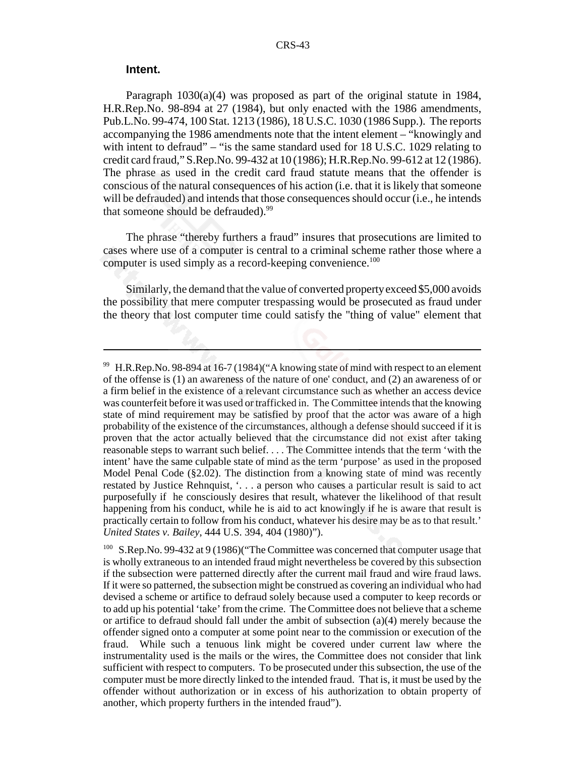**Intent.**

Paragraph 1030(a)(4) was proposed as part of the original statute in 1984, H.R.Rep.No. 98-894 at 27 (1984), but only enacted with the 1986 amendments, Pub.L.No. 99-474, 100 Stat. 1213 (1986), 18 U.S.C. 1030 (1986 Supp.). The reports accompanying the 1986 amendments note that the intent element – "knowingly and with intent to defraud" – "is the same standard used for 18 U.S.C. 1029 relating to credit card fraud," S.Rep.No. 99-432 at 10 (1986); H.R.Rep.No. 99-612 at 12 (1986). The phrase as used in the credit card fraud statute means that the offender is conscious of the natural consequences of his action (i.e. that it is likely that someone will be defrauded) and intends that those consequences should occur (i.e., he intends that someone should be defrauded).[99]

The phrase "thereby furthers a fraud" insures that prosecutions are limited to cases where use of a computer is central to a criminal scheme rather those where a computer is used simply as a record-keeping convenience.[100]

Similarly, the demand that the value of converted property exceed $5,000 avoids the possibility that mere computer trespassing would be prosecuted as fraud under the theory that lost computer time could satisfy the "thing of value" element that

---

[99] H.R.Rep.No. 98-894 at 16-7 (1984)("A knowing state of mind with respect to an element of the offense is (1) an awareness of the nature of one' conduct, and (2) an awareness of or a firm belief in the existence of a relevant circumstance such as whether an access device was counterfeit before it was used or trafficked in. The Committee intends that the knowing state of mind requirement may be satisfied by proof that the actor was aware of a high probability of the existence of the circumstances, although a defense should succeed if it is proven that the actor actually believed that the circumstance did not exist after taking reasonable steps to warrant such belief. . . . The Committee intends that the term 'with the intent' have the same culpable state of mind as the term 'purpose' as used in the proposed Model Penal Code (§2.02). The distinction from a knowing state of mind was recently restated by Justice Rehnquist, '. . . a person who causes a particular result is said to act purposefully if he consciously desires that result, whatever the likelihood of that result happening from his conduct, while he is aid to act knowingly if he is aware that result is practically certain to follow from his conduct, whatever his desire may be as to that result.' *United States v. Bailey*, 444 U.S. 394, 404 (1980)").

[100] S.Rep.No. 99-432 at 9 (1986)("The Committee was concerned that computer usage that is wholly extraneous to an intended fraud might nevertheless be covered by this subsection if the subsection were patterned directly after the current mail fraud and wire fraud laws. If it were so patterned, the subsection might be construed as covering an individual who had devised a scheme or artifice to defraud solely because used a computer to keep records or to add up his potential 'take' from the crime. The Committee does not believe that a scheme or artifice to defraud should fall under the ambit of subsection (a)(4) merely because the offender signed onto a computer at some point near to the commission or execution of the fraud. While such a tenuous link might be covered under current law where the instrumentality used is the mails or the wires, the Committee does not consider that link sufficient with respect to computers. To be prosecuted under this subsection, the use of the computer must be more directly linked to the intended fraud. That is, it must be used by the offender without authorization or in excess of his authorization to obtain property of another, which property furthers in the intended fraud").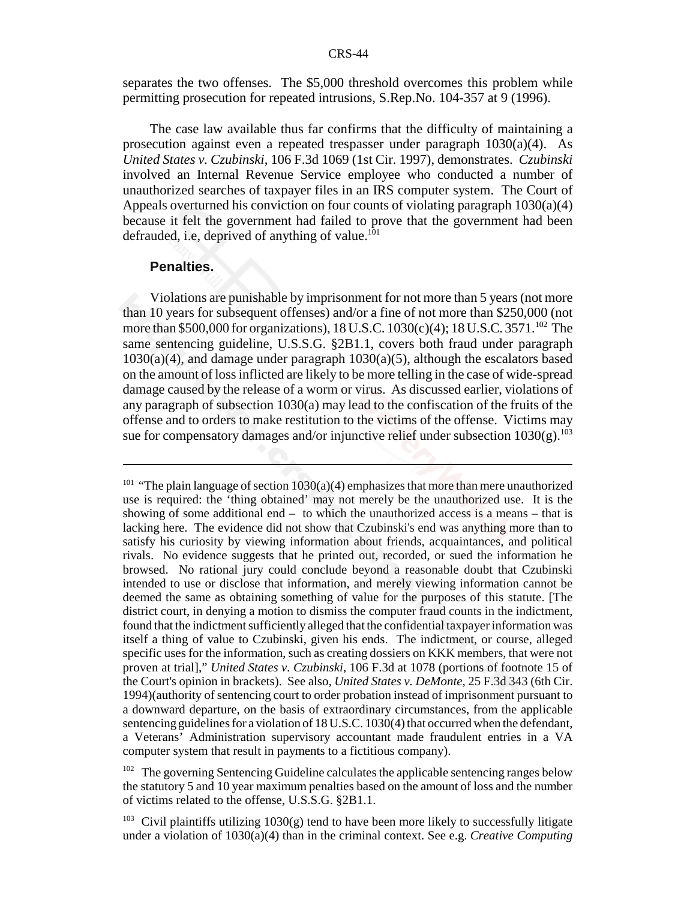separates the two offenses. The $5,000 threshold overcomes this problem while permitting prosecution for repeated intrusions, S.Rep.No. 104-357 at 9 (1996).

The case law available thus far confirms that the difficulty of maintaining a prosecution against even a repeated trespasser under paragraph 1030(a)(4). As *United States v. Czubinski*, 106 F.3d 1069 (1st Cir. 1997), demonstrates. *Czubinski* involved an Internal Revenue Service employee who conducted a number of unauthorized searches of taxpayer files in an IRS computer system. The Court of Appeals overturned his conviction on four counts of violating paragraph 1030(a)(4) because it felt the government had failed to prove that the government had been defrauded, i.e, deprived of anything of value.[101]

**Penalties.**

Violations are punishable by imprisonment for not more than 5 years (not more than 10 years for subsequent offenses) and/or a fine of not more than $250,000 (not more than $500,000 for organizations), 18 U.S.C. 1030(c)(4); 18 U.S.C. 3571.[102] The same sentencing guideline, U.S.S.G. §2B1.1, covers both fraud under paragraph 1030(a)(4), and damage under paragraph 1030(a)(5), although the escalators based on the amount of loss inflicted are likely to be more telling in the case of wide-spread damage caused by the release of a worm or virus. As discussed earlier, violations of any paragraph of subsection 1030(a) may lead to the confiscation of the fruits of the offense and to orders to make restitution to the victims of the offense. Victims may sue for compensatory damages and/or injunctive relief under subsection 1030(g).[103]

---

[101] "The plain language of section 1030(a)(4) emphasizes that more than mere unauthorized use is required: the 'thing obtained' may not merely be the unauthorized use. It is the showing of some additional end – to which the unauthorized access is a means – that is lacking here. The evidence did not show that Czubinski's end was anything more than to satisfy his curiosity by viewing information about friends, acquaintances, and political rivals. No evidence suggests that he printed out, recorded, or sued the information he browsed. No rational jury could conclude beyond a reasonable doubt that Czubinski intended to use or disclose that information, and merely viewing information cannot be deemed the same as obtaining something of value for the purposes of this statute. [The district court, in denying a motion to dismiss the computer fraud counts in the indictment, found that the indictment sufficiently alleged that the confidential taxpayer information was itself a thing of value to Czubinski, given his ends. The indictment, or course, alleged specific uses for the information, such as creating dossiers on KKK members, that were not proven at trial]," *United States v. Czubinski*, 106 F.3d at 1078 (portions of footnote 15 of the Court's opinion in brackets). See also, *United States v. DeMonte*, 25 F.3d 343 (6th Cir. 1994)(authority of sentencing court to order probation instead of imprisonment pursuant to a downward departure, on the basis of extraordinary circumstances, from the applicable sentencing guidelines for a violation of 18 U.S.C. 1030(4) that occurred when the defendant, a Veterans' Administration supervisory accountant made fraudulent entries in a VA computer system that result in payments to a fictitious company).

[102] The governing Sentencing Guideline calculates the applicable sentencing ranges below the statutory 5 and 10 year maximum penalties based on the amount of loss and the number of victims related to the offense, U.S.S.G. §2B1.1.

[103] Civil plaintiffs utilizing 1030(g) tend to have been more likely to successfully litigate under a violation of 1030(a)(4) than in the criminal context. See e.g. *Creative Computing*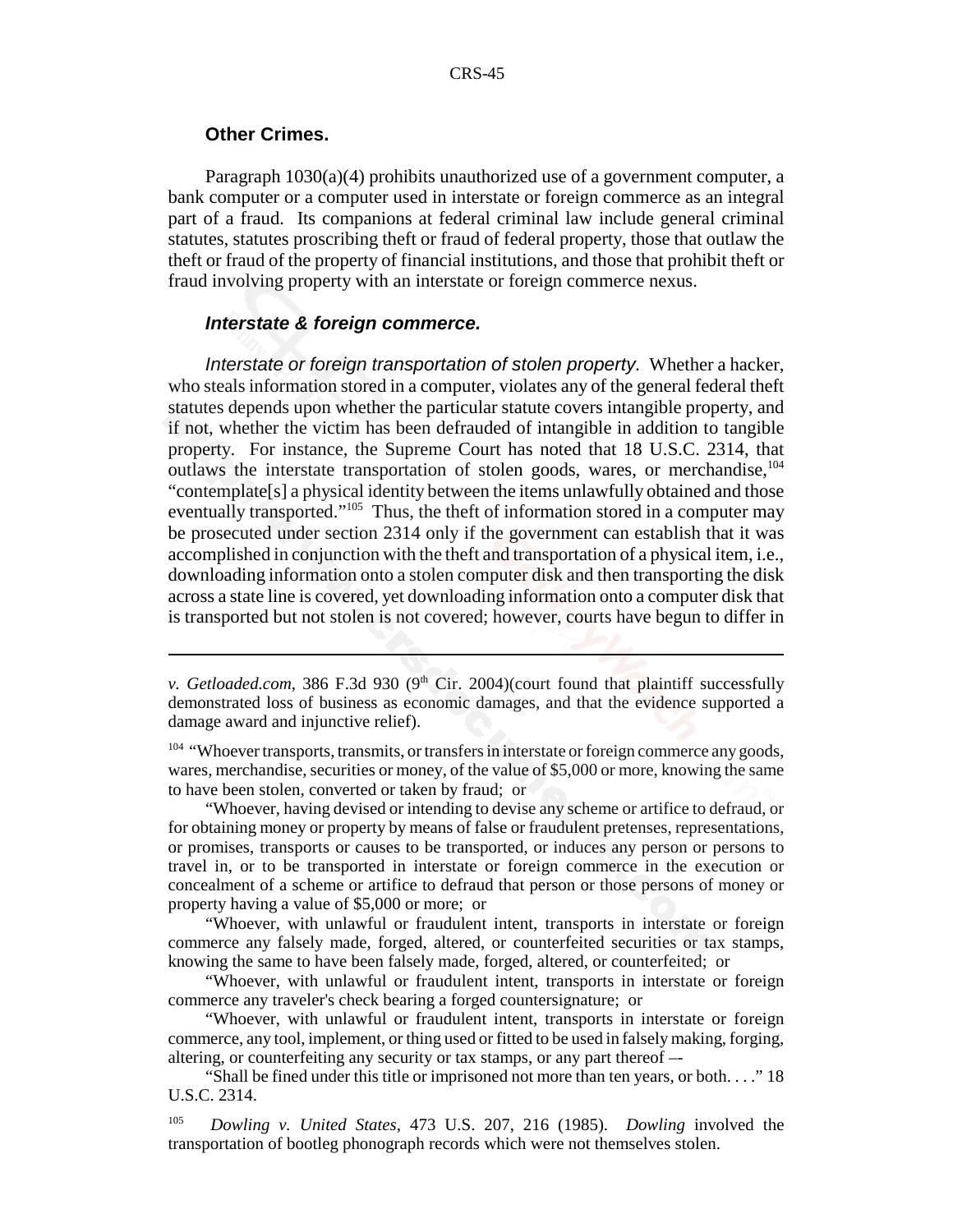**Other Crimes.**

Paragraph 1030(a)(4) prohibits unauthorized use of a government computer, a bank computer or a computer used in interstate or foreign commerce as an integral part of a fraud. Its companions at federal criminal law include general criminal statutes, statutes proscribing theft or fraud of federal property, those that outlaw the theft or fraud of the property of financial institutions, and those that prohibit theft or fraud involving property with an interstate or foreign commerce nexus.

***Interstate & foreign commerce.***

*Interstate or foreign transportation of stolen property.* Whether a hacker, who steals information stored in a computer, violates any of the general federal theft statutes depends upon whether the particular statute covers intangible property, and if not, whether the victim has been defrauded of intangible in addition to tangible property. For instance, the Supreme Court has noted that 18 U.S.C. 2314, that outlaws the interstate transportation of stolen goods, wares, or merchandise,[104] "contemplate[s] a physical identity between the items unlawfully obtained and those eventually transported."[105] Thus, the theft of information stored in a computer may be prosecuted under section 2314 only if the government can establish that it was accomplished in conjunction with the theft and transportation of a physical item, i.e., downloading information onto a stolen computer disk and then transporting the disk across a state line is covered, yet downloading information onto a computer disk that is transported but not stolen is not covered; however, courts have begun to differ in

---

*v. Getloaded.com*, 386 F.3d 930 (9th Cir. 2004)(court found that plaintiff successfully demonstrated loss of business as economic damages, and that the evidence supported a damage award and injunctive relief).

[104] "Whoever transports, transmits, or transfers in interstate or foreign commerce any goods, wares, merchandise, securities or money, of the value of $5,000 or more, knowing the same to have been stolen, converted or taken by fraud; or

"Whoever, having devised or intending to devise any scheme or artifice to defraud, or for obtaining money or property by means of false or fraudulent pretenses, representations, or promises, transports or causes to be transported, or induces any person or persons to travel in, or to be transported in interstate or foreign commerce in the execution or concealment of a scheme or artifice to defraud that person or those persons of money or property having a value of $5,000 or more; or

"Whoever, with unlawful or fraudulent intent, transports in interstate or foreign commerce any falsely made, forged, altered, or counterfeited securities or tax stamps, knowing the same to have been falsely made, forged, altered, or counterfeited; or

"Whoever, with unlawful or fraudulent intent, transports in interstate or foreign commerce any traveler's check bearing a forged countersignature; or

"Whoever, with unlawful or fraudulent intent, transports in interstate or foreign commerce, any tool, implement, or thing used or fitted to be used in falsely making, forging, altering, or counterfeiting any security or tax stamps, or any part thereof –-

"Shall be fined under this title or imprisoned not more than ten years, or both. . . ." 18 U.S.C. 2314.

[105] *Dowling v. United States*, 473 U.S. 207, 216 (1985). *Dowling* involved the transportation of bootleg phonograph records which were not themselves stolen.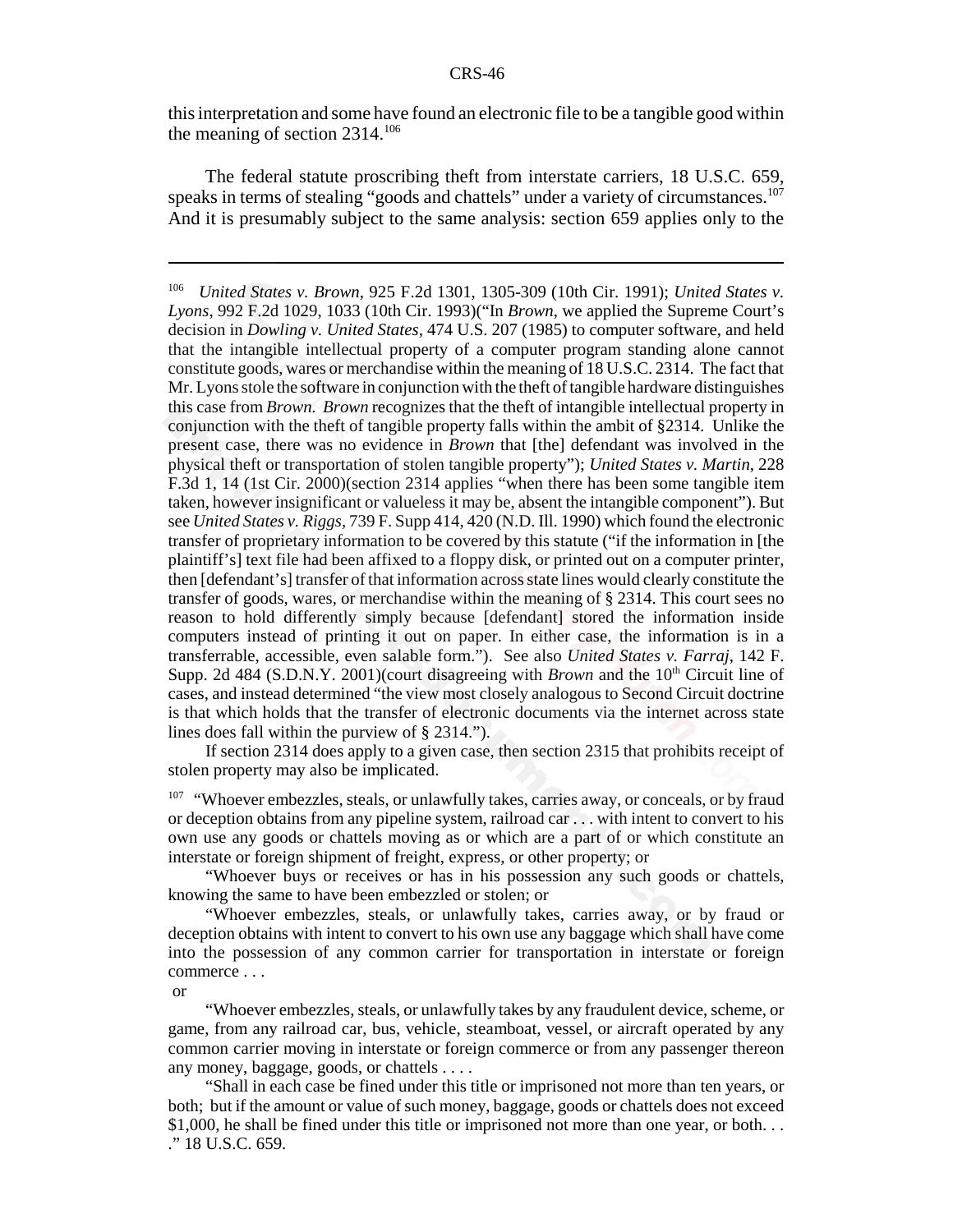this interpretation and some have found an electronic file to be a tangible good within the meaning of section 2314.[106]

The federal statute proscribing theft from interstate carriers, 18 U.S.C. 659, speaks in terms of stealing "goods and chattels" under a variety of circumstances.[107] And it is presumably subject to the same analysis: section 659 applies only to the

---

[106] *United States v. Brown*, 925 F.2d 1301, 1305-309 (10th Cir. 1991); *United States v. Lyons*, 992 F.2d 1029, 1033 (10th Cir. 1993)("In *Brown*, we applied the Supreme Court's decision in *Dowling v. United States*, 474 U.S. 207 (1985) to computer software, and held that the intangible intellectual property of a computer program standing alone cannot constitute goods, wares or merchandise within the meaning of 18 U.S.C. 2314. The fact that Mr. Lyons stole the software in conjunction with the theft of tangible hardware distinguishes this case from *Brown*. *Brown* recognizes that the theft of intangible intellectual property in conjunction with the theft of tangible property falls within the ambit of §2314. Unlike the present case, there was no evidence in *Brown* that [the] defendant was involved in the physical theft or transportation of stolen tangible property"); *United States v. Martin*, 228 F.3d 1, 14 (1st Cir. 2000)(section 2314 applies "when there has been some tangible item taken, however insignificant or valueless it may be, absent the intangible component"). But see *United States v. Riggs*, 739 F. Supp 414, 420 (N.D. Ill. 1990) which found the electronic transfer of proprietary information to be covered by this statute ("if the information in [the plaintiff's] text file had been affixed to a floppy disk, or printed out on a computer printer, then [defendant's] transfer of that information across state lines would clearly constitute the transfer of goods, wares, or merchandise within the meaning of § 2314. This court sees no reason to hold differently simply because [defendant] stored the information inside computers instead of printing it out on paper. In either case, the information is in a transferrable, accessible, even salable form."). See also *United States v. Farraj*, 142 F. Supp. 2d 484 (S.D.N.Y. 2001)(court disagreeing with *Brown* and the 10th Circuit line of cases, and instead determined "the view most closely analogous to Second Circuit doctrine is that which holds that the transfer of electronic documents via the internet across state lines does fall within the purview of § 2314.").

If section 2314 does apply to a given case, then section 2315 that prohibits receipt of stolen property may also be implicated.

[107] "Whoever embezzles, steals, or unlawfully takes, carries away, or conceals, or by fraud or deception obtains from any pipeline system, railroad car . . . with intent to convert to his own use any goods or chattels moving as or which are a part of or which constitute an interstate or foreign shipment of freight, express, or other property; or

"Whoever buys or receives or has in his possession any such goods or chattels, knowing the same to have been embezzled or stolen; or

"Whoever embezzles, steals, or unlawfully takes, carries away, or by fraud or deception obtains with intent to convert to his own use any baggage which shall have come into the possession of any common carrier for transportation in interstate or foreign commerce . . .

or

"Whoever embezzles, steals, or unlawfully takes by any fraudulent device, scheme, or game, from any railroad car, bus, vehicle, steamboat, vessel, or aircraft operated by any common carrier moving in interstate or foreign commerce or from any passenger thereon any money, baggage, goods, or chattels . . . .

"Shall in each case be fined under this title or imprisoned not more than ten years, or both; but if the amount or value of such money, baggage, goods or chattels does not exceed $1,000, he shall be fined under this title or imprisoned not more than one year, or both. . . ." 18 U.S.C. 659.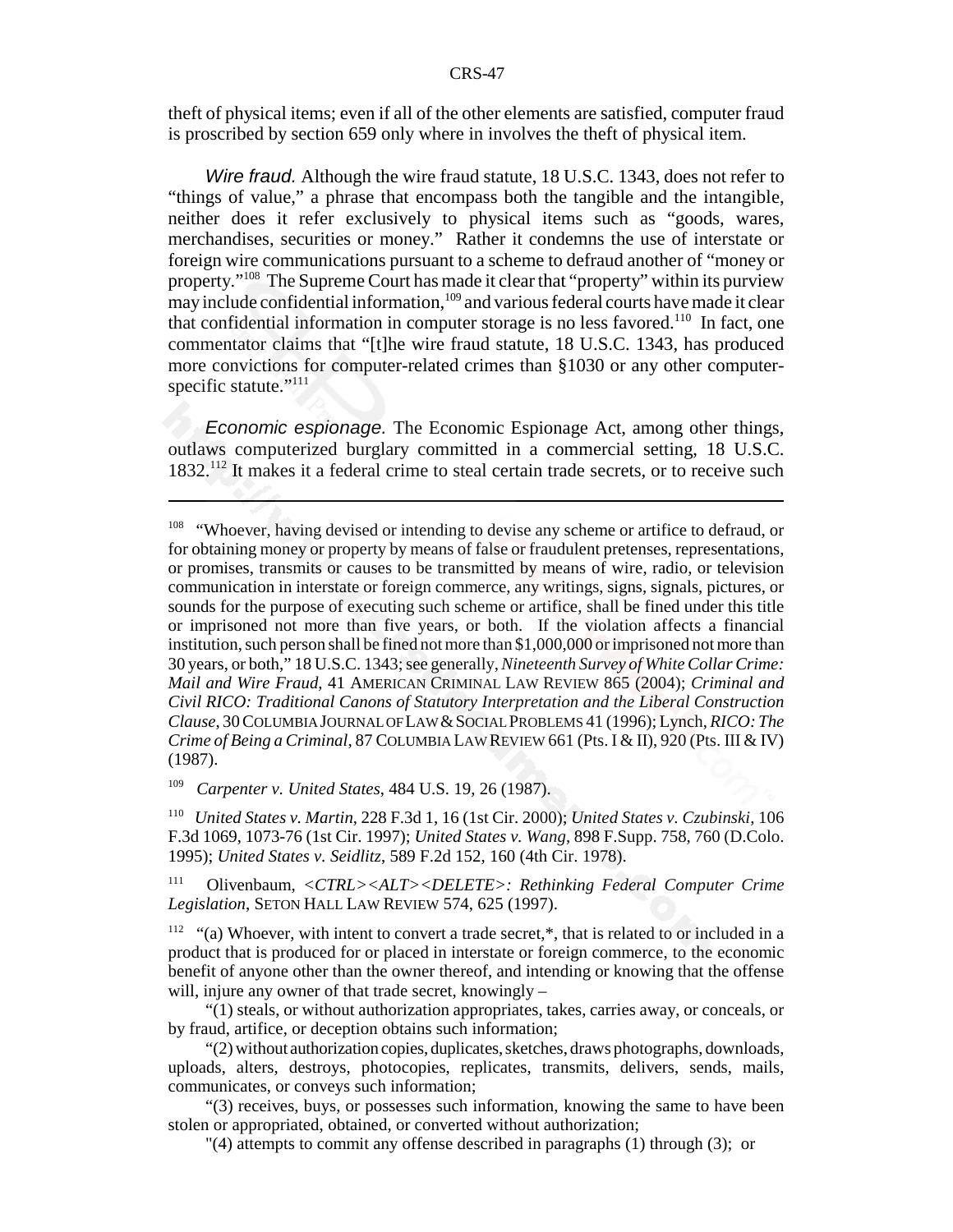theft of physical items; even if all of the other elements are satisfied, computer fraud is proscribed by section 659 only where in involves the theft of physical item.

*Wire fraud.* Although the wire fraud statute, 18 U.S.C. 1343, does not refer to "things of value," a phrase that encompass both the tangible and the intangible, neither does it refer exclusively to physical items such as "goods, wares, merchandises, securities or money." Rather it condemns the use of interstate or foreign wire communications pursuant to a scheme to defraud another of "money or property."[108] The Supreme Court has made it clear that "property" within its purview may include confidential information,[109] and various federal courts have made it clear that confidential information in computer storage is no less favored.[110] In fact, one commentator claims that "[t]he wire fraud statute, 18 U.S.C. 1343, has produced more convictions for computer-related crimes than §1030 or any other computer-specific statute."[111]

*Economic espionage.* The Economic Espionage Act, among other things, outlaws computerized burglary committed in a commercial setting, 18 U.S.C. 1832.[112] It makes it a federal crime to steal certain trade secrets, or to receive such

---

[108] "Whoever, having devised or intending to devise any scheme or artifice to defraud, or for obtaining money or property by means of false or fraudulent pretenses, representations, or promises, transmits or causes to be transmitted by means of wire, radio, or television communication in interstate or foreign commerce, any writings, signs, signals, pictures, or sounds for the purpose of executing such scheme or artifice, shall be fined under this title or imprisoned not more than five years, or both. If the violation affects a financial institution, such person shall be fined not more than $1,000,000 or imprisoned not more than 30 years, or both," 18 U.S.C. 1343; see generally, *Nineteenth Survey of White Collar Crime: Mail and Wire Fraud*, 41 AMERICAN CRIMINAL LAW REVIEW 865 (2004); *Criminal and Civil RICO: Traditional Canons of Statutory Interpretation and the Liberal Construction Clause*, 30 COLUMBIA JOURNAL OF LAW & SOCIAL PROBLEMS 41 (1996); Lynch, *RICO: The Crime of Being a Criminal*, 87 COLUMBIA LAW REVIEW 661 (Pts. I & II), 920 (Pts. III & IV) (1987).

[109] *Carpenter v. United States*, 484 U.S. 19, 26 (1987).

[110] *United States v. Martin*, 228 F.3d 1, 16 (1st Cir. 2000); *United States v. Czubinski*, 106 F.3d 1069, 1073-76 (1st Cir. 1997); *United States v. Wang*, 898 F.Supp. 758, 760 (D.Colo. 1995); *United States v. Seidlitz*, 589 F.2d 152, 160 (4th Cir. 1978).

[111] Olivenbaum, *<CTRL><ALT><DELETE>: Rethinking Federal Computer Crime Legislation*, SETON HALL LAW REVIEW 574, 625 (1997).

[112] "(a) Whoever, with intent to convert a trade secret,*, that is related to or included in a product that is produced for or placed in interstate or foreign commerce, to the economic benefit of anyone other than the owner thereof, and intending or knowing that the offense will, injure any owner of that trade secret, knowingly –

"(1) steals, or without authorization appropriates, takes, carries away, or conceals, or by fraud, artifice, or deception obtains such information;

"(2) without authorization copies, duplicates, sketches, draws photographs, downloads, uploads, alters, destroys, photocopies, replicates, transmits, delivers, sends, mails, communicates, or conveys such information;

"(3) receives, buys, or possesses such information, knowing the same to have been stolen or appropriated, obtained, or converted without authorization;

"(4) attempts to commit any offense described in paragraphs (1) through (3); or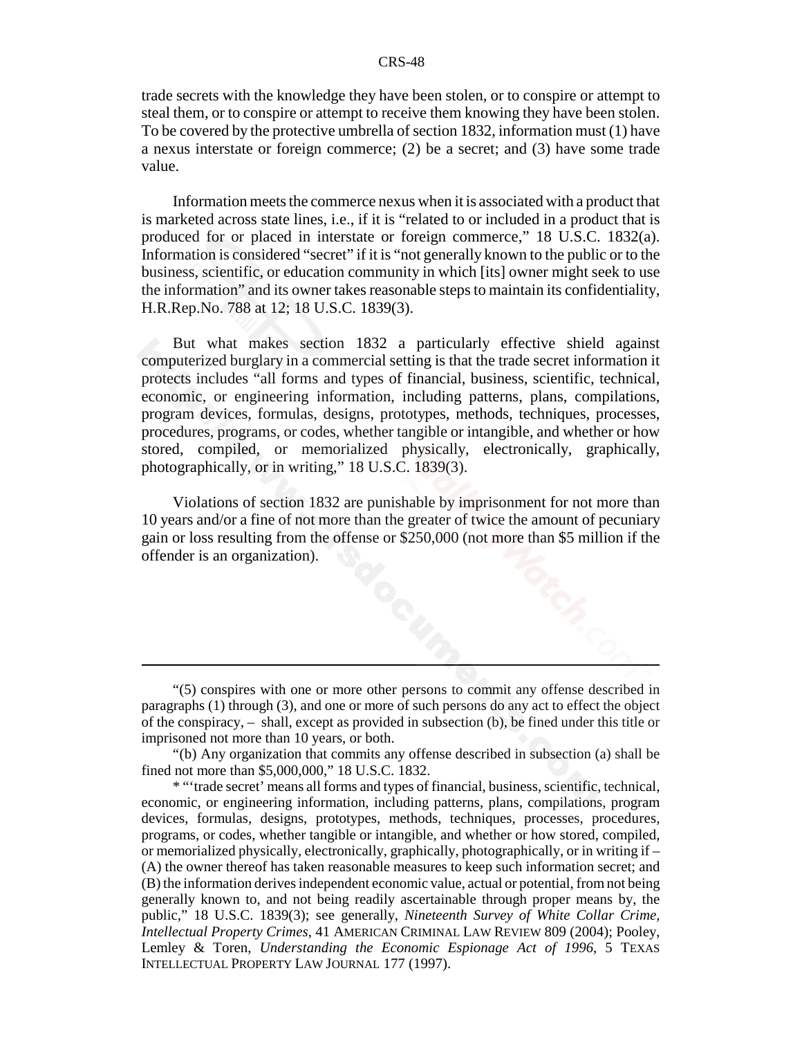trade secrets with the knowledge they have been stolen, or to conspire or attempt to steal them, or to conspire or attempt to receive them knowing they have been stolen. To be covered by the protective umbrella of section 1832, information must (1) have a nexus interstate or foreign commerce; (2) be a secret; and (3) have some trade value.

Information meets the commerce nexus when it is associated with a product that is marketed across state lines, i.e., if it is "related to or included in a product that is produced for or placed in interstate or foreign commerce," 18 U.S.C. 1832(a). Information is considered "secret" if it is "not generally known to the public or to the business, scientific, or education community in which [its] owner might seek to use the information" and its owner takes reasonable steps to maintain its confidentiality, H.R.Rep.No. 788 at 12; 18 U.S.C. 1839(3).

But what makes section 1832 a particularly effective shield against computerized burglary in a commercial setting is that the trade secret information it protects includes "all forms and types of financial, business, scientific, technical, economic, or engineering information, including patterns, plans, compilations, program devices, formulas, designs, prototypes, methods, techniques, processes, procedures, programs, or codes, whether tangible or intangible, and whether or how stored, compiled, or memorialized physically, electronically, graphically, photographically, or in writing," 18 U.S.C. 1839(3).

Violations of section 1832 are punishable by imprisonment for not more than 10 years and/or a fine of not more than the greater of twice the amount of pecuniary gain or loss resulting from the offense or $250,000 (not more than $5 million if the offender is an organization).

---

"(5) conspires with one or more other persons to commit any offense described in paragraphs (1) through (3), and one or more of such persons do any act to effect the object of the conspiracy, – shall, except as provided in subsection (b), be fined under this title or imprisoned not more than 10 years, or both.

"(b) Any organization that commits any offense described in subsection (a) shall be fined not more than $5,000,000," 18 U.S.C. 1832.

* "'trade secret' means all forms and types of financial, business, scientific, technical, economic, or engineering information, including patterns, plans, compilations, program devices, formulas, designs, prototypes, methods, techniques, processes, procedures, programs, or codes, whether tangible or intangible, and whether or how stored, compiled, or memorialized physically, electronically, graphically, photographically, or in writing if – (A) the owner thereof has taken reasonable measures to keep such information secret; and (B) the information derives independent economic value, actual or potential, from not being generally known to, and not being readily ascertainable through proper means by, the public," 18 U.S.C. 1839(3); see generally, *Nineteenth Survey of White Collar Crime, Intellectual Property Crimes*, 41 AMERICAN CRIMINAL LAW REVIEW 809 (2004); Pooley, Lemley & Toren, *Understanding the Economic Espionage Act of 1996*, 5 TEXAS INTELLECTUAL PROPERTY LAW JOURNAL 177 (1997).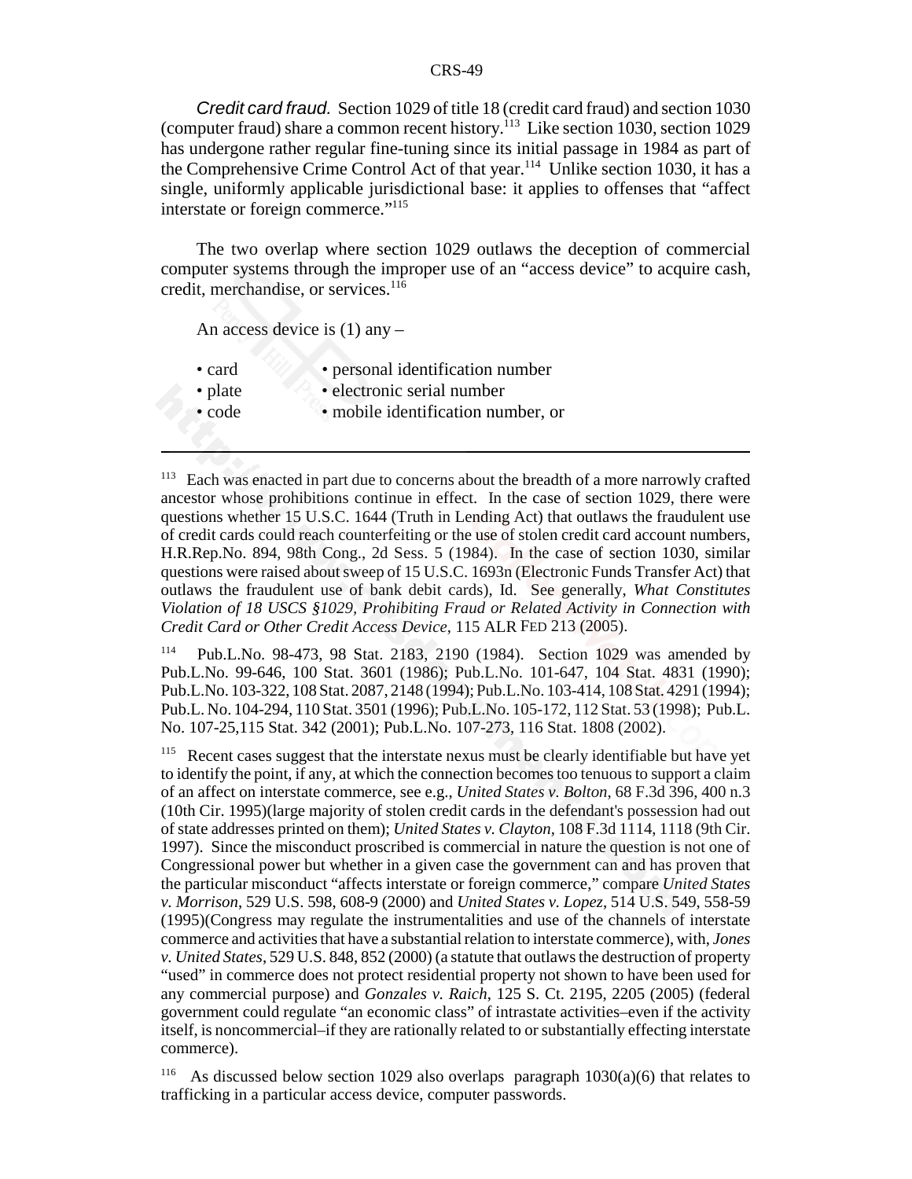*Credit card fraud.* Section 1029 of title 18 (credit card fraud) and section 1030 (computer fraud) share a common recent history.[113] Like section 1030, section 1029 has undergone rather regular fine-tuning since its initial passage in 1984 as part of the Comprehensive Crime Control Act of that year.[114] Unlike section 1030, it has a single, uniformly applicable jurisdictional base: it applies to offenses that "affect interstate or foreign commerce."[115]

The two overlap where section 1029 outlaws the deception of commercial computer systems through the improper use of an "access device" to acquire cash, credit, merchandise, or services.[116]

An access device is (1) any –

- card
- plate
- code
- personal identification number
- electronic serial number
- mobile identification number, or

---

[113] Each was enacted in part due to concerns about the breadth of a more narrowly crafted ancestor whose prohibitions continue in effect. In the case of section 1029, there were questions whether 15 U.S.C. 1644 (Truth in Lending Act) that outlaws the fraudulent use of credit cards could reach counterfeiting or the use of stolen credit card account numbers, H.R.Rep.No. 894, 98th Cong., 2d Sess. 5 (1984). In the case of section 1030, similar questions were raised about sweep of 15 U.S.C. 1693n (Electronic Funds Transfer Act) that outlaws the fraudulent use of bank debit cards), Id. See generally, *What Constitutes Violation of 18 USCS §1029, Prohibiting Fraud or Related Activity in Connection with Credit Card or Other Credit Access Device*, 115 ALR FED 213 (2005).

[114] Pub.L.No. 98-473, 98 Stat. 2183, 2190 (1984). Section 1029 was amended by Pub.L.No. 99-646, 100 Stat. 3601 (1986); Pub.L.No. 101-647, 104 Stat. 4831 (1990); Pub.L.No. 103-322, 108 Stat. 2087, 2148 (1994); Pub.L.No. 103-414, 108 Stat. 4291 (1994); Pub.L. No. 104-294, 110 Stat. 3501 (1996); Pub.L.No. 105-172, 112 Stat. 53 (1998); Pub.L. No. 107-25,115 Stat. 342 (2001); Pub.L.No. 107-273, 116 Stat. 1808 (2002).

[115] Recent cases suggest that the interstate nexus must be clearly identifiable but have yet to identify the point, if any, at which the connection becomes too tenuous to support a claim of an affect on interstate commerce, see e.g., *United States v. Bolton*, 68 F.3d 396, 400 n.3 (10th Cir. 1995)(large majority of stolen credit cards in the defendant's possession had out of state addresses printed on them); *United States v. Clayton*, 108 F.3d 1114, 1118 (9th Cir. 1997). Since the misconduct proscribed is commercial in nature the question is not one of Congressional power but whether in a given case the government can and has proven that the particular misconduct "affects interstate or foreign commerce," compare *United States v. Morrison*, 529 U.S. 598, 608-9 (2000) and *United States v. Lopez*, 514 U.S. 549, 558-59 (1995)(Congress may regulate the instrumentalities and use of the channels of interstate commerce and activities that have a substantial relation to interstate commerce), with, *Jones v. United States*, 529 U.S. 848, 852 (2000) (a statute that outlaws the destruction of property "used" in commerce does not protect residential property not shown to have been used for any commercial purpose) and *Gonzales v. Raich*, 125 S. Ct. 2195, 2205 (2005) (federal government could regulate "an economic class" of intrastate activities–even if the activity itself, is noncommercial–if they are rationally related to or substantially effecting interstate commerce).

[116] As discussed below section 1029 also overlaps paragraph 1030(a)(6) that relates to trafficking in a particular access device, computer passwords.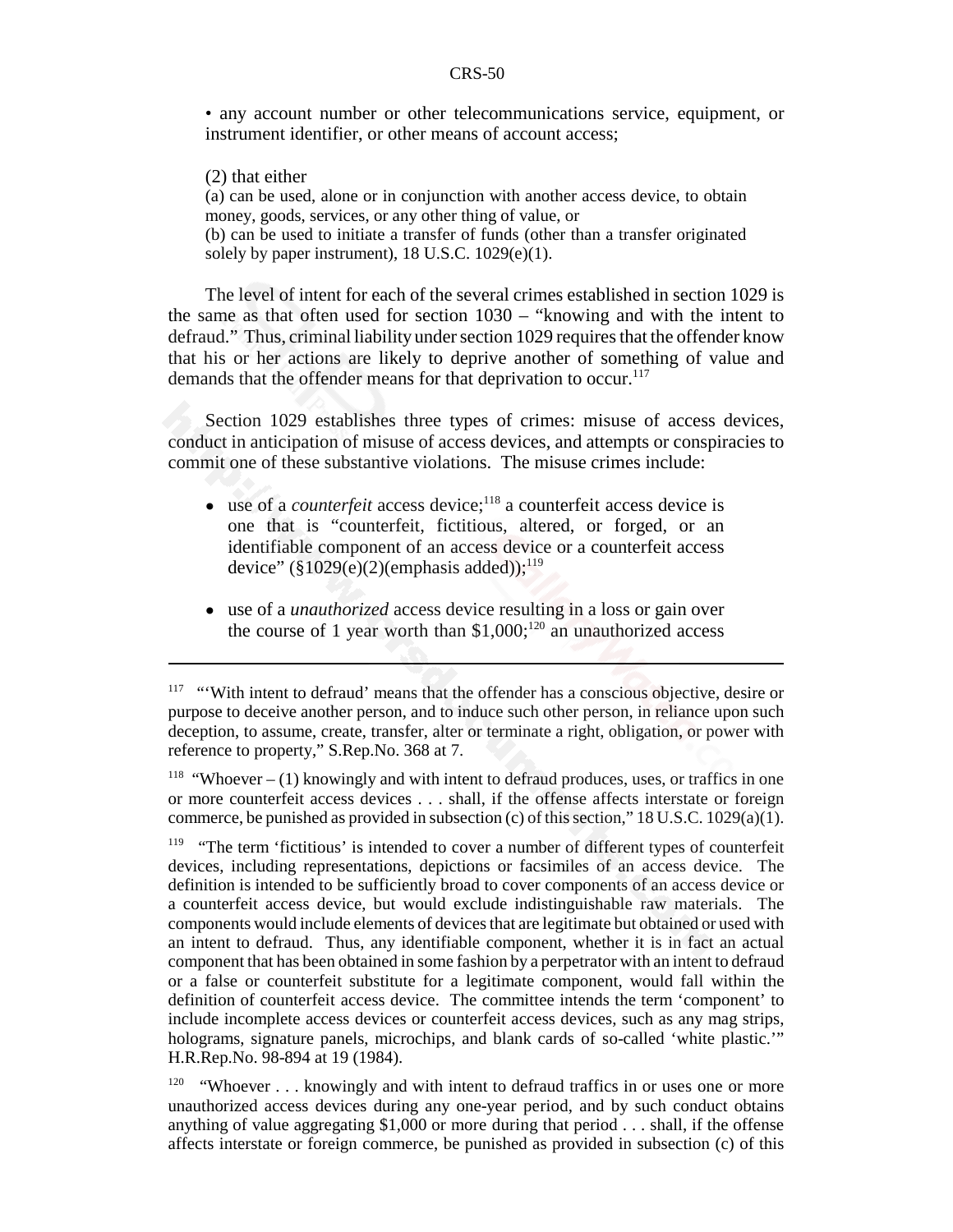• any account number or other telecommunications service, equipment, or instrument identifier, or other means of account access;

(2) that either

(a) can be used, alone or in conjunction with another access device, to obtain money, goods, services, or any other thing of value, or

(b) can be used to initiate a transfer of funds (other than a transfer originated solely by paper instrument), 18 U.S.C. 1029(e)(1).

The level of intent for each of the several crimes established in section 1029 is the same as that often used for section 1030 – "knowing and with the intent to defraud." Thus, criminal liability under section 1029 requires that the offender know that his or her actions are likely to deprive another of something of value and demands that the offender means for that deprivation to occur.[117]

Section 1029 establishes three types of crimes: misuse of access devices, conduct in anticipation of misuse of access devices, and attempts or conspiracies to commit one of these substantive violations. The misuse crimes include:

- use of a *counterfeit* access device;[118] a counterfeit access device is one that is "counterfeit, fictitious, altered, or forged, or an identifiable component of an access device or a counterfeit access device" (§1029(e)(2)(emphasis added));[119]

- use of a *unauthorized* access device resulting in a loss or gain over the course of 1 year worth than $1,000;[120] an unauthorized access

---

[117] "'With intent to defraud' means that the offender has a conscious objective, desire or purpose to deceive another person, and to induce such other person, in reliance upon such deception, to assume, create, transfer, alter or terminate a right, obligation, or power with reference to property," S.Rep.No. 368 at 7.

[118] "Whoever – (1) knowingly and with intent to defraud produces, uses, or traffics in one or more counterfeit access devices . . . shall, if the offense affects interstate or foreign commerce, be punished as provided in subsection (c) of this section," 18 U.S.C. 1029(a)(1).

[119] "The term 'fictitious' is intended to cover a number of different types of counterfeit devices, including representations, depictions or facsimiles of an access device. The definition is intended to be sufficiently broad to cover components of an access device or a counterfeit access device, but would exclude indistinguishable raw materials. The components would include elements of devices that are legitimate but obtained or used with an intent to defraud. Thus, any identifiable component, whether it is in fact an actual component that has been obtained in some fashion by a perpetrator with an intent to defraud or a false or counterfeit substitute for a legitimate component, would fall within the definition of counterfeit access device. The committee intends the term 'component' to include incomplete access devices or counterfeit access devices, such as any mag strips, holograms, signature panels, microchips, and blank cards of so-called 'white plastic.'" H.R.Rep.No. 98-894 at 19 (1984).

[120] "Whoever . . . knowingly and with intent to defraud traffics in or uses one or more unauthorized access devices during any one-year period, and by such conduct obtains anything of value aggregating $1,000 or more during that period . . . shall, if the offense affects interstate or foreign commerce, be punished as provided in subsection (c) of this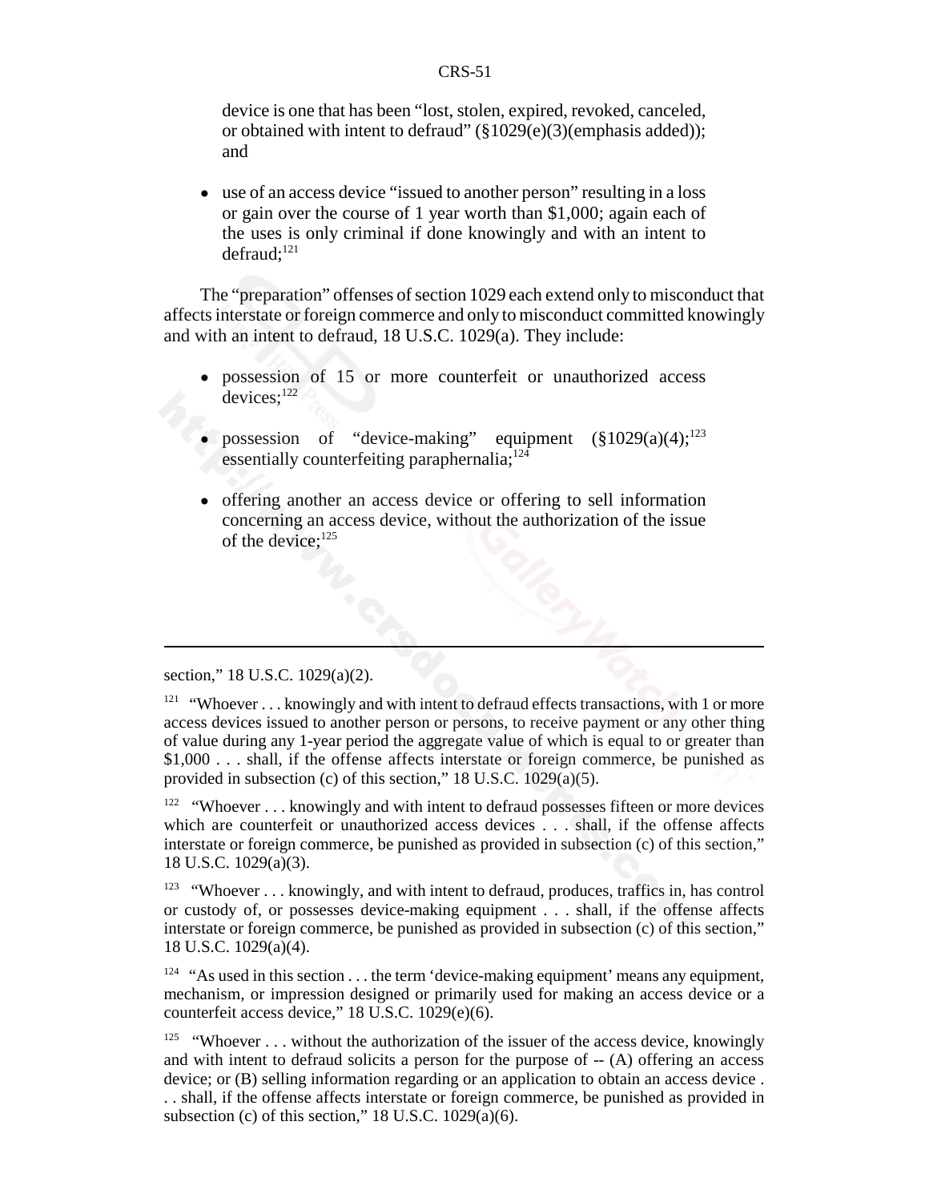device is one that has been "lost, stolen, expired, revoked, canceled, or obtained with intent to defraud" (§1029(e)(3)(emphasis added)); and

- use of an access device "issued to another person" resulting in a loss or gain over the course of 1 year worth than $1,000; again each of the uses is only criminal if done knowingly and with an intent to defraud;[121]

The "preparation" offenses of section 1029 each extend only to misconduct that affects interstate or foreign commerce and only to misconduct committed knowingly and with an intent to defraud, 18 U.S.C. 1029(a). They include:

- possession of 15 or more counterfeit or unauthorized access devices;[122]

- possession of "device-making" equipment (§1029(a)(4);[123] essentially counterfeiting paraphernalia;[124]

- offering another an access device or offering to sell information concerning an access device, without the authorization of the issue of the device;[125]

---

section," 18 U.S.C. 1029(a)(2).

[121] "Whoever . . . knowingly and with intent to defraud effects transactions, with 1 or more access devices issued to another person or persons, to receive payment or any other thing of value during any 1-year period the aggregate value of which is equal to or greater than $1,000 . . . shall, if the offense affects interstate or foreign commerce, be punished as provided in subsection (c) of this section," 18 U.S.C. 1029(a)(5).

[122] "Whoever . . . knowingly and with intent to defraud possesses fifteen or more devices which are counterfeit or unauthorized access devices . . . shall, if the offense affects interstate or foreign commerce, be punished as provided in subsection (c) of this section," 18 U.S.C. 1029(a)(3).

[123] "Whoever . . . knowingly, and with intent to defraud, produces, traffics in, has control or custody of, or possesses device-making equipment . . . shall, if the offense affects interstate or foreign commerce, be punished as provided in subsection (c) of this section," 18 U.S.C. 1029(a)(4).

[124] "As used in this section . . . the term 'device-making equipment' means any equipment, mechanism, or impression designed or primarily used for making an access device or a counterfeit access device," 18 U.S.C. 1029(e)(6).

[125] "Whoever . . . without the authorization of the issuer of the access device, knowingly and with intent to defraud solicits a person for the purpose of -- (A) offering an access device; or (B) selling information regarding or an application to obtain an access device . . . shall, if the offense affects interstate or foreign commerce, be punished as provided in subsection (c) of this section," 18 U.S.C. 1029(a)(6).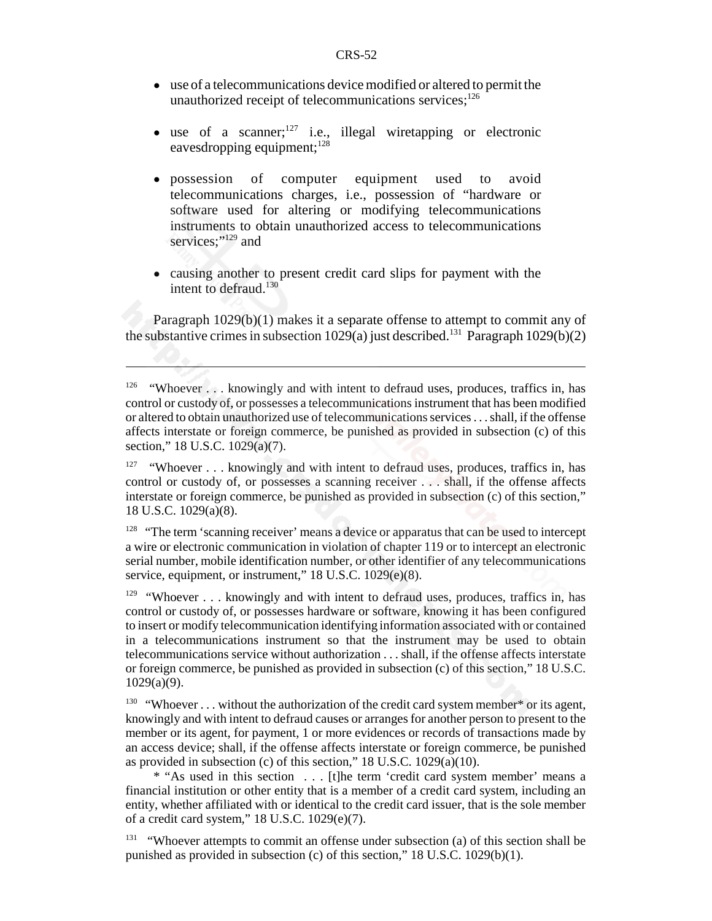- use of a telecommunications device modified or altered to permit the unauthorized receipt of telecommunications services;[126]

- use of a scanner;[127] i.e., illegal wiretapping or electronic eavesdropping equipment;[128]

- possession of computer equipment used to avoid telecommunications charges, i.e., possession of "hardware or software used for altering or modifying telecommunications instruments to obtain unauthorized access to telecommunications services;"[129] and

- causing another to present credit card slips for payment with the intent to defraud.[130]

Paragraph 1029(b)(1) makes it a separate offense to attempt to commit any of the substantive crimes in subsection 1029(a) just described.[131] Paragraph 1029(b)(2)

---

[126] "Whoever . . . knowingly and with intent to defraud uses, produces, traffics in, has control or custody of, or possesses a telecommunications instrument that has been modified or altered to obtain unauthorized use of telecommunications services . . . shall, if the offense affects interstate or foreign commerce, be punished as provided in subsection (c) of this section," 18 U.S.C. 1029(a)(7).

[127] "Whoever . . . knowingly and with intent to defraud uses, produces, traffics in, has control or custody of, or possesses a scanning receiver . . . shall, if the offense affects interstate or foreign commerce, be punished as provided in subsection (c) of this section," 18 U.S.C. 1029(a)(8).

[128] "The term 'scanning receiver' means a device or apparatus that can be used to intercept a wire or electronic communication in violation of chapter 119 or to intercept an electronic serial number, mobile identification number, or other identifier of any telecommunications service, equipment, or instrument," 18 U.S.C. 1029(e)(8).

[129] "Whoever . . . knowingly and with intent to defraud uses, produces, traffics in, has control or custody of, or possesses hardware or software, knowing it has been configured to insert or modify telecommunication identifying information associated with or contained in a telecommunications instrument so that the instrument may be used to obtain telecommunications service without authorization . . . shall, if the offense affects interstate or foreign commerce, be punished as provided in subsection (c) of this section," 18 U.S.C. 1029(a)(9).

[130] "Whoever . . . without the authorization of the credit card system member* or its agent, knowingly and with intent to defraud causes or arranges for another person to present to the member or its agent, for payment, 1 or more evidences or records of transactions made by an access device; shall, if the offense affects interstate or foreign commerce, be punished as provided in subsection (c) of this section," 18 U.S.C. 1029(a)(10).

\* "As used in this section . . . [t]he term 'credit card system member' means a financial institution or other entity that is a member of a credit card system, including an entity, whether affiliated with or identical to the credit card issuer, that is the sole member of a credit card system," 18 U.S.C. 1029(e)(7).

[131] "Whoever attempts to commit an offense under subsection (a) of this section shall be punished as provided in subsection (c) of this section," 18 U.S.C. 1029(b)(1).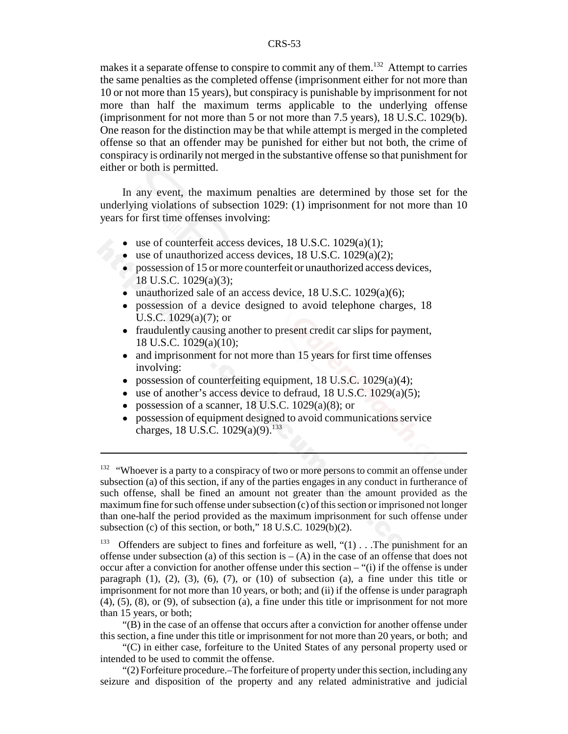makes it a separate offense to conspire to commit any of them.[132] Attempt to carries the same penalties as the completed offense (imprisonment either for not more than 10 or not more than 15 years), but conspiracy is punishable by imprisonment for not more than half the maximum terms applicable to the underlying offense (imprisonment for not more than 5 or not more than 7.5 years), 18 U.S.C. 1029(b). One reason for the distinction may be that while attempt is merged in the completed offense so that an offender may be punished for either but not both, the crime of conspiracy is ordinarily not merged in the substantive offense so that punishment for either or both is permitted.

In any event, the maximum penalties are determined by those set for the underlying violations of subsection 1029: (1) imprisonment for not more than 10 years for first time offenses involving:

- use of counterfeit access devices, 18 U.S.C. 1029(a)(1);
- use of unauthorized access devices, 18 U.S.C. 1029(a)(2);
- possession of 15 or more counterfeit or unauthorized access devices, 18 U.S.C. 1029(a)(3);
- unauthorized sale of an access device, 18 U.S.C. 1029(a)(6);
- possession of a device designed to avoid telephone charges, 18 U.S.C. 1029(a)(7); or
- fraudulently causing another to present credit car slips for payment, 18 U.S.C. 1029(a)(10);
- and imprisonment for not more than 15 years for first time offenses involving:
- possession of counterfeiting equipment, 18 U.S.C. 1029(a)(4);
- use of another's access device to defraud, 18 U.S.C. 1029(a)(5);
- possession of a scanner, 18 U.S.C. 1029(a)(8); or
- possession of equipment designed to avoid communications service charges, 18 U.S.C. 1029(a)(9).[133]

---

[132] "Whoever is a party to a conspiracy of two or more persons to commit an offense under subsection (a) of this section, if any of the parties engages in any conduct in furtherance of such offense, shall be fined an amount not greater than the amount provided as the maximum fine for such offense under subsection (c) of this section or imprisoned not longer than one-half the period provided as the maximum imprisonment for such offense under subsection (c) of this section, or both," 18 U.S.C. 1029(b)(2).

[133] Offenders are subject to fines and forfeiture as well, "(1) . . .The punishment for an offense under subsection (a) of this section is – (A) in the case of an offense that does not occur after a conviction for another offense under this section – "(i) if the offense is under paragraph (1), (2), (3), (6), (7), or (10) of subsection (a), a fine under this title or imprisonment for not more than 10 years, or both; and (ii) if the offense is under paragraph (4), (5), (8), or (9), of subsection (a), a fine under this title or imprisonment for not more than 15 years, or both;

"(B) in the case of an offense that occurs after a conviction for another offense under this section, a fine under this title or imprisonment for not more than 20 years, or both; and

"(C) in either case, forfeiture to the United States of any personal property used or intended to be used to commit the offense.

"(2) Forfeiture procedure.–The forfeiture of property under this section, including any seizure and disposition of the property and any related administrative and judicial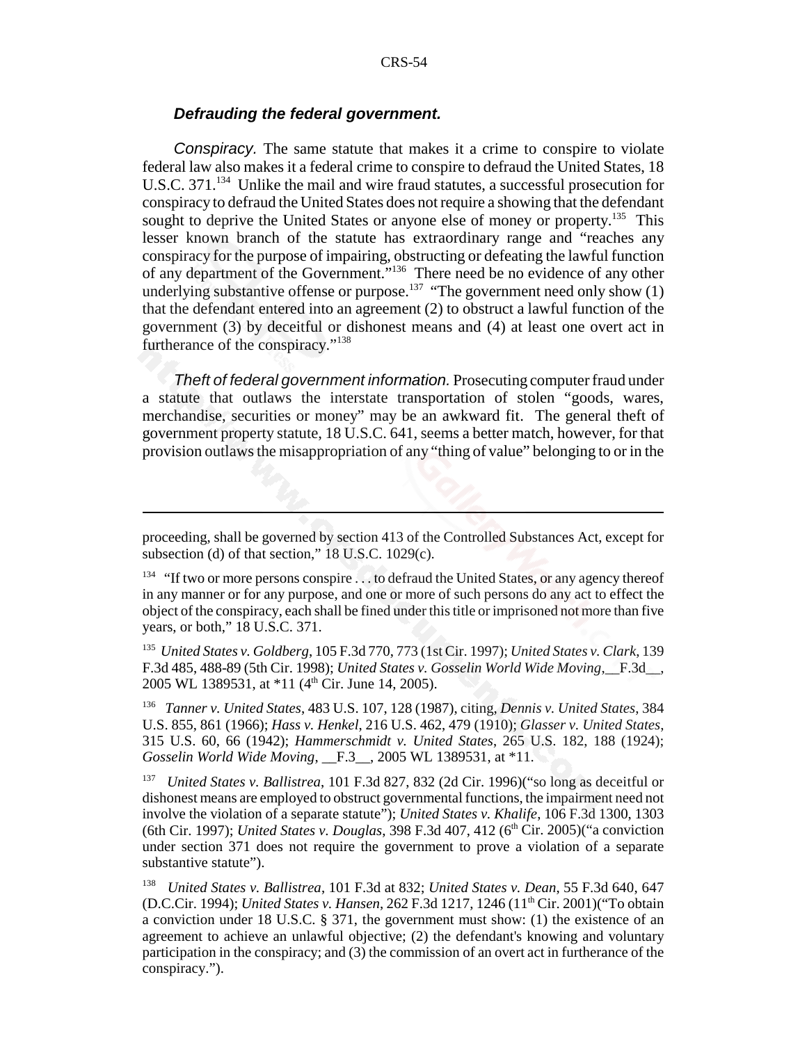***Defrauding the federal government.***

*Conspiracy.* The same statute that makes it a crime to conspire to violate federal law also makes it a federal crime to conspire to defraud the United States, 18 U.S.C. 371.[134] Unlike the mail and wire fraud statutes, a successful prosecution for conspiracy to defraud the United States does not require a showing that the defendant sought to deprive the United States or anyone else of money or property.[135] This lesser known branch of the statute has extraordinary range and "reaches any conspiracy for the purpose of impairing, obstructing or defeating the lawful function of any department of the Government."[136] There need be no evidence of any other underlying substantive offense or purpose.[137] "The government need only show (1) that the defendant entered into an agreement (2) to obstruct a lawful function of the government (3) by deceitful or dishonest means and (4) at least one overt act in furtherance of the conspiracy."[138]

*Theft of federal government information.* Prosecuting computer fraud under a statute that outlaws the interstate transportation of stolen "goods, wares, merchandise, securities or money" may be an awkward fit. The general theft of government property statute, 18 U.S.C. 641, seems a better match, however, for that provision outlaws the misappropriation of any "thing of value" belonging to or in the

---

proceeding, shall be governed by section 413 of the Controlled Substances Act, except for subsection (d) of that section," 18 U.S.C. 1029(c).

[134] "If two or more persons conspire . . . to defraud the United States, or any agency thereof in any manner or for any purpose, and one or more of such persons do any act to effect the object of the conspiracy, each shall be fined under this title or imprisoned not more than five years, or both," 18 U.S.C. 371.

[135] *United States v. Goldberg*, 105 F.3d 770, 773 (1st Cir. 1997); *United States v. Clark*, 139 F.3d 485, 488-89 (5th Cir. 1998); *United States v. Gosselin World Wide Moving*,__F.3d__, 2005 WL 1389531, at *11 (4th Cir. June 14, 2005).

[136] *Tanner v. United States*, 483 U.S. 107, 128 (1987), citing, *Dennis v. United States*, 384 U.S. 855, 861 (1966); *Hass v. Henkel*, 216 U.S. 462, 479 (1910); *Glasser v. United States*, 315 U.S. 60, 66 (1942); *Hammerschmidt v. United States*, 265 U.S. 182, 188 (1924); *Gosselin World Wide Moving*, __F.3__, 2005 WL 1389531, at *11.

[137] *United States v. Ballistrea*, 101 F.3d 827, 832 (2d Cir. 1996)("so long as deceitful or dishonest means are employed to obstruct governmental functions, the impairment need not involve the violation of a separate statute"); *United States v. Khalife*, 106 F.3d 1300, 1303 (6th Cir. 1997); *United States v. Douglas*, 398 F.3d 407, 412 (6th Cir. 2005)("a conviction under section 371 does not require the government to prove a violation of a separate substantive statute").

[138] *United States v. Ballistrea*, 101 F.3d at 832; *United States v. Dean*, 55 F.3d 640, 647 (D.C.Cir. 1994); *United States v. Hansen*, 262 F.3d 1217, 1246 (11th Cir. 2001)("To obtain a conviction under 18 U.S.C. § 371, the government must show: (1) the existence of an agreement to achieve an unlawful objective; (2) the defendant's knowing and voluntary participation in the conspiracy; and (3) the commission of an overt act in furtherance of the conspiracy.").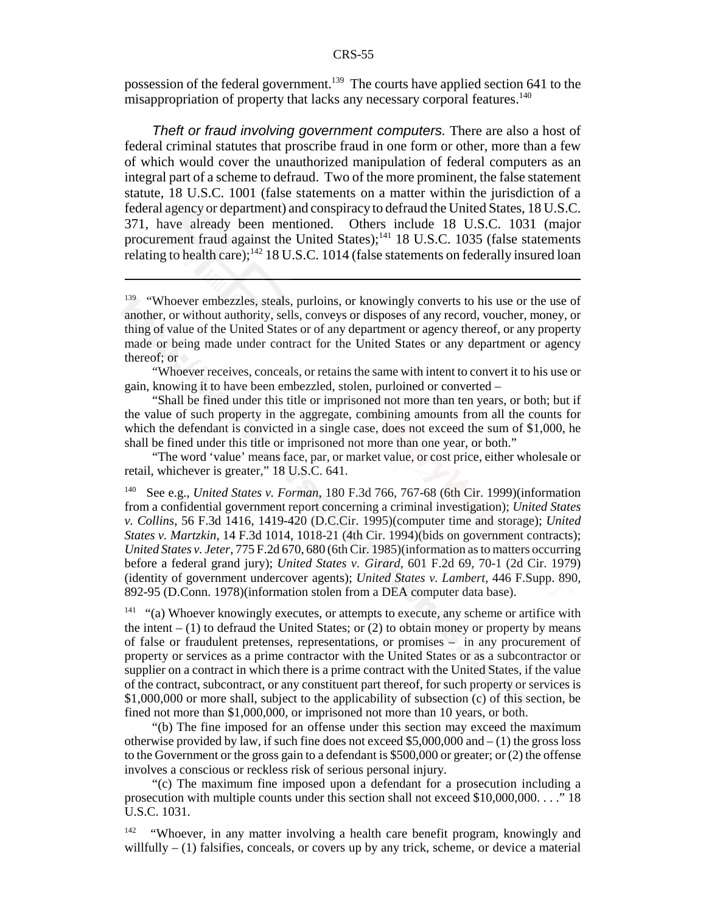possession of the federal government.[139] The courts have applied section 641 to the misappropriation of property that lacks any necessary corporal features.[140]

*Theft or fraud involving government computers.* There are also a host of federal criminal statutes that proscribe fraud in one form or other, more than a few of which would cover the unauthorized manipulation of federal computers as an integral part of a scheme to defraud. Two of the more prominent, the false statement statute, 18 U.S.C. 1001 (false statements on a matter within the jurisdiction of a federal agency or department) and conspiracy to defraud the United States, 18 U.S.C. 371, have already been mentioned. Others include 18 U.S.C. 1031 (major procurement fraud against the United States);[141] 18 U.S.C. 1035 (false statements relating to health care);[142] 18 U.S.C. 1014 (false statements on federally insured loan

---

[139] "Whoever embezzles, steals, purloins, or knowingly converts to his use or the use of another, or without authority, sells, conveys or disposes of any record, voucher, money, or thing of value of the United States or of any department or agency thereof, or any property made or being made under contract for the United States or any department or agency thereof; or

"Whoever receives, conceals, or retains the same with intent to convert it to his use or gain, knowing it to have been embezzled, stolen, purloined or converted –

"Shall be fined under this title or imprisoned not more than ten years, or both; but if the value of such property in the aggregate, combining amounts from all the counts for which the defendant is convicted in a single case, does not exceed the sum of $1,000, he shall be fined under this title or imprisoned not more than one year, or both."

"The word 'value' means face, par, or market value, or cost price, either wholesale or retail, whichever is greater," 18 U.S.C. 641.

[140] See e.g., *United States v. Forman*, 180 F.3d 766, 767-68 (6th Cir. 1999)(information from a confidential government report concerning a criminal investigation); *United States v. Collins*, 56 F.3d 1416, 1419-420 (D.C.Cir. 1995)(computer time and storage); *United States v. Martzkin*, 14 F.3d 1014, 1018-21 (4th Cir. 1994)(bids on government contracts); *United States v. Jeter*, 775 F.2d 670, 680 (6th Cir. 1985)(information as to matters occurring before a federal grand jury); *United States v. Girard*, 601 F.2d 69, 70-1 (2d Cir. 1979) (identity of government undercover agents); *United States v. Lambert*, 446 F.Supp. 890, 892-95 (D.Conn. 1978)(information stolen from a DEA computer data base).

[141] "(a) Whoever knowingly executes, or attempts to execute, any scheme or artifice with the intent – (1) to defraud the United States; or (2) to obtain money or property by means of false or fraudulent pretenses, representations, or promises – in any procurement of property or services as a prime contractor with the United States or as a subcontractor or supplier on a contract in which there is a prime contract with the United States, if the value of the contract, subcontract, or any constituent part thereof, for such property or services is $1,000,000 or more shall, subject to the applicability of subsection (c) of this section, be fined not more than $1,000,000, or imprisoned not more than 10 years, or both.

"(b) The fine imposed for an offense under this section may exceed the maximum otherwise provided by law, if such fine does not exceed $5,000,000 and – (1) the gross loss to the Government or the gross gain to a defendant is $500,000 or greater; or (2) the offense involves a conscious or reckless risk of serious personal injury.

"(c) The maximum fine imposed upon a defendant for a prosecution including a prosecution with multiple counts under this section shall not exceed $10,000,000. . . ." 18 U.S.C. 1031.

[142] "Whoever, in any matter involving a health care benefit program, knowingly and willfully – (1) falsifies, conceals, or covers up by any trick, scheme, or device a material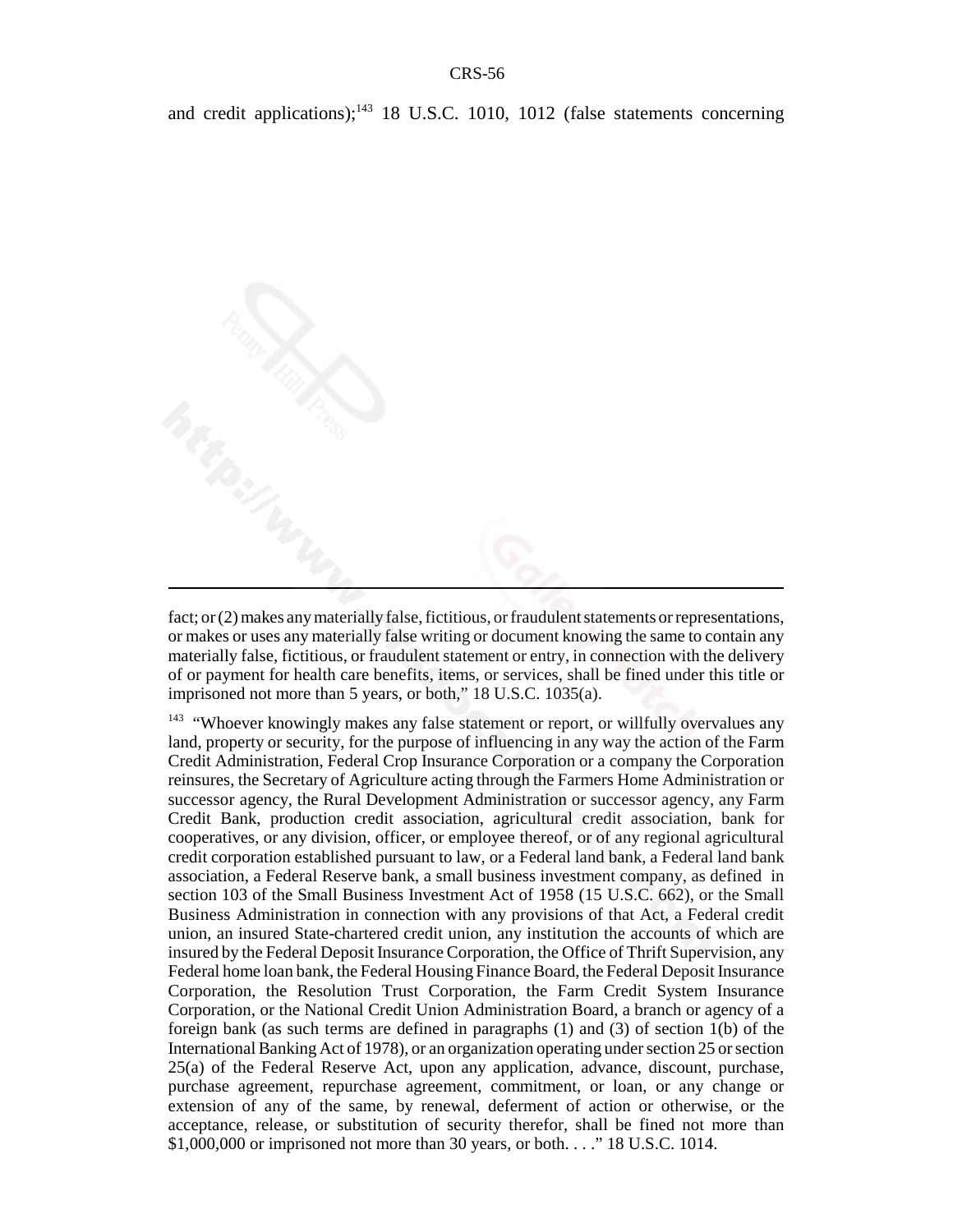and credit applications);[143] 18 U.S.C. 1010, 1012 (false statements concerning

---

fact; or (2) makes any materially false, fictitious, or fraudulent statements or representations, or makes or uses any materially false writing or document knowing the same to contain any materially false, fictitious, or fraudulent statement or entry, in connection with the delivery of or payment for health care benefits, items, or services, shall be fined under this title or imprisoned not more than 5 years, or both," 18 U.S.C. 1035(a).

[143] "Whoever knowingly makes any false statement or report, or willfully overvalues any land, property or security, for the purpose of influencing in any way the action of the Farm Credit Administration, Federal Crop Insurance Corporation or a company the Corporation reinsures, the Secretary of Agriculture acting through the Farmers Home Administration or successor agency, the Rural Development Administration or successor agency, any Farm Credit Bank, production credit association, agricultural credit association, bank for cooperatives, or any division, officer, or employee thereof, or of any regional agricultural credit corporation established pursuant to law, or a Federal land bank, a Federal land bank association, a Federal Reserve bank, a small business investment company, as defined in section 103 of the Small Business Investment Act of 1958 (15 U.S.C. 662), or the Small Business Administration in connection with any provisions of that Act, a Federal credit union, an insured State-chartered credit union, any institution the accounts of which are insured by the Federal Deposit Insurance Corporation, the Office of Thrift Supervision, any Federal home loan bank, the Federal Housing Finance Board, the Federal Deposit Insurance Corporation, the Resolution Trust Corporation, the Farm Credit System Insurance Corporation, or the National Credit Union Administration Board, a branch or agency of a foreign bank (as such terms are defined in paragraphs (1) and (3) of section 1(b) of the International Banking Act of 1978), or an organization operating under section 25 or section 25(a) of the Federal Reserve Act, upon any application, advance, discount, purchase, purchase agreement, repurchase agreement, commitment, or loan, or any change or extension of any of the same, by renewal, deferment of action or otherwise, or the acceptance, release, or substitution of security therefor, shall be fined not more than \$1,000,000 or imprisoned not more than 30 years, or both. . . ." 18 U.S.C. 1014.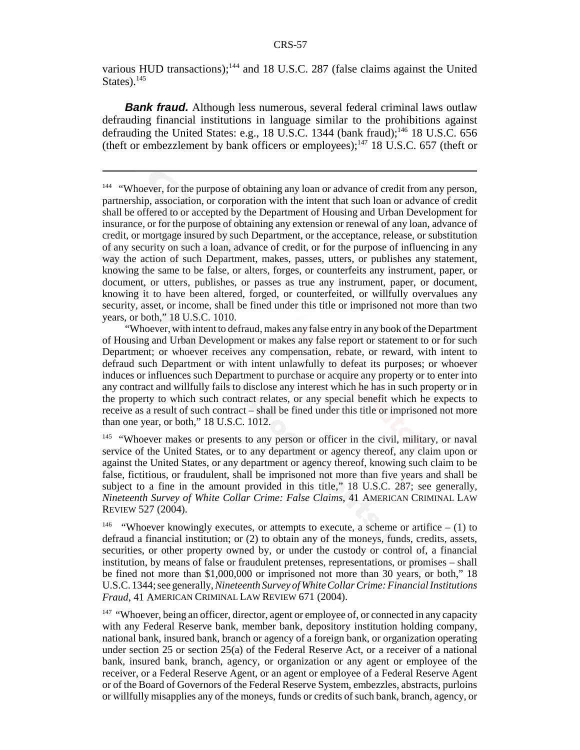various HUD transactions);[144] and 18 U.S.C. 287 (false claims against the United States).[145]

***Bank fraud.*** Although less numerous, several federal criminal laws outlaw defrauding financial institutions in language similar to the prohibitions against defrauding the United States: e.g., 18 U.S.C. 1344 (bank fraud);[146] 18 U.S.C. 656 (theft or embezzlement by bank officers or employees);[147] 18 U.S.C. 657 (theft or

---

[144] "Whoever, for the purpose of obtaining any loan or advance of credit from any person, partnership, association, or corporation with the intent that such loan or advance of credit shall be offered to or accepted by the Department of Housing and Urban Development for insurance, or for the purpose of obtaining any extension or renewal of any loan, advance of credit, or mortgage insured by such Department, or the acceptance, release, or substitution of any security on such a loan, advance of credit, or for the purpose of influencing in any way the action of such Department, makes, passes, utters, or publishes any statement, knowing the same to be false, or alters, forges, or counterfeits any instrument, paper, or document, or utters, publishes, or passes as true any instrument, paper, or document, knowing it to have been altered, forged, or counterfeited, or willfully overvalues any security, asset, or income, shall be fined under this title or imprisoned not more than two years, or both," 18 U.S.C. 1010.

"Whoever, with intent to defraud, makes any false entry in any book of the Department of Housing and Urban Development or makes any false report or statement to or for such Department; or whoever receives any compensation, rebate, or reward, with intent to defraud such Department or with intent unlawfully to defeat its purposes; or whoever induces or influences such Department to purchase or acquire any property or to enter into any contract and willfully fails to disclose any interest which he has in such property or in the property to which such contract relates, or any special benefit which he expects to receive as a result of such contract – shall be fined under this title or imprisoned not more than one year, or both," 18 U.S.C. 1012.

[145] "Whoever makes or presents to any person or officer in the civil, military, or naval service of the United States, or to any department or agency thereof, any claim upon or against the United States, or any department or agency thereof, knowing such claim to be false, fictitious, or fraudulent, shall be imprisoned not more than five years and shall be subject to a fine in the amount provided in this title," 18 U.S.C. 287; see generally, *Nineteenth Survey of White Collar Crime: False Claims*, 41 AMERICAN CRIMINAL LAW REVIEW 527 (2004).

[146] "Whoever knowingly executes, or attempts to execute, a scheme or artifice – (1) to defraud a financial institution; or (2) to obtain any of the moneys, funds, credits, assets, securities, or other property owned by, or under the custody or control of, a financial institution, by means of false or fraudulent pretenses, representations, or promises – shall be fined not more than $1,000,000 or imprisoned not more than 30 years, or both," 18 U.S.C. 1344; see generally, *Nineteenth Survey of White Collar Crime: Financial Institutions Fraud*, 41 AMERICAN CRIMINAL LAW REVIEW 671 (2004).

[147] "Whoever, being an officer, director, agent or employee of, or connected in any capacity with any Federal Reserve bank, member bank, depository institution holding company, national bank, insured bank, branch or agency of a foreign bank, or organization operating under section 25 or section 25(a) of the Federal Reserve Act, or a receiver of a national bank, insured bank, branch, agency, or organization or any agent or employee of the receiver, or a Federal Reserve Agent, or an agent or employee of a Federal Reserve Agent or of the Board of Governors of the Federal Reserve System, embezzles, abstracts, purloins or willfully misapplies any of the moneys, funds or credits of such bank, branch, agency, or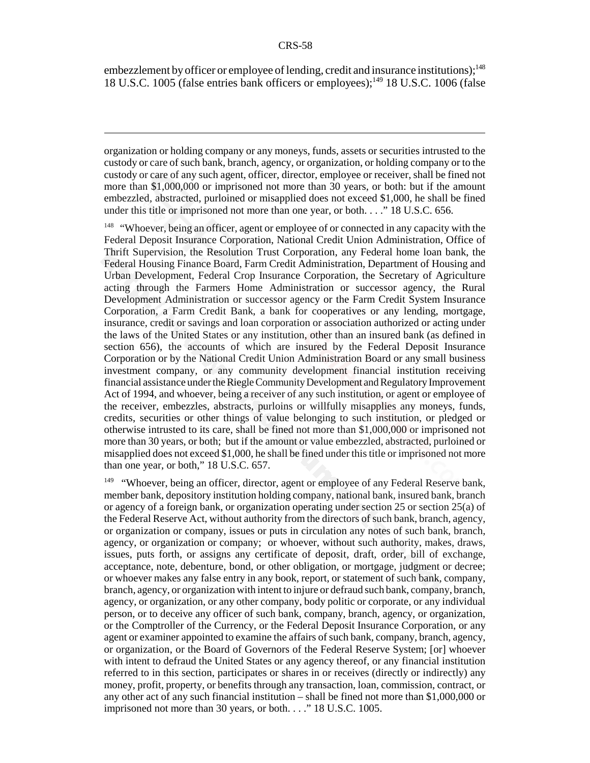embezzlement by officer or employee of lending, credit and insurance institutions);[148] 18 U.S.C. 1005 (false entries bank officers or employees);[149] 18 U.S.C. 1006 (false

---

organization or holding company or any moneys, funds, assets or securities intrusted to the custody or care of such bank, branch, agency, or organization, or holding company or to the custody or care of any such agent, officer, director, employee or receiver, shall be fined not more than $1,000,000 or imprisoned not more than 30 years, or both: but if the amount embezzled, abstracted, purloined or misapplied does not exceed $1,000, he shall be fined under this title or imprisoned not more than one year, or both. . . ." 18 U.S.C. 656.

[148] "Whoever, being an officer, agent or employee of or connected in any capacity with the Federal Deposit Insurance Corporation, National Credit Union Administration, Office of Thrift Supervision, the Resolution Trust Corporation, any Federal home loan bank, the Federal Housing Finance Board, Farm Credit Administration, Department of Housing and Urban Development, Federal Crop Insurance Corporation, the Secretary of Agriculture acting through the Farmers Home Administration or successor agency, the Rural Development Administration or successor agency or the Farm Credit System Insurance Corporation, a Farm Credit Bank, a bank for cooperatives or any lending, mortgage, insurance, credit or savings and loan corporation or association authorized or acting under the laws of the United States or any institution, other than an insured bank (as defined in section 656), the accounts of which are insured by the Federal Deposit Insurance Corporation or by the National Credit Union Administration Board or any small business investment company, or any community development financial institution receiving financial assistance under the Riegle Community Development and Regulatory Improvement Act of 1994, and whoever, being a receiver of any such institution, or agent or employee of the receiver, embezzles, abstracts, purloins or willfully misapplies any moneys, funds, credits, securities or other things of value belonging to such institution, or pledged or otherwise intrusted to its care, shall be fined not more than $1,000,000 or imprisoned not more than 30 years, or both; but if the amount or value embezzled, abstracted, purloined or misapplied does not exceed $1,000, he shall be fined under this title or imprisoned not more than one year, or both," 18 U.S.C. 657.

[149] "Whoever, being an officer, director, agent or employee of any Federal Reserve bank, member bank, depository institution holding company, national bank, insured bank, branch or agency of a foreign bank, or organization operating under section 25 or section 25(a) of the Federal Reserve Act, without authority from the directors of such bank, branch, agency, or organization or company, issues or puts in circulation any notes of such bank, branch, agency, or organization or company; or whoever, without such authority, makes, draws, issues, puts forth, or assigns any certificate of deposit, draft, order, bill of exchange, acceptance, note, debenture, bond, or other obligation, or mortgage, judgment or decree; or whoever makes any false entry in any book, report, or statement of such bank, company, branch, agency, or organization with intent to injure or defraud such bank, company, branch, agency, or organization, or any other company, body politic or corporate, or any individual person, or to deceive any officer of such bank, company, branch, agency, or organization, or the Comptroller of the Currency, or the Federal Deposit Insurance Corporation, or any agent or examiner appointed to examine the affairs of such bank, company, branch, agency, or organization, or the Board of Governors of the Federal Reserve System; [or] whoever with intent to defraud the United States or any agency thereof, or any financial institution referred to in this section, participates or shares in or receives (directly or indirectly) any money, profit, property, or benefits through any transaction, loan, commission, contract, or any other act of any such financial institution – shall be fined not more than $1,000,000 or imprisoned not more than 30 years, or both. . . ." 18 U.S.C. 1005.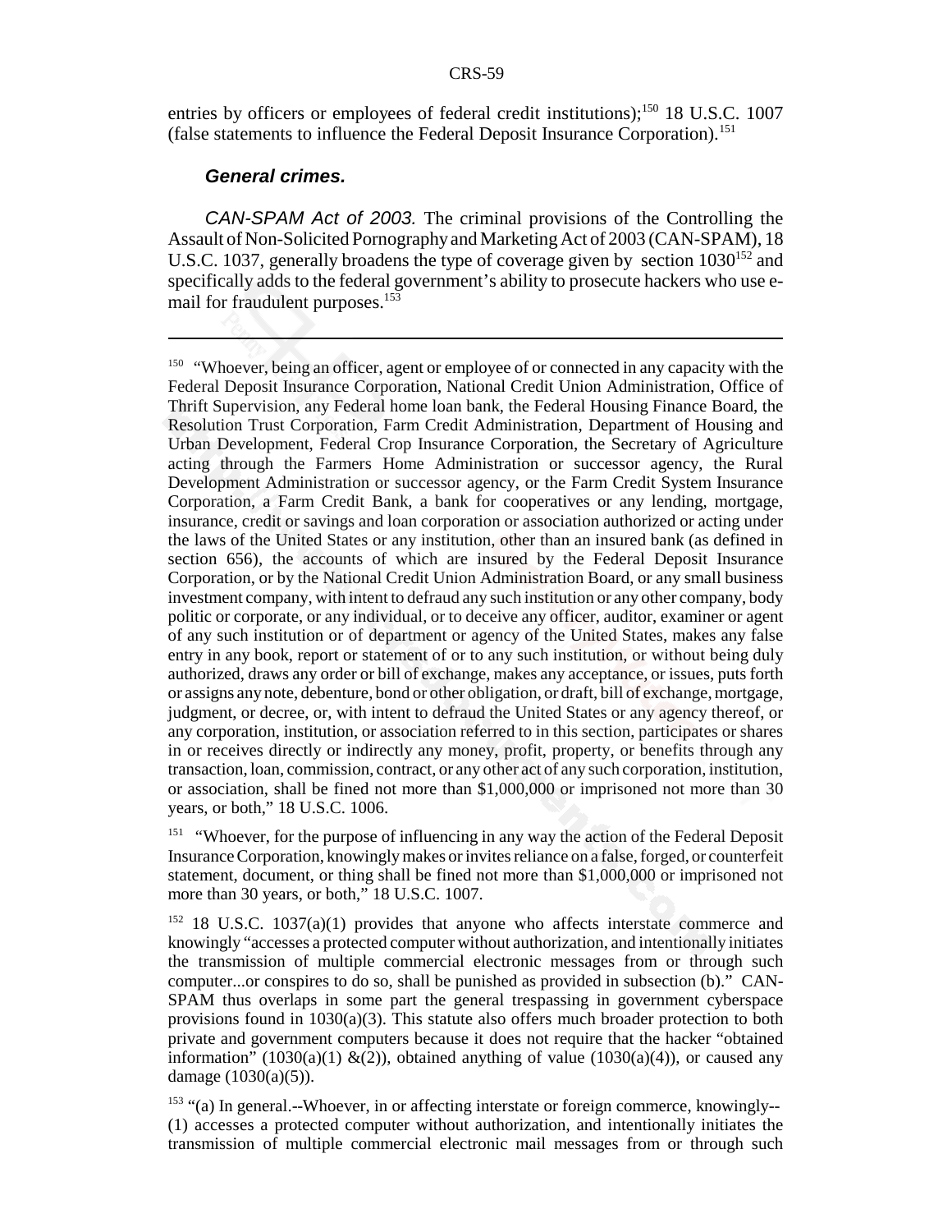entries by officers or employees of federal credit institutions);[150] 18 U.S.C. 1007 (false statements to influence the Federal Deposit Insurance Corporation).[151]

### *General crimes.*

*CAN-SPAM Act of 2003.* The criminal provisions of the Controlling the Assault of Non-Solicited Pornography and Marketing Act of 2003 (CAN-SPAM), 18 U.S.C. 1037, generally broadens the type of coverage given by section 1030[152] and specifically adds to the federal government's ability to prosecute hackers who use e-mail for fraudulent purposes.[153]

---

[150] "Whoever, being an officer, agent or employee of or connected in any capacity with the Federal Deposit Insurance Corporation, National Credit Union Administration, Office of Thrift Supervision, any Federal home loan bank, the Federal Housing Finance Board, the Resolution Trust Corporation, Farm Credit Administration, Department of Housing and Urban Development, Federal Crop Insurance Corporation, the Secretary of Agriculture acting through the Farmers Home Administration or successor agency, the Rural Development Administration or successor agency, or the Farm Credit System Insurance Corporation, a Farm Credit Bank, a bank for cooperatives or any lending, mortgage, insurance, credit or savings and loan corporation or association authorized or acting under the laws of the United States or any institution, other than an insured bank (as defined in section 656), the accounts of which are insured by the Federal Deposit Insurance Corporation, or by the National Credit Union Administration Board, or any small business investment company, with intent to defraud any such institution or any other company, body politic or corporate, or any individual, or to deceive any officer, auditor, examiner or agent of any such institution or of department or agency of the United States, makes any false entry in any book, report or statement of or to any such institution, or without being duly authorized, draws any order or bill of exchange, makes any acceptance, or issues, puts forth or assigns any note, debenture, bond or other obligation, or draft, bill of exchange, mortgage, judgment, or decree, or, with intent to defraud the United States or any agency thereof, or any corporation, institution, or association referred to in this section, participates or shares in or receives directly or indirectly any money, profit, property, or benefits through any transaction, loan, commission, contract, or any other act of any such corporation, institution, or association, shall be fined not more than $1,000,000 or imprisoned not more than 30 years, or both," 18 U.S.C. 1006.

[151] "Whoever, for the purpose of influencing in any way the action of the Federal Deposit Insurance Corporation, knowingly makes or invites reliance on a false, forged, or counterfeit statement, document, or thing shall be fined not more than $1,000,000 or imprisoned not more than 30 years, or both," 18 U.S.C. 1007.

[152] 18 U.S.C. 1037(a)(1) provides that anyone who affects interstate commerce and knowingly "accesses a protected computer without authorization, and intentionally initiates the transmission of multiple commercial electronic messages from or through such computer...or conspires to do so, shall be punished as provided in subsection (b)." CAN-SPAM thus overlaps in some part the general trespassing in government cyberspace provisions found in 1030(a)(3). This statute also offers much broader protection to both private and government computers because it does not require that the hacker "obtained information" (1030(a)(1) &(2)), obtained anything of value (1030(a)(4)), or caused any damage (1030(a)(5)).

[153] "(a) In general.--Whoever, in or affecting interstate or foreign commerce, knowingly-- (1) accesses a protected computer without authorization, and intentionally initiates the transmission of multiple commercial electronic mail messages from or through such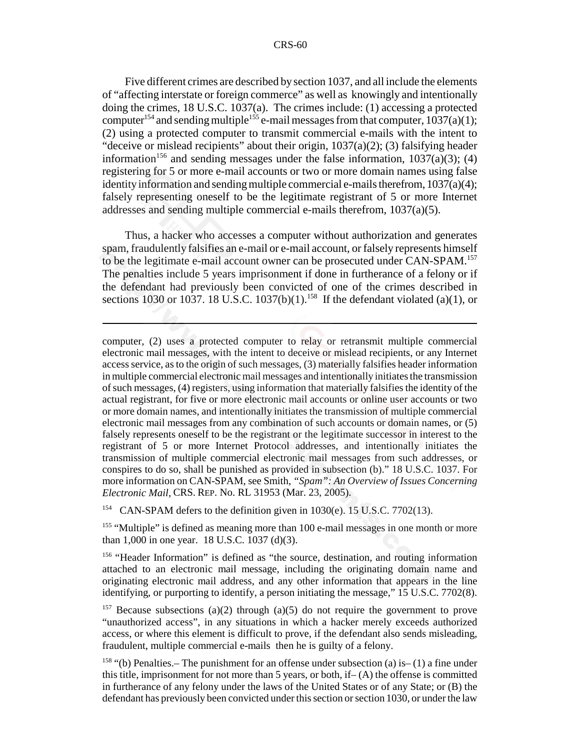Five different crimes are described by section 1037, and all include the elements of "affecting interstate or foreign commerce" as well as knowingly and intentionally doing the crimes, 18 U.S.C. 1037(a). The crimes include: (1) accessing a protected computer[154] and sending multiple[155] e-mail messages from that computer, 1037(a)(1); (2) using a protected computer to transmit commercial e-mails with the intent to "deceive or mislead recipients" about their origin, 1037(a)(2); (3) falsifying header information[156] and sending messages under the false information, 1037(a)(3); (4) registering for 5 or more e-mail accounts or two or more domain names using false identity information and sending multiple commercial e-mails therefrom, 1037(a)(4); falsely representing oneself to be the legitimate registrant of 5 or more Internet addresses and sending multiple commercial e-mails therefrom, 1037(a)(5).

Thus, a hacker who accesses a computer without authorization and generates spam, fraudulently falsifies an e-mail or e-mail account, or falsely represents himself to be the legitimate e-mail account owner can be prosecuted under CAN-SPAM.[157] The penalties include 5 years imprisonment if done in furtherance of a felony or if the defendant had previously been convicted of one of the crimes described in sections 1030 or 1037. 18 U.S.C. 1037(b)(1).[158] If the defendant violated (a)(1), or

---

computer, (2) uses a protected computer to relay or retransmit multiple commercial electronic mail messages, with the intent to deceive or mislead recipients, or any Internet access service, as to the origin of such messages, (3) materially falsifies header information in multiple commercial electronic mail messages and intentionally initiates the transmission of such messages, (4) registers, using information that materially falsifies the identity of the actual registrant, for five or more electronic mail accounts or online user accounts or two or more domain names, and intentionally initiates the transmission of multiple commercial electronic mail messages from any combination of such accounts or domain names, or (5) falsely represents oneself to be the registrant or the legitimate successor in interest to the registrant of 5 or more Internet Protocol addresses, and intentionally initiates the transmission of multiple commercial electronic mail messages from such addresses, or conspires to do so, shall be punished as provided in subsection (b)." 18 U.S.C. 1037. For more information on CAN-SPAM, see Smith, *"Spam": An Overview of Issues Concerning Electronic Mail*, CRS. REP. No. RL 31953 (Mar. 23, 2005).

[154] CAN-SPAM defers to the definition given in 1030(e). 15 U.S.C. 7702(13).

[155] "Multiple" is defined as meaning more than 100 e-mail messages in one month or more than 1,000 in one year. 18 U.S.C. 1037 (d)(3).

[156] "Header Information" is defined as "the source, destination, and routing information attached to an electronic mail message, including the originating domain name and originating electronic mail address, and any other information that appears in the line identifying, or purporting to identify, a person initiating the message," 15 U.S.C. 7702(8).

[157] Because subsections (a)(2) through (a)(5) do not require the government to prove "unauthorized access", in any situations in which a hacker merely exceeds authorized access, or where this element is difficult to prove, if the defendant also sends misleading, fraudulent, multiple commercial e-mails then he is guilty of a felony.

[158] "(b) Penalties.– The punishment for an offense under subsection (a) is– (1) a fine under this title, imprisonment for not more than 5 years, or both, if– (A) the offense is committed in furtherance of any felony under the laws of the United States or of any State; or (B) the defendant has previously been convicted under this section or section 1030, or under the law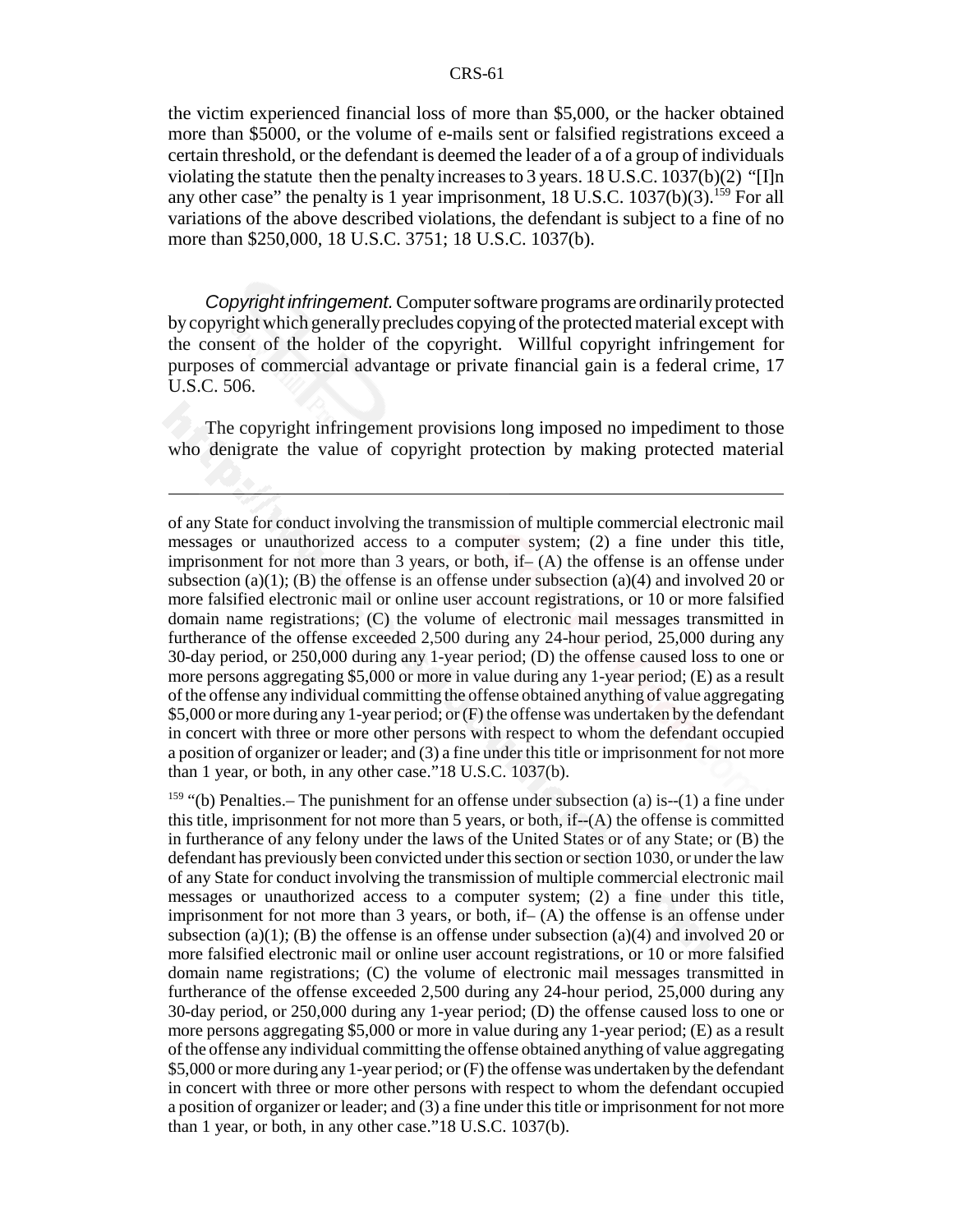the victim experienced financial loss of more than $5,000, or the hacker obtained more than $5000, or the volume of e-mails sent or falsified registrations exceed a certain threshold, or the defendant is deemed the leader of a of a group of individuals violating the statute then the penalty increases to 3 years. 18 U.S.C. 1037(b)(2) "[I]n any other case" the penalty is 1 year imprisonment, 18 U.S.C. 1037(b)(3).[159] For all variations of the above described violations, the defendant is subject to a fine of no more than $250,000, 18 U.S.C. 3751; 18 U.S.C. 1037(b).

*Copyright infringement.* Computer software programs are ordinarily protected by copyright which generally precludes copying of the protected material except with the consent of the holder of the copyright. Willful copyright infringement for purposes of commercial advantage or private financial gain is a federal crime, 17 U.S.C. 506.

The copyright infringement provisions long imposed no impediment to those who denigrate the value of copyright protection by making protected material

---

of any State for conduct involving the transmission of multiple commercial electronic mail messages or unauthorized access to a computer system; (2) a fine under this title, imprisonment for not more than 3 years, or both, if– (A) the offense is an offense under subsection (a)(1); (B) the offense is an offense under subsection (a)(4) and involved 20 or more falsified electronic mail or online user account registrations, or 10 or more falsified domain name registrations; (C) the volume of electronic mail messages transmitted in furtherance of the offense exceeded 2,500 during any 24-hour period, 25,000 during any 30-day period, or 250,000 during any 1-year period; (D) the offense caused loss to one or more persons aggregating $5,000 or more in value during any 1-year period; (E) as a result of the offense any individual committing the offense obtained anything of value aggregating $5,000 or more during any 1-year period; or (F) the offense was undertaken by the defendant in concert with three or more other persons with respect to whom the defendant occupied a position of organizer or leader; and (3) a fine under this title or imprisonment for not more than 1 year, or both, in any other case."18 U.S.C. 1037(b).

[159] "(b) Penalties.– The punishment for an offense under subsection (a) is--(1) a fine under this title, imprisonment for not more than 5 years, or both, if--(A) the offense is committed in furtherance of any felony under the laws of the United States or of any State; or (B) the defendant has previously been convicted under this section or section 1030, or under the law of any State for conduct involving the transmission of multiple commercial electronic mail messages or unauthorized access to a computer system; (2) a fine under this title, imprisonment for not more than 3 years, or both, if– (A) the offense is an offense under subsection (a)(1); (B) the offense is an offense under subsection (a)(4) and involved 20 or more falsified electronic mail or online user account registrations, or 10 or more falsified domain name registrations; (C) the volume of electronic mail messages transmitted in furtherance of the offense exceeded 2,500 during any 24-hour period, 25,000 during any 30-day period, or 250,000 during any 1-year period; (D) the offense caused loss to one or more persons aggregating $5,000 or more in value during any 1-year period; (E) as a result of the offense any individual committing the offense obtained anything of value aggregating $5,000 or more during any 1-year period; or (F) the offense was undertaken by the defendant in concert with three or more other persons with respect to whom the defendant occupied a position of organizer or leader; and (3) a fine under this title or imprisonment for not more than 1 year, or both, in any other case."18 U.S.C. 1037(b).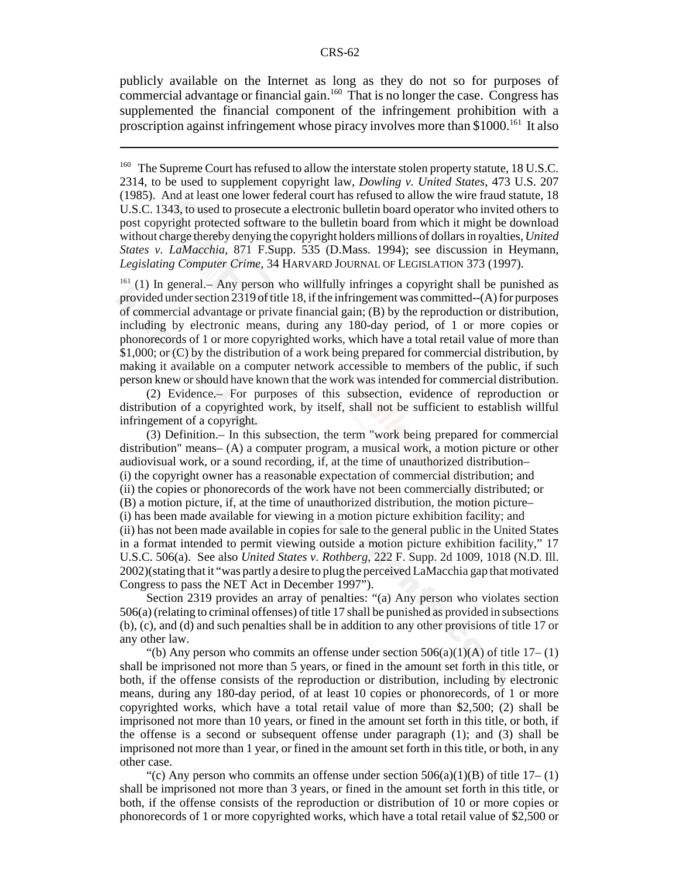publicly available on the Internet as long as they do not so for purposes of commercial advantage or financial gain.[160] That is no longer the case. Congress has supplemented the financial component of the infringement prohibition with a proscription against infringement whose piracy involves more than $1000.[161] It also

---

[160] The Supreme Court has refused to allow the interstate stolen property statute, 18 U.S.C. 2314, to be used to supplement copyright law, *Dowling v. United States*, 473 U.S. 207 (1985). And at least one lower federal court has refused to allow the wire fraud statute, 18 U.S.C. 1343, to used to prosecute a electronic bulletin board operator who invited others to post copyright protected software to the bulletin board from which it might be download without charge thereby denying the copyright holders millions of dollars in royalties, *United States v. LaMacchia*, 871 F.Supp. 535 (D.Mass. 1994); see discussion in Heymann, *Legislating Computer Crime*, 34 HARVARD JOURNAL OF LEGISLATION 373 (1997).

[161] (1) In general.– Any person who willfully infringes a copyright shall be punished as provided under section 2319 of title 18, if the infringement was committed--(A) for purposes of commercial advantage or private financial gain; (B) by the reproduction or distribution, including by electronic means, during any 180-day period, of 1 or more copies or phonorecords of 1 or more copyrighted works, which have a total retail value of more than $1,000; or (C) by the distribution of a work being prepared for commercial distribution, by making it available on a computer network accessible to members of the public, if such person knew or should have known that the work was intended for commercial distribution.

(2) Evidence.– For purposes of this subsection, evidence of reproduction or distribution of a copyrighted work, by itself, shall not be sufficient to establish willful infringement of a copyright.

(3) Definition.– In this subsection, the term "work being prepared for commercial distribution" means– (A) a computer program, a musical work, a motion picture or other audiovisual work, or a sound recording, if, at the time of unauthorized distribution–
(i) the copyright owner has a reasonable expectation of commercial distribution; and
(ii) the copies or phonorecords of the work have not been commercially distributed; or
(B) a motion picture, if, at the time of unauthorized distribution, the motion picture–
(i) has been made available for viewing in a motion picture exhibition facility; and
(ii) has not been made available in copies for sale to the general public in the United States in a format intended to permit viewing outside a motion picture exhibition facility," 17 U.S.C. 506(a). See also *United States v. Rothberg*, 222 F. Supp. 2d 1009, 1018 (N.D. Ill. 2002)(stating that it "was partly a desire to plug the perceived LaMacchia gap that motivated Congress to pass the NET Act in December 1997").

Section 2319 provides an array of penalties: "(a) Any person who violates section 506(a) (relating to criminal offenses) of title 17 shall be punished as provided in subsections (b), (c), and (d) and such penalties shall be in addition to any other provisions of title 17 or any other law.

"(b) Any person who commits an offense under section 506(a)(1)(A) of title 17– (1) shall be imprisoned not more than 5 years, or fined in the amount set forth in this title, or both, if the offense consists of the reproduction or distribution, including by electronic means, during any 180-day period, of at least 10 copies or phonorecords, of 1 or more copyrighted works, which have a total retail value of more than $2,500; (2) shall be imprisoned not more than 10 years, or fined in the amount set forth in this title, or both, if the offense is a second or subsequent offense under paragraph (1); and (3) shall be imprisoned not more than 1 year, or fined in the amount set forth in this title, or both, in any other case.

"(c) Any person who commits an offense under section 506(a)(1)(B) of title 17– (1) shall be imprisoned not more than 3 years, or fined in the amount set forth in this title, or both, if the offense consists of the reproduction or distribution of 10 or more copies or phonorecords of 1 or more copyrighted works, which have a total retail value of $2,500 or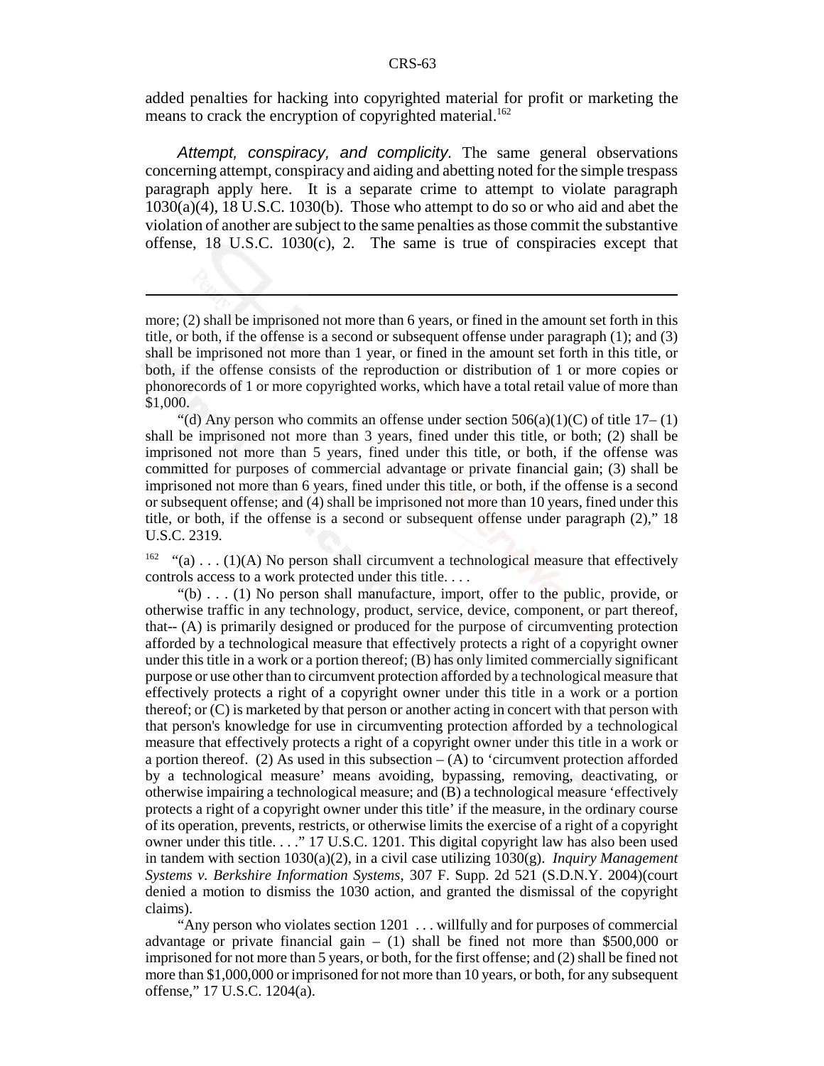added penalties for hacking into copyrighted material for profit or marketing the means to crack the encryption of copyrighted material.[162]

*Attempt, conspiracy, and complicity.* The same general observations concerning attempt, conspiracy and aiding and abetting noted for the simple trespass paragraph apply here. It is a separate crime to attempt to violate paragraph 1030(a)(4), 18 U.S.C. 1030(b). Those who attempt to do so or who aid and abet the violation of another are subject to the same penalties as those commit the substantive offense, 18 U.S.C. 1030(c), 2. The same is true of conspiracies except that

---

more; (2) shall be imprisoned not more than 6 years, or fined in the amount set forth in this title, or both, if the offense is a second or subsequent offense under paragraph (1); and (3) shall be imprisoned not more than 1 year, or fined in the amount set forth in this title, or both, if the offense consists of the reproduction or distribution of 1 or more copies or phonorecords of 1 or more copyrighted works, which have a total retail value of more than $1,000.

"(d) Any person who commits an offense under section 506(a)(1)(C) of title 17– (1) shall be imprisoned not more than 3 years, fined under this title, or both; (2) shall be imprisoned not more than 5 years, fined under this title, or both, if the offense was committed for purposes of commercial advantage or private financial gain; (3) shall be imprisoned not more than 6 years, fined under this title, or both, if the offense is a second or subsequent offense; and (4) shall be imprisoned not more than 10 years, fined under this title, or both, if the offense is a second or subsequent offense under paragraph (2)," 18 U.S.C. 2319.

[162] "(a) . . . (1)(A) No person shall circumvent a technological measure that effectively controls access to a work protected under this title. . . .

"(b) . . . (1) No person shall manufacture, import, offer to the public, provide, or otherwise traffic in any technology, product, service, device, component, or part thereof, that-- (A) is primarily designed or produced for the purpose of circumventing protection afforded by a technological measure that effectively protects a right of a copyright owner under this title in a work or a portion thereof; (B) has only limited commercially significant purpose or use other than to circumvent protection afforded by a technological measure that effectively protects a right of a copyright owner under this title in a work or a portion thereof; or (C) is marketed by that person or another acting in concert with that person with that person's knowledge for use in circumventing protection afforded by a technological measure that effectively protects a right of a copyright owner under this title in a work or a portion thereof. (2) As used in this subsection – (A) to 'circumvent protection afforded by a technological measure' means avoiding, bypassing, removing, deactivating, or otherwise impairing a technological measure; and (B) a technological measure 'effectively protects a right of a copyright owner under this title' if the measure, in the ordinary course of its operation, prevents, restricts, or otherwise limits the exercise of a right of a copyright owner under this title. . . ." 17 U.S.C. 1201. This digital copyright law has also been used in tandem with section 1030(a)(2), in a civil case utilizing 1030(g). *Inquiry Management Systems v. Berkshire Information Systems*, 307 F. Supp. 2d 521 (S.D.N.Y. 2004)(court denied a motion to dismiss the 1030 action, and granted the dismissal of the copyright claims).

"Any person who violates section 1201 . . . willfully and for purposes of commercial advantage or private financial gain – (1) shall be fined not more than $500,000 or imprisoned for not more than 5 years, or both, for the first offense; and (2) shall be fined not more than $1,000,000 or imprisoned for not more than 10 years, or both, for any subsequent offense," 17 U.S.C. 1204(a).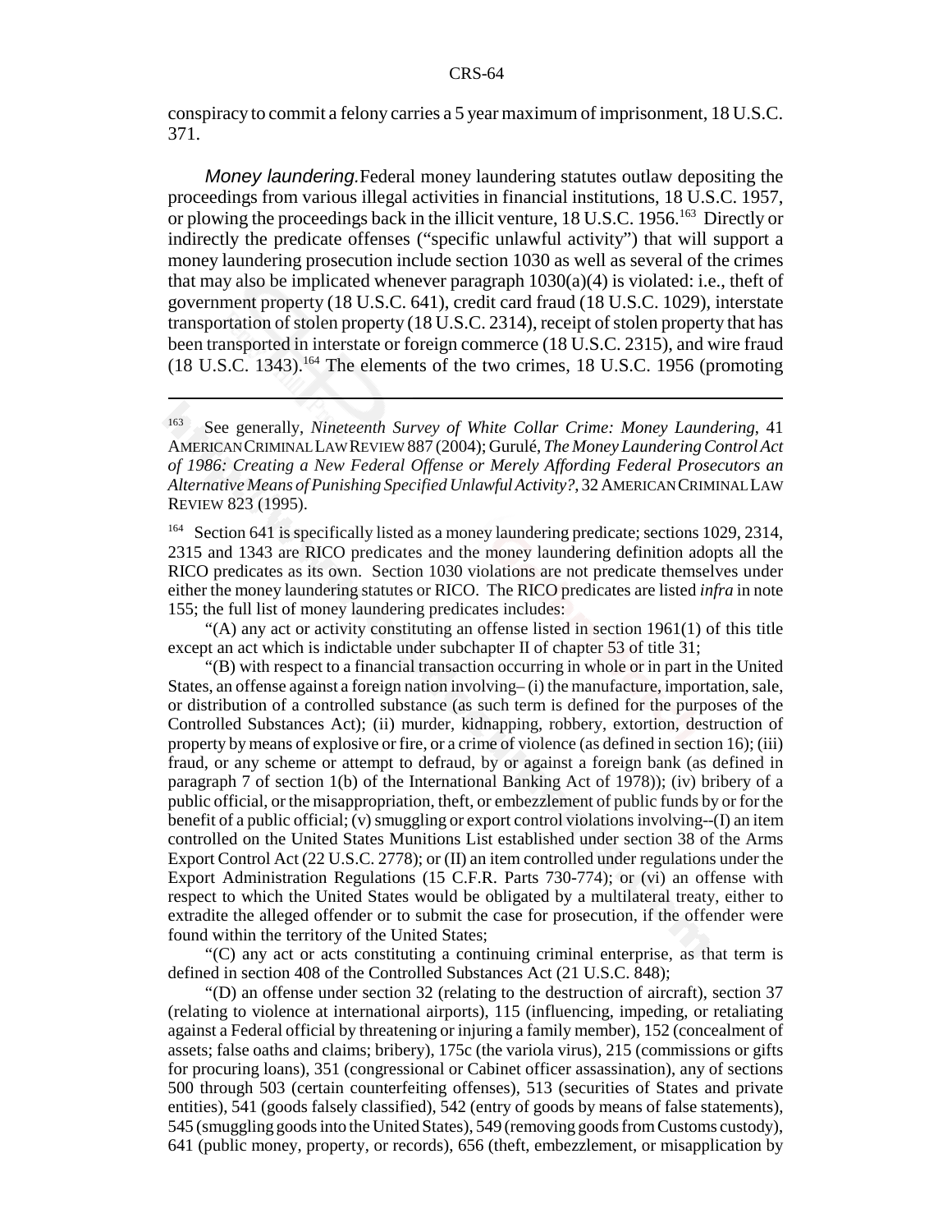conspiracy to commit a felony carries a 5 year maximum of imprisonment, 18 U.S.C. 371.

*Money laundering.* Federal money laundering statutes outlaw depositing the proceedings from various illegal activities in financial institutions, 18 U.S.C. 1957, or plowing the proceedings back in the illicit venture, 18 U.S.C. 1956.[163] Directly or indirectly the predicate offenses ("specific unlawful activity") that will support a money laundering prosecution include section 1030 as well as several of the crimes that may also be implicated whenever paragraph 1030(a)(4) is violated: i.e., theft of government property (18 U.S.C. 641), credit card fraud (18 U.S.C. 1029), interstate transportation of stolen property (18 U.S.C. 2314), receipt of stolen property that has been transported in interstate or foreign commerce (18 U.S.C. 2315), and wire fraud (18 U.S.C. 1343).[164] The elements of the two crimes, 18 U.S.C. 1956 (promoting

---

[163] See generally, *Nineteenth Survey of White Collar Crime: Money Laundering*, 41 AMERICAN CRIMINAL LAW REVIEW 887 (2004); Gurulé, *The Money Laundering Control Act of 1986: Creating a New Federal Offense or Merely Affording Federal Prosecutors an Alternative Means of Punishing Specified Unlawful Activity?*, 32 AMERICAN CRIMINAL LAW REVIEW 823 (1995).

[164] Section 641 is specifically listed as a money laundering predicate; sections 1029, 2314, 2315 and 1343 are RICO predicates and the money laundering definition adopts all the RICO predicates as its own. Section 1030 violations are not predicate themselves under either the money laundering statutes or RICO. The RICO predicates are listed *infra* in note 155; the full list of money laundering predicates includes:

"(A) any act or activity constituting an offense listed in section 1961(1) of this title except an act which is indictable under subchapter II of chapter 53 of title 31;

"(B) with respect to a financial transaction occurring in whole or in part in the United States, an offense against a foreign nation involving– (i) the manufacture, importation, sale, or distribution of a controlled substance (as such term is defined for the purposes of the Controlled Substances Act); (ii) murder, kidnapping, robbery, extortion, destruction of property by means of explosive or fire, or a crime of violence (as defined in section 16); (iii) fraud, or any scheme or attempt to defraud, by or against a foreign bank (as defined in paragraph 7 of section 1(b) of the International Banking Act of 1978)); (iv) bribery of a public official, or the misappropriation, theft, or embezzlement of public funds by or for the benefit of a public official; (v) smuggling or export control violations involving--(I) an item controlled on the United States Munitions List established under section 38 of the Arms Export Control Act (22 U.S.C. 2778); or (II) an item controlled under regulations under the Export Administration Regulations (15 C.F.R. Parts 730-774); or (vi) an offense with respect to which the United States would be obligated by a multilateral treaty, either to extradite the alleged offender or to submit the case for prosecution, if the offender were found within the territory of the United States;

"(C) any act or acts constituting a continuing criminal enterprise, as that term is defined in section 408 of the Controlled Substances Act (21 U.S.C. 848);

"(D) an offense under section 32 (relating to the destruction of aircraft), section 37 (relating to violence at international airports), 115 (influencing, impeding, or retaliating against a Federal official by threatening or injuring a family member), 152 (concealment of assets; false oaths and claims; bribery), 175c (the variola virus), 215 (commissions or gifts for procuring loans), 351 (congressional or Cabinet officer assassination), any of sections 500 through 503 (certain counterfeiting offenses), 513 (securities of States and private entities), 541 (goods falsely classified), 542 (entry of goods by means of false statements), 545 (smuggling goods into the United States), 549 (removing goods from Customs custody), 641 (public money, property, or records), 656 (theft, embezzlement, or misapplication by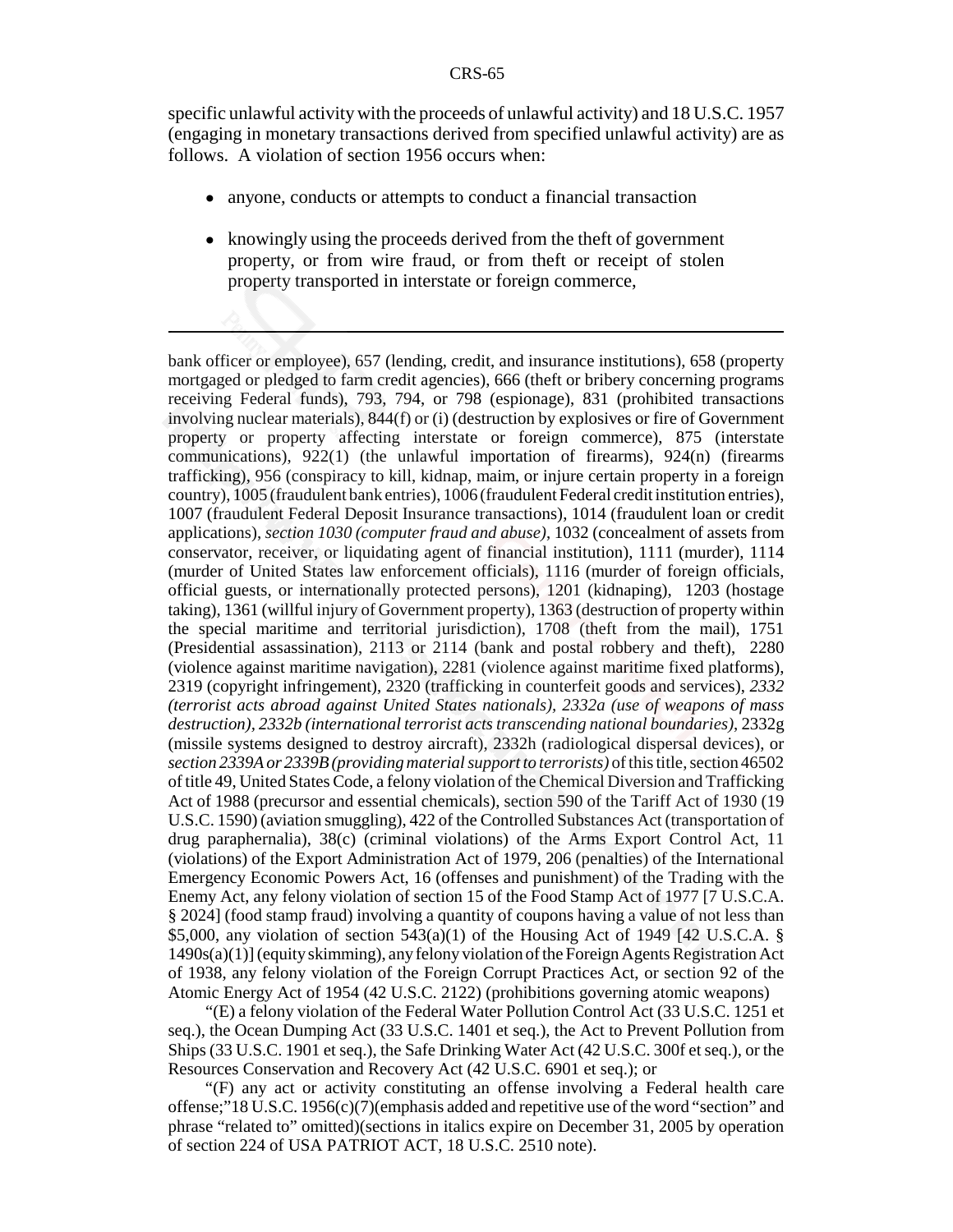specific unlawful activity with the proceeds of unlawful activity) and 18 U.S.C. 1957 (engaging in monetary transactions derived from specified unlawful activity) are as follows. A violation of section 1956 occurs when:

- anyone, conducts or attempts to conduct a financial transaction
- knowingly using the proceeds derived from the theft of government property, or from wire fraud, or from theft or receipt of stolen property transported in interstate or foreign commerce,

---

bank officer or employee), 657 (lending, credit, and insurance institutions), 658 (property mortgaged or pledged to farm credit agencies), 666 (theft or bribery concerning programs receiving Federal funds), 793, 794, or 798 (espionage), 831 (prohibited transactions involving nuclear materials), 844(f) or (i) (destruction by explosives or fire of Government property or property affecting interstate or foreign commerce), 875 (interstate communications), 922(1) (the unlawful importation of firearms), 924(n) (firearms trafficking), 956 (conspiracy to kill, kidnap, maim, or injure certain property in a foreign country), 1005 (fraudulent bank entries), 1006 (fraudulent Federal credit institution entries), 1007 (fraudulent Federal Deposit Insurance transactions), 1014 (fraudulent loan or credit applications), *section 1030 (computer fraud and abuse)*, 1032 (concealment of assets from conservator, receiver, or liquidating agent of financial institution), 1111 (murder), 1114 (murder of United States law enforcement officials), 1116 (murder of foreign officials, official guests, or internationally protected persons), 1201 (kidnaping), 1203 (hostage taking), 1361 (willful injury of Government property), 1363 (destruction of property within the special maritime and territorial jurisdiction), 1708 (theft from the mail), 1751 (Presidential assassination), 2113 or 2114 (bank and postal robbery and theft), 2280 (violence against maritime navigation), 2281 (violence against maritime fixed platforms), 2319 (copyright infringement), 2320 (trafficking in counterfeit goods and services), *2332 (terrorist acts abroad against United States nationals), 2332a (use of weapons of mass destruction), 2332b (international terrorist acts transcending national boundaries)*, 2332g (missile systems designed to destroy aircraft), 2332h (radiological dispersal devices), or *section 2339A or 2339B (providing material support to terrorists)* of this title, section 46502 of title 49, United States Code, a felony violation of the Chemical Diversion and Trafficking Act of 1988 (precursor and essential chemicals), section 590 of the Tariff Act of 1930 (19 U.S.C. 1590) (aviation smuggling), 422 of the Controlled Substances Act (transportation of drug paraphernalia), 38(c) (criminal violations) of the Arms Export Control Act, 11 (violations) of the Export Administration Act of 1979, 206 (penalties) of the International Emergency Economic Powers Act, 16 (offenses and punishment) of the Trading with the Enemy Act, any felony violation of section 15 of the Food Stamp Act of 1977 [7 U.S.C.A. § 2024] (food stamp fraud) involving a quantity of coupons having a value of not less than $5,000, any violation of section 543(a)(1) of the Housing Act of 1949 [42 U.S.C.A. § 1490s(a)(1)] (equity skimming), any felony violation of the Foreign Agents Registration Act of 1938, any felony violation of the Foreign Corrupt Practices Act, or section 92 of the Atomic Energy Act of 1954 (42 U.S.C. 2122) (prohibitions governing atomic weapons)

"(E) a felony violation of the Federal Water Pollution Control Act (33 U.S.C. 1251 et seq.), the Ocean Dumping Act (33 U.S.C. 1401 et seq.), the Act to Prevent Pollution from Ships (33 U.S.C. 1901 et seq.), the Safe Drinking Water Act (42 U.S.C. 300f et seq.), or the Resources Conservation and Recovery Act (42 U.S.C. 6901 et seq.); or

"(F) any act or activity constituting an offense involving a Federal health care offense;" 18 U.S.C. 1956(c)(7)(emphasis added and repetitive use of the word "section" and phrase "related to" omitted)(sections in italics expire on December 31, 2005 by operation of section 224 of USA PATRIOT ACT, 18 U.S.C. 2510 note).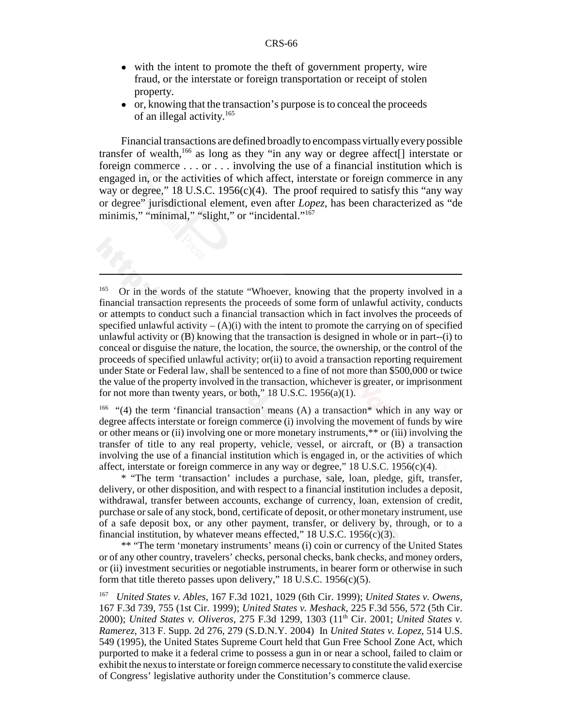- with the intent to promote the theft of government property, wire fraud, or the interstate or foreign transportation or receipt of stolen property.
- or, knowing that the transaction's purpose is to conceal the proceeds of an illegal activity.[165]

Financial transactions are defined broadly to encompass virtually every possible transfer of wealth,[166] as long as they "in any way or degree affect[] interstate or foreign commerce . . . or . . . involving the use of a financial institution which is engaged in, or the activities of which affect, interstate or foreign commerce in any way or degree," 18 U.S.C. 1956(c)(4). The proof required to satisfy this "any way or degree" jurisdictional element, even after *Lopez*, has been characterized as "de minimis," "minimal," "slight," or "incidental."[167]

---

[165] Or in the words of the statute "Whoever, knowing that the property involved in a financial transaction represents the proceeds of some form of unlawful activity, conducts or attempts to conduct such a financial transaction which in fact involves the proceeds of specified unlawful activity – (A)(i) with the intent to promote the carrying on of specified unlawful activity or (B) knowing that the transaction is designed in whole or in part--(i) to conceal or disguise the nature, the location, the source, the ownership, or the control of the proceeds of specified unlawful activity; or(ii) to avoid a transaction reporting requirement under State or Federal law, shall be sentenced to a fine of not more than $500,000 or twice the value of the property involved in the transaction, whichever is greater, or imprisonment for not more than twenty years, or both," 18 U.S.C. 1956(a)(1).

[166] "(4) the term 'financial transaction' means (A) a transaction* which in any way or degree affects interstate or foreign commerce (i) involving the movement of funds by wire or other means or (ii) involving one or more monetary instruments,** or (iii) involving the transfer of title to any real property, vehicle, vessel, or aircraft, or (B) a transaction involving the use of a financial institution which is engaged in, or the activities of which affect, interstate or foreign commerce in any way or degree," 18 U.S.C. 1956(c)(4).

\* "The term 'transaction' includes a purchase, sale, loan, pledge, gift, transfer, delivery, or other disposition, and with respect to a financial institution includes a deposit, withdrawal, transfer between accounts, exchange of currency, loan, extension of credit, purchase or sale of any stock, bond, certificate of deposit, or other monetary instrument, use of a safe deposit box, or any other payment, transfer, or delivery by, through, or to a financial institution, by whatever means effected," 18 U.S.C. 1956(c)(3).

\** "The term 'monetary instruments' means (i) coin or currency of the United States or of any other country, travelers' checks, personal checks, bank checks, and money orders, or (ii) investment securities or negotiable instruments, in bearer form or otherwise in such form that title thereto passes upon delivery," 18 U.S.C. 1956(c)(5).

[167] *United States v. Ables*, 167 F.3d 1021, 1029 (6th Cir. 1999); *United States v. Owens*, 167 F.3d 739, 755 (1st Cir. 1999); *United States v. Meshack*, 225 F.3d 556, 572 (5th Cir. 2000); *United States v. Oliveros*, 275 F.3d 1299, 1303 (11th Cir. 2001; *United States v. Ramerez*, 313 F. Supp. 2d 276, 279 (S.D.N.Y. 2004) In *United States v. Lopez*, 514 U.S. 549 (1995), the United States Supreme Court held that Gun Free School Zone Act, which purported to make it a federal crime to possess a gun in or near a school, failed to claim or exhibit the nexus to interstate or foreign commerce necessary to constitute the valid exercise of Congress' legislative authority under the Constitution's commerce clause.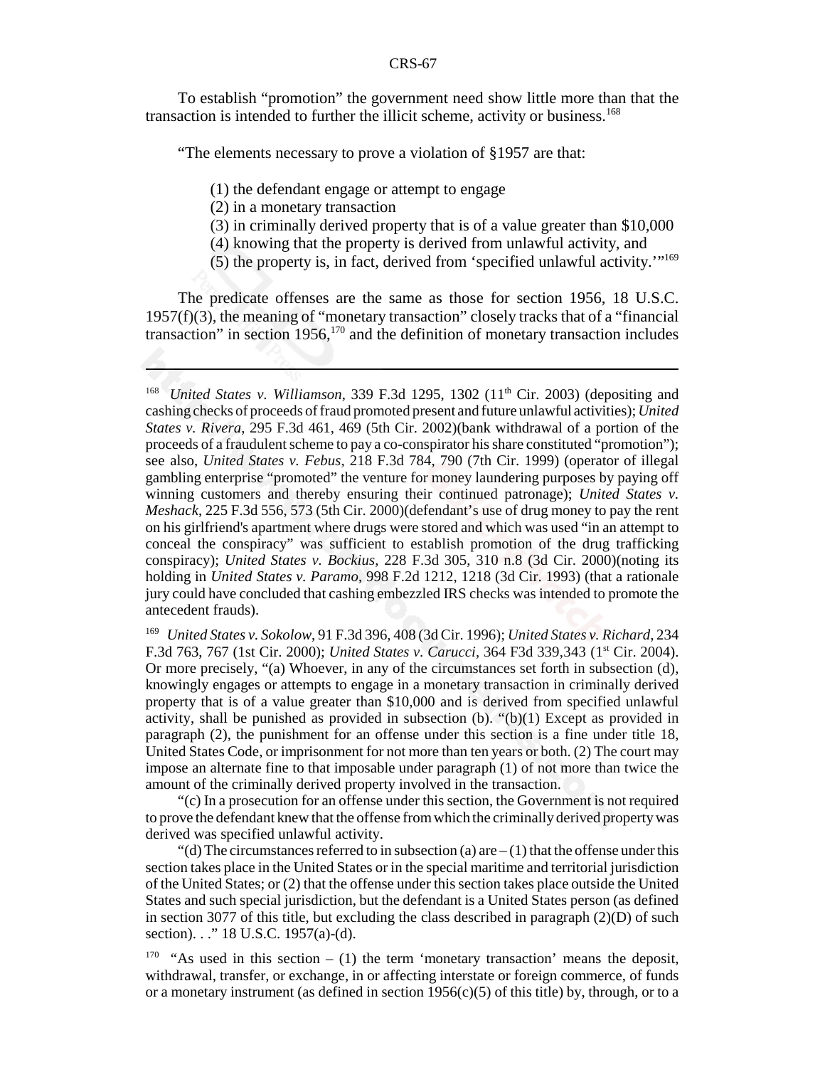To establish "promotion" the government need show little more than that the transaction is intended to further the illicit scheme, activity or business.[168]

"The elements necessary to prove a violation of §1957 are that:

(1) the defendant engage or attempt to engage
(2) in a monetary transaction
(3) in criminally derived property that is of a value greater than $10,000
(4) knowing that the property is derived from unlawful activity, and
(5) the property is, in fact, derived from 'specified unlawful activity.'"[169]

The predicate offenses are the same as those for section 1956, 18 U.S.C. 1957(f)(3), the meaning of "monetary transaction" closely tracks that of a "financial transaction" in section 1956,[170] and the definition of monetary transaction includes

---

[168] *United States v. Williamson*, 339 F.3d 1295, 1302 (11th Cir. 2003) (depositing and cashing checks of proceeds of fraud promoted present and future unlawful activities); *United States v. Rivera*, 295 F.3d 461, 469 (5th Cir. 2002)(bank withdrawal of a portion of the proceeds of a fraudulent scheme to pay a co-conspirator his share constituted "promotion"); see also, *United States v. Febus*, 218 F.3d 784, 790 (7th Cir. 1999) (operator of illegal gambling enterprise "promoted" the venture for money laundering purposes by paying off winning customers and thereby ensuring their continued patronage); *United States v. Meshack*, 225 F.3d 556, 573 (5th Cir. 2000)(defendant's use of drug money to pay the rent on his girlfriend's apartment where drugs were stored and which was used "in an attempt to conceal the conspiracy" was sufficient to establish promotion of the drug trafficking conspiracy); *United States v. Bockius*, 228 F.3d 305, 310 n.8 (3d Cir. 2000)(noting its holding in *United States v. Paramo*, 998 F.2d 1212, 1218 (3d Cir. 1993) (that a rationale jury could have concluded that cashing embezzled IRS checks was intended to promote the antecedent frauds).

[169] *United States v. Sokolow*, 91 F.3d 396, 408 (3d Cir. 1996); *United States v. Richard*, 234 F.3d 763, 767 (1st Cir. 2000); *United States v. Carucci*, 364 F3d 339,343 (1st Cir. 2004). Or more precisely, "(a) Whoever, in any of the circumstances set forth in subsection (d), knowingly engages or attempts to engage in a monetary transaction in criminally derived property that is of a value greater than $10,000 and is derived from specified unlawful activity, shall be punished as provided in subsection (b). "(b)(1) Except as provided in paragraph (2), the punishment for an offense under this section is a fine under title 18, United States Code, or imprisonment for not more than ten years or both. (2) The court may impose an alternate fine to that imposable under paragraph (1) of not more than twice the amount of the criminally derived property involved in the transaction.

"(c) In a prosecution for an offense under this section, the Government is not required to prove the defendant knew that the offense from which the criminally derived property was derived was specified unlawful activity.

"(d) The circumstances referred to in subsection (a) are – (1) that the offense under this section takes place in the United States or in the special maritime and territorial jurisdiction of the United States; or (2) that the offense under this section takes place outside the United States and such special jurisdiction, but the defendant is a United States person (as defined in section 3077 of this title, but excluding the class described in paragraph (2)(D) of such section). . ." 18 U.S.C. 1957(a)-(d).

[170] "As used in this section – (1) the term 'monetary transaction' means the deposit, withdrawal, transfer, or exchange, in or affecting interstate or foreign commerce, of funds or a monetary instrument (as defined in section 1956(c)(5) of this title) by, through, or to a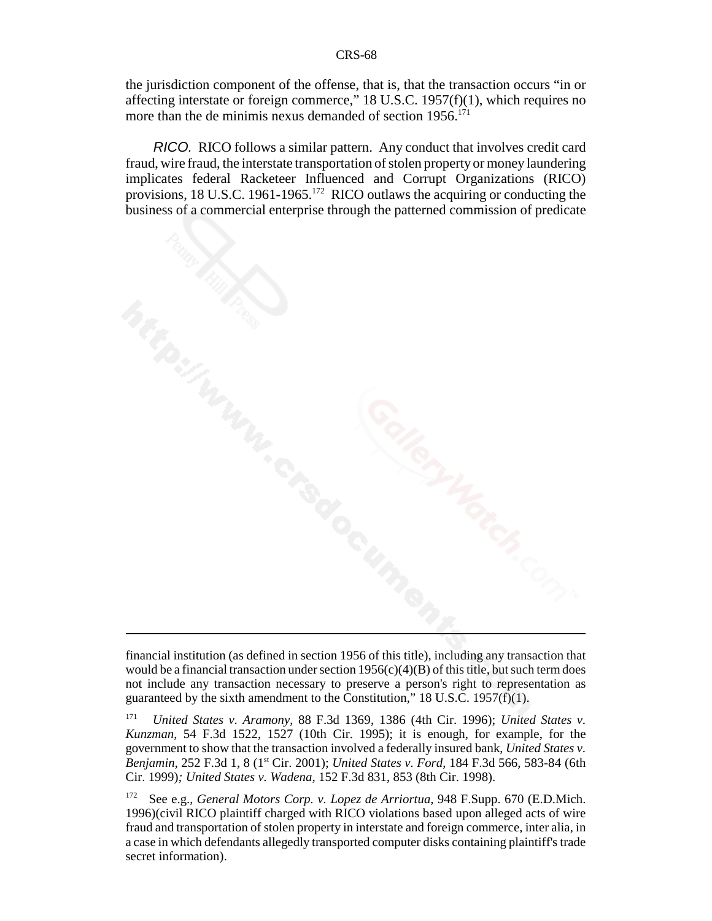the jurisdiction component of the offense, that is, that the transaction occurs "in or affecting interstate or foreign commerce," 18 U.S.C. 1957(f)(1), which requires no more than the de minimis nexus demanded of section 1956.[171]

*RICO.* RICO follows a similar pattern. Any conduct that involves credit card fraud, wire fraud, the interstate transportation of stolen property or money laundering implicates federal Racketeer Influenced and Corrupt Organizations (RICO) provisions, 18 U.S.C. 1961-1965.[172] RICO outlaws the acquiring or conducting the business of a commercial enterprise through the patterned commission of predicate

---

financial institution (as defined in section 1956 of this title), including any transaction that would be a financial transaction under section 1956(c)(4)(B) of this title, but such term does not include any transaction necessary to preserve a person's right to representation as guaranteed by the sixth amendment to the Constitution," 18 U.S.C. 1957(f)(1).

[171] *United States v. Aramony*, 88 F.3d 1369, 1386 (4th Cir. 1996); *United States v. Kunzman*, 54 F.3d 1522, 1527 (10th Cir. 1995); it is enough, for example, for the government to show that the transaction involved a federally insured bank, *United States v. Benjamin*, 252 F.3d 1, 8 (1st Cir. 2001); *United States v. Ford*, 184 F.3d 566, 583-84 (6th Cir. 1999); *United States v. Wadena*, 152 F.3d 831, 853 (8th Cir. 1998).

[172] See e.g., *General Motors Corp. v. Lopez de Arriortua*, 948 F.Supp. 670 (E.D.Mich. 1996)(civil RICO plaintiff charged with RICO violations based upon alleged acts of wire fraud and transportation of stolen property in interstate and foreign commerce, inter alia, in a case in which defendants allegedly transported computer disks containing plaintiff's trade secret information).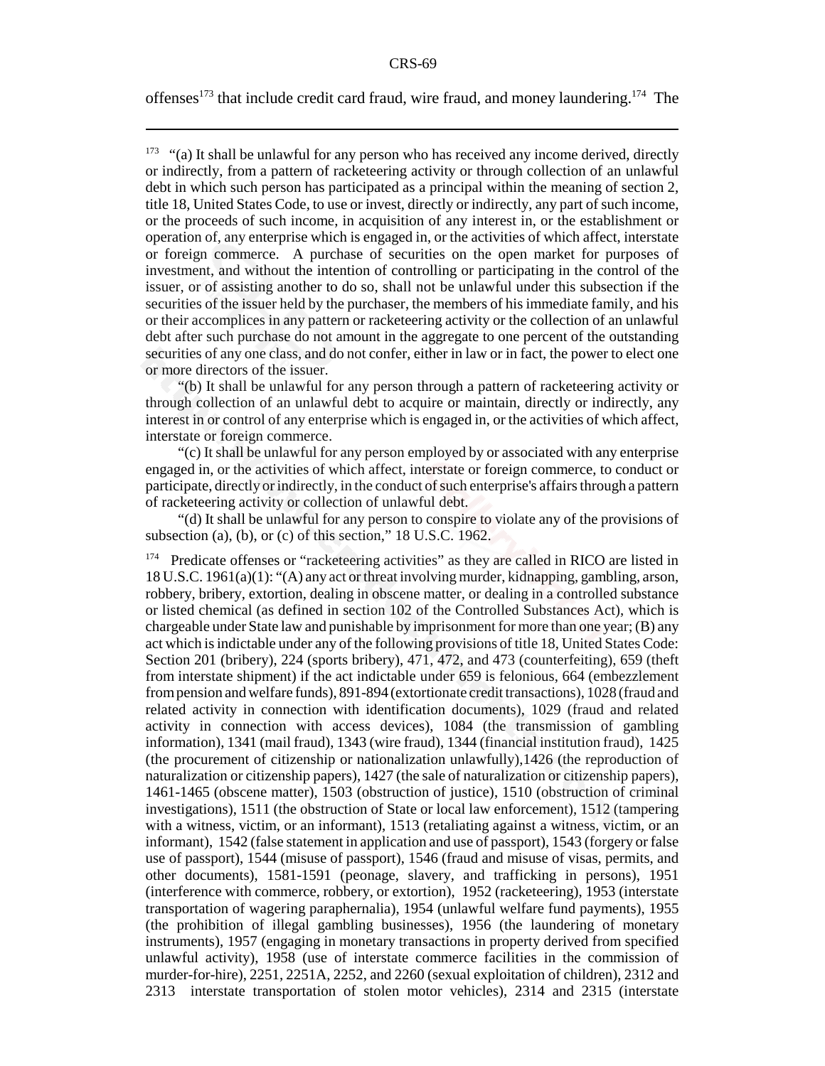offenses[173] that include credit card fraud, wire fraud, and money laundering.[174] The

---

[173] "(a) It shall be unlawful for any person who has received any income derived, directly or indirectly, from a pattern of racketeering activity or through collection of an unlawful debt in which such person has participated as a principal within the meaning of section 2, title 18, United States Code, to use or invest, directly or indirectly, any part of such income, or the proceeds of such income, in acquisition of any interest in, or the establishment or operation of, any enterprise which is engaged in, or the activities of which affect, interstate or foreign commerce. A purchase of securities on the open market for purposes of investment, and without the intention of controlling or participating in the control of the issuer, or of assisting another to do so, shall not be unlawful under this subsection if the securities of the issuer held by the purchaser, the members of his immediate family, and his or their accomplices in any pattern or racketeering activity or the collection of an unlawful debt after such purchase do not amount in the aggregate to one percent of the outstanding securities of any one class, and do not confer, either in law or in fact, the power to elect one or more directors of the issuer.

"(b) It shall be unlawful for any person through a pattern of racketeering activity or through collection of an unlawful debt to acquire or maintain, directly or indirectly, any interest in or control of any enterprise which is engaged in, or the activities of which affect, interstate or foreign commerce.

"(c) It shall be unlawful for any person employed by or associated with any enterprise engaged in, or the activities of which affect, interstate or foreign commerce, to conduct or participate, directly or indirectly, in the conduct of such enterprise's affairs through a pattern of racketeering activity or collection of unlawful debt.

"(d) It shall be unlawful for any person to conspire to violate any of the provisions of subsection (a), (b), or (c) of this section," 18 U.S.C. 1962.

[174] Predicate offenses or "racketeering activities" as they are called in RICO are listed in 18 U.S.C. 1961(a)(1): "(A) any act or threat involving murder, kidnapping, gambling, arson, robbery, bribery, extortion, dealing in obscene matter, or dealing in a controlled substance or listed chemical (as defined in section 102 of the Controlled Substances Act), which is chargeable under State law and punishable by imprisonment for more than one year; (B) any act which is indictable under any of the following provisions of title 18, United States Code: Section 201 (bribery), 224 (sports bribery), 471, 472, and 473 (counterfeiting), 659 (theft from interstate shipment) if the act indictable under 659 is felonious, 664 (embezzlement from pension and welfare funds), 891-894 (extortionate credit transactions), 1028 (fraud and related activity in connection with identification documents), 1029 (fraud and related activity in connection with access devices), 1084 (the transmission of gambling information), 1341 (mail fraud), 1343 (wire fraud), 1344 (financial institution fraud), 1425 (the procurement of citizenship or nationalization unlawfully),1426 (the reproduction of naturalization or citizenship papers), 1427 (the sale of naturalization or citizenship papers), 1461-1465 (obscene matter), 1503 (obstruction of justice), 1510 (obstruction of criminal investigations), 1511 (the obstruction of State or local law enforcement), 1512 (tampering with a witness, victim, or an informant), 1513 (retaliating against a witness, victim, or an informant), 1542 (false statement in application and use of passport), 1543 (forgery or false use of passport), 1544 (misuse of passport), 1546 (fraud and misuse of visas, permits, and other documents), 1581-1591 (peonage, slavery, and trafficking in persons), 1951 (interference with commerce, robbery, or extortion), 1952 (racketeering), 1953 (interstate transportation of wagering paraphernalia), 1954 (unlawful welfare fund payments), 1955 (the prohibition of illegal gambling businesses), 1956 (the laundering of monetary instruments), 1957 (engaging in monetary transactions in property derived from specified unlawful activity), 1958 (use of interstate commerce facilities in the commission of murder-for-hire), 2251, 2251A, 2252, and 2260 (sexual exploitation of children), 2312 and 2313 interstate transportation of stolen motor vehicles), 2314 and 2315 (interstate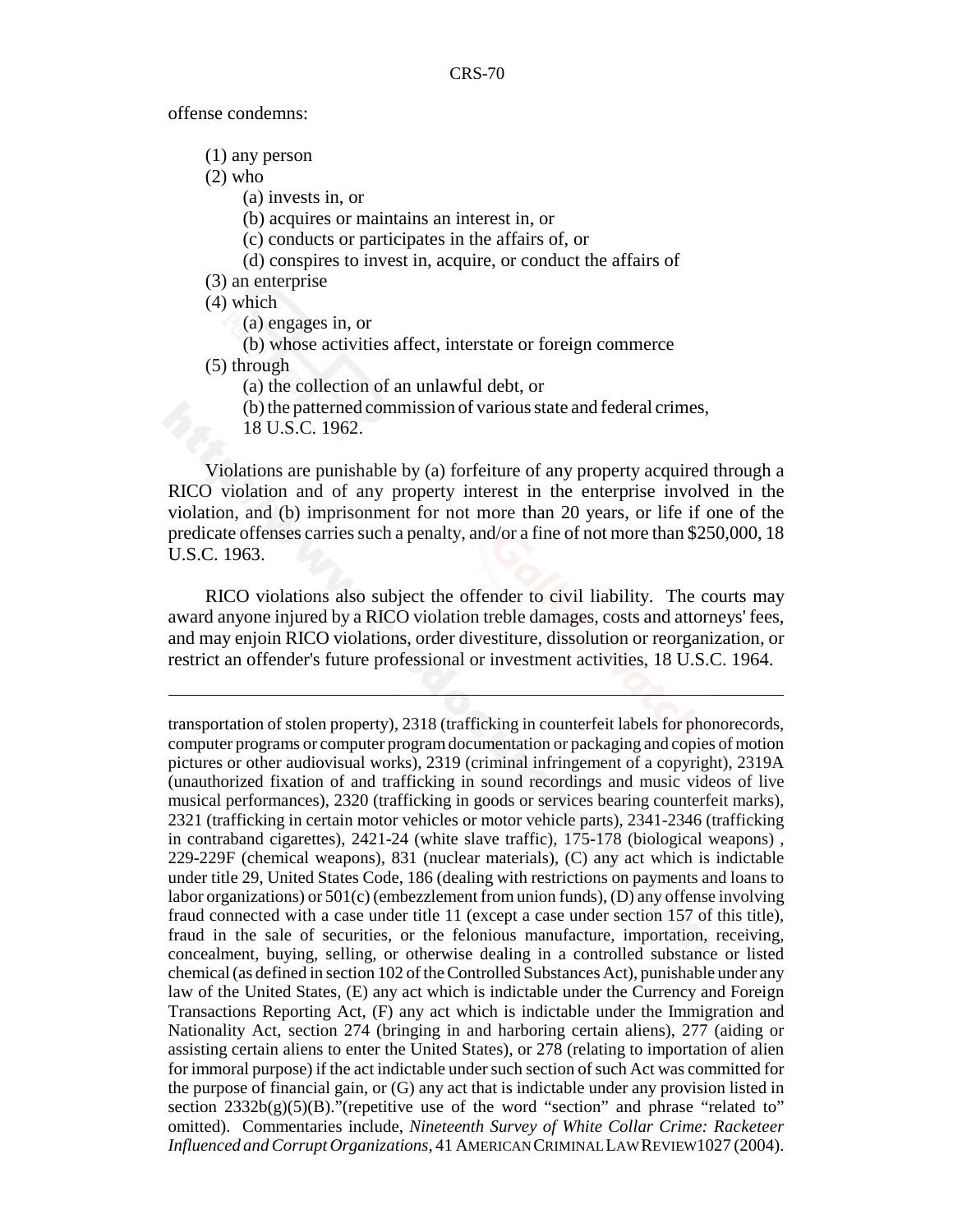offense condemns:

(1) any person
(2) who
  (a) invests in, or
  (b) acquires or maintains an interest in, or
  (c) conducts or participates in the affairs of, or
  (d) conspires to invest in, acquire, or conduct the affairs of
(3) an enterprise
(4) which
  (a) engages in, or
  (b) whose activities affect, interstate or foreign commerce
(5) through
  (a) the collection of an unlawful debt, or
  (b) the patterned commission of various state and federal crimes,
  18 U.S.C. 1962.

Violations are punishable by (a) forfeiture of any property acquired through a RICO violation and of any property interest in the enterprise involved in the violation, and (b) imprisonment for not more than 20 years, or life if one of the predicate offenses carries such a penalty, and/or a fine of not more than $250,000, 18 U.S.C. 1963.

RICO violations also subject the offender to civil liability. The courts may award anyone injured by a RICO violation treble damages, costs and attorneys' fees, and may enjoin RICO violations, order divestiture, dissolution or reorganization, or restrict an offender's future professional or investment activities, 18 U.S.C. 1964.

---

transportation of stolen property), 2318 (trafficking in counterfeit labels for phonorecords, computer programs or computer program documentation or packaging and copies of motion pictures or other audiovisual works), 2319 (criminal infringement of a copyright), 2319A (unauthorized fixation of and trafficking in sound recordings and music videos of live musical performances), 2320 (trafficking in goods or services bearing counterfeit marks), 2321 (trafficking in certain motor vehicles or motor vehicle parts), 2341-2346 (trafficking in contraband cigarettes), 2421-24 (white slave traffic), 175-178 (biological weapons) , 229-229F (chemical weapons), 831 (nuclear materials), (C) any act which is indictable under title 29, United States Code, 186 (dealing with restrictions on payments and loans to labor organizations) or 501(c) (embezzlement from union funds), (D) any offense involving fraud connected with a case under title 11 (except a case under section 157 of this title), fraud in the sale of securities, or the felonious manufacture, importation, receiving, concealment, buying, selling, or otherwise dealing in a controlled substance or listed chemical (as defined in section 102 of the Controlled Substances Act), punishable under any law of the United States, (E) any act which is indictable under the Currency and Foreign Transactions Reporting Act, (F) any act which is indictable under the Immigration and Nationality Act, section 274 (bringing in and harboring certain aliens), 277 (aiding or assisting certain aliens to enter the United States), or 278 (relating to importation of alien for immoral purpose) if the act indictable under such section of such Act was committed for the purpose of financial gain, or (G) any act that is indictable under any provision listed in section 2332b(g)(5)(B)."(repetitive use of the word "section" and phrase "related to" omitted). Commentaries include, *Nineteenth Survey of White Collar Crime: Racketeer Influenced and Corrupt Organizations*, 41 AMERICAN CRIMINAL LAW REVIEW 1027 (2004).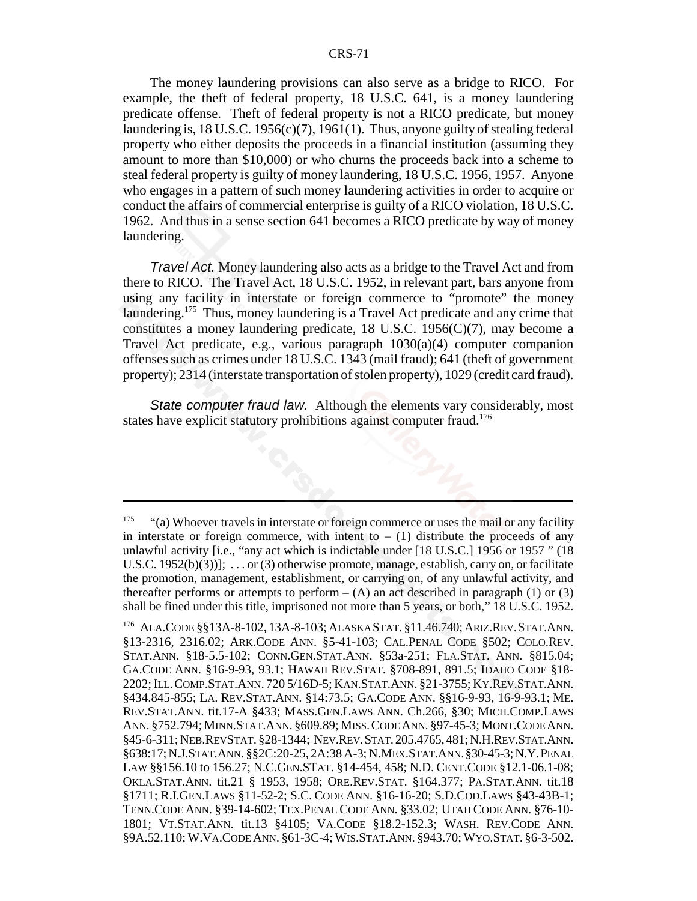The money laundering provisions can also serve as a bridge to RICO. For example, the theft of federal property, 18 U.S.C. 641, is a money laundering predicate offense. Theft of federal property is not a RICO predicate, but money laundering is, 18 U.S.C. 1956(c)(7), 1961(1). Thus, anyone guilty of stealing federal property who either deposits the proceeds in a financial institution (assuming they amount to more than $10,000) or who churns the proceeds back into a scheme to steal federal property is guilty of money laundering, 18 U.S.C. 1956, 1957. Anyone who engages in a pattern of such money laundering activities in order to acquire or conduct the affairs of commercial enterprise is guilty of a RICO violation, 18 U.S.C. 1962. And thus in a sense section 641 becomes a RICO predicate by way of money laundering.

*Travel Act.* Money laundering also acts as a bridge to the Travel Act and from there to RICO. The Travel Act, 18 U.S.C. 1952, in relevant part, bars anyone from using any facility in interstate or foreign commerce to "promote" the money laundering.[175] Thus, money laundering is a Travel Act predicate and any crime that constitutes a money laundering predicate, 18 U.S.C. 1956(C)(7), may become a Travel Act predicate, e.g., various paragraph 1030(a)(4) computer companion offenses such as crimes under 18 U.S.C. 1343 (mail fraud); 641 (theft of government property); 2314 (interstate transportation of stolen property), 1029 (credit card fraud).

*State computer fraud law.* Although the elements vary considerably, most states have explicit statutory prohibitions against computer fraud.[176]

---

[175] "(a) Whoever travels in interstate or foreign commerce or uses the mail or any facility in interstate or foreign commerce, with intent to – (1) distribute the proceeds of any unlawful activity [i.e., "any act which is indictable under [18 U.S.C.] 1956 or 1957 " (18 U.S.C. 1952(b)(3))]; . . . or (3) otherwise promote, manage, establish, carry on, or facilitate the promotion, management, establishment, or carrying on, of any unlawful activity, and thereafter performs or attempts to perform – (A) an act described in paragraph (1) or (3) shall be fined under this title, imprisoned not more than 5 years, or both," 18 U.S.C. 1952.

[176] ALA.CODE §§13A-8-102, 13A-8-103; ALASKA STAT. §11.46.740; ARIZ.REV.STAT.ANN. §13-2316, 2316.02; ARK.CODE ANN. §5-41-103; CAL.PENAL CODE §502; COLO.REV. STAT.ANN. §18-5.5-102; CONN.GEN.STAT.ANN. §53a-251; FLA.STAT. ANN. §815.04; GA.CODE ANN. §16-9-93, 93.1; HAWAII REV.STAT. §708-891, 891.5; IDAHO CODE §18-2202; ILL.COMP.STAT.ANN. 720 5/16D-5; KAN.STAT.ANN. §21-3755; KY.REV.STAT.ANN. §434.845-855; LA. REV.STAT.ANN. §14:73.5; GA.CODE ANN. §§16-9-93, 16-9-93.1; ME. REV.STAT.ANN. tit.17-A §433; MASS.GEN.LAWS ANN. Ch.266, §30; MICH.COMP.LAWS ANN. §752.794; MINN.STAT.ANN. §609.89; MISS.CODE ANN. §97-45-3; MONT.CODE ANN. §45-6-311; NEB.REVSTAT. §28-1344; NEV.REV.STAT. 205.4765, 481; N.H.REV.STAT.ANN. §638:17; N.J.STAT.ANN. §§2C:20-25, 2A:38 A-3; N.MEX.STAT.ANN. §30-45-3; N.Y. PENAL LAW §§156.10 to 156.27; N.C.GEN.STAT. §14-454, 458; N.D. CENT.CODE §12.1-06.1-08; OKLA.STAT.ANN. tit.21 § 1953, 1958; ORE.REV.STAT. §164.377; PA.STAT.ANN. tit.18 §1711; R.I.GEN.LAWS §11-52-2; S.C. CODE ANN. §16-16-20; S.D.COD.LAWS §43-43B-1; TENN.CODE ANN. §39-14-602; TEX.PENAL CODE ANN. §33.02; UTAH CODE ANN. §76-10-1801; VT.STAT.ANN. tit.13 §4105; VA.CODE §18.2-152.3; WASH. REV.CODE ANN. §9A.52.110; W.VA.CODE ANN. §61-3C-4; WIS.STAT.ANN. §943.70; WYO.STAT. §6-3-502.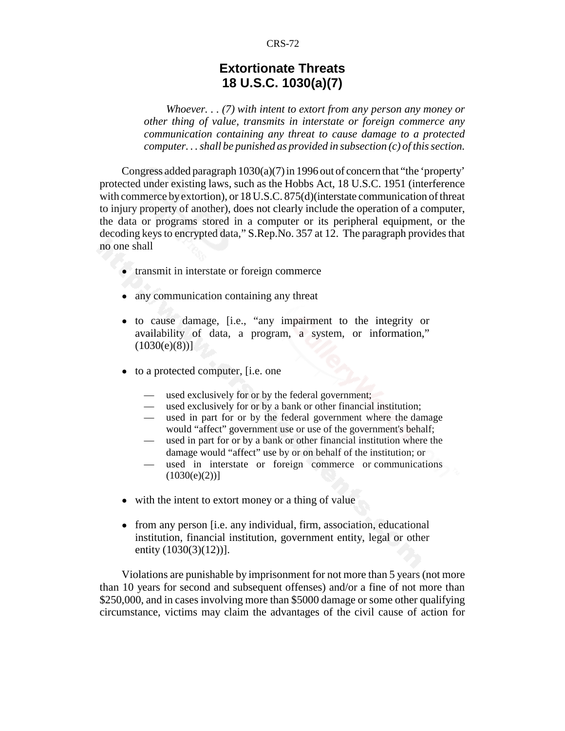## Extortionate Threats
## 18 U.S.C. 1030(a)(7)

> *Whoever. . . (7) with intent to extort from any person any money or other thing of value, transmits in interstate or foreign commerce any communication containing any threat to cause damage to a protected computer. . . shall be punished as provided in subsection (c) of this section.*

Congress added paragraph 1030(a)(7) in 1996 out of concern that "the 'property' protected under existing laws, such as the Hobbs Act, 18 U.S.C. 1951 (interference with commerce by extortion), or 18 U.S.C. 875(d)(interstate communication of threat to injury property of another), does not clearly include the operation of a computer, the data or programs stored in a computer or its peripheral equipment, or the decoding keys to encrypted data," S.Rep.No. 357 at 12. The paragraph provides that no one shall

- transmit in interstate or foreign commerce
- any communication containing any threat
- to cause damage, [i.e., "any impairment to the integrity or availability of data, a program, a system, or information," (1030(e)(8))]
- to a protected computer, [i.e. one
  - — used exclusively for or by the federal government;
  - — used exclusively for or by a bank or other financial institution;
  - — used in part for or by the federal government where the damage would "affect" government use or use of the government's behalf;
  - — used in part for or by a bank or other financial institution where the damage would "affect" use by or on behalf of the institution; or
  - — used in interstate or foreign commerce or communications (1030(e)(2))]
- with the intent to extort money or a thing of value
- from any person [i.e. any individual, firm, association, educational institution, financial institution, government entity, legal or other entity (1030(3)(12))].

Violations are punishable by imprisonment for not more than 5 years (not more than 10 years for second and subsequent offenses) and/or a fine of not more than $250,000, and in cases involving more than $5000 damage or some other qualifying circumstance, victims may claim the advantages of the civil cause of action for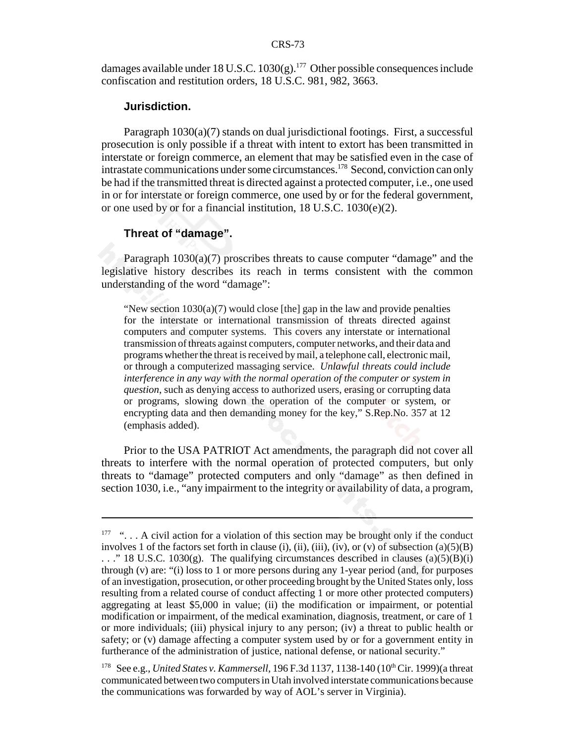damages available under 18 U.S.C. 1030(g).[177] Other possible consequences include confiscation and restitution orders, 18 U.S.C. 981, 982, 3663.

### Jurisdiction.

Paragraph 1030(a)(7) stands on dual jurisdictional footings. First, a successful prosecution is only possible if a threat with intent to extort has been transmitted in interstate or foreign commerce, an element that may be satisfied even in the case of intrastate communications under some circumstances.[178] Second, conviction can only be had if the transmitted threat is directed against a protected computer, i.e., one used in or for interstate or foreign commerce, one used by or for the federal government, or one used by or for a financial institution, 18 U.S.C. 1030(e)(2).

### Threat of "damage".

Paragraph 1030(a)(7) proscribes threats to cause computer "damage" and the legislative history describes its reach in terms consistent with the common understanding of the word "damage":

> "New section 1030(a)(7) would close [the] gap in the law and provide penalties for the interstate or international transmission of threats directed against computers and computer systems. This covers any interstate or international transmission of threats against computers, computer networks, and their data and programs whether the threat is received by mail, a telephone call, electronic mail, or through a computerized massaging service. *Unlawful threats could include interference in any way with the normal operation of the computer or system in question*, such as denying access to authorized users, erasing or corrupting data or programs, slowing down the operation of the computer or system, or encrypting data and then demanding money for the key," S.Rep.No. 357 at 12 (emphasis added).

Prior to the USA PATRIOT Act amendments, the paragraph did not cover all threats to interfere with the normal operation of protected computers, but only threats to "damage" protected computers and only "damage" as then defined in section 1030, i.e., "any impairment to the integrity or availability of data, a program,

---

[177] ". . . A civil action for a violation of this section may be brought only if the conduct involves 1 of the factors set forth in clause (i), (ii), (iii), (iv), or (v) of subsection (a)(5)(B) . . ." 18 U.S.C. 1030(g). The qualifying circumstances described in clauses (a)(5)(B)(i) through (v) are: "(i) loss to 1 or more persons during any 1-year period (and, for purposes of an investigation, prosecution, or other proceeding brought by the United States only, loss resulting from a related course of conduct affecting 1 or more other protected computers) aggregating at least $5,000 in value; (ii) the modification or impairment, or potential modification or impairment, of the medical examination, diagnosis, treatment, or care of 1 or more individuals; (iii) physical injury to any person; (iv) a threat to public health or safety; or (v) damage affecting a computer system used by or for a government entity in furtherance of the administration of justice, national defense, or national security."

[178] See e.g., *United States v. Kammersell*, 196 F.3d 1137, 1138-140 (10th Cir. 1999)(a threat communicated between two computers in Utah involved interstate communications because the communications was forwarded by way of AOL's server in Virginia).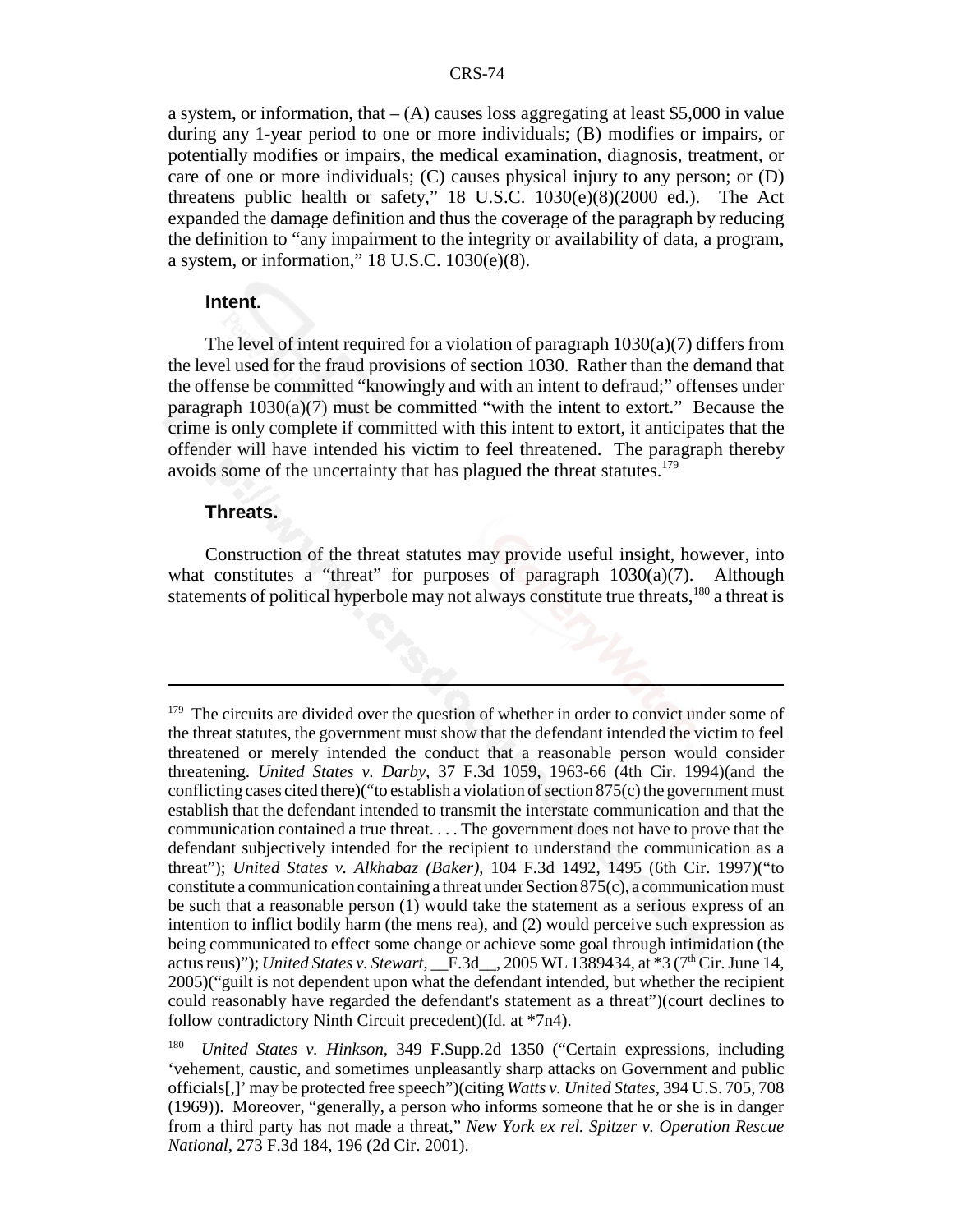a system, or information, that – (A) causes loss aggregating at least $5,000 in value during any 1-year period to one or more individuals; (B) modifies or impairs, or potentially modifies or impairs, the medical examination, diagnosis, treatment, or care of one or more individuals; (C) causes physical injury to any person; or (D) threatens public health or safety," 18 U.S.C. 1030(e)(8)(2000 ed.). The Act expanded the damage definition and thus the coverage of the paragraph by reducing the definition to "any impairment to the integrity or availability of data, a program, a system, or information," 18 U.S.C. 1030(e)(8).

#### Intent.

The level of intent required for a violation of paragraph 1030(a)(7) differs from the level used for the fraud provisions of section 1030. Rather than the demand that the offense be committed "knowingly and with an intent to defraud;" offenses under paragraph 1030(a)(7) must be committed "with the intent to extort." Because the crime is only complete if committed with this intent to extort, it anticipates that the offender will have intended his victim to feel threatened. The paragraph thereby avoids some of the uncertainty that has plagued the threat statutes.[179]

#### Threats.

Construction of the threat statutes may provide useful insight, however, into what constitutes a "threat" for purposes of paragraph 1030(a)(7). Although statements of political hyperbole may not always constitute true threats,[180] a threat is

---

[179] The circuits are divided over the question of whether in order to convict under some of the threat statutes, the government must show that the defendant intended the victim to feel threatened or merely intended the conduct that a reasonable person would consider threatening. *United States v. Darby*, 37 F.3d 1059, 1963-66 (4th Cir. 1994)(and the conflicting cases cited there)("to establish a violation of section 875(c) the government must establish that the defendant intended to transmit the interstate communication and that the communication contained a true threat. . . . The government does not have to prove that the defendant subjectively intended for the recipient to understand the communication as a threat"); *United States v. Alkhabaz (Baker)*, 104 F.3d 1492, 1495 (6th Cir. 1997)("to constitute a communication containing a threat under Section 875(c), a communication must be such that a reasonable person (1) would take the statement as a serious express of an intention to inflict bodily harm (the mens rea), and (2) would perceive such expression as being communicated to effect some change or achieve some goal through intimidation (the actus reus)"); *United States v. Stewart*, __F.3d__, 2005 WL 1389434, at *3 (7th Cir. June 14, 2005)("guilt is not dependent upon what the defendant intended, but whether the recipient could reasonably have regarded the defendant's statement as a threat")(court declines to follow contradictory Ninth Circuit precedent)(Id. at *7n4).

[180] *United States v. Hinkson*, 349 F.Supp.2d 1350 ("Certain expressions, including 'vehement, caustic, and sometimes unpleasantly sharp attacks on Government and public officials[,]' may be protected free speech")(citing *Watts v. United States*, 394 U.S. 705, 708 (1969)). Moreover, "generally, a person who informs someone that he or she is in danger from a third party has not made a threat," *New York ex rel. Spitzer v. Operation Rescue National*, 273 F.3d 184, 196 (2d Cir. 2001).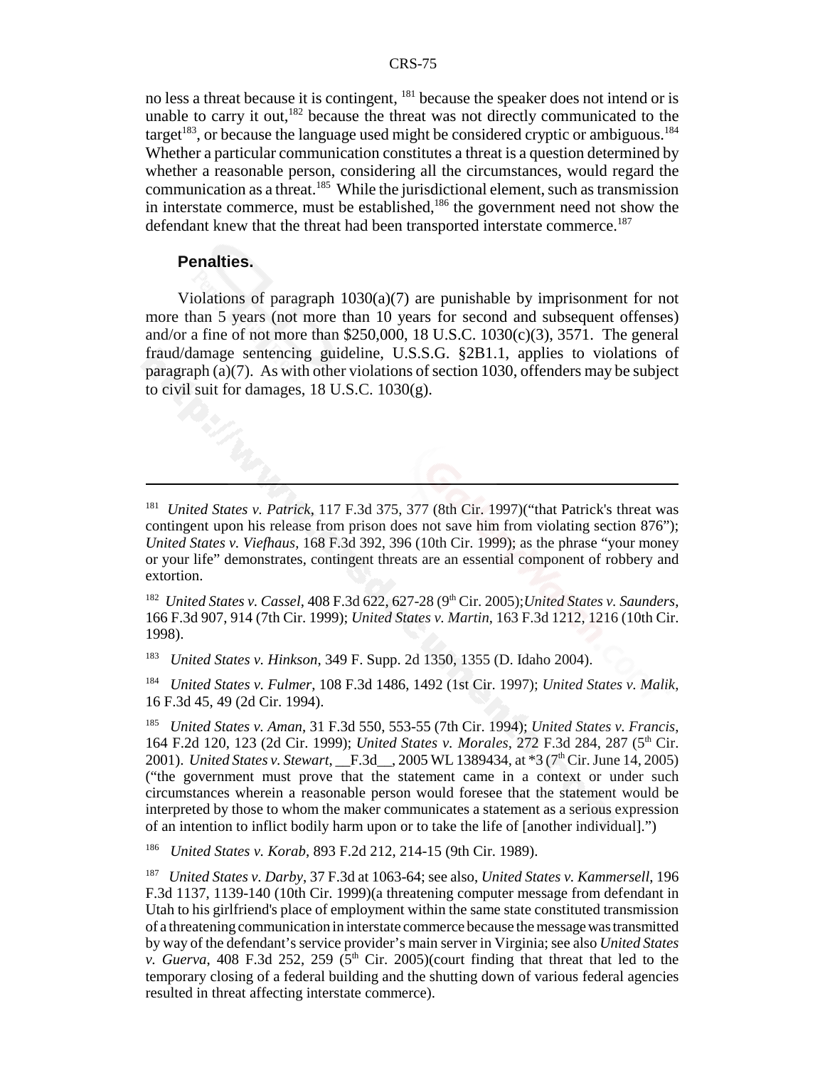no less a threat because it is contingent, [181] because the speaker does not intend or is unable to carry it out,[182] because the threat was not directly communicated to the target[183], or because the language used might be considered cryptic or ambiguous.[184] Whether a particular communication constitutes a threat is a question determined by whether a reasonable person, considering all the circumstances, would regard the communication as a threat.[185] While the jurisdictional element, such as transmission in interstate commerce, must be established,[186] the government need not show the defendant knew that the threat had been transported interstate commerce.[187]

**Penalties.**

Violations of paragraph 1030(a)(7) are punishable by imprisonment for not more than 5 years (not more than 10 years for second and subsequent offenses) and/or a fine of not more than $250,000, 18 U.S.C. 1030(c)(3), 3571. The general fraud/damage sentencing guideline, U.S.S.G. §2B1.1, applies to violations of paragraph (a)(7). As with other violations of section 1030, offenders may be subject to civil suit for damages, 18 U.S.C. 1030(g).

---

[181] *United States v. Patrick*, 117 F.3d 375, 377 (8th Cir. 1997)("that Patrick's threat was contingent upon his release from prison does not save him from violating section 876"); *United States v. Viefhaus*, 168 F.3d 392, 396 (10th Cir. 1999); as the phrase "your money or your life" demonstrates, contingent threats are an essential component of robbery and extortion.

[182] *United States v. Cassel*, 408 F.3d 622, 627-28 (9th Cir. 2005);*United States v. Saunders*, 166 F.3d 907, 914 (7th Cir. 1999); *United States v. Martin*, 163 F.3d 1212, 1216 (10th Cir. 1998).

[183] *United States v. Hinkson*, 349 F. Supp. 2d 1350, 1355 (D. Idaho 2004).

[184] *United States v. Fulmer*, 108 F.3d 1486, 1492 (1st Cir. 1997); *United States v. Malik*, 16 F.3d 45, 49 (2d Cir. 1994).

[185] *United States v. Aman*, 31 F.3d 550, 553-55 (7th Cir. 1994); *United States v. Francis*, 164 F.2d 120, 123 (2d Cir. 1999); *United States v. Morales*, 272 F.3d 284, 287 (5th Cir. 2001). *United States v. Stewart*, __F.3d__, 2005 WL 1389434, at *3 (7th Cir. June 14, 2005) ("the government must prove that the statement came in a context or under such circumstances wherein a reasonable person would foresee that the statement would be interpreted by those to whom the maker communicates a statement as a serious expression of an intention to inflict bodily harm upon or to take the life of [another individual].")

[186] *United States v. Korab*, 893 F.2d 212, 214-15 (9th Cir. 1989).

[187] *United States v. Darby*, 37 F.3d at 1063-64; see also, *United States v. Kammersell*, 196 F.3d 1137, 1139-140 (10th Cir. 1999)(a threatening computer message from defendant in Utah to his girlfriend's place of employment within the same state constituted transmission of a threatening communication in interstate commerce because the message was transmitted by way of the defendant's service provider's main server in Virginia; see also *United States v. Guerva*, 408 F.3d 252, 259 (5th Cir. 2005)(court finding that threat that led to the temporary closing of a federal building and the shutting down of various federal agencies resulted in threat affecting interstate commerce).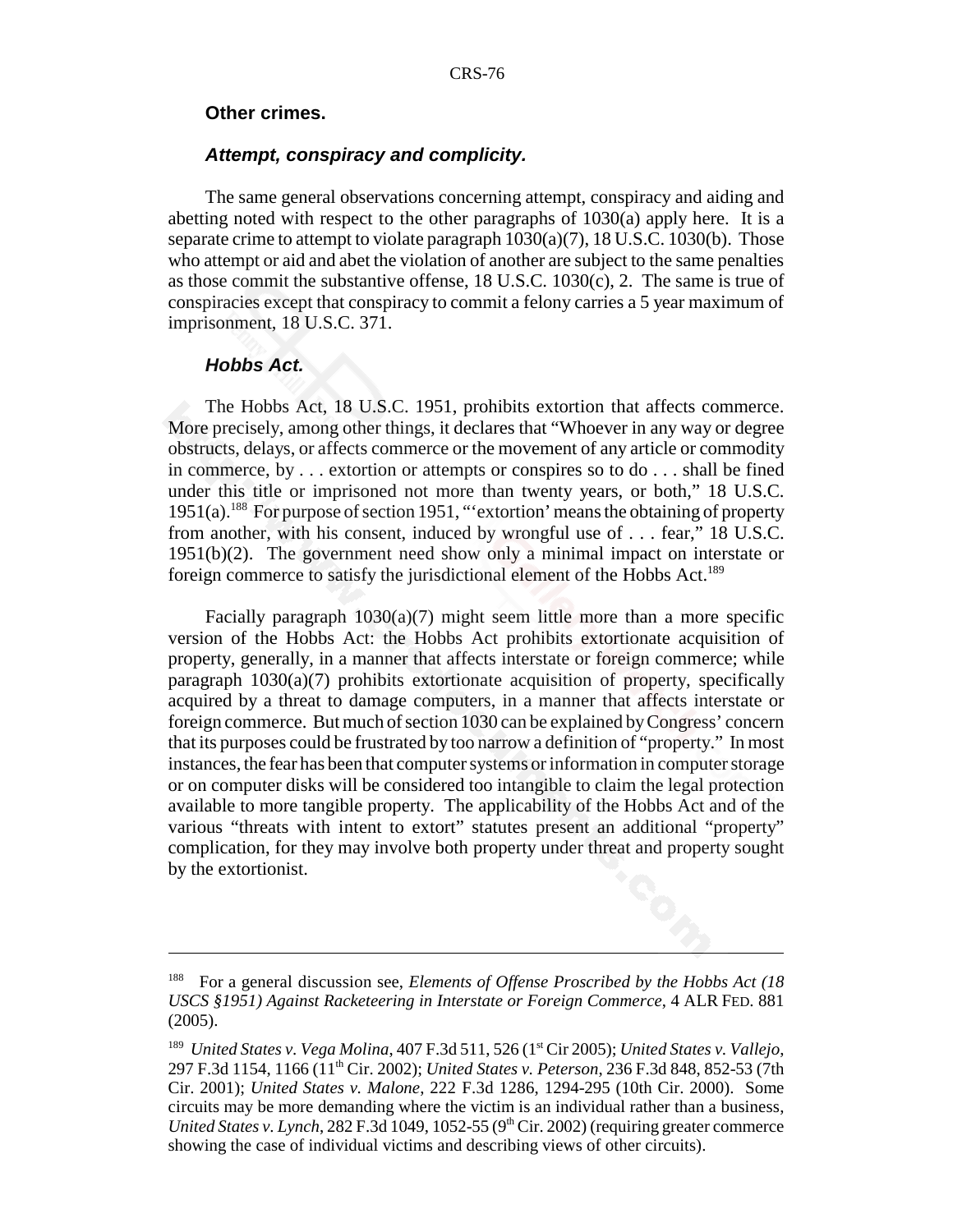### Other crimes.

#### *Attempt, conspiracy and complicity.*

The same general observations concerning attempt, conspiracy and aiding and abetting noted with respect to the other paragraphs of 1030(a) apply here. It is a separate crime to attempt to violate paragraph 1030(a)(7), 18 U.S.C. 1030(b). Those who attempt or aid and abet the violation of another are subject to the same penalties as those commit the substantive offense, 18 U.S.C. 1030(c), 2. The same is true of conspiracies except that conspiracy to commit a felony carries a 5 year maximum of imprisonment, 18 U.S.C. 371.

#### *Hobbs Act.*

The Hobbs Act, 18 U.S.C. 1951, prohibits extortion that affects commerce. More precisely, among other things, it declares that "Whoever in any way or degree obstructs, delays, or affects commerce or the movement of any article or commodity in commerce, by . . . extortion or attempts or conspires so to do . . . shall be fined under this title or imprisoned not more than twenty years, or both," 18 U.S.C. 1951(a).[188] For purpose of section 1951, "'extortion' means the obtaining of property from another, with his consent, induced by wrongful use of . . . fear," 18 U.S.C. 1951(b)(2). The government need show only a minimal impact on interstate or foreign commerce to satisfy the jurisdictional element of the Hobbs Act.[189]

Facially paragraph 1030(a)(7) might seem little more than a more specific version of the Hobbs Act: the Hobbs Act prohibits extortionate acquisition of property, generally, in a manner that affects interstate or foreign commerce; while paragraph 1030(a)(7) prohibits extortionate acquisition of property, specifically acquired by a threat to damage computers, in a manner that affects interstate or foreign commerce. But much of section 1030 can be explained by Congress' concern that its purposes could be frustrated by too narrow a definition of "property." In most instances, the fear has been that computer systems or information in computer storage or on computer disks will be considered too intangible to claim the legal protection available to more tangible property. The applicability of the Hobbs Act and of the various "threats with intent to extort" statutes present an additional "property" complication, for they may involve both property under threat and property sought by the extortionist.

---

[188] For a general discussion see, *Elements of Offense Proscribed by the Hobbs Act (18 USCS §1951) Against Racketeering in Interstate or Foreign Commerce*, 4 ALR FED. 881 (2005).

[189] *United States v. Vega Molina*, 407 F.3d 511, 526 (1st Cir 2005); *United States v. Vallejo*, 297 F.3d 1154, 1166 (11th Cir. 2002); *United States v. Peterson*, 236 F.3d 848, 852-53 (7th Cir. 2001); *United States v. Malone*, 222 F.3d 1286, 1294-295 (10th Cir. 2000). Some circuits may be more demanding where the victim is an individual rather than a business, *United States v. Lynch*, 282 F.3d 1049, 1052-55 (9th Cir. 2002) (requiring greater commerce showing the case of individual victims and describing views of other circuits).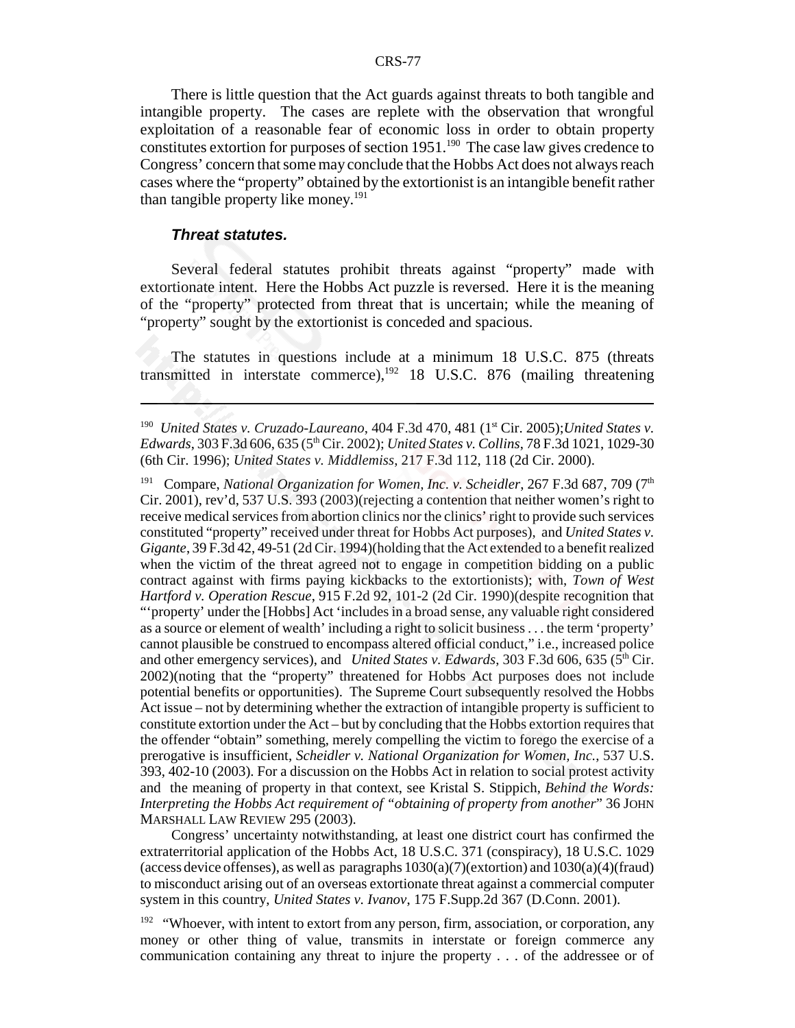There is little question that the Act guards against threats to both tangible and intangible property. The cases are replete with the observation that wrongful exploitation of a reasonable fear of economic loss in order to obtain property constitutes extortion for purposes of section 1951.[190] The case law gives credence to Congress' concern that some may conclude that the Hobbs Act does not always reach cases where the "property" obtained by the extortionist is an intangible benefit rather than tangible property like money.[191]

#### ***Threat statutes.***

Several federal statutes prohibit threats against "property" made with extortionate intent. Here the Hobbs Act puzzle is reversed. Here it is the meaning of the "property" protected from threat that is uncertain; while the meaning of "property" sought by the extortionist is conceded and spacious.

The statutes in questions include at a minimum 18 U.S.C. 875 (threats transmitted in interstate commerce),[192] 18 U.S.C. 876 (mailing threatening

---

[190] *United States v. Cruzado-Laureano*, 404 F.3d 470, 481 (1st Cir. 2005);*United States v. Edwards*, 303 F.3d 606, 635 (5th Cir. 2002); *United States v. Collins*, 78 F.3d 1021, 1029-30 (6th Cir. 1996); *United States v. Middlemiss*, 217 F.3d 112, 118 (2d Cir. 2000).

[191] Compare, *National Organization for Women, Inc. v. Scheidler*, 267 F.3d 687, 709 (7th Cir. 2001), rev'd, 537 U.S. 393 (2003)(rejecting a contention that neither women's right to receive medical services from abortion clinics nor the clinics' right to provide such services constituted "property" received under threat for Hobbs Act purposes), and *United States v. Gigante*, 39 F.3d 42, 49-51 (2d Cir. 1994)(holding that the Act extended to a benefit realized when the victim of the threat agreed not to engage in competition bidding on a public contract against with firms paying kickbacks to the extortionists); with, *Town of West Hartford v. Operation Rescue*, 915 F.2d 92, 101-2 (2d Cir. 1990)(despite recognition that "'property' under the [Hobbs] Act 'includes in a broad sense, any valuable right considered as a source or element of wealth' including a right to solicit business . . . the term 'property' cannot plausible be construed to encompass altered official conduct," i.e., increased police and other emergency services), and *United States v. Edwards*, 303 F.3d 606, 635 (5th Cir. 2002)(noting that the "property" threatened for Hobbs Act purposes does not include potential benefits or opportunities). The Supreme Court subsequently resolved the Hobbs Act issue – not by determining whether the extraction of intangible property is sufficient to constitute extortion under the Act – but by concluding that the Hobbs extortion requires that the offender "obtain" something, merely compelling the victim to forego the exercise of a prerogative is insufficient, *Scheidler v. National Organization for Women, Inc.*, 537 U.S. 393, 402-10 (2003). For a discussion on the Hobbs Act in relation to social protest activity and the meaning of property in that context, see Kristal S. Stippich, *Behind the Words: Interpreting the Hobbs Act requirement of "obtaining of property from another*" 36 JOHN MARSHALL LAW REVIEW 295 (2003).

Congress' uncertainty notwithstanding, at least one district court has confirmed the extraterritorial application of the Hobbs Act, 18 U.S.C. 371 (conspiracy), 18 U.S.C. 1029 (access device offenses), as well as paragraphs 1030(a)(7)(extortion) and 1030(a)(4)(fraud) to misconduct arising out of an overseas extortionate threat against a commercial computer system in this country, *United States v. Ivanov*, 175 F.Supp.2d 367 (D.Conn. 2001).

[192] "Whoever, with intent to extort from any person, firm, association, or corporation, any money or other thing of value, transmits in interstate or foreign commerce any communication containing any threat to injure the property . . . of the addressee or of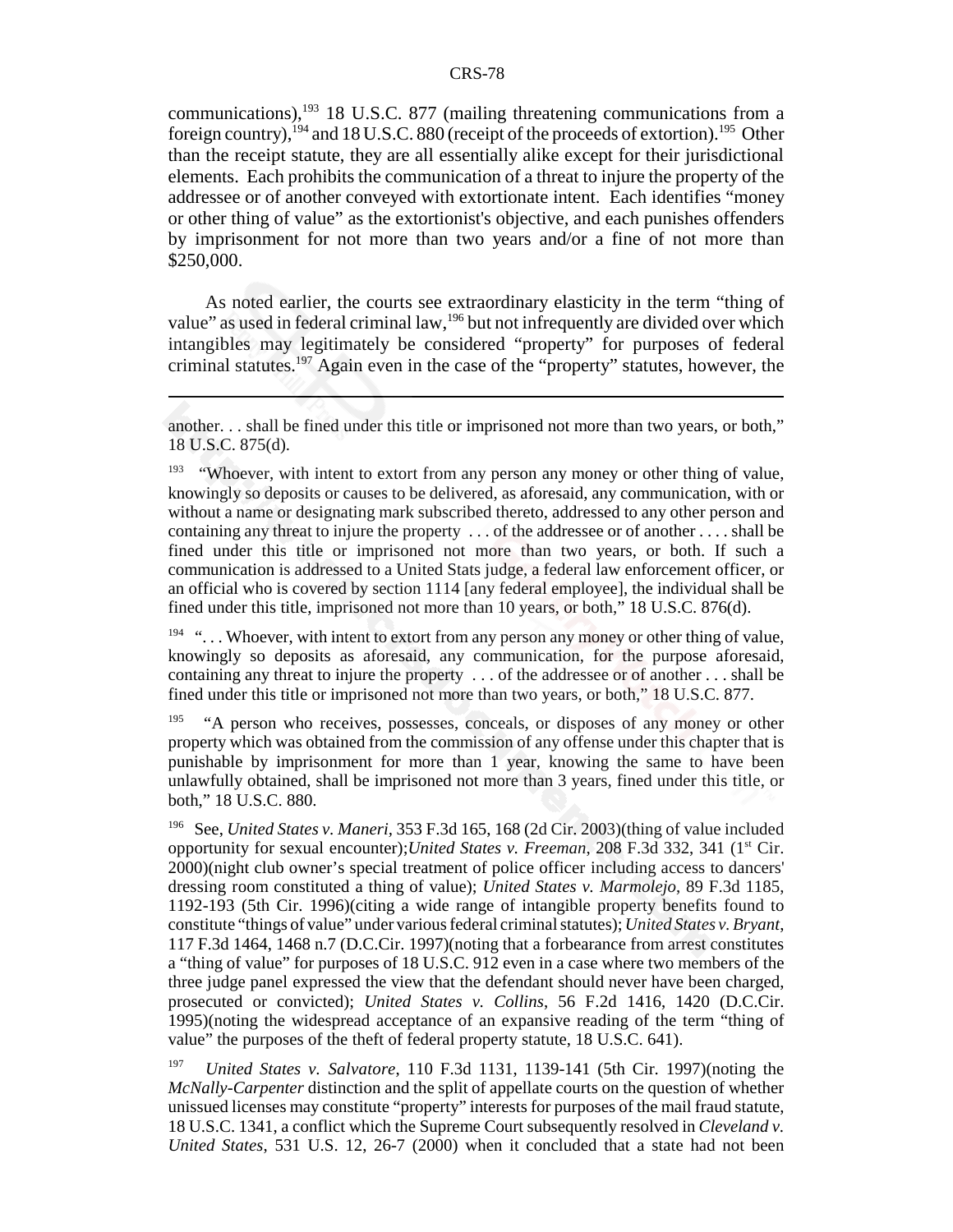communications),[193] 18 U.S.C. 877 (mailing threatening communications from a foreign country),[194] and 18 U.S.C. 880 (receipt of the proceeds of extortion).[195] Other than the receipt statute, they are all essentially alike except for their jurisdictional elements. Each prohibits the communication of a threat to injure the property of the addressee or of another conveyed with extortionate intent. Each identifies "money or other thing of value" as the extortionist's objective, and each punishes offenders by imprisonment for not more than two years and/or a fine of not more than $250,000.

As noted earlier, the courts see extraordinary elasticity in the term "thing of value" as used in federal criminal law,[196] but not infrequently are divided over which intangibles may legitimately be considered "property" for purposes of federal criminal statutes.[197] Again even in the case of the "property" statutes, however, the

---

another. . . shall be fined under this title or imprisoned not more than two years, or both," 18 U.S.C. 875(d).

[193] "Whoever, with intent to extort from any person any money or other thing of value, knowingly so deposits or causes to be delivered, as aforesaid, any communication, with or without a name or designating mark subscribed thereto, addressed to any other person and containing any threat to injure the property . . . of the addressee or of another . . . . shall be fined under this title or imprisoned not more than two years, or both. If such a communication is addressed to a United Stats judge, a federal law enforcement officer, or an official who is covered by section 1114 [any federal employee], the individual shall be fined under this title, imprisoned not more than 10 years, or both," 18 U.S.C. 876(d).

[194] ". . . Whoever, with intent to extort from any person any money or other thing of value, knowingly so deposits as aforesaid, any communication, for the purpose aforesaid, containing any threat to injure the property . . . of the addressee or of another . . . shall be fined under this title or imprisoned not more than two years, or both," 18 U.S.C. 877.

[195] "A person who receives, possesses, conceals, or disposes of any money or other property which was obtained from the commission of any offense under this chapter that is punishable by imprisonment for more than 1 year, knowing the same to have been unlawfully obtained, shall be imprisoned not more than 3 years, fined under this title, or both," 18 U.S.C. 880.

[196] See, *United States v. Maneri*, 353 F.3d 165, 168 (2d Cir. 2003)(thing of value included opportunity for sexual encounter);*United States v. Freeman*, 208 F.3d 332, 341 (1st Cir. 2000)(night club owner's special treatment of police officer including access to dancers' dressing room constituted a thing of value); *United States v. Marmolejo*, 89 F.3d 1185, 1192-193 (5th Cir. 1996)(citing a wide range of intangible property benefits found to constitute "things of value" under various federal criminal statutes); *United States v. Bryant*, 117 F.3d 1464, 1468 n.7 (D.C.Cir. 1997)(noting that a forbearance from arrest constitutes a "thing of value" for purposes of 18 U.S.C. 912 even in a case where two members of the three judge panel expressed the view that the defendant should never have been charged, prosecuted or convicted); *United States v. Collins*, 56 F.2d 1416, 1420 (D.C.Cir. 1995)(noting the widespread acceptance of an expansive reading of the term "thing of value" the purposes of the theft of federal property statute, 18 U.S.C. 641).

[197] *United States v. Salvatore*, 110 F.3d 1131, 1139-141 (5th Cir. 1997)(noting the *McNally-Carpenter* distinction and the split of appellate courts on the question of whether unissued licenses may constitute "property" interests for purposes of the mail fraud statute, 18 U.S.C. 1341, a conflict which the Supreme Court subsequently resolved in *Cleveland v. United States*, 531 U.S. 12, 26-7 (2000) when it concluded that a state had not been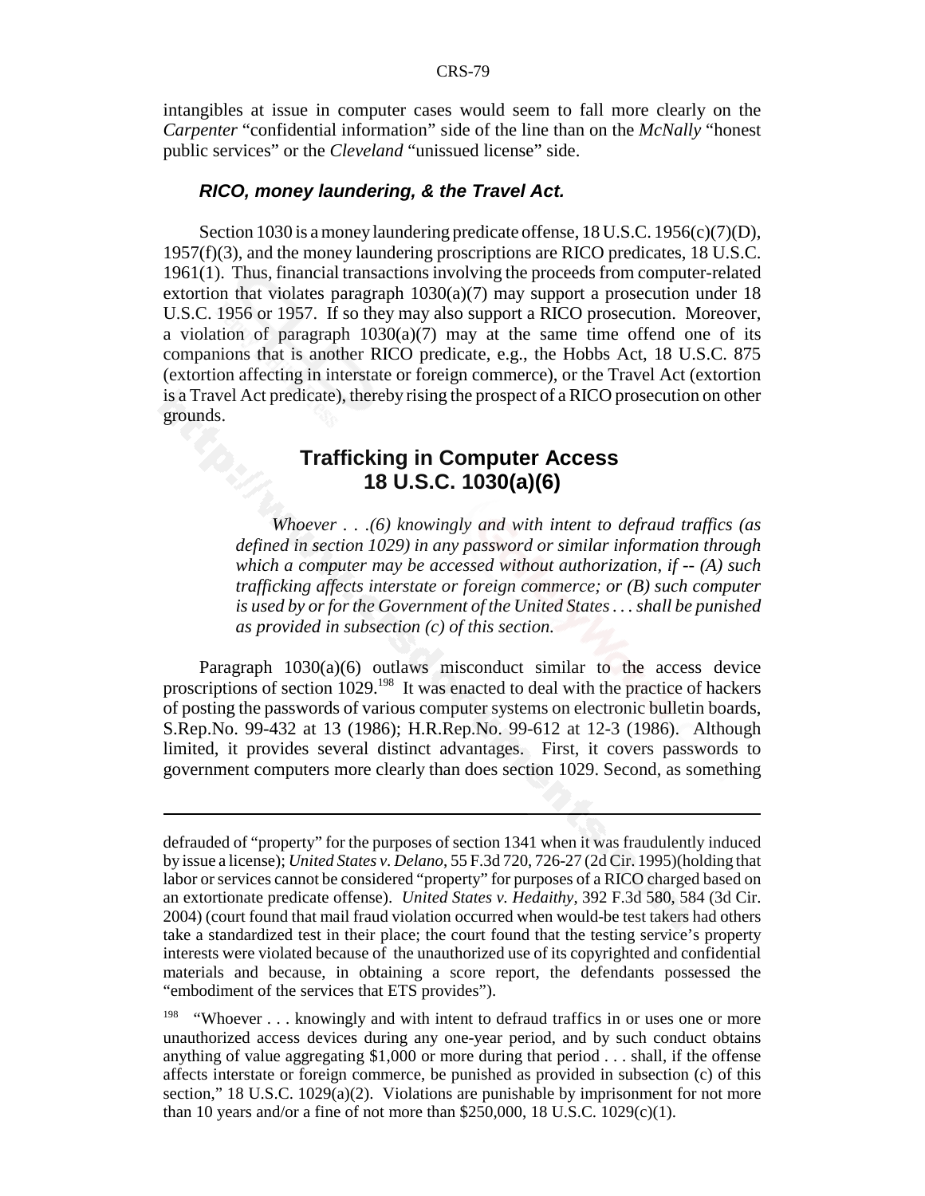intangibles at issue in computer cases would seem to fall more clearly on the *Carpenter* "confidential information" side of the line than on the *McNally* "honest public services" or the *Cleveland* "unissued license" side.

### ***RICO, money laundering, & the Travel Act.***

Section 1030 is a money laundering predicate offense, 18 U.S.C. 1956(c)(7)(D), 1957(f)(3), and the money laundering proscriptions are RICO predicates, 18 U.S.C. 1961(1). Thus, financial transactions involving the proceeds from computer-related extortion that violates paragraph 1030(a)(7) may support a prosecution under 18 U.S.C. 1956 or 1957. If so they may also support a RICO prosecution. Moreover, a violation of paragraph 1030(a)(7) may at the same time offend one of its companions that is another RICO predicate, e.g., the Hobbs Act, 18 U.S.C. 875 (extortion affecting in interstate or foreign commerce), or the Travel Act (extortion is a Travel Act predicate), thereby rising the prospect of a RICO prosecution on other grounds.

## Trafficking in Computer Access
## 18 U.S.C. 1030(a)(6)

> *Whoever . . .(6) knowingly and with intent to defraud traffics (as defined in section 1029) in any password or similar information through which a computer may be accessed without authorization, if -- (A) such trafficking affects interstate or foreign commerce; or (B) such computer is used by or for the Government of the United States . . . shall be punished as provided in subsection (c) of this section.*

Paragraph 1030(a)(6) outlaws misconduct similar to the access device proscriptions of section 1029.[198] It was enacted to deal with the practice of hackers of posting the passwords of various computer systems on electronic bulletin boards, S.Rep.No. 99-432 at 13 (1986); H.R.Rep.No. 99-612 at 12-3 (1986). Although limited, it provides several distinct advantages. First, it covers passwords to government computers more clearly than does section 1029. Second, as something

---

defrauded of "property" for the purposes of section 1341 when it was fraudulently induced by issue a license); *United States v. Delano*, 55 F.3d 720, 726-27 (2d Cir. 1995)(holding that labor or services cannot be considered "property" for purposes of a RICO charged based on an extortionate predicate offense). *United States v. Hedaithy*, 392 F.3d 580, 584 (3d Cir. 2004) (court found that mail fraud violation occurred when would-be test takers had others take a standardized test in their place; the court found that the testing service's property interests were violated because of the unauthorized use of its copyrighted and confidential materials and because, in obtaining a score report, the defendants possessed the "embodiment of the services that ETS provides").

[198] "Whoever . . . knowingly and with intent to defraud traffics in or uses one or more unauthorized access devices during any one-year period, and by such conduct obtains anything of value aggregating $1,000 or more during that period . . . shall, if the offense affects interstate or foreign commerce, be punished as provided in subsection (c) of this section," 18 U.S.C. 1029(a)(2). Violations are punishable by imprisonment for not more than 10 years and/or a fine of not more than $250,000, 18 U.S.C. 1029(c)(1).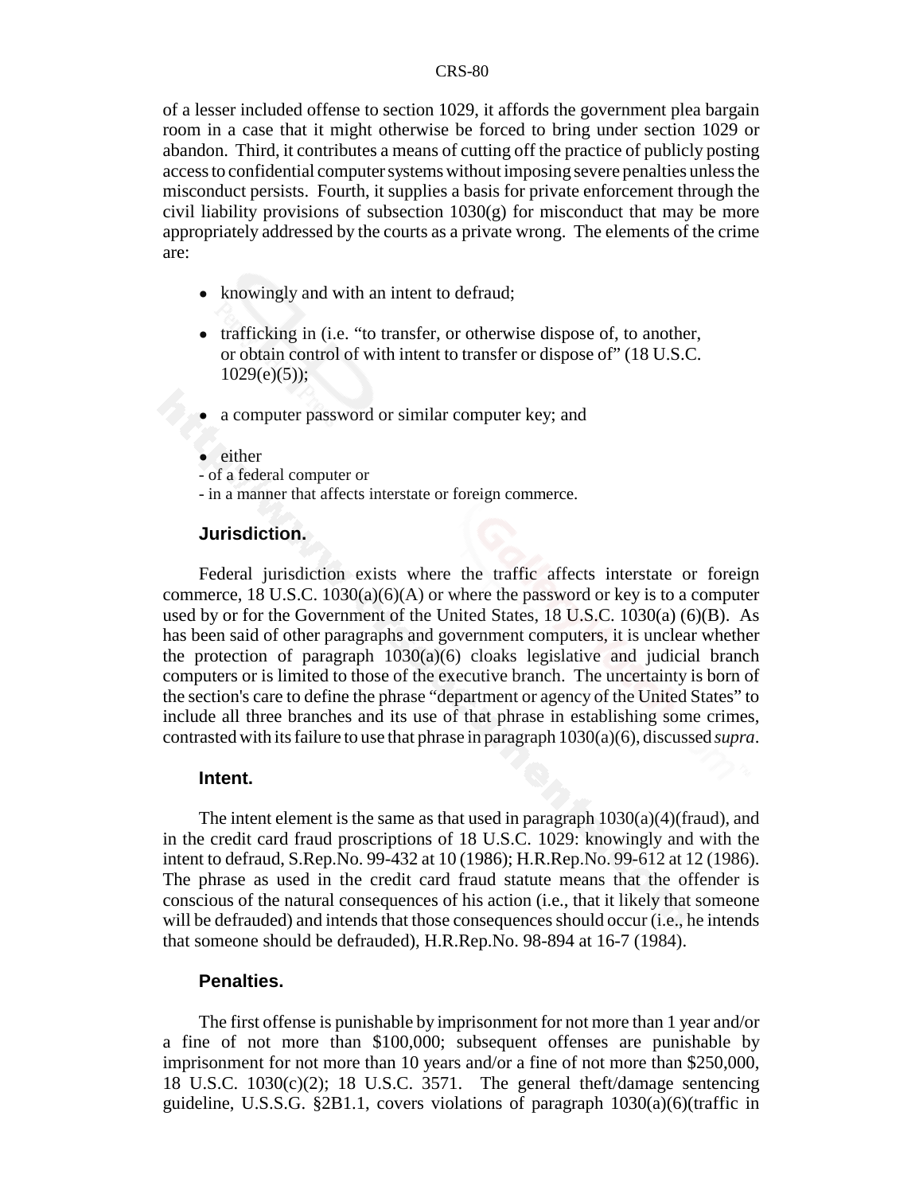of a lesser included offense to section 1029, it affords the government plea bargain room in a case that it might otherwise be forced to bring under section 1029 or abandon. Third, it contributes a means of cutting off the practice of publicly posting access to confidential computer systems without imposing severe penalties unless the misconduct persists. Fourth, it supplies a basis for private enforcement through the civil liability provisions of subsection 1030(g) for misconduct that may be more appropriately addressed by the courts as a private wrong. The elements of the crime are:

- knowingly and with an intent to defraud;
- trafficking in (i.e. "to transfer, or otherwise dispose of, to another, or obtain control of with intent to transfer or dispose of" (18 U.S.C. 1029(e)(5));
- a computer password or similar computer key; and
- either
  - of a federal computer or
  - in a manner that affects interstate or foreign commerce.

#### Jurisdiction.

Federal jurisdiction exists where the traffic affects interstate or foreign commerce, 18 U.S.C. 1030(a)(6)(A) or where the password or key is to a computer used by or for the Government of the United States, 18 U.S.C. 1030(a) (6)(B). As has been said of other paragraphs and government computers, it is unclear whether the protection of paragraph 1030(a)(6) cloaks legislative and judicial branch computers or is limited to those of the executive branch. The uncertainty is born of the section's care to define the phrase "department or agency of the United States" to include all three branches and its use of that phrase in establishing some crimes, contrasted with its failure to use that phrase in paragraph 1030(a)(6), discussed *supra*.

#### Intent.

The intent element is the same as that used in paragraph 1030(a)(4)(fraud), and in the credit card fraud proscriptions of 18 U.S.C. 1029: knowingly and with the intent to defraud, S.Rep.No. 99-432 at 10 (1986); H.R.Rep.No. 99-612 at 12 (1986). The phrase as used in the credit card fraud statute means that the offender is conscious of the natural consequences of his action (i.e., that it likely that someone will be defrauded) and intends that those consequences should occur (i.e., he intends that someone should be defrauded), H.R.Rep.No. 98-894 at 16-7 (1984).

#### Penalties.

The first offense is punishable by imprisonment for not more than 1 year and/or a fine of not more than $100,000; subsequent offenses are punishable by imprisonment for not more than 10 years and/or a fine of not more than $250,000, 18 U.S.C. 1030(c)(2); 18 U.S.C. 3571. The general theft/damage sentencing guideline, U.S.S.G. §2B1.1, covers violations of paragraph 1030(a)(6)(traffic in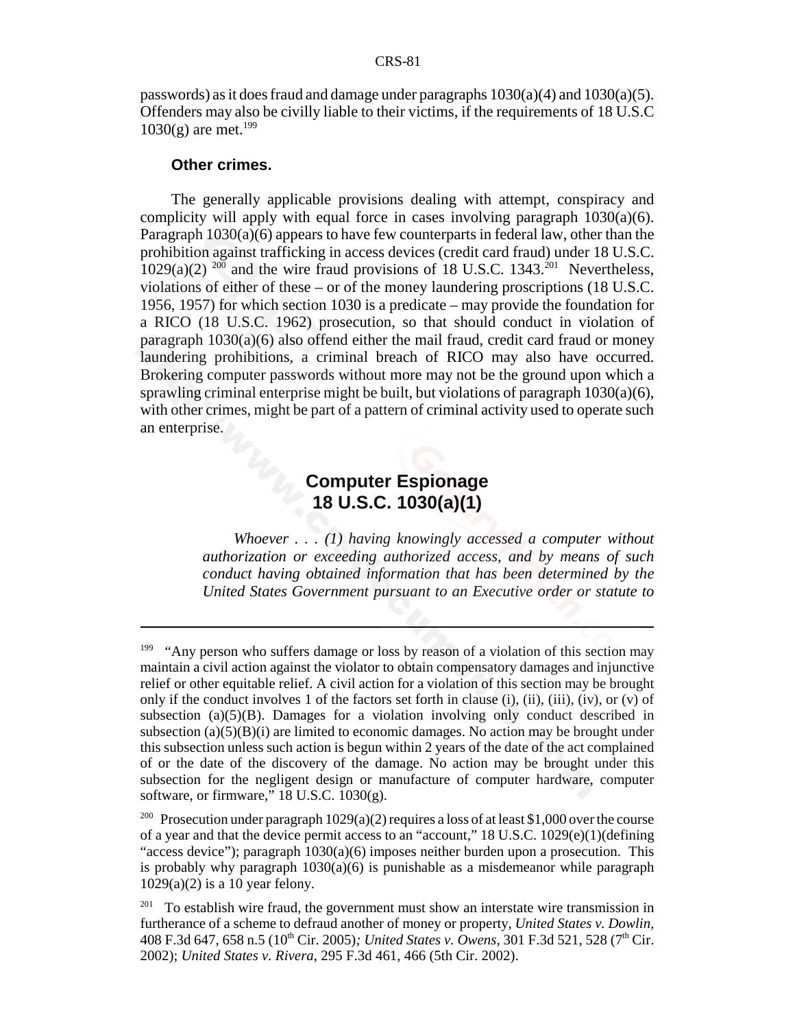passwords) as it does fraud and damage under paragraphs 1030(a)(4) and 1030(a)(5). Offenders may also be civilly liable to their victims, if the requirements of 18 U.S.C 1030(g) are met.[199]

### Other crimes.

The generally applicable provisions dealing with attempt, conspiracy and complicity will apply with equal force in cases involving paragraph 1030(a)(6). Paragraph 1030(a)(6) appears to have few counterparts in federal law, other than the prohibition against trafficking in access devices (credit card fraud) under 18 U.S.C. 1029(a)(2) [200] and the wire fraud provisions of 18 U.S.C. 1343.[201] Nevertheless, violations of either of these – or of the money laundering proscriptions (18 U.S.C. 1956, 1957) for which section 1030 is a predicate – may provide the foundation for a RICO (18 U.S.C. 1962) prosecution, so that should conduct in violation of paragraph 1030(a)(6) also offend either the mail fraud, credit card fraud or money laundering prohibitions, a criminal breach of RICO may also have occurred. Brokering computer passwords without more may not be the ground upon which a sprawling criminal enterprise might be built, but violations of paragraph 1030(a)(6), with other crimes, might be part of a pattern of criminal activity used to operate such an enterprise.

## Computer Espionage 18 U.S.C. 1030(a)(1)

> *Whoever . . . (1) having knowingly accessed a computer without authorization or exceeding authorized access, and by means of such conduct having obtained information that has been determined by the United States Government pursuant to an Executive order or statute to*

---

[199] "Any person who suffers damage or loss by reason of a violation of this section may maintain a civil action against the violator to obtain compensatory damages and injunctive relief or other equitable relief. A civil action for a violation of this section may be brought only if the conduct involves 1 of the factors set forth in clause (i), (ii), (iii), (iv), or (v) of subsection (a)(5)(B). Damages for a violation involving only conduct described in subsection (a)(5)(B)(i) are limited to economic damages. No action may be brought under this subsection unless such action is begun within 2 years of the date of the act complained of or the date of the discovery of the damage. No action may be brought under this subsection for the negligent design or manufacture of computer hardware, computer software, or firmware," 18 U.S.C. 1030(g).

[200] Prosecution under paragraph 1029(a)(2) requires a loss of at least $1,000 over the course of a year and that the device permit access to an "account," 18 U.S.C. 1029(e)(1)(defining "access device"); paragraph 1030(a)(6) imposes neither burden upon a prosecution. This is probably why paragraph 1030(a)(6) is punishable as a misdemeanor while paragraph 1029(a)(2) is a 10 year felony.

[201] To establish wire fraud, the government must show an interstate wire transmission in furtherance of a scheme to defraud another of money or property, *United States v. Dowlin*, 408 F.3d 647, 658 n.5 (10th Cir. 2005); *United States v. Owens*, 301 F.3d 521, 528 (7th Cir. 2002); *United States v. Rivera*, 295 F.3d 461, 466 (5th Cir. 2002).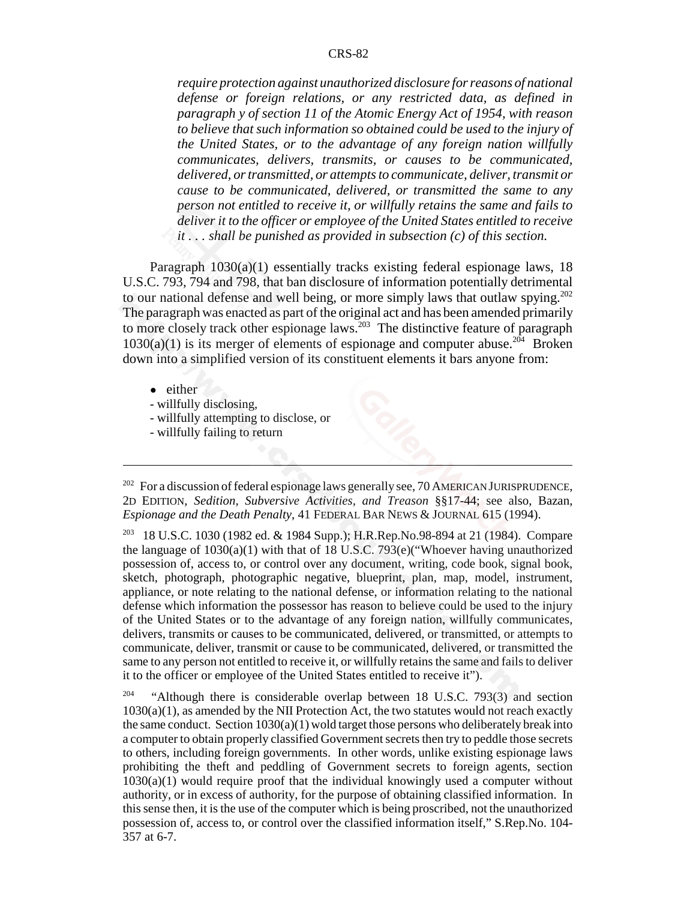*require protection against unauthorized disclosure for reasons of national defense or foreign relations, or any restricted data, as defined in paragraph y of section 11 of the Atomic Energy Act of 1954, with reason to believe that such information so obtained could be used to the injury of the United States, or to the advantage of any foreign nation willfully communicates, delivers, transmits, or causes to be communicated, delivered, or transmitted, or attempts to communicate, deliver, transmit or cause to be communicated, delivered, or transmitted the same to any person not entitled to receive it, or willfully retains the same and fails to deliver it to the officer or employee of the United States entitled to receive it . . . shall be punished as provided in subsection (c) of this section.*

Paragraph 1030(a)(1) essentially tracks existing federal espionage laws, 18 U.S.C. 793, 794 and 798, that ban disclosure of information potentially detrimental to our national defense and well being, or more simply laws that outlaw spying.[202] The paragraph was enacted as part of the original act and has been amended primarily to more closely track other espionage laws.[203] The distinctive feature of paragraph 1030(a)(1) is its merger of elements of espionage and computer abuse.[204] Broken down into a simplified version of its constituent elements it bars anyone from:

- either
  - willfully disclosing,
  - willfully attempting to disclose, or
  - willfully failing to return

---

[202] For a discussion of federal espionage laws generally see, 70 AMERICAN JURISPRUDENCE, 2D EDITION, *Sedition, Subversive Activities, and Treason* §§17-44; see also, Bazan, *Espionage and the Death Penalty*, 41 FEDERAL BAR NEWS & JOURNAL 615 (1994).

[203] 18 U.S.C. 1030 (1982 ed. & 1984 Supp.); H.R.Rep.No.98-894 at 21 (1984). Compare the language of 1030(a)(1) with that of 18 U.S.C. 793(e)("Whoever having unauthorized possession of, access to, or control over any document, writing, code book, signal book, sketch, photograph, photographic negative, blueprint, plan, map, model, instrument, appliance, or note relating to the national defense, or information relating to the national defense which information the possessor has reason to believe could be used to the injury of the United States or to the advantage of any foreign nation, willfully communicates, delivers, transmits or causes to be communicated, delivered, or transmitted, or attempts to communicate, deliver, transmit or cause to be communicated, delivered, or transmitted the same to any person not entitled to receive it, or willfully retains the same and fails to deliver it to the officer or employee of the United States entitled to receive it").

[204] "Although there is considerable overlap between 18 U.S.C. 793(3) and section 1030(a)(1), as amended by the NII Protection Act, the two statutes would not reach exactly the same conduct. Section 1030(a)(1) wold target those persons who deliberately break into a computer to obtain properly classified Government secrets then try to peddle those secrets to others, including foreign governments. In other words, unlike existing espionage laws prohibiting the theft and peddling of Government secrets to foreign agents, section 1030(a)(1) would require proof that the individual knowingly used a computer without authority, or in excess of authority, for the purpose of obtaining classified information. In this sense then, it is the use of the computer which is being proscribed, not the unauthorized possession of, access to, or control over the classified information itself," S.Rep.No. 104-357 at 6-7.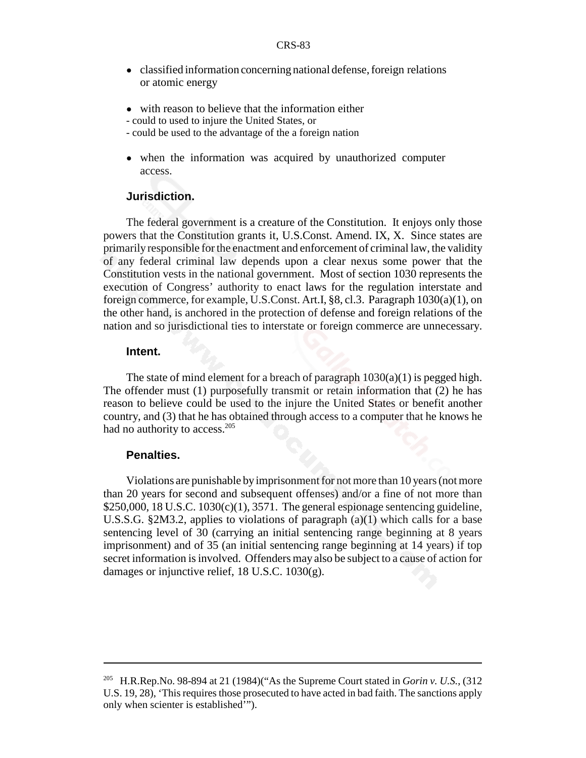- classified information concerning national defense, foreign relations or atomic energy

- with reason to believe that the information either
- could to used to injure the United States, or
- could be used to the advantage of the a foreign nation

- when the information was acquired by unauthorized computer access.

### Jurisdiction.

The federal government is a creature of the Constitution. It enjoys only those powers that the Constitution grants it, U.S.Const. Amend. IX, X. Since states are primarily responsible for the enactment and enforcement of criminal law, the validity of any federal criminal law depends upon a clear nexus some power that the Constitution vests in the national government. Most of section 1030 represents the execution of Congress' authority to enact laws for the regulation interstate and foreign commerce, for example, U.S.Const. Art.I, §8, cl.3. Paragraph 1030(a)(1), on the other hand, is anchored in the protection of defense and foreign relations of the nation and so jurisdictional ties to interstate or foreign commerce are unnecessary.

### Intent.

The state of mind element for a breach of paragraph 1030(a)(1) is pegged high. The offender must (1) purposefully transmit or retain information that (2) he has reason to believe could be used to the injure the United States or benefit another country, and (3) that he has obtained through access to a computer that he knows he had no authority to access.[205]

### Penalties.

Violations are punishable by imprisonment for not more than 10 years (not more than 20 years for second and subsequent offenses) and/or a fine of not more than $250,000, 18 U.S.C. 1030(c)(1), 3571. The general espionage sentencing guideline, U.S.S.G. §2M3.2, applies to violations of paragraph (a)(1) which calls for a base sentencing level of 30 (carrying an initial sentencing range beginning at 8 years imprisonment) and of 35 (an initial sentencing range beginning at 14 years) if top secret information is involved. Offenders may also be subject to a cause of action for damages or injunctive relief, 18 U.S.C. 1030(g).

---

[205] H.R.Rep.No. 98-894 at 21 (1984)("As the Supreme Court stated in *Gorin v. U.S.*, (312 U.S. 19, 28), 'This requires those prosecuted to have acted in bad faith. The sanctions apply only when scienter is established'").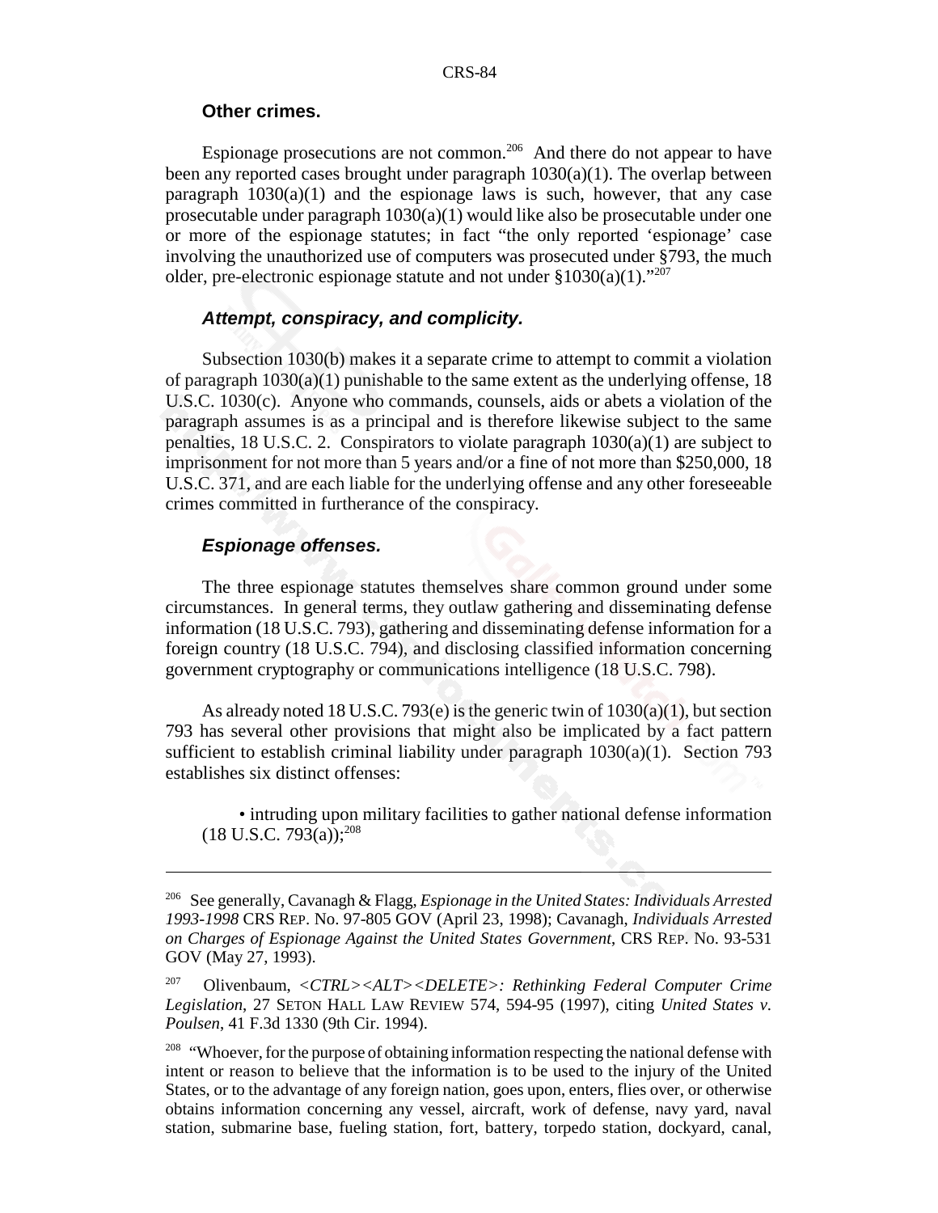**Other crimes.**

Espionage prosecutions are not common.[206] And there do not appear to have been any reported cases brought under paragraph 1030(a)(1). The overlap between paragraph 1030(a)(1) and the espionage laws is such, however, that any case prosecutable under paragraph 1030(a)(1) would like also be prosecutable under one or more of the espionage statutes; in fact "the only reported 'espionage' case involving the unauthorized use of computers was prosecuted under §793, the much older, pre-electronic espionage statute and not under §1030(a)(1)."[207]

***Attempt, conspiracy, and complicity.***

Subsection 1030(b) makes it a separate crime to attempt to commit a violation of paragraph 1030(a)(1) punishable to the same extent as the underlying offense, 18 U.S.C. 1030(c). Anyone who commands, counsels, aids or abets a violation of the paragraph assumes is as a principal and is therefore likewise subject to the same penalties, 18 U.S.C. 2. Conspirators to violate paragraph 1030(a)(1) are subject to imprisonment for not more than 5 years and/or a fine of not more than $250,000, 18 U.S.C. 371, and are each liable for the underlying offense and any other foreseeable crimes committed in furtherance of the conspiracy.

***Espionage offenses.***

The three espionage statutes themselves share common ground under some circumstances. In general terms, they outlaw gathering and disseminating defense information (18 U.S.C. 793), gathering and disseminating defense information for a foreign country (18 U.S.C. 794), and disclosing classified information concerning government cryptography or communications intelligence (18 U.S.C. 798).

As already noted 18 U.S.C. 793(e) is the generic twin of 1030(a)(1), but section 793 has several other provisions that might also be implicated by a fact pattern sufficient to establish criminal liability under paragraph 1030(a)(1). Section 793 establishes six distinct offenses:

- intruding upon military facilities to gather national defense information (18 U.S.C. 793(a));[208]

---

[206] See generally, Cavanagh & Flagg, *Espionage in the United States: Individuals Arrested 1993-1998* CRS REP. No. 97-805 GOV (April 23, 1998); Cavanagh, *Individuals Arrested on Charges of Espionage Against the United States Government*, CRS REP. No. 93-531 GOV (May 27, 1993).

[207] Olivenbaum, *<CTRL><ALT><DELETE>: Rethinking Federal Computer Crime Legislation*, 27 SETON HALL LAW REVIEW 574, 594-95 (1997), citing *United States v. Poulsen*, 41 F.3d 1330 (9th Cir. 1994).

[208] "Whoever, for the purpose of obtaining information respecting the national defense with intent or reason to believe that the information is to be used to the injury of the United States, or to the advantage of any foreign nation, goes upon, enters, flies over, or otherwise obtains information concerning any vessel, aircraft, work of defense, navy yard, naval station, submarine base, fueling station, fort, battery, torpedo station, dockyard, canal,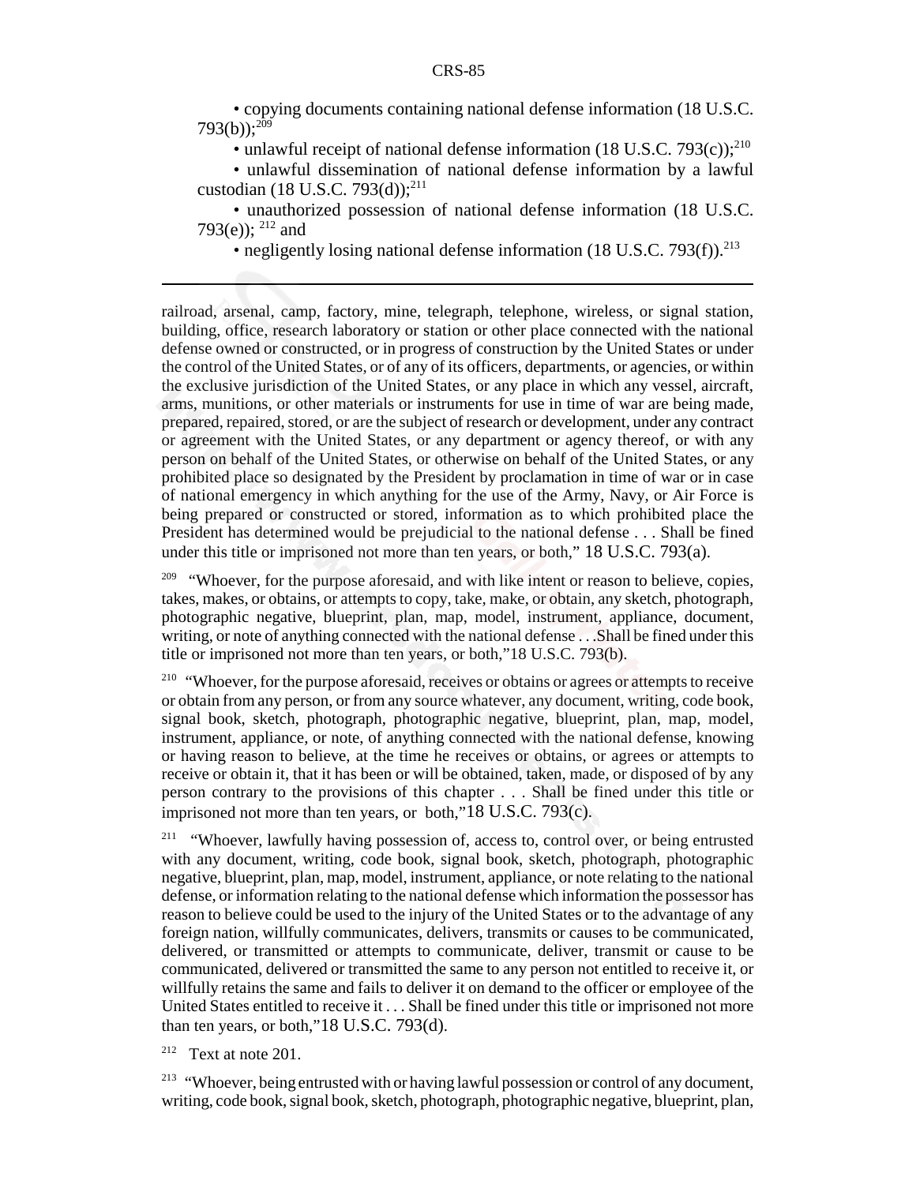• copying documents containing national defense information (18 U.S.C. 793(b));[209]

• unlawful receipt of national defense information (18 U.S.C. 793(c));[210]

• unlawful dissemination of national defense information by a lawful custodian (18 U.S.C. 793(d));[211]

• unauthorized possession of national defense information (18 U.S.C. 793(e)); [212] and

• negligently losing national defense information (18 U.S.C. 793(f)).[213]

---

railroad, arsenal, camp, factory, mine, telegraph, telephone, wireless, or signal station, building, office, research laboratory or station or other place connected with the national defense owned or constructed, or in progress of construction by the United States or under the control of the United States, or of any of its officers, departments, or agencies, or within the exclusive jurisdiction of the United States, or any place in which any vessel, aircraft, arms, munitions, or other materials or instruments for use in time of war are being made, prepared, repaired, stored, or are the subject of research or development, under any contract or agreement with the United States, or any department or agency thereof, or with any person on behalf of the United States, or otherwise on behalf of the United States, or any prohibited place so designated by the President by proclamation in time of war or in case of national emergency in which anything for the use of the Army, Navy, or Air Force is being prepared or constructed or stored, information as to which prohibited place the President has determined would be prejudicial to the national defense . . . Shall be fined under this title or imprisoned not more than ten years, or both," 18 U.S.C. 793(a).

[209] "Whoever, for the purpose aforesaid, and with like intent or reason to believe, copies, takes, makes, or obtains, or attempts to copy, take, make, or obtain, any sketch, photograph, photographic negative, blueprint, plan, map, model, instrument, appliance, document, writing, or note of anything connected with the national defense . . .Shall be fined under this title or imprisoned not more than ten years, or both,"18 U.S.C. 793(b).

[210] "Whoever, for the purpose aforesaid, receives or obtains or agrees or attempts to receive or obtain from any person, or from any source whatever, any document, writing, code book, signal book, sketch, photograph, photographic negative, blueprint, plan, map, model, instrument, appliance, or note, of anything connected with the national defense, knowing or having reason to believe, at the time he receives or obtains, or agrees or attempts to receive or obtain it, that it has been or will be obtained, taken, made, or disposed of by any person contrary to the provisions of this chapter . . . Shall be fined under this title or imprisoned not more than ten years, or both,"18 U.S.C. 793(c).

[211] "Whoever, lawfully having possession of, access to, control over, or being entrusted with any document, writing, code book, signal book, sketch, photograph, photographic negative, blueprint, plan, map, model, instrument, appliance, or note relating to the national defense, or information relating to the national defense which information the possessor has reason to believe could be used to the injury of the United States or to the advantage of any foreign nation, willfully communicates, delivers, transmits or causes to be communicated, delivered, or transmitted or attempts to communicate, deliver, transmit or cause to be communicated, delivered or transmitted the same to any person not entitled to receive it, or willfully retains the same and fails to deliver it on demand to the officer or employee of the United States entitled to receive it . . . Shall be fined under this title or imprisoned not more than ten years, or both,"18 U.S.C. 793(d).

[212] Text at note 201.

[213] "Whoever, being entrusted with or having lawful possession or control of any document, writing, code book, signal book, sketch, photograph, photographic negative, blueprint, plan,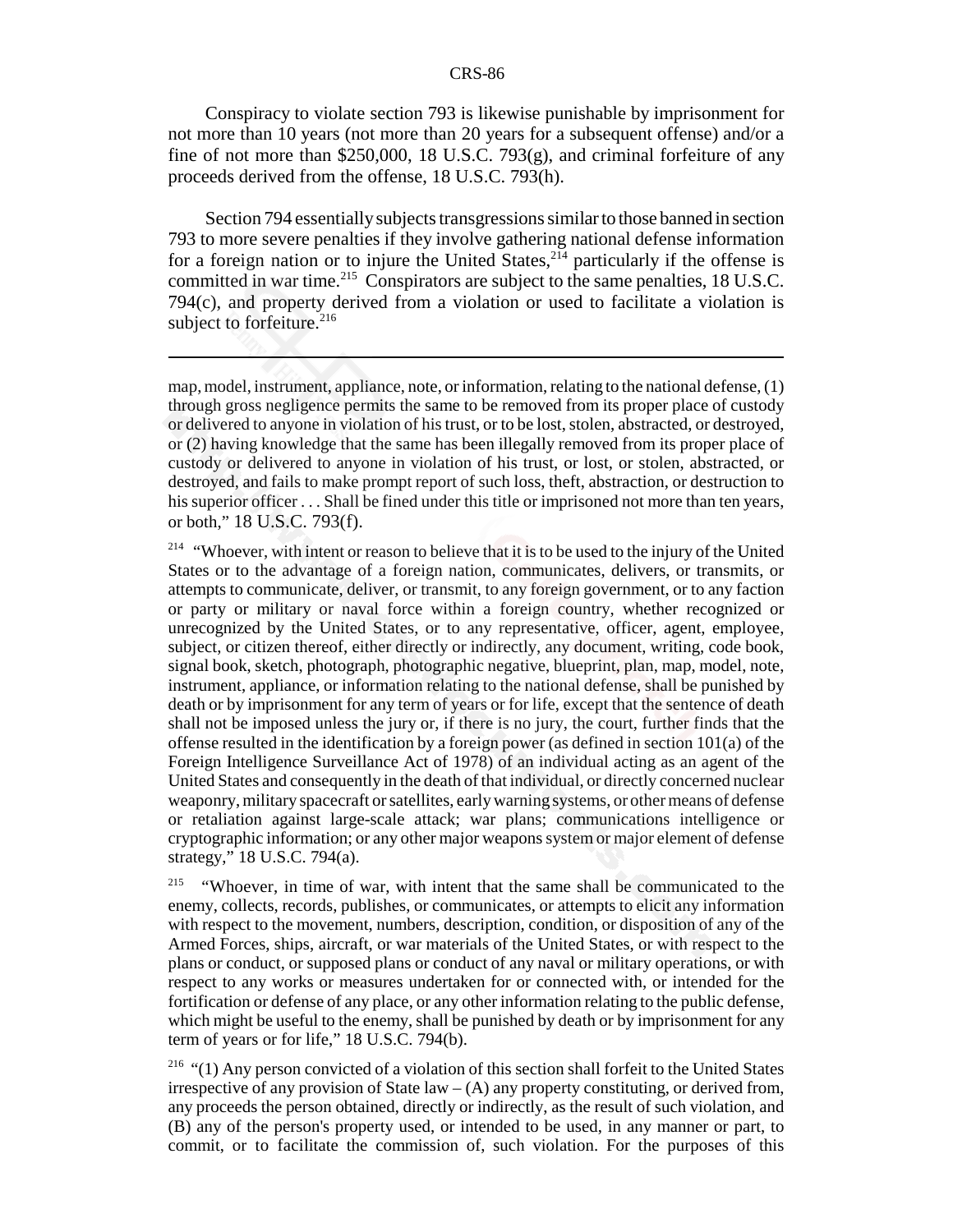Conspiracy to violate section 793 is likewise punishable by imprisonment for not more than 10 years (not more than 20 years for a subsequent offense) and/or a fine of not more than $250,000, 18 U.S.C. 793(g), and criminal forfeiture of any proceeds derived from the offense, 18 U.S.C. 793(h).

Section 794 essentially subjects transgressions similar to those banned in section 793 to more severe penalties if they involve gathering national defense information for a foreign nation or to injure the United States,[214] particularly if the offense is committed in war time.[215] Conspirators are subject to the same penalties, 18 U.S.C. 794(c), and property derived from a violation or used to facilitate a violation is subject to forfeiture.[216]

---

map, model, instrument, appliance, note, or information, relating to the national defense, (1) through gross negligence permits the same to be removed from its proper place of custody or delivered to anyone in violation of his trust, or to be lost, stolen, abstracted, or destroyed, or (2) having knowledge that the same has been illegally removed from its proper place of custody or delivered to anyone in violation of his trust, or lost, or stolen, abstracted, or destroyed, and fails to make prompt report of such loss, theft, abstraction, or destruction to his superior officer . . . Shall be fined under this title or imprisoned not more than ten years, or both," 18 U.S.C. 793(f).

[214] "Whoever, with intent or reason to believe that it is to be used to the injury of the United States or to the advantage of a foreign nation, communicates, delivers, or transmits, or attempts to communicate, deliver, or transmit, to any foreign government, or to any faction or party or military or naval force within a foreign country, whether recognized or unrecognized by the United States, or to any representative, officer, agent, employee, subject, or citizen thereof, either directly or indirectly, any document, writing, code book, signal book, sketch, photograph, photographic negative, blueprint, plan, map, model, note, instrument, appliance, or information relating to the national defense, shall be punished by death or by imprisonment for any term of years or for life, except that the sentence of death shall not be imposed unless the jury or, if there is no jury, the court, further finds that the offense resulted in the identification by a foreign power (as defined in section 101(a) of the Foreign Intelligence Surveillance Act of 1978) of an individual acting as an agent of the United States and consequently in the death of that individual, or directly concerned nuclear weaponry, military spacecraft or satellites, early warning systems, or other means of defense or retaliation against large-scale attack; war plans; communications intelligence or cryptographic information; or any other major weapons system or major element of defense strategy," 18 U.S.C. 794(a).

[215] "Whoever, in time of war, with intent that the same shall be communicated to the enemy, collects, records, publishes, or communicates, or attempts to elicit any information with respect to the movement, numbers, description, condition, or disposition of any of the Armed Forces, ships, aircraft, or war materials of the United States, or with respect to the plans or conduct, or supposed plans or conduct of any naval or military operations, or with respect to any works or measures undertaken for or connected with, or intended for the fortification or defense of any place, or any other information relating to the public defense, which might be useful to the enemy, shall be punished by death or by imprisonment for any term of years or for life," 18 U.S.C. 794(b).

[216] "(1) Any person convicted of a violation of this section shall forfeit to the United States irrespective of any provision of State law – (A) any property constituting, or derived from, any proceeds the person obtained, directly or indirectly, as the result of such violation, and (B) any of the person's property used, or intended to be used, in any manner or part, to commit, or to facilitate the commission of, such violation. For the purposes of this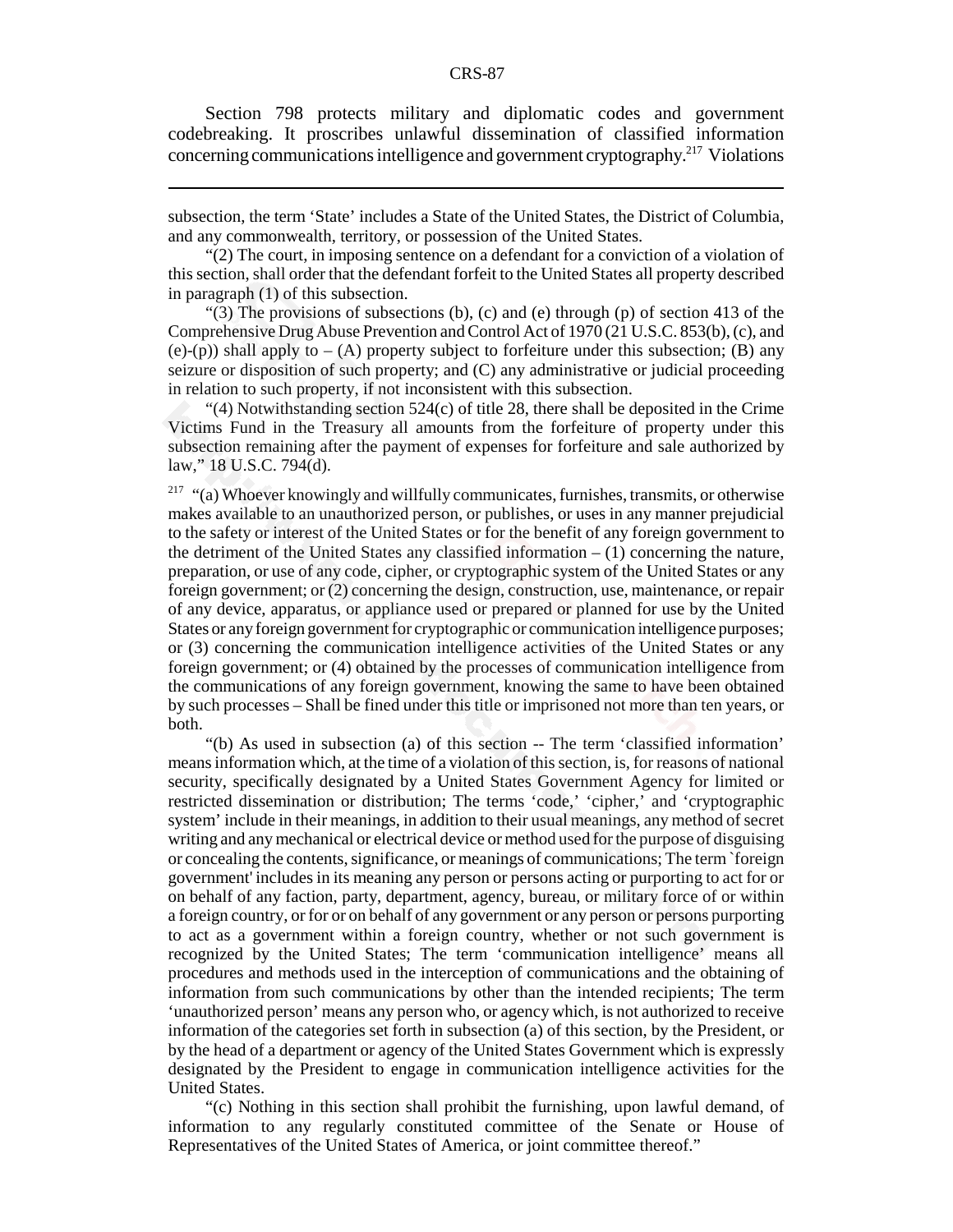Section 798 protects military and diplomatic codes and government codebreaking. It proscribes unlawful dissemination of classified information concerning communications intelligence and government cryptography.[217] Violations

---

subsection, the term 'State' includes a State of the United States, the District of Columbia, and any commonwealth, territory, or possession of the United States.

"(2) The court, in imposing sentence on a defendant for a conviction of a violation of this section, shall order that the defendant forfeit to the United States all property described in paragraph (1) of this subsection.

"(3) The provisions of subsections (b), (c) and (e) through (p) of section 413 of the Comprehensive Drug Abuse Prevention and Control Act of 1970 (21 U.S.C. 853(b), (c), and (e)-(p)) shall apply to – (A) property subject to forfeiture under this subsection; (B) any seizure or disposition of such property; and (C) any administrative or judicial proceeding in relation to such property, if not inconsistent with this subsection.

"(4) Notwithstanding section 524(c) of title 28, there shall be deposited in the Crime Victims Fund in the Treasury all amounts from the forfeiture of property under this subsection remaining after the payment of expenses for forfeiture and sale authorized by law," 18 U.S.C. 794(d).

[217] "(a) Whoever knowingly and willfully communicates, furnishes, transmits, or otherwise makes available to an unauthorized person, or publishes, or uses in any manner prejudicial to the safety or interest of the United States or for the benefit of any foreign government to the detriment of the United States any classified information – (1) concerning the nature, preparation, or use of any code, cipher, or cryptographic system of the United States or any foreign government; or (2) concerning the design, construction, use, maintenance, or repair of any device, apparatus, or appliance used or prepared or planned for use by the United States or any foreign government for cryptographic or communication intelligence purposes; or (3) concerning the communication intelligence activities of the United States or any foreign government; or (4) obtained by the processes of communication intelligence from the communications of any foreign government, knowing the same to have been obtained by such processes – Shall be fined under this title or imprisoned not more than ten years, or both.

"(b) As used in subsection (a) of this section -- The term 'classified information' means information which, at the time of a violation of this section, is, for reasons of national security, specifically designated by a United States Government Agency for limited or restricted dissemination or distribution; The terms 'code,' 'cipher,' and 'cryptographic system' include in their meanings, in addition to their usual meanings, any method of secret writing and any mechanical or electrical device or method used for the purpose of disguising or concealing the contents, significance, or meanings of communications; The term `foreign government' includes in its meaning any person or persons acting or purporting to act for or on behalf of any faction, party, department, agency, bureau, or military force of or within a foreign country, or for or on behalf of any government or any person or persons purporting to act as a government within a foreign country, whether or not such government is recognized by the United States; The term 'communication intelligence' means all procedures and methods used in the interception of communications and the obtaining of information from such communications by other than the intended recipients; The term 'unauthorized person' means any person who, or agency which, is not authorized to receive information of the categories set forth in subsection (a) of this section, by the President, or by the head of a department or agency of the United States Government which is expressly designated by the President to engage in communication intelligence activities for the United States.

"(c) Nothing in this section shall prohibit the furnishing, upon lawful demand, of information to any regularly constituted committee of the Senate or House of Representatives of the United States of America, or joint committee thereof."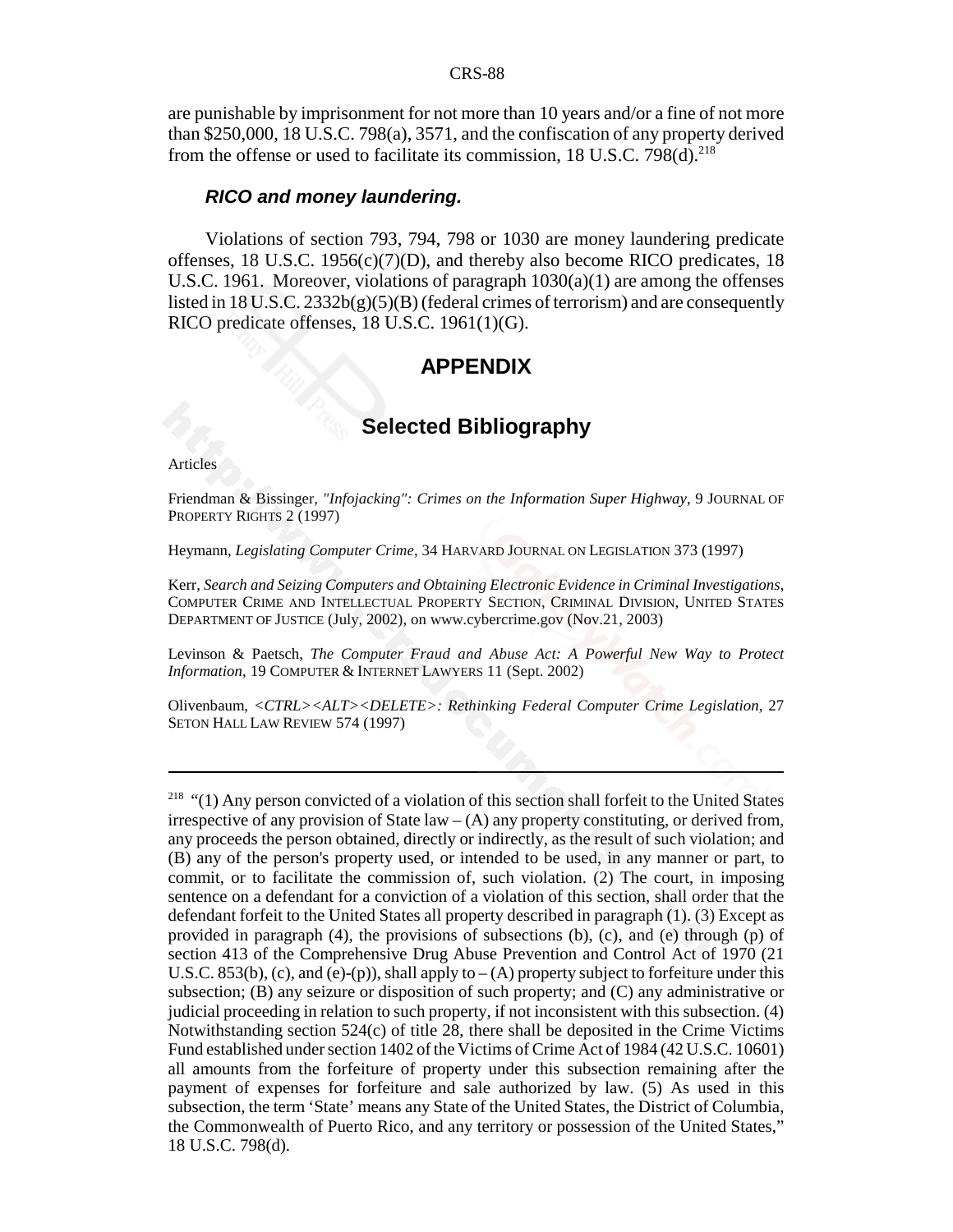are punishable by imprisonment for not more than 10 years and/or a fine of not more than $250,000, 18 U.S.C. 798(a), 3571, and the confiscation of any property derived from the offense or used to facilitate its commission, 18 U.S.C. 798(d).[218]

### *RICO and money laundering.*

Violations of section 793, 794, 798 or 1030 are money laundering predicate offenses, 18 U.S.C. 1956(c)(7)(D), and thereby also become RICO predicates, 18 U.S.C. 1961. Moreover, violations of paragraph 1030(a)(1) are among the offenses listed in 18 U.S.C. 2332b(g)(5)(B) (federal crimes of terrorism) and are consequently RICO predicate offenses, 18 U.S.C. 1961(1)(G).

# APPENDIX

## Selected Bibliography

Articles

Friendman & Bissinger, *"Infojacking": Crimes on the Information Super Highway*, 9 JOURNAL OF PROPERTY RIGHTS 2 (1997)

Heymann, *Legislating Computer Crime*, 34 HARVARD JOURNAL ON LEGISLATION 373 (1997)

Kerr, *Search and Seizing Computers and Obtaining Electronic Evidence in Criminal Investigations*, COMPUTER CRIME AND INTELLECTUAL PROPERTY SECTION, CRIMINAL DIVISION, UNITED STATES DEPARTMENT OF JUSTICE (July, 2002), on www.cybercrime.gov (Nov.21, 2003)

Levinson & Paetsch, *The Computer Fraud and Abuse Act: A Powerful New Way to Protect Information*, 19 COMPUTER & INTERNET LAWYERS 11 (Sept. 2002)

Olivenbaum, *<CTRL><ALT><DELETE>: Rethinking Federal Computer Crime Legislation*, 27 SETON HALL LAW REVIEW 574 (1997)

---

[218] "(1) Any person convicted of a violation of this section shall forfeit to the United States irrespective of any provision of State law – (A) any property constituting, or derived from, any proceeds the person obtained, directly or indirectly, as the result of such violation; and (B) any of the person's property used, or intended to be used, in any manner or part, to commit, or to facilitate the commission of, such violation. (2) The court, in imposing sentence on a defendant for a conviction of a violation of this section, shall order that the defendant forfeit to the United States all property described in paragraph (1). (3) Except as provided in paragraph (4), the provisions of subsections (b), (c), and (e) through (p) of section 413 of the Comprehensive Drug Abuse Prevention and Control Act of 1970 (21 U.S.C. 853(b), (c), and (e)-(p)), shall apply to – (A) property subject to forfeiture under this subsection; (B) any seizure or disposition of such property; and (C) any administrative or judicial proceeding in relation to such property, if not inconsistent with this subsection. (4) Notwithstanding section 524(c) of title 28, there shall be deposited in the Crime Victims Fund established under section 1402 of the Victims of Crime Act of 1984 (42 U.S.C. 10601) all amounts from the forfeiture of property under this subsection remaining after the payment of expenses for forfeiture and sale authorized by law. (5) As used in this subsection, the term 'State' means any State of the United States, the District of Columbia, the Commonwealth of Puerto Rico, and any territory or possession of the United States," 18 U.S.C. 798(d).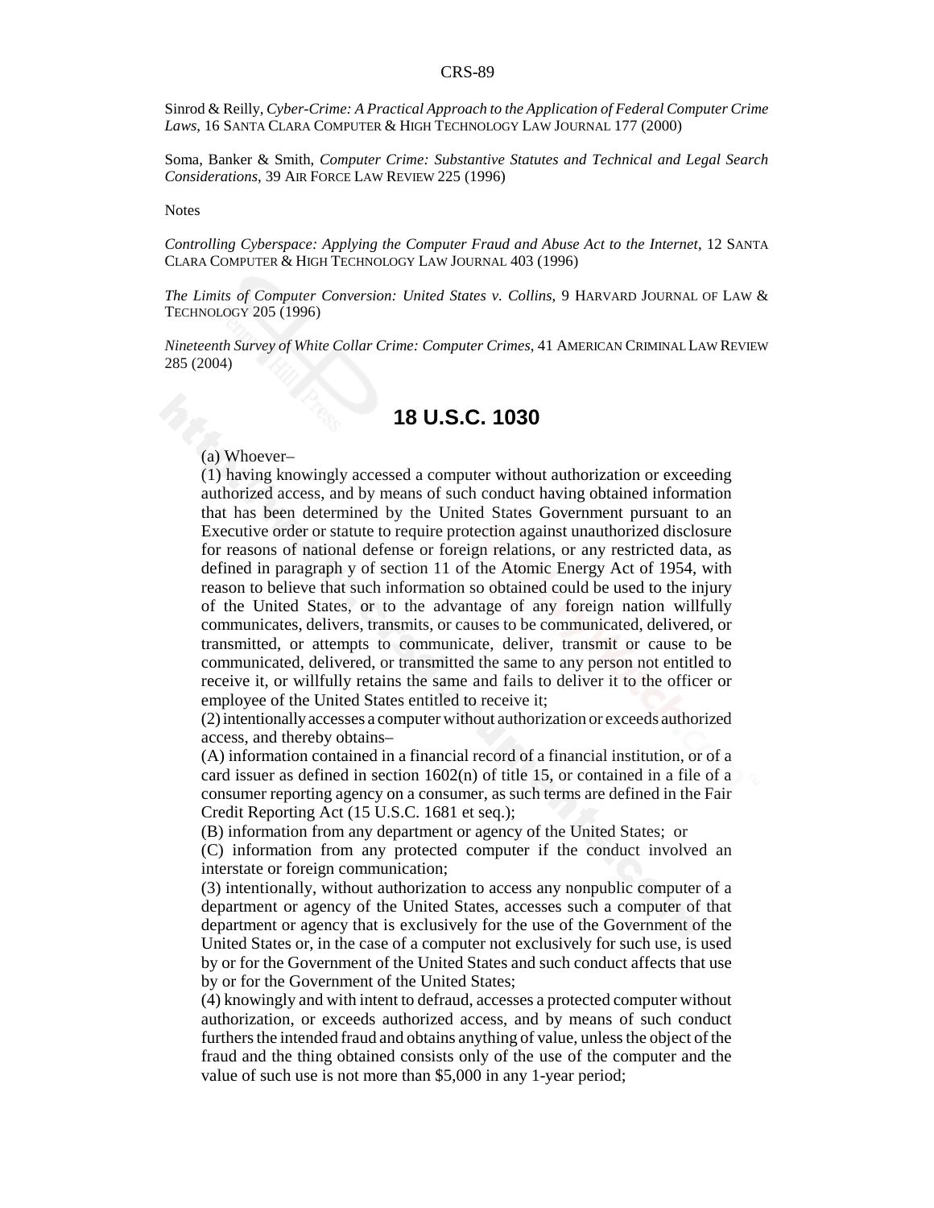Sinrod & Reilly, *Cyber-Crime: A Practical Approach to the Application of Federal Computer Crime Laws*, 16 SANTA CLARA COMPUTER & HIGH TECHNOLOGY LAW JOURNAL 177 (2000)

Soma, Banker & Smith, *Computer Crime: Substantive Statutes and Technical and Legal Search Considerations*, 39 AIR FORCE LAW REVIEW 225 (1996)

Notes

*Controlling Cyberspace: Applying the Computer Fraud and Abuse Act to the Internet*, 12 SANTA CLARA COMPUTER & HIGH TECHNOLOGY LAW JOURNAL 403 (1996)

*The Limits of Computer Conversion: United States v. Collins*, 9 HARVARD JOURNAL OF LAW & TECHNOLOGY 205 (1996)

*Nineteenth Survey of White Collar Crime: Computer Crimes*, 41 AMERICAN CRIMINAL LAW REVIEW 285 (2004)

## 18 U.S.C. 1030

(a) Whoever–

(1) having knowingly accessed a computer without authorization or exceeding authorized access, and by means of such conduct having obtained information that has been determined by the United States Government pursuant to an Executive order or statute to require protection against unauthorized disclosure for reasons of national defense or foreign relations, or any restricted data, as defined in paragraph y of section 11 of the Atomic Energy Act of 1954, with reason to believe that such information so obtained could be used to the injury of the United States, or to the advantage of any foreign nation willfully communicates, delivers, transmits, or causes to be communicated, delivered, or transmitted, or attempts to communicate, deliver, transmit or cause to be communicated, delivered, or transmitted the same to any person not entitled to receive it, or willfully retains the same and fails to deliver it to the officer or employee of the United States entitled to receive it;

(2) intentionally accesses a computer without authorization or exceeds authorized access, and thereby obtains–

(A) information contained in a financial record of a financial institution, or of a card issuer as defined in section 1602(n) of title 15, or contained in a file of a consumer reporting agency on a consumer, as such terms are defined in the Fair Credit Reporting Act (15 U.S.C. 1681 et seq.);

(B) information from any department or agency of the United States; or

(C) information from any protected computer if the conduct involved an interstate or foreign communication;

(3) intentionally, without authorization to access any nonpublic computer of a department or agency of the United States, accesses such a computer of that department or agency that is exclusively for the use of the Government of the United States or, in the case of a computer not exclusively for such use, is used by or for the Government of the United States and such conduct affects that use by or for the Government of the United States;

(4) knowingly and with intent to defraud, accesses a protected computer without authorization, or exceeds authorized access, and by means of such conduct furthers the intended fraud and obtains anything of value, unless the object of the fraud and the thing obtained consists only of the use of the computer and the value of such use is not more than $5,000 in any 1-year period;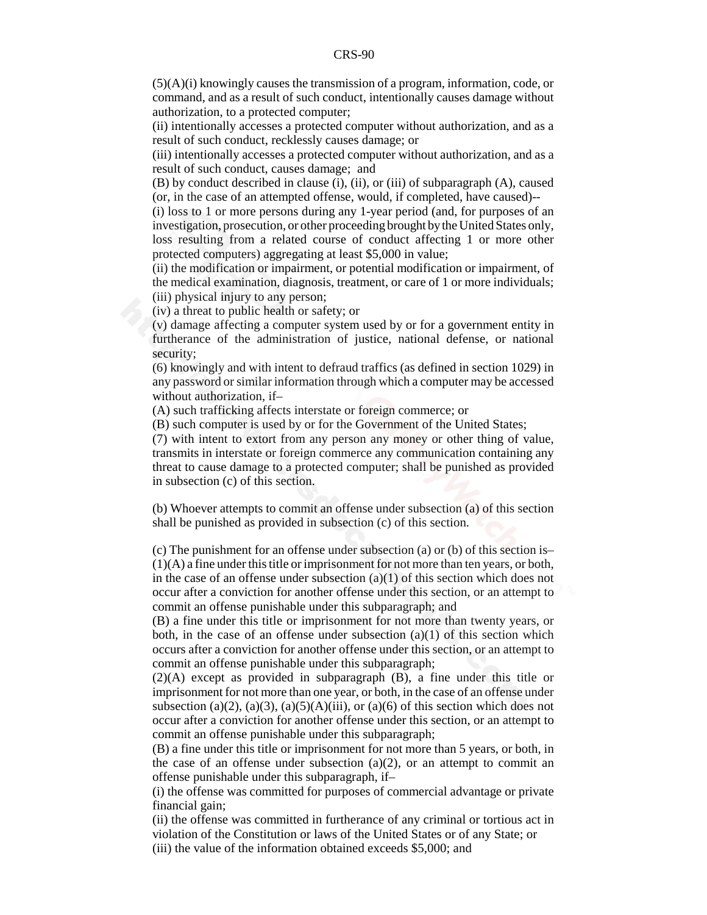(5)(A)(i) knowingly causes the transmission of a program, information, code, or command, and as a result of such conduct, intentionally causes damage without authorization, to a protected computer;

(ii) intentionally accesses a protected computer without authorization, and as a result of such conduct, recklessly causes damage; or

(iii) intentionally accesses a protected computer without authorization, and as a result of such conduct, causes damage; and

(B) by conduct described in clause (i), (ii), or (iii) of subparagraph (A), caused (or, in the case of an attempted offense, would, if completed, have caused)--

(i) loss to 1 or more persons during any 1-year period (and, for purposes of an investigation, prosecution, or other proceeding brought by the United States only, loss resulting from a related course of conduct affecting 1 or more other protected computers) aggregating at least $5,000 in value;

(ii) the modification or impairment, or potential modification or impairment, of the medical examination, diagnosis, treatment, or care of 1 or more individuals;

(iii) physical injury to any person;

(iv) a threat to public health or safety; or

(v) damage affecting a computer system used by or for a government entity in furtherance of the administration of justice, national defense, or national security;

(6) knowingly and with intent to defraud traffics (as defined in section 1029) in any password or similar information through which a computer may be accessed without authorization, if–

(A) such trafficking affects interstate or foreign commerce; or

(B) such computer is used by or for the Government of the United States;

(7) with intent to extort from any person any money or other thing of value, transmits in interstate or foreign commerce any communication containing any threat to cause damage to a protected computer; shall be punished as provided in subsection (c) of this section.

(b) Whoever attempts to commit an offense under subsection (a) of this section shall be punished as provided in subsection (c) of this section.

(c) The punishment for an offense under subsection (a) or (b) of this section is–

(1)(A) a fine under this title or imprisonment for not more than ten years, or both, in the case of an offense under subsection (a)(1) of this section which does not occur after a conviction for another offense under this section, or an attempt to commit an offense punishable under this subparagraph; and

(B) a fine under this title or imprisonment for not more than twenty years, or both, in the case of an offense under subsection (a)(1) of this section which occurs after a conviction for another offense under this section, or an attempt to commit an offense punishable under this subparagraph;

(2)(A) except as provided in subparagraph (B), a fine under this title or imprisonment for not more than one year, or both, in the case of an offense under subsection (a)(2), (a)(3), (a)(5)(A)(iii), or (a)(6) of this section which does not occur after a conviction for another offense under this section, or an attempt to commit an offense punishable under this subparagraph;

(B) a fine under this title or imprisonment for not more than 5 years, or both, in the case of an offense under subsection (a)(2), or an attempt to commit an offense punishable under this subparagraph, if–

(i) the offense was committed for purposes of commercial advantage or private financial gain;

(ii) the offense was committed in furtherance of any criminal or tortious act in violation of the Constitution or laws of the United States or of any State; or

(iii) the value of the information obtained exceeds $5,000; and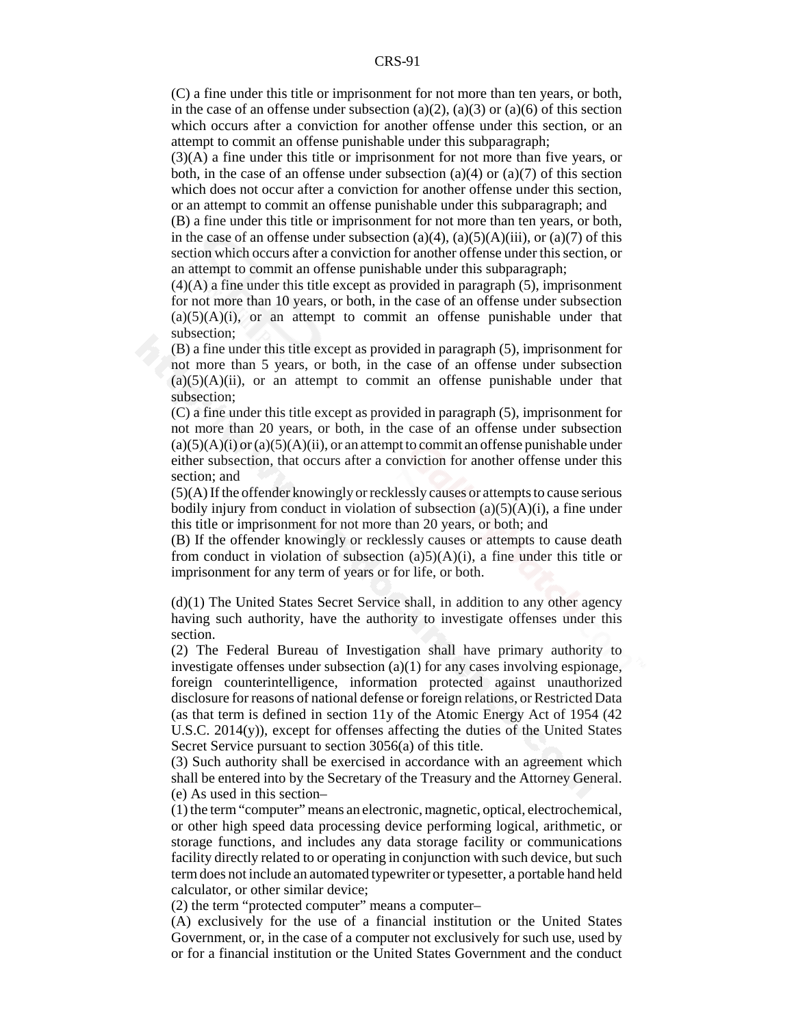(C) a fine under this title or imprisonment for not more than ten years, or both, in the case of an offense under subsection (a)(2), (a)(3) or (a)(6) of this section which occurs after a conviction for another offense under this section, or an attempt to commit an offense punishable under this subparagraph;

(3)(A) a fine under this title or imprisonment for not more than five years, or both, in the case of an offense under subsection (a)(4) or (a)(7) of this section which does not occur after a conviction for another offense under this section, or an attempt to commit an offense punishable under this subparagraph; and

(B) a fine under this title or imprisonment for not more than ten years, or both, in the case of an offense under subsection (a)(4), (a)(5)(A)(iii), or (a)(7) of this section which occurs after a conviction for another offense under this section, or an attempt to commit an offense punishable under this subparagraph;

(4)(A) a fine under this title except as provided in paragraph (5), imprisonment for not more than 10 years, or both, in the case of an offense under subsection (a)(5)(A)(i), or an attempt to commit an offense punishable under that subsection;

(B) a fine under this title except as provided in paragraph (5), imprisonment for not more than 5 years, or both, in the case of an offense under subsection (a)(5)(A)(ii), or an attempt to commit an offense punishable under that subsection;

(C) a fine under this title except as provided in paragraph (5), imprisonment for not more than 20 years, or both, in the case of an offense under subsection (a)(5)(A)(i) or (a)(5)(A)(ii), or an attempt to commit an offense punishable under either subsection, that occurs after a conviction for another offense under this section; and

(5)(A) If the offender knowingly or recklessly causes or attempts to cause serious bodily injury from conduct in violation of subsection (a)(5)(A)(i), a fine under this title or imprisonment for not more than 20 years, or both; and

(B) If the offender knowingly or recklessly causes or attempts to cause death from conduct in violation of subsection (a)5)(A)(i), a fine under this title or imprisonment for any term of years or for life, or both.

(d)(1) The United States Secret Service shall, in addition to any other agency having such authority, have the authority to investigate offenses under this section.

(2) The Federal Bureau of Investigation shall have primary authority to investigate offenses under subsection (a)(1) for any cases involving espionage, foreign counterintelligence, information protected against unauthorized disclosure for reasons of national defense or foreign relations, or Restricted Data (as that term is defined in section 11y of the Atomic Energy Act of 1954 (42 U.S.C. 2014(y)), except for offenses affecting the duties of the United States Secret Service pursuant to section 3056(a) of this title.

(3) Such authority shall be exercised in accordance with an agreement which shall be entered into by the Secretary of the Treasury and the Attorney General.

(e) As used in this section–

(1) the term "computer" means an electronic, magnetic, optical, electrochemical, or other high speed data processing device performing logical, arithmetic, or storage functions, and includes any data storage facility or communications facility directly related to or operating in conjunction with such device, but such term does not include an automated typewriter or typesetter, a portable hand held calculator, or other similar device;

(2) the term "protected computer" means a computer–

(A) exclusively for the use of a financial institution or the United States Government, or, in the case of a computer not exclusively for such use, used by or for a financial institution or the United States Government and the conduct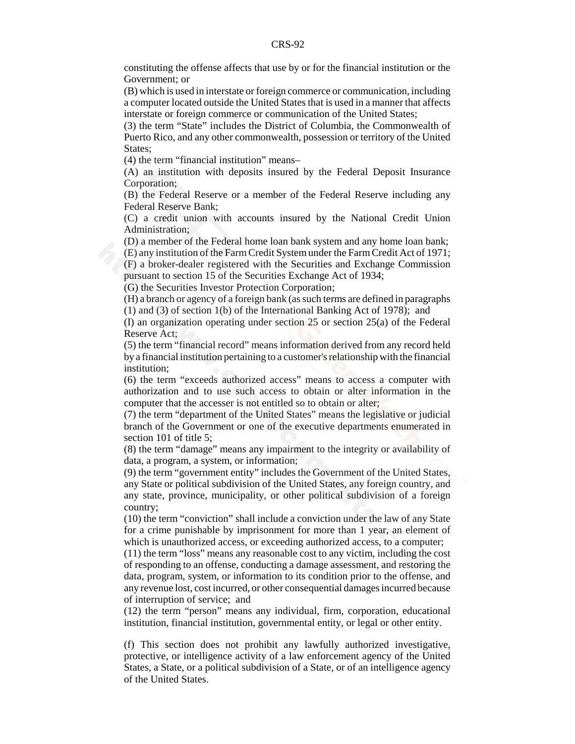constituting the offense affects that use by or for the financial institution or the Government; or

(B) which is used in interstate or foreign commerce or communication, including a computer located outside the United States that is used in a manner that affects interstate or foreign commerce or communication of the United States;

(3) the term "State" includes the District of Columbia, the Commonwealth of Puerto Rico, and any other commonwealth, possession or territory of the United States;

(4) the term "financial institution" means–

(A) an institution with deposits insured by the Federal Deposit Insurance Corporation;

(B) the Federal Reserve or a member of the Federal Reserve including any Federal Reserve Bank;

(C) a credit union with accounts insured by the National Credit Union Administration;

(D) a member of the Federal home loan bank system and any home loan bank;

(E) any institution of the Farm Credit System under the Farm Credit Act of 1971;

(F) a broker-dealer registered with the Securities and Exchange Commission pursuant to section 15 of the Securities Exchange Act of 1934;

(G) the Securities Investor Protection Corporation;

(H) a branch or agency of a foreign bank (as such terms are defined in paragraphs (1) and (3) of section 1(b) of the International Banking Act of 1978); and

(I) an organization operating under section 25 or section 25(a) of the Federal Reserve Act;

(5) the term "financial record" means information derived from any record held by a financial institution pertaining to a customer's relationship with the financial institution;

(6) the term "exceeds authorized access" means to access a computer with authorization and to use such access to obtain or alter information in the computer that the accesser is not entitled so to obtain or alter;

(7) the term "department of the United States" means the legislative or judicial branch of the Government or one of the executive departments enumerated in section 101 of title 5;

(8) the term "damage" means any impairment to the integrity or availability of data, a program, a system, or information;

(9) the term "government entity" includes the Government of the United States, any State or political subdivision of the United States, any foreign country, and any state, province, municipality, or other political subdivision of a foreign country;

(10) the term "conviction" shall include a conviction under the law of any State for a crime punishable by imprisonment for more than 1 year, an element of which is unauthorized access, or exceeding authorized access, to a computer;

(11) the term "loss" means any reasonable cost to any victim, including the cost of responding to an offense, conducting a damage assessment, and restoring the data, program, system, or information to its condition prior to the offense, and any revenue lost, cost incurred, or other consequential damages incurred because of interruption of service; and

(12) the term "person" means any individual, firm, corporation, educational institution, financial institution, governmental entity, or legal or other entity.

(f) This section does not prohibit any lawfully authorized investigative, protective, or intelligence activity of a law enforcement agency of the United States, a State, or a political subdivision of a State, or of an intelligence agency of the United States.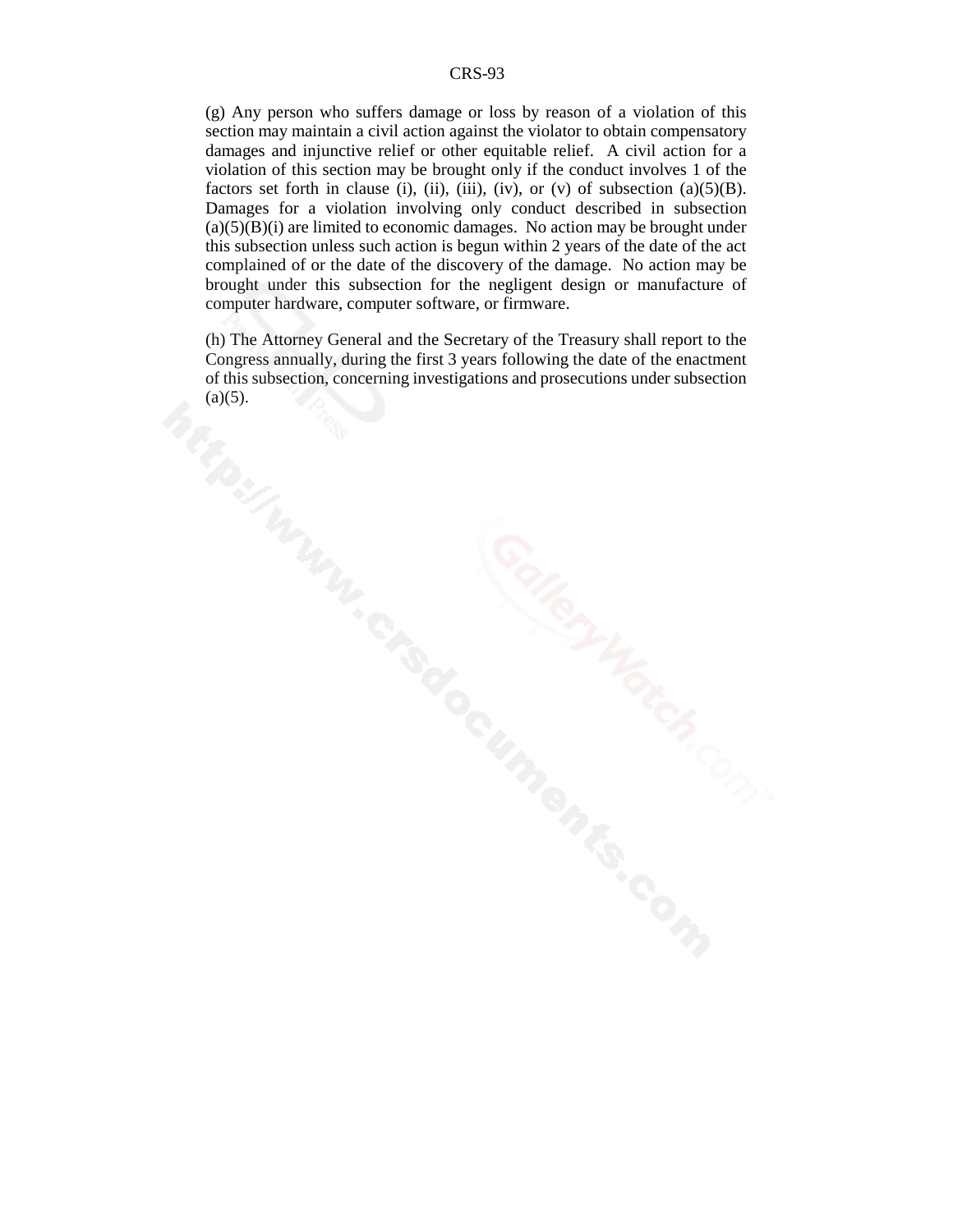(g) Any person who suffers damage or loss by reason of a violation of this section may maintain a civil action against the violator to obtain compensatory damages and injunctive relief or other equitable relief. A civil action for a violation of this section may be brought only if the conduct involves 1 of the factors set forth in clause (i), (ii), (iii), (iv), or (v) of subsection (a)(5)(B). Damages for a violation involving only conduct described in subsection (a)(5)(B)(i) are limited to economic damages. No action may be brought under this subsection unless such action is begun within 2 years of the date of the act complained of or the date of the discovery of the damage. No action may be brought under this subsection for the negligent design or manufacture of computer hardware, computer software, or firmware.

(h) The Attorney General and the Secretary of the Treasury shall report to the Congress annually, during the first 3 years following the date of the enactment of this subsection, concerning investigations and prosecutions under subsection (a)(5).